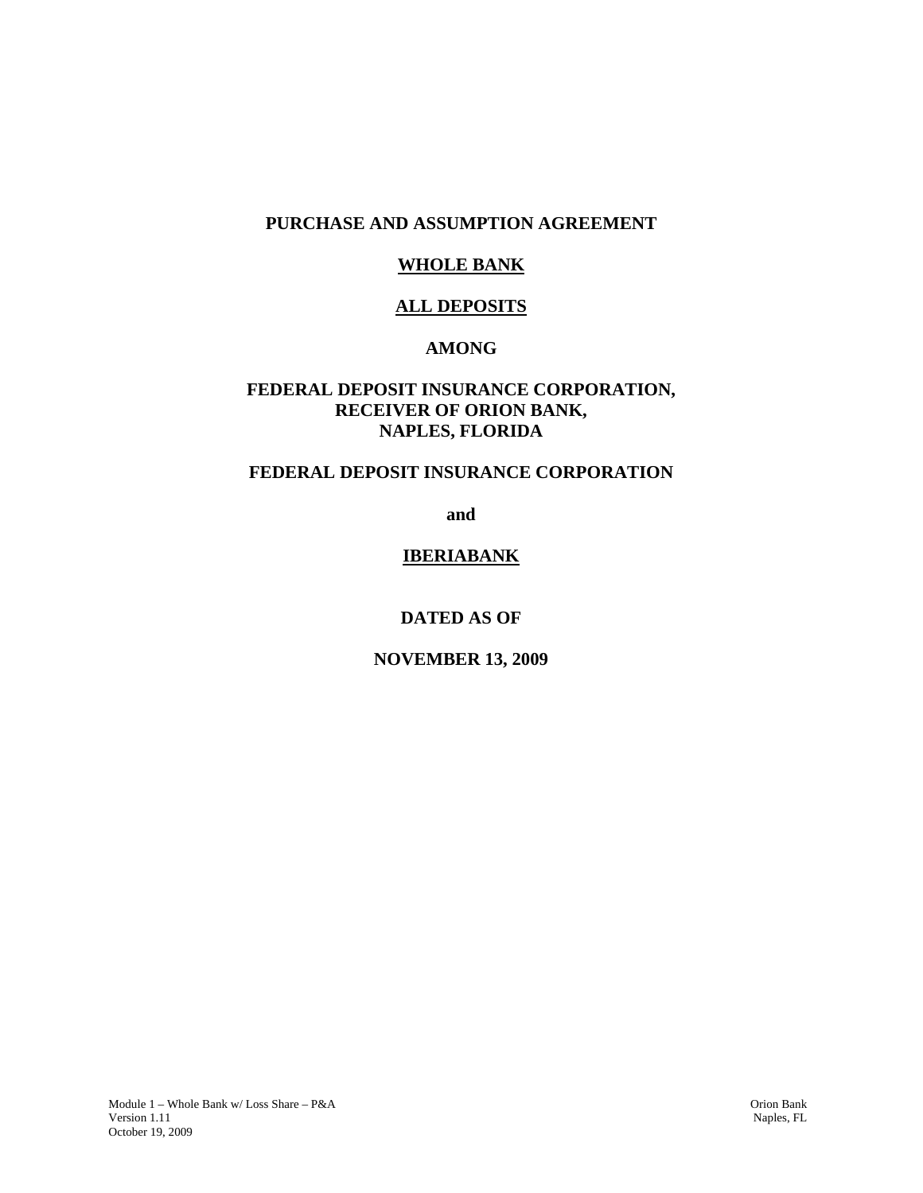**PURCHASE AND ASSUMPTION AGREEMENT**

**WHOLE BANK**

**ALL DEPOSITS**

**AMONG**

**FEDERAL DEPOSIT INSURANCE CORPORATION,**
**RECEIVER OF ORION BANK,**
**NAPLES, FLORIDA**

**FEDERAL DEPOSIT INSURANCE CORPORATION**

**and**

**IBERIABANK**

**DATED AS OF**

**NOVEMBER 13, 2009**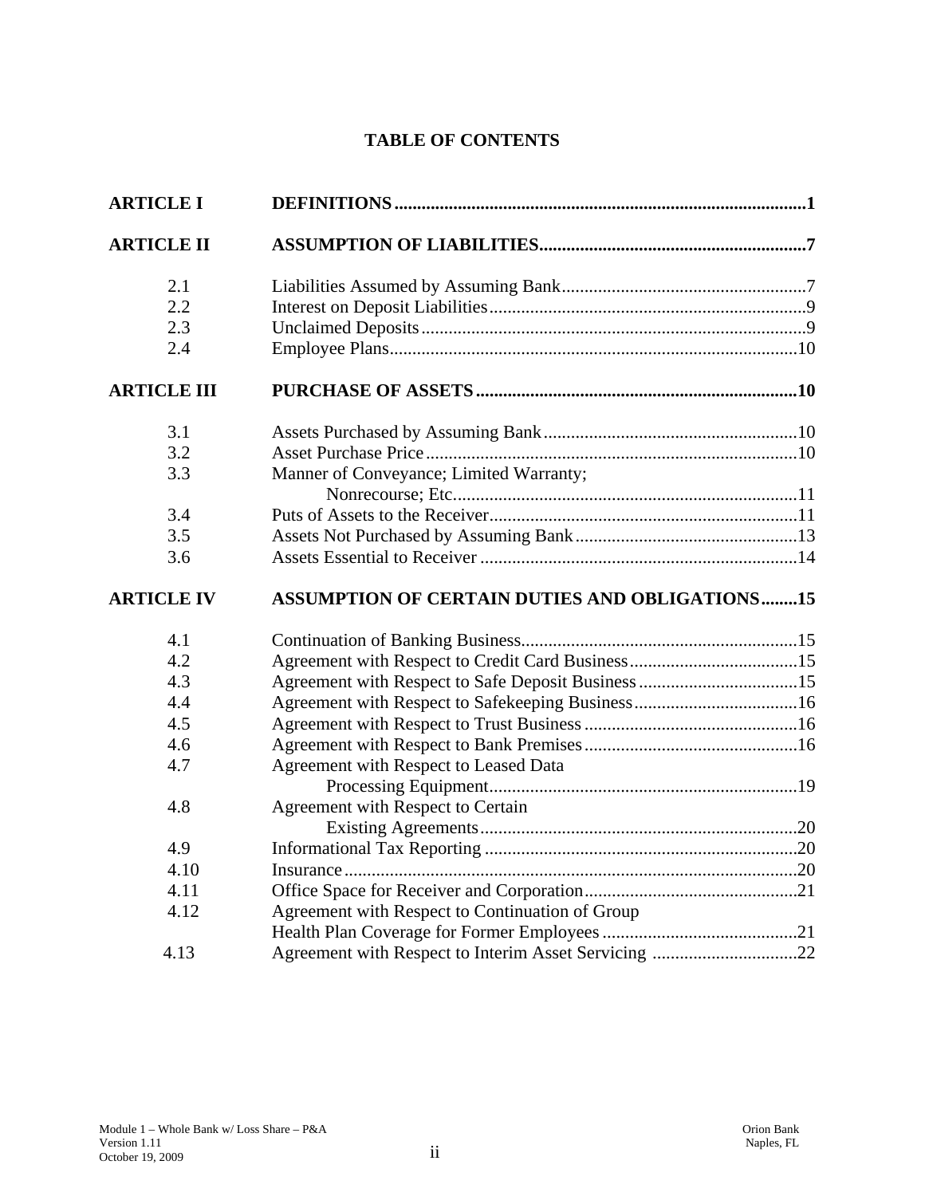## TABLE OF CONTENTS

| | | |
|---|---|---|
| **ARTICLE I** | **DEFINITIONS** | **1** |
| **ARTICLE II** | **ASSUMPTION OF LIABILITIES** | **7** |
| 2.1 | Liabilities Assumed by Assuming Bank | 7 |
| 2.2 | Interest on Deposit Liabilities | 9 |
| 2.3 | Unclaimed Deposits | 9 |
| 2.4 | Employee Plans | 10 |
| **ARTICLE III** | **PURCHASE OF ASSETS** | **10** |
| 3.1 | Assets Purchased by Assuming Bank | 10 |
| 3.2 | Asset Purchase Price | 10 |
| 3.3 | Manner of Conveyance; Limited Warranty; Nonrecourse; Etc. | 11 |
| 3.4 | Puts of Assets to the Receiver | 11 |
| 3.5 | Assets Not Purchased by Assuming Bank | 13 |
| 3.6 | Assets Essential to Receiver | 14 |
| **ARTICLE IV** | **ASSUMPTION OF CERTAIN DUTIES AND OBLIGATIONS** | **15** |
| 4.1 | Continuation of Banking Business | 15 |
| 4.2 | Agreement with Respect to Credit Card Business | 15 |
| 4.3 | Agreement with Respect to Safe Deposit Business | 15 |
| 4.4 | Agreement with Respect to Safekeeping Business | 16 |
| 4.5 | Agreement with Respect to Trust Business | 16 |
| 4.6 | Agreement with Respect to Bank Premises | 16 |
| 4.7 | Agreement with Respect to Leased Data Processing Equipment | 19 |
| 4.8 | Agreement with Respect to Certain Existing Agreements | 20 |
| 4.9 | Informational Tax Reporting | 20 |
| 4.10 | Insurance | 20 |
| 4.11 | Office Space for Receiver and Corporation | 21 |
| 4.12 | Agreement with Respect to Continuation of Group Health Plan Coverage for Former Employees | 21 |
| 4.13 | Agreement with Respect to Interim Asset Servicing | 22 |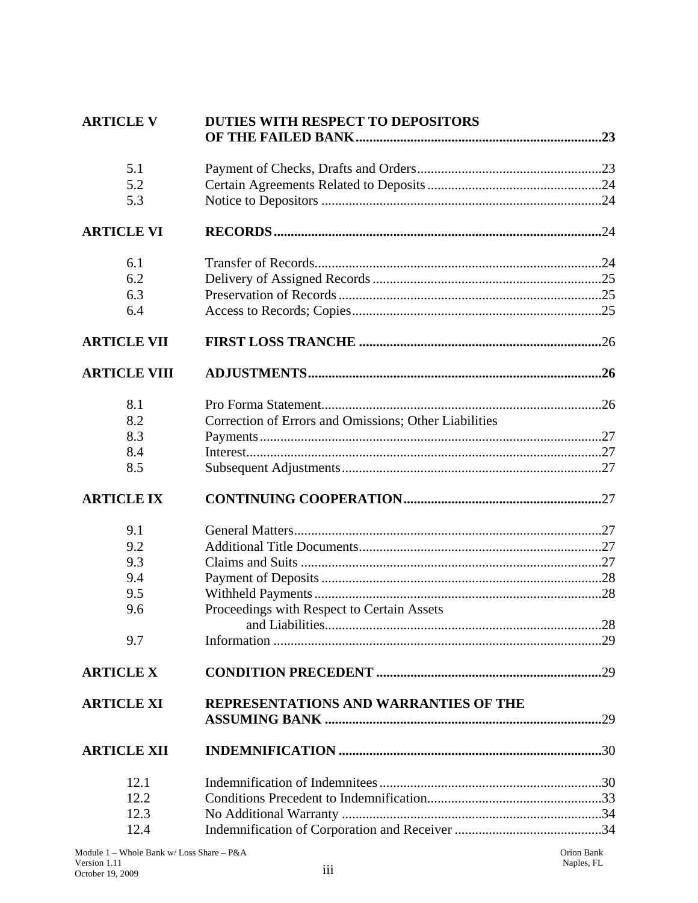| | | |
|---|---|---|
| **ARTICLE V** | **DUTIES WITH RESPECT TO DEPOSITORS OF THE FAILED BANK** | **23** |
| 5.1 | Payment of Checks, Drafts and Orders | 23 |
| 5.2 | Certain Agreements Related to Deposits | 24 |
| 5.3 | Notice to Depositors | 24 |
| **ARTICLE VI** | **RECORDS** | 24 |
| 6.1 | Transfer of Records | 24 |
| 6.2 | Delivery of Assigned Records | 25 |
| 6.3 | Preservation of Records | 25 |
| 6.4 | Access to Records; Copies | 25 |
| **ARTICLE VII** | **FIRST LOSS TRANCHE** | 26 |
| **ARTICLE VIII** | **ADJUSTMENTS** | **26** |
| 8.1 | Pro Forma Statement | 26 |
| 8.2 | Correction of Errors and Omissions; Other Liabilities | |
| 8.3 | Payments | 27 |
| 8.4 | Interest | 27 |
| 8.5 | Subsequent Adjustments | 27 |
| **ARTICLE IX** | **CONTINUING COOPERATION** | 27 |
| 9.1 | General Matters | 27 |
| 9.2 | Additional Title Documents | 27 |
| 9.3 | Claims and Suits | 27 |
| 9.4 | Payment of Deposits | 28 |
| 9.5 | Withheld Payments | 28 |
| 9.6 | Proceedings with Respect to Certain Assets and Liabilities | 28 |
| 9.7 | Information | 29 |
| **ARTICLE X** | **CONDITION PRECEDENT** | 29 |
| **ARTICLE XI** | **REPRESENTATIONS AND WARRANTIES OF THE ASSUMING BANK** | 29 |
| **ARTICLE XII** | **INDEMNIFICATION** | 30 |
| 12.1 | Indemnification of Indemnitees | 30 |
| 12.2 | Conditions Precedent to Indemnification | 33 |
| 12.3 | No Additional Warranty | 34 |
| 12.4 | Indemnification of Corporation and Receiver | 34 |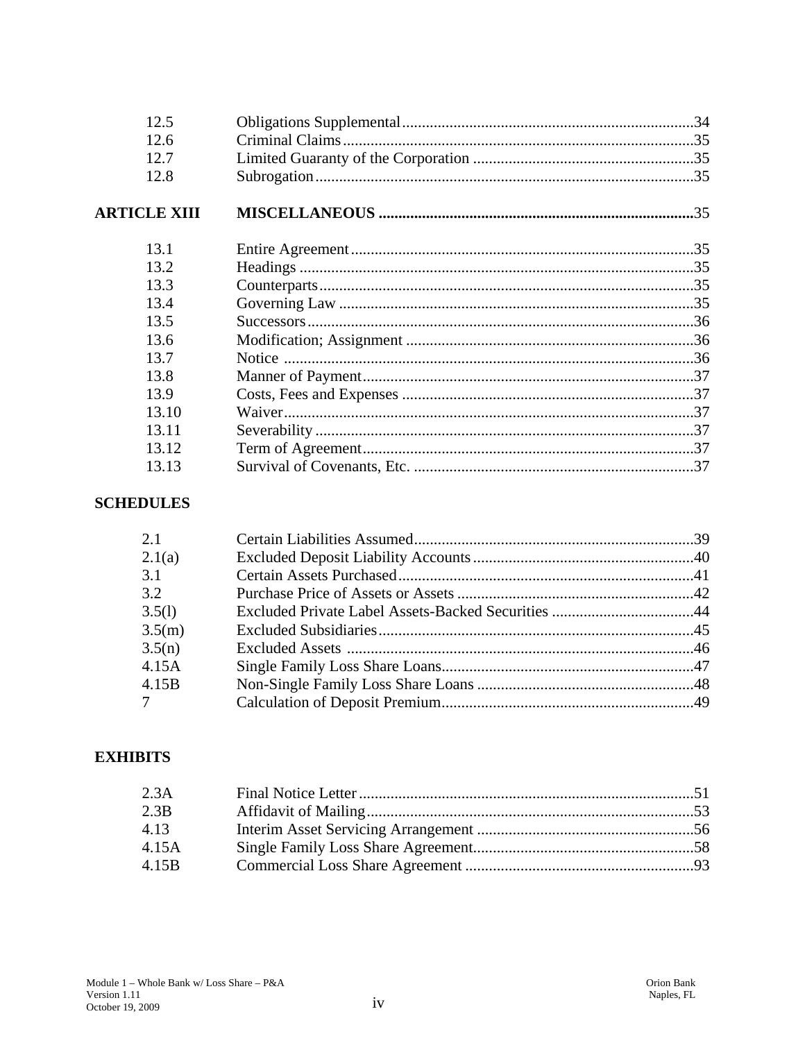| | | |
|---|---|---|
| 12.5 | Obligations Supplemental | 34 |
| 12.6 | Criminal Claims | 35 |
| 12.7 | Limited Guaranty of the Corporation | 35 |
| 12.8 | Subrogation | 35 |
| **ARTICLE XIII** | **MISCELLANEOUS** | 35 |
| 13.1 | Entire Agreement | 35 |
| 13.2 | Headings | 35 |
| 13.3 | Counterparts | 35 |
| 13.4 | Governing Law | 35 |
| 13.5 | Successors | 36 |
| 13.6 | Modification; Assignment | 36 |
| 13.7 | Notice | 36 |
| 13.8 | Manner of Payment | 37 |
| 13.9 | Costs, Fees and Expenses | 37 |
| 13.10 | Waiver | 37 |
| 13.11 | Severability | 37 |
| 13.12 | Term of Agreement | 37 |
| 13.13 | Survival of Covenants, Etc. | 37 |

**SCHEDULES**

| | | |
|---|---|---|
| 2.1 | Certain Liabilities Assumed | 39 |
| 2.1(a) | Excluded Deposit Liability Accounts | 40 |
| 3.1 | Certain Assets Purchased | 41 |
| 3.2 | Purchase Price of Assets or Assets | 42 |
| 3.5(l) | Excluded Private Label Assets-Backed Securities | 44 |
| 3.5(m) | Excluded Subsidiaries | 45 |
| 3.5(n) | Excluded Assets | 46 |
| 4.15A | Single Family Loss Share Loans | 47 |
| 4.15B | Non-Single Family Loss Share Loans | 48 |
| 7 | Calculation of Deposit Premium | 49 |

**EXHIBITS**

| | | |
|---|---|---|
| 2.3A | Final Notice Letter | 51 |
| 2.3B | Affidavit of Mailing | 53 |
| 4.13 | Interim Asset Servicing Arrangement | 56 |
| 4.15A | Single Family Loss Share Agreement | 58 |
| 4.15B | Commercial Loss Share Agreement | 93 |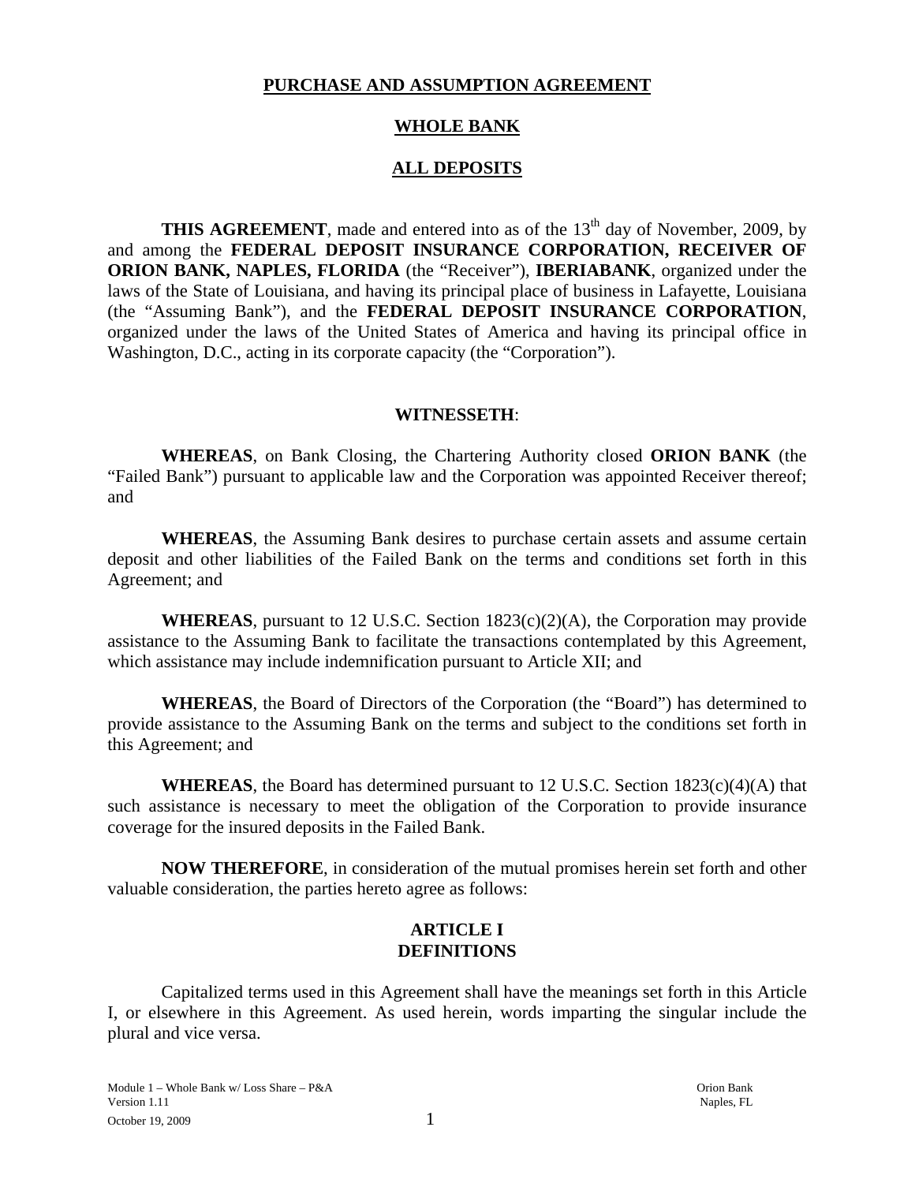**PURCHASE AND ASSUMPTION AGREEMENT**

**WHOLE BANK**

**ALL DEPOSITS**

**THIS AGREEMENT**, made and entered into as of the 13th day of November, 2009, by and among the **FEDERAL DEPOSIT INSURANCE CORPORATION, RECEIVER OF ORION BANK, NAPLES, FLORIDA** (the "Receiver"), **IBERIABANK**, organized under the laws of the State of Louisiana, and having its principal place of business in Lafayette, Louisiana (the "Assuming Bank"), and the **FEDERAL DEPOSIT INSURANCE CORPORATION**, organized under the laws of the United States of America and having its principal office in Washington, D.C., acting in its corporate capacity (the "Corporation").

**WITNESSETH**:

**WHEREAS**, on Bank Closing, the Chartering Authority closed **ORION BANK** (the "Failed Bank") pursuant to applicable law and the Corporation was appointed Receiver thereof; and

**WHEREAS**, the Assuming Bank desires to purchase certain assets and assume certain deposit and other liabilities of the Failed Bank on the terms and conditions set forth in this Agreement; and

**WHEREAS**, pursuant to 12 U.S.C. Section 1823(c)(2)(A), the Corporation may provide assistance to the Assuming Bank to facilitate the transactions contemplated by this Agreement, which assistance may include indemnification pursuant to Article XII; and

**WHEREAS**, the Board of Directors of the Corporation (the "Board") has determined to provide assistance to the Assuming Bank on the terms and subject to the conditions set forth in this Agreement; and

**WHEREAS**, the Board has determined pursuant to 12 U.S.C. Section 1823(c)(4)(A) that such assistance is necessary to meet the obligation of the Corporation to provide insurance coverage for the insured deposits in the Failed Bank.

**NOW THEREFORE**, in consideration of the mutual promises herein set forth and other valuable consideration, the parties hereto agree as follows:

## ARTICLE I
## DEFINITIONS

Capitalized terms used in this Agreement shall have the meanings set forth in this Article I, or elsewhere in this Agreement. As used herein, words imparting the singular include the plural and vice versa.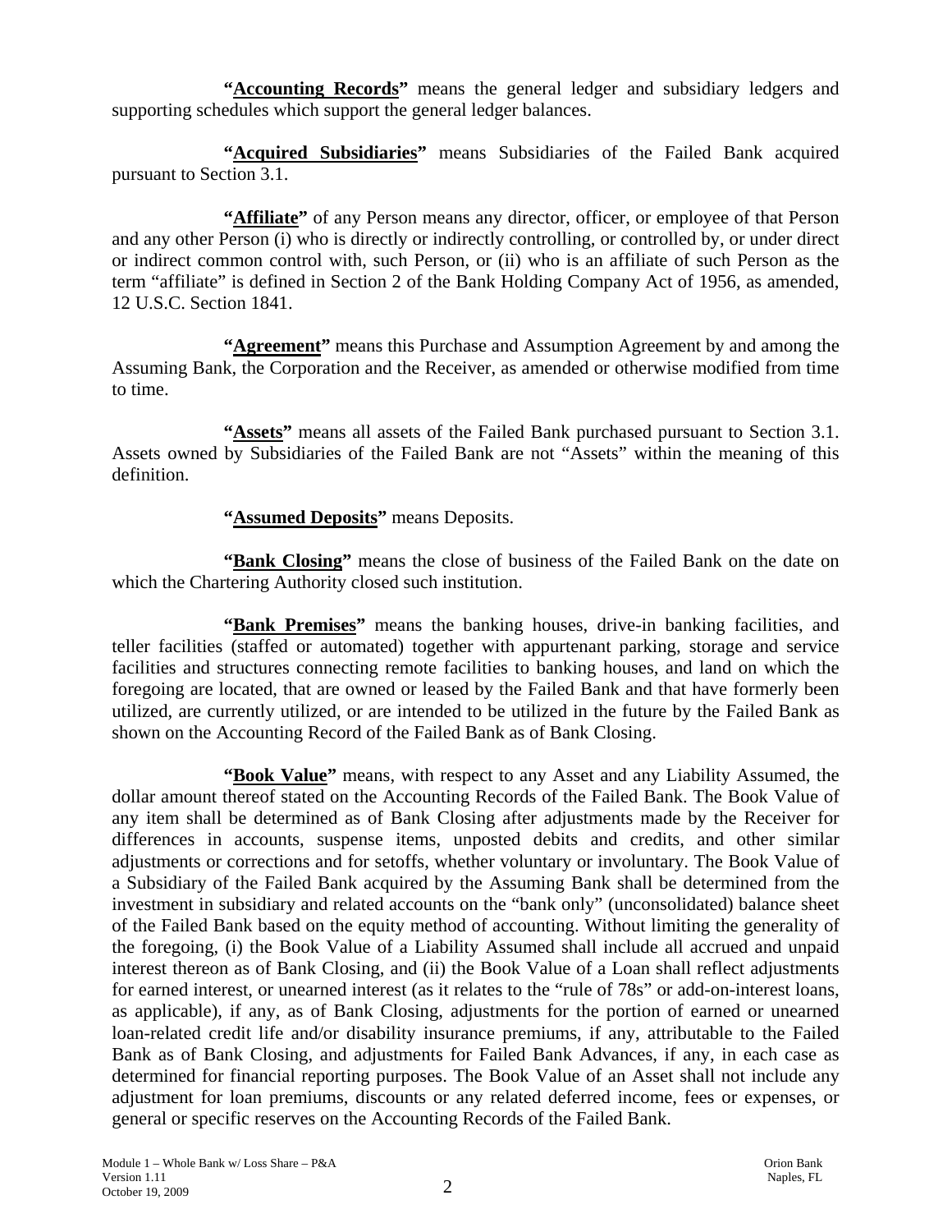**"<u>Accounting Records</u>"** means the general ledger and subsidiary ledgers and supporting schedules which support the general ledger balances.

**"<u>Acquired Subsidiaries</u>"** means Subsidiaries of the Failed Bank acquired pursuant to Section 3.1.

**"<u>Affiliate</u>"** of any Person means any director, officer, or employee of that Person and any other Person (i) who is directly or indirectly controlling, or controlled by, or under direct or indirect common control with, such Person, or (ii) who is an affiliate of such Person as the term "affiliate" is defined in Section 2 of the Bank Holding Company Act of 1956, as amended, 12 U.S.C. Section 1841.

**"<u>Agreement</u>"** means this Purchase and Assumption Agreement by and among the Assuming Bank, the Corporation and the Receiver, as amended or otherwise modified from time to time.

**"<u>Assets</u>"** means all assets of the Failed Bank purchased pursuant to Section 3.1. Assets owned by Subsidiaries of the Failed Bank are not "Assets" within the meaning of this definition.

**"<u>Assumed Deposits</u>"** means Deposits.

**"<u>Bank Closing</u>"** means the close of business of the Failed Bank on the date on which the Chartering Authority closed such institution.

**"<u>Bank Premises</u>"** means the banking houses, drive-in banking facilities, and teller facilities (staffed or automated) together with appurtenant parking, storage and service facilities and structures connecting remote facilities to banking houses, and land on which the foregoing are located, that are owned or leased by the Failed Bank and that have formerly been utilized, are currently utilized, or are intended to be utilized in the future by the Failed Bank as shown on the Accounting Record of the Failed Bank as of Bank Closing.

**"<u>Book Value</u>"** means, with respect to any Asset and any Liability Assumed, the dollar amount thereof stated on the Accounting Records of the Failed Bank. The Book Value of any item shall be determined as of Bank Closing after adjustments made by the Receiver for differences in accounts, suspense items, unposted debits and credits, and other similar adjustments or corrections and for setoffs, whether voluntary or involuntary. The Book Value of a Subsidiary of the Failed Bank acquired by the Assuming Bank shall be determined from the investment in subsidiary and related accounts on the "bank only" (unconsolidated) balance sheet of the Failed Bank based on the equity method of accounting. Without limiting the generality of the foregoing, (i) the Book Value of a Liability Assumed shall include all accrued and unpaid interest thereon as of Bank Closing, and (ii) the Book Value of a Loan shall reflect adjustments for earned interest, or unearned interest (as it relates to the "rule of 78s" or add-on-interest loans, as applicable), if any, as of Bank Closing, adjustments for the portion of earned or unearned loan-related credit life and/or disability insurance premiums, if any, attributable to the Failed Bank as of Bank Closing, and adjustments for Failed Bank Advances, if any, in each case as determined for financial reporting purposes. The Book Value of an Asset shall not include any adjustment for loan premiums, discounts or any related deferred income, fees or expenses, or general or specific reserves on the Accounting Records of the Failed Bank.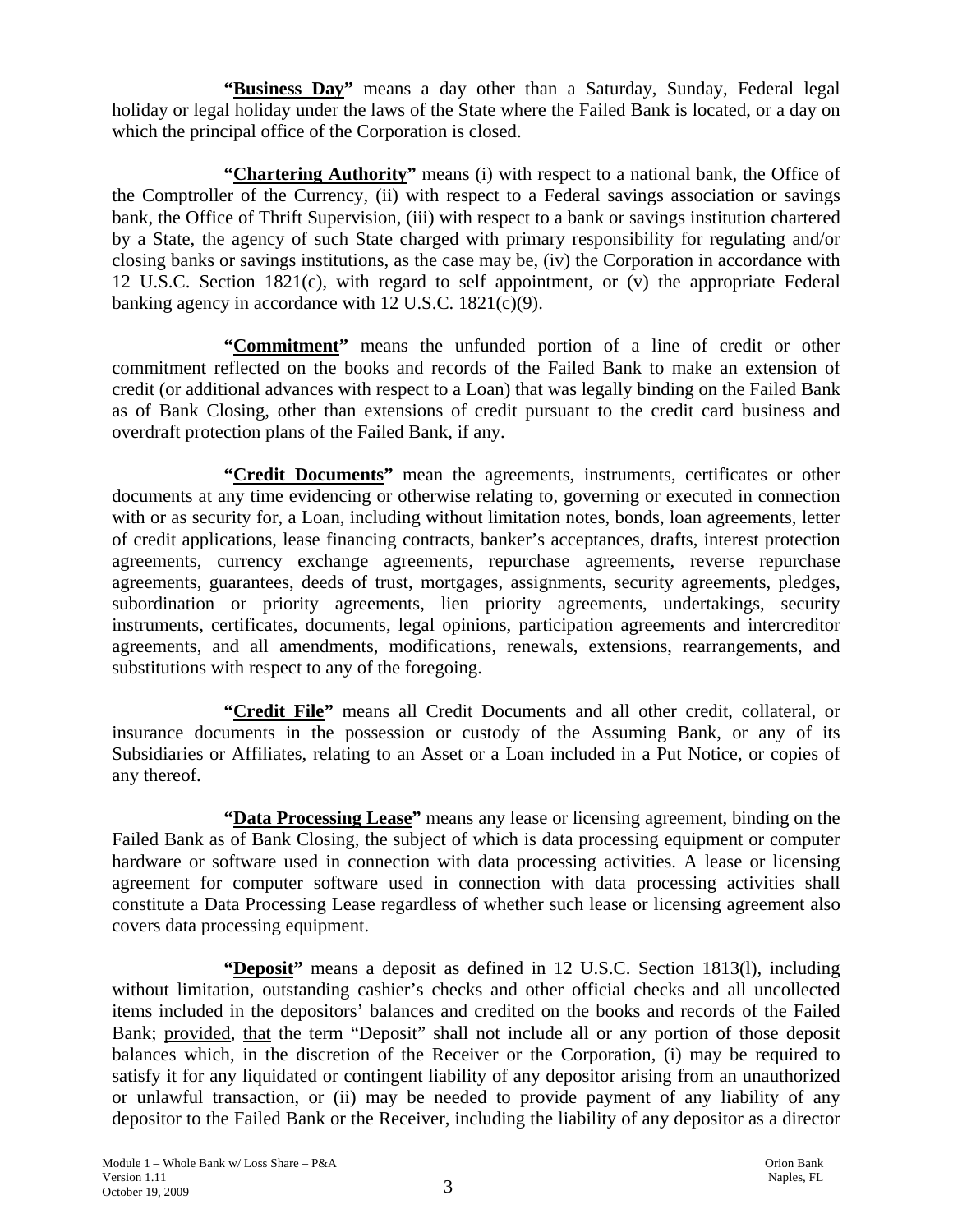**"Business Day"** means a day other than a Saturday, Sunday, Federal legal holiday or legal holiday under the laws of the State where the Failed Bank is located, or a day on which the principal office of the Corporation is closed.

**"Chartering Authority"** means (i) with respect to a national bank, the Office of the Comptroller of the Currency, (ii) with respect to a Federal savings association or savings bank, the Office of Thrift Supervision, (iii) with respect to a bank or savings institution chartered by a State, the agency of such State charged with primary responsibility for regulating and/or closing banks or savings institutions, as the case may be, (iv) the Corporation in accordance with 12 U.S.C. Section 1821(c), with regard to self appointment, or (v) the appropriate Federal banking agency in accordance with 12 U.S.C. 1821(c)(9).

**"Commitment"** means the unfunded portion of a line of credit or other commitment reflected on the books and records of the Failed Bank to make an extension of credit (or additional advances with respect to a Loan) that was legally binding on the Failed Bank as of Bank Closing, other than extensions of credit pursuant to the credit card business and overdraft protection plans of the Failed Bank, if any.

**"Credit Documents"** mean the agreements, instruments, certificates or other documents at any time evidencing or otherwise relating to, governing or executed in connection with or as security for, a Loan, including without limitation notes, bonds, loan agreements, letter of credit applications, lease financing contracts, banker's acceptances, drafts, interest protection agreements, currency exchange agreements, repurchase agreements, reverse repurchase agreements, guarantees, deeds of trust, mortgages, assignments, security agreements, pledges, subordination or priority agreements, lien priority agreements, undertakings, security instruments, certificates, documents, legal opinions, participation agreements and intercreditor agreements, and all amendments, modifications, renewals, extensions, rearrangements, and substitutions with respect to any of the foregoing.

**"Credit File"** means all Credit Documents and all other credit, collateral, or insurance documents in the possession or custody of the Assuming Bank, or any of its Subsidiaries or Affiliates, relating to an Asset or a Loan included in a Put Notice, or copies of any thereof.

**"Data Processing Lease"** means any lease or licensing agreement, binding on the Failed Bank as of Bank Closing, the subject of which is data processing equipment or computer hardware or software used in connection with data processing activities. A lease or licensing agreement for computer software used in connection with data processing activities shall constitute a Data Processing Lease regardless of whether such lease or licensing agreement also covers data processing equipment.

**"Deposit"** means a deposit as defined in 12 U.S.C. Section 1813(l), including without limitation, outstanding cashier's checks and other official checks and all uncollected items included in the depositors' balances and credited on the books and records of the Failed Bank; provided, that the term "Deposit" shall not include all or any portion of those deposit balances which, in the discretion of the Receiver or the Corporation, (i) may be required to satisfy it for any liquidated or contingent liability of any depositor arising from an unauthorized or unlawful transaction, or (ii) may be needed to provide payment of any liability of any depositor to the Failed Bank or the Receiver, including the liability of any depositor as a director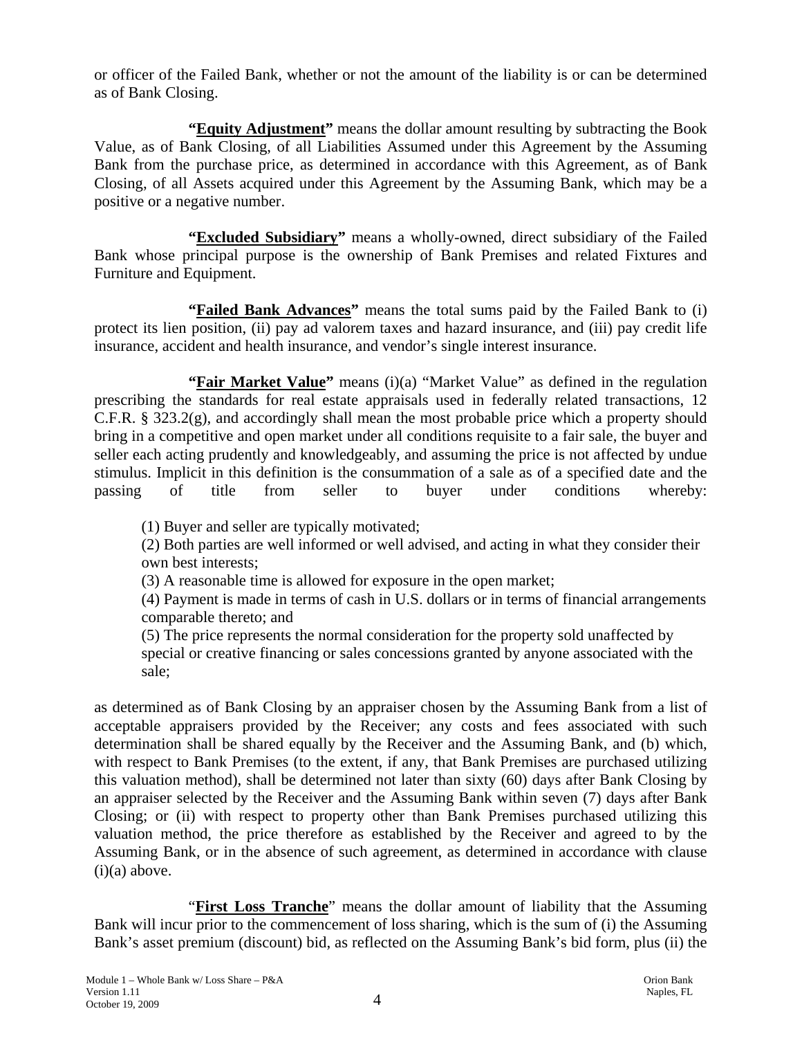or officer of the Failed Bank, whether or not the amount of the liability is or can be determined as of Bank Closing.

"**Equity Adjustment**" means the dollar amount resulting by subtracting the Book Value, as of Bank Closing, of all Liabilities Assumed under this Agreement by the Assuming Bank from the purchase price, as determined in accordance with this Agreement, as of Bank Closing, of all Assets acquired under this Agreement by the Assuming Bank, which may be a positive or a negative number.

"**Excluded Subsidiary**" means a wholly-owned, direct subsidiary of the Failed Bank whose principal purpose is the ownership of Bank Premises and related Fixtures and Furniture and Equipment.

"**Failed Bank Advances**" means the total sums paid by the Failed Bank to (i) protect its lien position, (ii) pay ad valorem taxes and hazard insurance, and (iii) pay credit life insurance, accident and health insurance, and vendor's single interest insurance.

"**Fair Market Value**" means (i)(a) "Market Value" as defined in the regulation prescribing the standards for real estate appraisals used in federally related transactions, 12 C.F.R. § 323.2(g), and accordingly shall mean the most probable price which a property should bring in a competitive and open market under all conditions requisite to a fair sale, the buyer and seller each acting prudently and knowledgeably, and assuming the price is not affected by undue stimulus. Implicit in this definition is the consummation of a sale as of a specified date and the passing of title from seller to buyer under conditions whereby:

(1) Buyer and seller are typically motivated;
(2) Both parties are well informed or well advised, and acting in what they consider their own best interests;
(3) A reasonable time is allowed for exposure in the open market;
(4) Payment is made in terms of cash in U.S. dollars or in terms of financial arrangements comparable thereto; and
(5) The price represents the normal consideration for the property sold unaffected by special or creative financing or sales concessions granted by anyone associated with the sale;

as determined as of Bank Closing by an appraiser chosen by the Assuming Bank from a list of acceptable appraisers provided by the Receiver; any costs and fees associated with such determination shall be shared equally by the Receiver and the Assuming Bank, and (b) which, with respect to Bank Premises (to the extent, if any, that Bank Premises are purchased utilizing this valuation method), shall be determined not later than sixty (60) days after Bank Closing by an appraiser selected by the Receiver and the Assuming Bank within seven (7) days after Bank Closing; or (ii) with respect to property other than Bank Premises purchased utilizing this valuation method, the price therefore as established by the Receiver and agreed to by the Assuming Bank, or in the absence of such agreement, as determined in accordance with clause (i)(a) above.

"**First Loss Tranche**" means the dollar amount of liability that the Assuming Bank will incur prior to the commencement of loss sharing, which is the sum of (i) the Assuming Bank's asset premium (discount) bid, as reflected on the Assuming Bank's bid form, plus (ii) the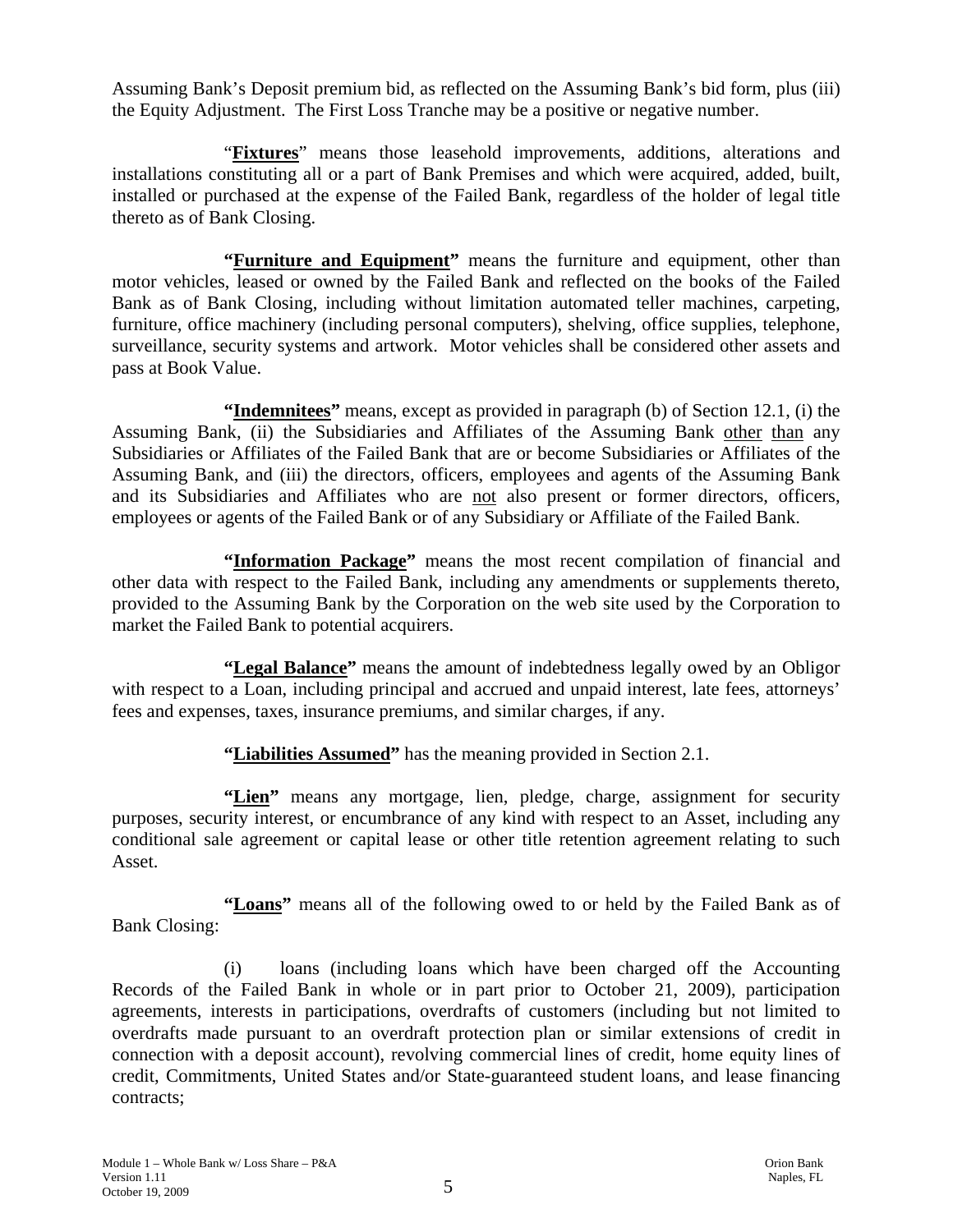Assuming Bank's Deposit premium bid, as reflected on the Assuming Bank's bid form, plus (iii) the Equity Adjustment. The First Loss Tranche may be a positive or negative number.

"**Fixtures**" means those leasehold improvements, additions, alterations and installations constituting all or a part of Bank Premises and which were acquired, added, built, installed or purchased at the expense of the Failed Bank, regardless of the holder of legal title thereto as of Bank Closing.

**"Furniture and Equipment"** means the furniture and equipment, other than motor vehicles, leased or owned by the Failed Bank and reflected on the books of the Failed Bank as of Bank Closing, including without limitation automated teller machines, carpeting, furniture, office machinery (including personal computers), shelving, office supplies, telephone, surveillance, security systems and artwork. Motor vehicles shall be considered other assets and pass at Book Value.

**"Indemnitees"** means, except as provided in paragraph (b) of Section 12.1, (i) the Assuming Bank, (ii) the Subsidiaries and Affiliates of the Assuming Bank other than any Subsidiaries or Affiliates of the Failed Bank that are or become Subsidiaries or Affiliates of the Assuming Bank, and (iii) the directors, officers, employees and agents of the Assuming Bank and its Subsidiaries and Affiliates who are not also present or former directors, officers, employees or agents of the Failed Bank or of any Subsidiary or Affiliate of the Failed Bank.

**"Information Package"** means the most recent compilation of financial and other data with respect to the Failed Bank, including any amendments or supplements thereto, provided to the Assuming Bank by the Corporation on the web site used by the Corporation to market the Failed Bank to potential acquirers.

**"Legal Balance"** means the amount of indebtedness legally owed by an Obligor with respect to a Loan, including principal and accrued and unpaid interest, late fees, attorneys' fees and expenses, taxes, insurance premiums, and similar charges, if any.

**"Liabilities Assumed"** has the meaning provided in Section 2.1.

**"Lien"** means any mortgage, lien, pledge, charge, assignment for security purposes, security interest, or encumbrance of any kind with respect to an Asset, including any conditional sale agreement or capital lease or other title retention agreement relating to such Asset.

**"Loans"** means all of the following owed to or held by the Failed Bank as of Bank Closing:

(i) loans (including loans which have been charged off the Accounting Records of the Failed Bank in whole or in part prior to October 21, 2009), participation agreements, interests in participations, overdrafts of customers (including but not limited to overdrafts made pursuant to an overdraft protection plan or similar extensions of credit in connection with a deposit account), revolving commercial lines of credit, home equity lines of credit, Commitments, United States and/or State-guaranteed student loans, and lease financing contracts;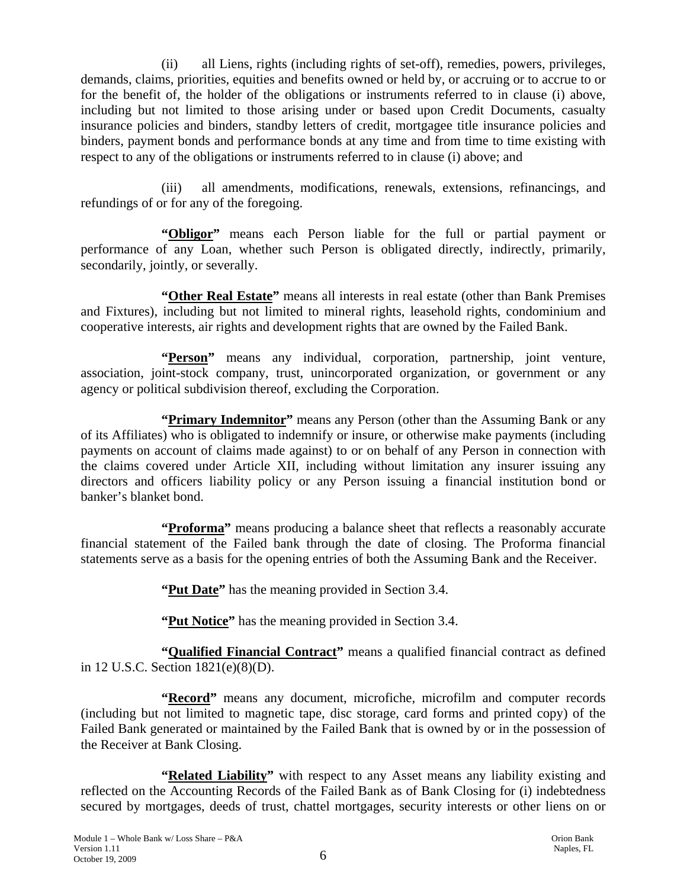(ii) all Liens, rights (including rights of set-off), remedies, powers, privileges, demands, claims, priorities, equities and benefits owned or held by, or accruing or to accrue to or for the benefit of, the holder of the obligations or instruments referred to in clause (i) above, including but not limited to those arising under or based upon Credit Documents, casualty insurance policies and binders, standby letters of credit, mortgagee title insurance policies and binders, payment bonds and performance bonds at any time and from time to time existing with respect to any of the obligations or instruments referred to in clause (i) above; and

(iii) all amendments, modifications, renewals, extensions, refinancings, and refundings of or for any of the foregoing.

**"Obligor"** means each Person liable for the full or partial payment or performance of any Loan, whether such Person is obligated directly, indirectly, primarily, secondarily, jointly, or severally.

**"Other Real Estate"** means all interests in real estate (other than Bank Premises and Fixtures), including but not limited to mineral rights, leasehold rights, condominium and cooperative interests, air rights and development rights that are owned by the Failed Bank.

**"Person"** means any individual, corporation, partnership, joint venture, association, joint-stock company, trust, unincorporated organization, or government or any agency or political subdivision thereof, excluding the Corporation.

**"Primary Indemnitor"** means any Person (other than the Assuming Bank or any of its Affiliates) who is obligated to indemnify or insure, or otherwise make payments (including payments on account of claims made against) to or on behalf of any Person in connection with the claims covered under Article XII, including without limitation any insurer issuing any directors and officers liability policy or any Person issuing a financial institution bond or banker's blanket bond.

**"Proforma"** means producing a balance sheet that reflects a reasonably accurate financial statement of the Failed bank through the date of closing. The Proforma financial statements serve as a basis for the opening entries of both the Assuming Bank and the Receiver.

**"Put Date"** has the meaning provided in Section 3.4.

**"Put Notice"** has the meaning provided in Section 3.4.

**"Qualified Financial Contract"** means a qualified financial contract as defined in 12 U.S.C. Section 1821(e)(8)(D).

**"Record"** means any document, microfiche, microfilm and computer records (including but not limited to magnetic tape, disc storage, card forms and printed copy) of the Failed Bank generated or maintained by the Failed Bank that is owned by or in the possession of the Receiver at Bank Closing.

**"Related Liability"** with respect to any Asset means any liability existing and reflected on the Accounting Records of the Failed Bank as of Bank Closing for (i) indebtedness secured by mortgages, deeds of trust, chattel mortgages, security interests or other liens on or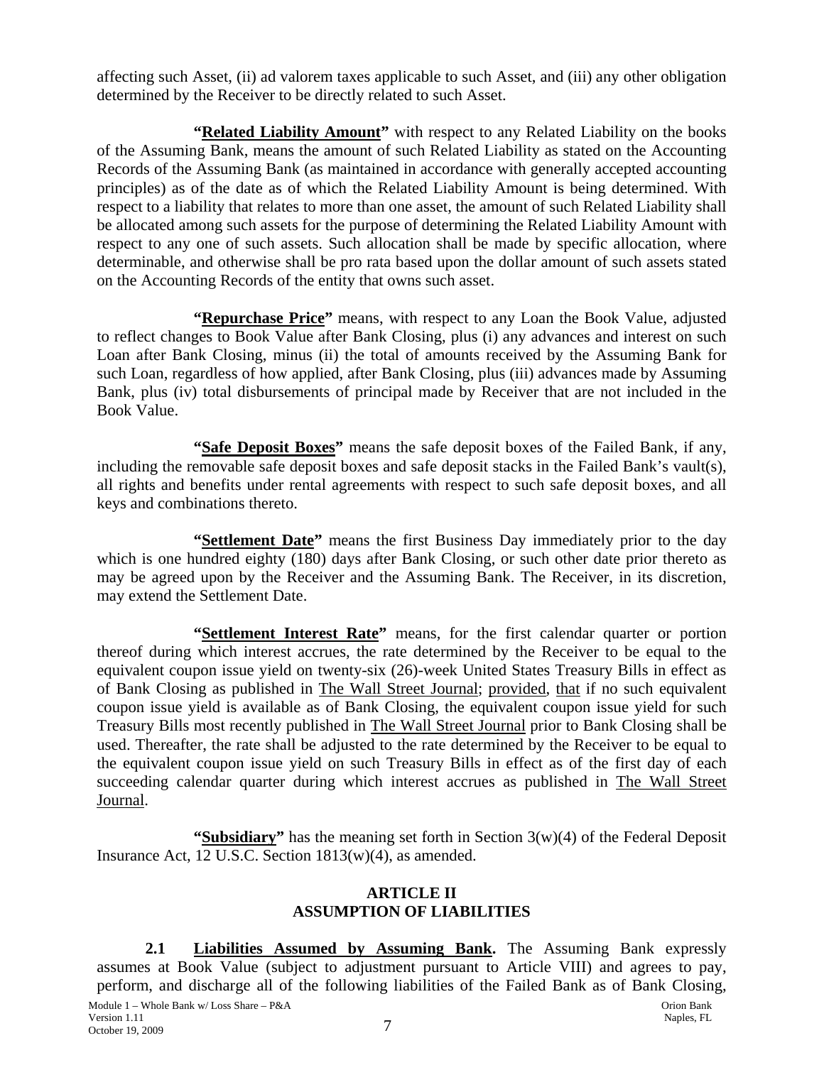affecting such Asset, (ii) ad valorem taxes applicable to such Asset, and (iii) any other obligation determined by the Receiver to be directly related to such Asset.

**"Related Liability Amount"** with respect to any Related Liability on the books of the Assuming Bank, means the amount of such Related Liability as stated on the Accounting Records of the Assuming Bank (as maintained in accordance with generally accepted accounting principles) as of the date as of which the Related Liability Amount is being determined. With respect to a liability that relates to more than one asset, the amount of such Related Liability shall be allocated among such assets for the purpose of determining the Related Liability Amount with respect to any one of such assets. Such allocation shall be made by specific allocation, where determinable, and otherwise shall be pro rata based upon the dollar amount of such assets stated on the Accounting Records of the entity that owns such asset.

**"Repurchase Price"** means, with respect to any Loan the Book Value, adjusted to reflect changes to Book Value after Bank Closing, plus (i) any advances and interest on such Loan after Bank Closing, minus (ii) the total of amounts received by the Assuming Bank for such Loan, regardless of how applied, after Bank Closing, plus (iii) advances made by Assuming Bank, plus (iv) total disbursements of principal made by Receiver that are not included in the Book Value.

**"Safe Deposit Boxes"** means the safe deposit boxes of the Failed Bank, if any, including the removable safe deposit boxes and safe deposit stacks in the Failed Bank's vault(s), all rights and benefits under rental agreements with respect to such safe deposit boxes, and all keys and combinations thereto.

**"Settlement Date"** means the first Business Day immediately prior to the day which is one hundred eighty (180) days after Bank Closing, or such other date prior thereto as may be agreed upon by the Receiver and the Assuming Bank. The Receiver, in its discretion, may extend the Settlement Date.

**"Settlement Interest Rate"** means, for the first calendar quarter or portion thereof during which interest accrues, the rate determined by the Receiver to be equal to the equivalent coupon issue yield on twenty-six (26)-week United States Treasury Bills in effect as of Bank Closing as published in The Wall Street Journal; provided, that if no such equivalent coupon issue yield is available as of Bank Closing, the equivalent coupon issue yield for such Treasury Bills most recently published in The Wall Street Journal prior to Bank Closing shall be used. Thereafter, the rate shall be adjusted to the rate determined by the Receiver to be equal to the equivalent coupon issue yield on such Treasury Bills in effect as of the first day of each succeeding calendar quarter during which interest accrues as published in The Wall Street Journal.

**"Subsidiary"** has the meaning set forth in Section 3(w)(4) of the Federal Deposit Insurance Act, 12 U.S.C. Section 1813(w)(4), as amended.

## ARTICLE II
## ASSUMPTION OF LIABILITIES

**2.1 Liabilities Assumed by Assuming Bank.** The Assuming Bank expressly assumes at Book Value (subject to adjustment pursuant to Article VIII) and agrees to pay, perform, and discharge all of the following liabilities of the Failed Bank as of Bank Closing,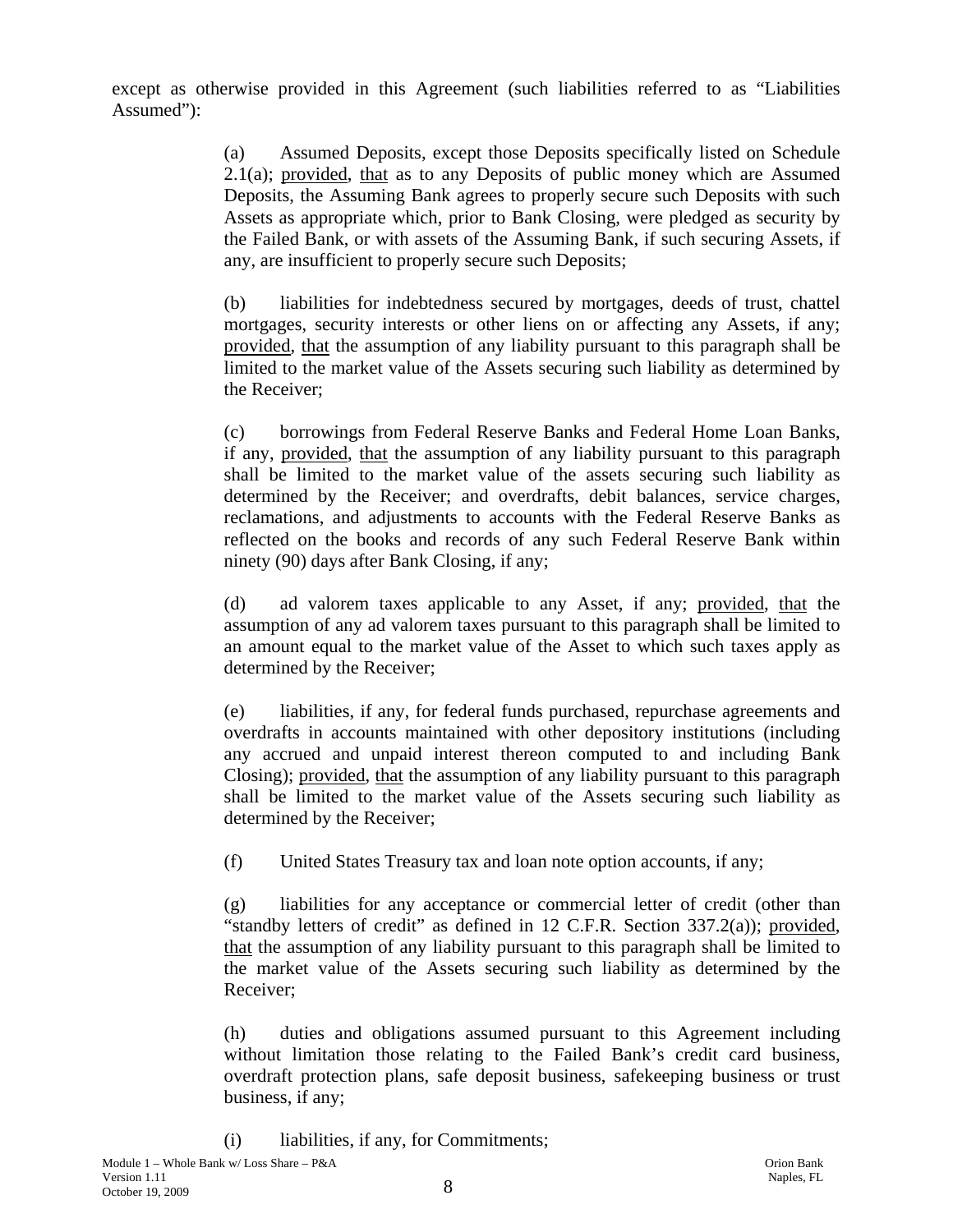except as otherwise provided in this Agreement (such liabilities referred to as "Liabilities Assumed"):

(a) Assumed Deposits, except those Deposits specifically listed on Schedule 2.1(a); provided, that as to any Deposits of public money which are Assumed Deposits, the Assuming Bank agrees to properly secure such Deposits with such Assets as appropriate which, prior to Bank Closing, were pledged as security by the Failed Bank, or with assets of the Assuming Bank, if such securing Assets, if any, are insufficient to properly secure such Deposits;

(b) liabilities for indebtedness secured by mortgages, deeds of trust, chattel mortgages, security interests or other liens on or affecting any Assets, if any; provided, that the assumption of any liability pursuant to this paragraph shall be limited to the market value of the Assets securing such liability as determined by the Receiver;

(c) borrowings from Federal Reserve Banks and Federal Home Loan Banks, if any, provided, that the assumption of any liability pursuant to this paragraph shall be limited to the market value of the assets securing such liability as determined by the Receiver; and overdrafts, debit balances, service charges, reclamations, and adjustments to accounts with the Federal Reserve Banks as reflected on the books and records of any such Federal Reserve Bank within ninety (90) days after Bank Closing, if any;

(d) ad valorem taxes applicable to any Asset, if any; provided, that the assumption of any ad valorem taxes pursuant to this paragraph shall be limited to an amount equal to the market value of the Asset to which such taxes apply as determined by the Receiver;

(e) liabilities, if any, for federal funds purchased, repurchase agreements and overdrafts in accounts maintained with other depository institutions (including any accrued and unpaid interest thereon computed to and including Bank Closing); provided, that the assumption of any liability pursuant to this paragraph shall be limited to the market value of the Assets securing such liability as determined by the Receiver;

(f) United States Treasury tax and loan note option accounts, if any;

(g) liabilities for any acceptance or commercial letter of credit (other than "standby letters of credit" as defined in 12 C.F.R. Section 337.2(a)); provided, that the assumption of any liability pursuant to this paragraph shall be limited to the market value of the Assets securing such liability as determined by the Receiver;

(h) duties and obligations assumed pursuant to this Agreement including without limitation those relating to the Failed Bank's credit card business, overdraft protection plans, safe deposit business, safekeeping business or trust business, if any;

(i) liabilities, if any, for Commitments;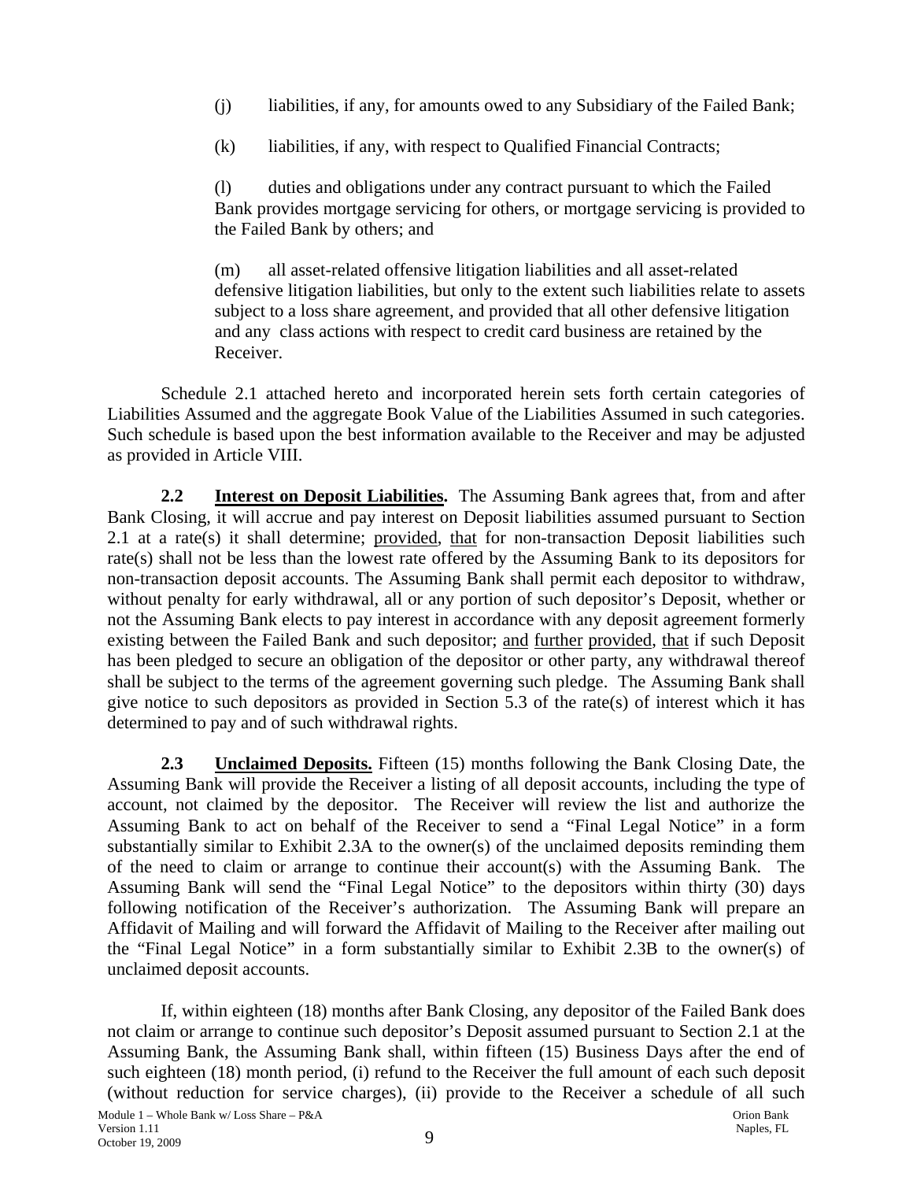(j) liabilities, if any, for amounts owed to any Subsidiary of the Failed Bank;

(k) liabilities, if any, with respect to Qualified Financial Contracts;

(l) duties and obligations under any contract pursuant to which the Failed Bank provides mortgage servicing for others, or mortgage servicing is provided to the Failed Bank by others; and

(m) all asset-related offensive litigation liabilities and all asset-related defensive litigation liabilities, but only to the extent such liabilities relate to assets subject to a loss share agreement, and provided that all other defensive litigation and any class actions with respect to credit card business are retained by the Receiver.

Schedule 2.1 attached hereto and incorporated herein sets forth certain categories of Liabilities Assumed and the aggregate Book Value of the Liabilities Assumed in such categories. Such schedule is based upon the best information available to the Receiver and may be adjusted as provided in Article VIII.

**2.2 Interest on Deposit Liabilities.** The Assuming Bank agrees that, from and after Bank Closing, it will accrue and pay interest on Deposit liabilities assumed pursuant to Section 2.1 at a rate(s) it shall determine; provided, that for non-transaction Deposit liabilities such rate(s) shall not be less than the lowest rate offered by the Assuming Bank to its depositors for non-transaction deposit accounts. The Assuming Bank shall permit each depositor to withdraw, without penalty for early withdrawal, all or any portion of such depositor's Deposit, whether or not the Assuming Bank elects to pay interest in accordance with any deposit agreement formerly existing between the Failed Bank and such depositor; and further provided, that if such Deposit has been pledged to secure an obligation of the depositor or other party, any withdrawal thereof shall be subject to the terms of the agreement governing such pledge. The Assuming Bank shall give notice to such depositors as provided in Section 5.3 of the rate(s) of interest which it has determined to pay and of such withdrawal rights.

**2.3 Unclaimed Deposits.** Fifteen (15) months following the Bank Closing Date, the Assuming Bank will provide the Receiver a listing of all deposit accounts, including the type of account, not claimed by the depositor. The Receiver will review the list and authorize the Assuming Bank to act on behalf of the Receiver to send a "Final Legal Notice" in a form substantially similar to Exhibit 2.3A to the owner(s) of the unclaimed deposits reminding them of the need to claim or arrange to continue their account(s) with the Assuming Bank. The Assuming Bank will send the "Final Legal Notice" to the depositors within thirty (30) days following notification of the Receiver's authorization. The Assuming Bank will prepare an Affidavit of Mailing and will forward the Affidavit of Mailing to the Receiver after mailing out the "Final Legal Notice" in a form substantially similar to Exhibit 2.3B to the owner(s) of unclaimed deposit accounts.

If, within eighteen (18) months after Bank Closing, any depositor of the Failed Bank does not claim or arrange to continue such depositor's Deposit assumed pursuant to Section 2.1 at the Assuming Bank, the Assuming Bank shall, within fifteen (15) Business Days after the end of such eighteen (18) month period, (i) refund to the Receiver the full amount of each such deposit (without reduction for service charges), (ii) provide to the Receiver a schedule of all such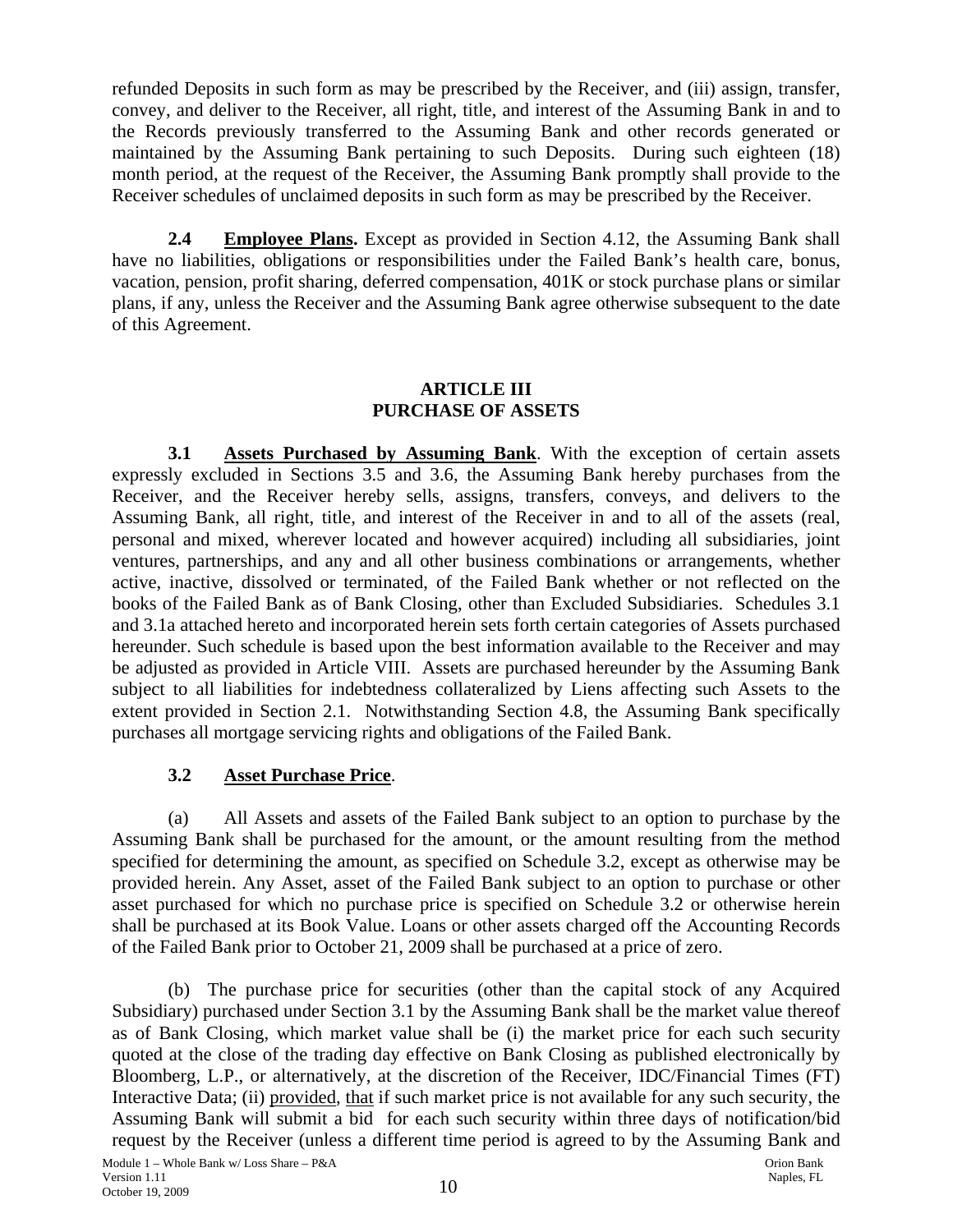refunded Deposits in such form as may be prescribed by the Receiver, and (iii) assign, transfer, convey, and deliver to the Receiver, all right, title, and interest of the Assuming Bank in and to the Records previously transferred to the Assuming Bank and other records generated or maintained by the Assuming Bank pertaining to such Deposits. During such eighteen (18) month period, at the request of the Receiver, the Assuming Bank promptly shall provide to the Receiver schedules of unclaimed deposits in such form as may be prescribed by the Receiver.

**2.4 Employee Plans.** Except as provided in Section 4.12, the Assuming Bank shall have no liabilities, obligations or responsibilities under the Failed Bank's health care, bonus, vacation, pension, profit sharing, deferred compensation, 401K or stock purchase plans or similar plans, if any, unless the Receiver and the Assuming Bank agree otherwise subsequent to the date of this Agreement.

## ARTICLE III
## PURCHASE OF ASSETS

**3.1 Assets Purchased by Assuming Bank**. With the exception of certain assets expressly excluded in Sections 3.5 and 3.6, the Assuming Bank hereby purchases from the Receiver, and the Receiver hereby sells, assigns, transfers, conveys, and delivers to the Assuming Bank, all right, title, and interest of the Receiver in and to all of the assets (real, personal and mixed, wherever located and however acquired) including all subsidiaries, joint ventures, partnerships, and any and all other business combinations or arrangements, whether active, inactive, dissolved or terminated, of the Failed Bank whether or not reflected on the books of the Failed Bank as of Bank Closing, other than Excluded Subsidiaries. Schedules 3.1 and 3.1a attached hereto and incorporated herein sets forth certain categories of Assets purchased hereunder. Such schedule is based upon the best information available to the Receiver and may be adjusted as provided in Article VIII. Assets are purchased hereunder by the Assuming Bank subject to all liabilities for indebtedness collateralized by Liens affecting such Assets to the extent provided in Section 2.1. Notwithstanding Section 4.8, the Assuming Bank specifically purchases all mortgage servicing rights and obligations of the Failed Bank.

**3.2 Asset Purchase Price**.

(a) All Assets and assets of the Failed Bank subject to an option to purchase by the Assuming Bank shall be purchased for the amount, or the amount resulting from the method specified for determining the amount, as specified on Schedule 3.2, except as otherwise may be provided herein. Any Asset, asset of the Failed Bank subject to an option to purchase or other asset purchased for which no purchase price is specified on Schedule 3.2 or otherwise herein shall be purchased at its Book Value. Loans or other assets charged off the Accounting Records of the Failed Bank prior to October 21, 2009 shall be purchased at a price of zero.

(b) The purchase price for securities (other than the capital stock of any Acquired Subsidiary) purchased under Section 3.1 by the Assuming Bank shall be the market value thereof as of Bank Closing, which market value shall be (i) the market price for each such security quoted at the close of the trading day effective on Bank Closing as published electronically by Bloomberg, L.P., or alternatively, at the discretion of the Receiver, IDC/Financial Times (FT) Interactive Data; (ii) provided, that if such market price is not available for any such security, the Assuming Bank will submit a bid for each such security within three days of notification/bid request by the Receiver (unless a different time period is agreed to by the Assuming Bank and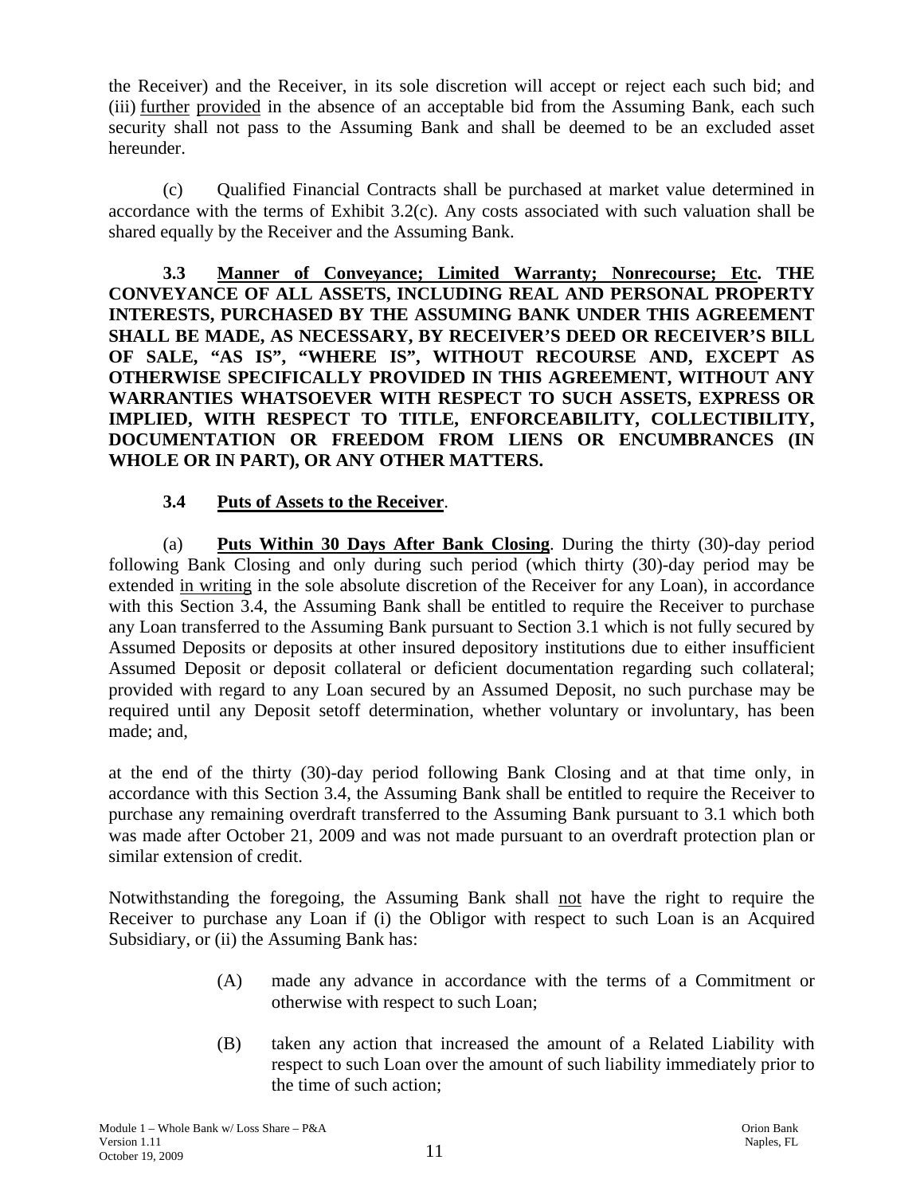the Receiver) and the Receiver, in its sole discretion will accept or reject each such bid; and (iii) further provided in the absence of an acceptable bid from the Assuming Bank, each such security shall not pass to the Assuming Bank and shall be deemed to be an excluded asset hereunder.

(c) Qualified Financial Contracts shall be purchased at market value determined in accordance with the terms of Exhibit 3.2(c). Any costs associated with such valuation shall be shared equally by the Receiver and the Assuming Bank.

**3.3 Manner of Conveyance; Limited Warranty; Nonrecourse; Etc. THE CONVEYANCE OF ALL ASSETS, INCLUDING REAL AND PERSONAL PROPERTY INTERESTS, PURCHASED BY THE ASSUMING BANK UNDER THIS AGREEMENT SHALL BE MADE, AS NECESSARY, BY RECEIVER'S DEED OR RECEIVER'S BILL OF SALE, "AS IS", "WHERE IS", WITHOUT RECOURSE AND, EXCEPT AS OTHERWISE SPECIFICALLY PROVIDED IN THIS AGREEMENT, WITHOUT ANY WARRANTIES WHATSOEVER WITH RESPECT TO SUCH ASSETS, EXPRESS OR IMPLIED, WITH RESPECT TO TITLE, ENFORCEABILITY, COLLECTIBILITY, DOCUMENTATION OR FREEDOM FROM LIENS OR ENCUMBRANCES (IN WHOLE OR IN PART), OR ANY OTHER MATTERS.**

**3.4 Puts of Assets to the Receiver**.

(a) **Puts Within 30 Days After Bank Closing**. During the thirty (30)-day period following Bank Closing and only during such period (which thirty (30)-day period may be extended in writing in the sole absolute discretion of the Receiver for any Loan), in accordance with this Section 3.4, the Assuming Bank shall be entitled to require the Receiver to purchase any Loan transferred to the Assuming Bank pursuant to Section 3.1 which is not fully secured by Assumed Deposits or deposits at other insured depository institutions due to either insufficient Assumed Deposit or deposit collateral or deficient documentation regarding such collateral; provided with regard to any Loan secured by an Assumed Deposit, no such purchase may be required until any Deposit setoff determination, whether voluntary or involuntary, has been made; and,

at the end of the thirty (30)-day period following Bank Closing and at that time only, in accordance with this Section 3.4, the Assuming Bank shall be entitled to require the Receiver to purchase any remaining overdraft transferred to the Assuming Bank pursuant to 3.1 which both was made after October 21, 2009 and was not made pursuant to an overdraft protection plan or similar extension of credit.

Notwithstanding the foregoing, the Assuming Bank shall not have the right to require the Receiver to purchase any Loan if (i) the Obligor with respect to such Loan is an Acquired Subsidiary, or (ii) the Assuming Bank has:

(A) made any advance in accordance with the terms of a Commitment or otherwise with respect to such Loan;

(B) taken any action that increased the amount of a Related Liability with respect to such Loan over the amount of such liability immediately prior to the time of such action;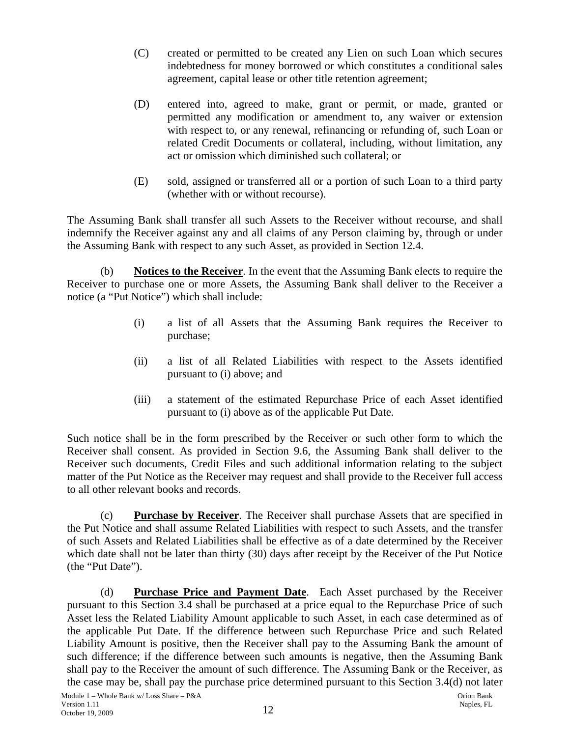(C) created or permitted to be created any Lien on such Loan which secures indebtedness for money borrowed or which constitutes a conditional sales agreement, capital lease or other title retention agreement;

(D) entered into, agreed to make, grant or permit, or made, granted or permitted any modification or amendment to, any waiver or extension with respect to, or any renewal, refinancing or refunding of, such Loan or related Credit Documents or collateral, including, without limitation, any act or omission which diminished such collateral; or

(E) sold, assigned or transferred all or a portion of such Loan to a third party (whether with or without recourse).

The Assuming Bank shall transfer all such Assets to the Receiver without recourse, and shall indemnify the Receiver against any and all claims of any Person claiming by, through or under the Assuming Bank with respect to any such Asset, as provided in Section 12.4.

(b) **Notices to the Receiver**. In the event that the Assuming Bank elects to require the Receiver to purchase one or more Assets, the Assuming Bank shall deliver to the Receiver a notice (a "Put Notice") which shall include:

(i) a list of all Assets that the Assuming Bank requires the Receiver to purchase;

(ii) a list of all Related Liabilities with respect to the Assets identified pursuant to (i) above; and

(iii) a statement of the estimated Repurchase Price of each Asset identified pursuant to (i) above as of the applicable Put Date.

Such notice shall be in the form prescribed by the Receiver or such other form to which the Receiver shall consent. As provided in Section 9.6, the Assuming Bank shall deliver to the Receiver such documents, Credit Files and such additional information relating to the subject matter of the Put Notice as the Receiver may request and shall provide to the Receiver full access to all other relevant books and records.

(c) **Purchase by Receiver**. The Receiver shall purchase Assets that are specified in the Put Notice and shall assume Related Liabilities with respect to such Assets, and the transfer of such Assets and Related Liabilities shall be effective as of a date determined by the Receiver which date shall not be later than thirty (30) days after receipt by the Receiver of the Put Notice (the "Put Date").

(d) **Purchase Price and Payment Date**. Each Asset purchased by the Receiver pursuant to this Section 3.4 shall be purchased at a price equal to the Repurchase Price of such Asset less the Related Liability Amount applicable to such Asset, in each case determined as of the applicable Put Date. If the difference between such Repurchase Price and such Related Liability Amount is positive, then the Receiver shall pay to the Assuming Bank the amount of such difference; if the difference between such amounts is negative, then the Assuming Bank shall pay to the Receiver the amount of such difference. The Assuming Bank or the Receiver, as the case may be, shall pay the purchase price determined pursuant to this Section 3.4(d) not later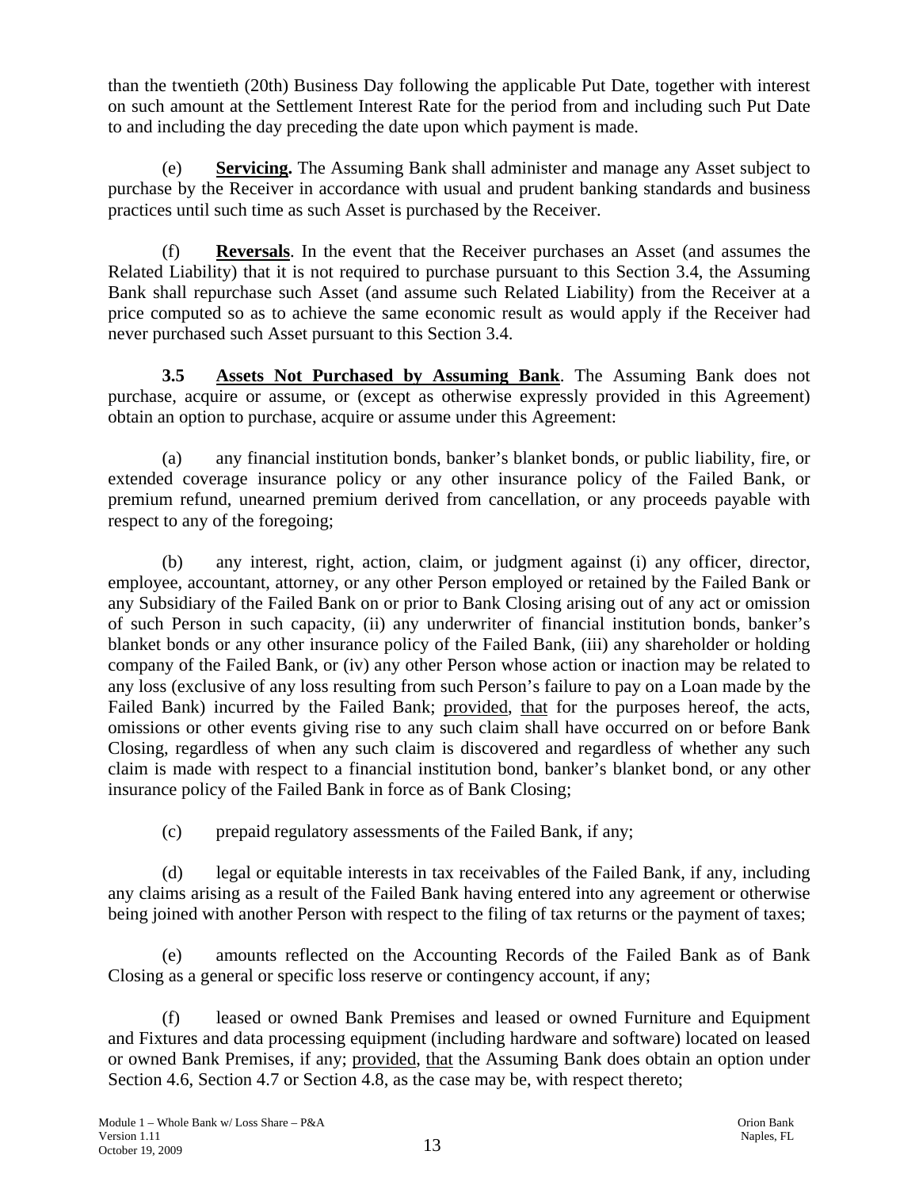than the twentieth (20th) Business Day following the applicable Put Date, together with interest on such amount at the Settlement Interest Rate for the period from and including such Put Date to and including the day preceding the date upon which payment is made.

(e) **Servicing.** The Assuming Bank shall administer and manage any Asset subject to purchase by the Receiver in accordance with usual and prudent banking standards and business practices until such time as such Asset is purchased by the Receiver.

(f) **Reversals**. In the event that the Receiver purchases an Asset (and assumes the Related Liability) that it is not required to purchase pursuant to this Section 3.4, the Assuming Bank shall repurchase such Asset (and assume such Related Liability) from the Receiver at a price computed so as to achieve the same economic result as would apply if the Receiver had never purchased such Asset pursuant to this Section 3.4.

**3.5 Assets Not Purchased by Assuming Bank**. The Assuming Bank does not purchase, acquire or assume, or (except as otherwise expressly provided in this Agreement) obtain an option to purchase, acquire or assume under this Agreement:

(a) any financial institution bonds, banker's blanket bonds, or public liability, fire, or extended coverage insurance policy or any other insurance policy of the Failed Bank, or premium refund, unearned premium derived from cancellation, or any proceeds payable with respect to any of the foregoing;

(b) any interest, right, action, claim, or judgment against (i) any officer, director, employee, accountant, attorney, or any other Person employed or retained by the Failed Bank or any Subsidiary of the Failed Bank on or prior to Bank Closing arising out of any act or omission of such Person in such capacity, (ii) any underwriter of financial institution bonds, banker's blanket bonds or any other insurance policy of the Failed Bank, (iii) any shareholder or holding company of the Failed Bank, or (iv) any other Person whose action or inaction may be related to any loss (exclusive of any loss resulting from such Person's failure to pay on a Loan made by the Failed Bank) incurred by the Failed Bank; provided, that for the purposes hereof, the acts, omissions or other events giving rise to any such claim shall have occurred on or before Bank Closing, regardless of when any such claim is discovered and regardless of whether any such claim is made with respect to a financial institution bond, banker's blanket bond, or any other insurance policy of the Failed Bank in force as of Bank Closing;

(c) prepaid regulatory assessments of the Failed Bank, if any;

(d) legal or equitable interests in tax receivables of the Failed Bank, if any, including any claims arising as a result of the Failed Bank having entered into any agreement or otherwise being joined with another Person with respect to the filing of tax returns or the payment of taxes;

(e) amounts reflected on the Accounting Records of the Failed Bank as of Bank Closing as a general or specific loss reserve or contingency account, if any;

(f) leased or owned Bank Premises and leased or owned Furniture and Equipment and Fixtures and data processing equipment (including hardware and software) located on leased or owned Bank Premises, if any; provided, that the Assuming Bank does obtain an option under Section 4.6, Section 4.7 or Section 4.8, as the case may be, with respect thereto;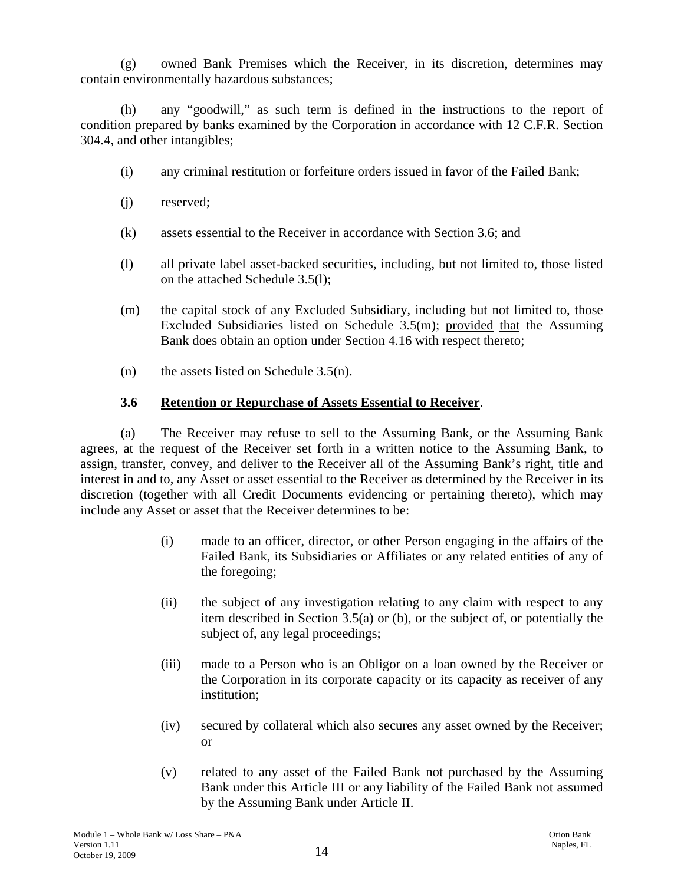(g) owned Bank Premises which the Receiver, in its discretion, determines may contain environmentally hazardous substances;

(h) any "goodwill," as such term is defined in the instructions to the report of condition prepared by banks examined by the Corporation in accordance with 12 C.F.R. Section 304.4, and other intangibles;

(i) any criminal restitution or forfeiture orders issued in favor of the Failed Bank;

(j) reserved;

(k) assets essential to the Receiver in accordance with Section 3.6; and

(l) all private label asset-backed securities, including, but not limited to, those listed on the attached Schedule 3.5(l);

(m) the capital stock of any Excluded Subsidiary, including but not limited to, those Excluded Subsidiaries listed on Schedule 3.5(m); provided that the Assuming Bank does obtain an option under Section 4.16 with respect thereto;

(n) the assets listed on Schedule 3.5(n).

**3.6 Retention or Repurchase of Assets Essential to Receiver**.

(a) The Receiver may refuse to sell to the Assuming Bank, or the Assuming Bank agrees, at the request of the Receiver set forth in a written notice to the Assuming Bank, to assign, transfer, convey, and deliver to the Receiver all of the Assuming Bank's right, title and interest in and to, any Asset or asset essential to the Receiver as determined by the Receiver in its discretion (together with all Credit Documents evidencing or pertaining thereto), which may include any Asset or asset that the Receiver determines to be:

(i) made to an officer, director, or other Person engaging in the affairs of the Failed Bank, its Subsidiaries or Affiliates or any related entities of any of the foregoing;

(ii) the subject of any investigation relating to any claim with respect to any item described in Section 3.5(a) or (b), or the subject of, or potentially the subject of, any legal proceedings;

(iii) made to a Person who is an Obligor on a loan owned by the Receiver or the Corporation in its corporate capacity or its capacity as receiver of any institution;

(iv) secured by collateral which also secures any asset owned by the Receiver; or

(v) related to any asset of the Failed Bank not purchased by the Assuming Bank under this Article III or any liability of the Failed Bank not assumed by the Assuming Bank under Article II.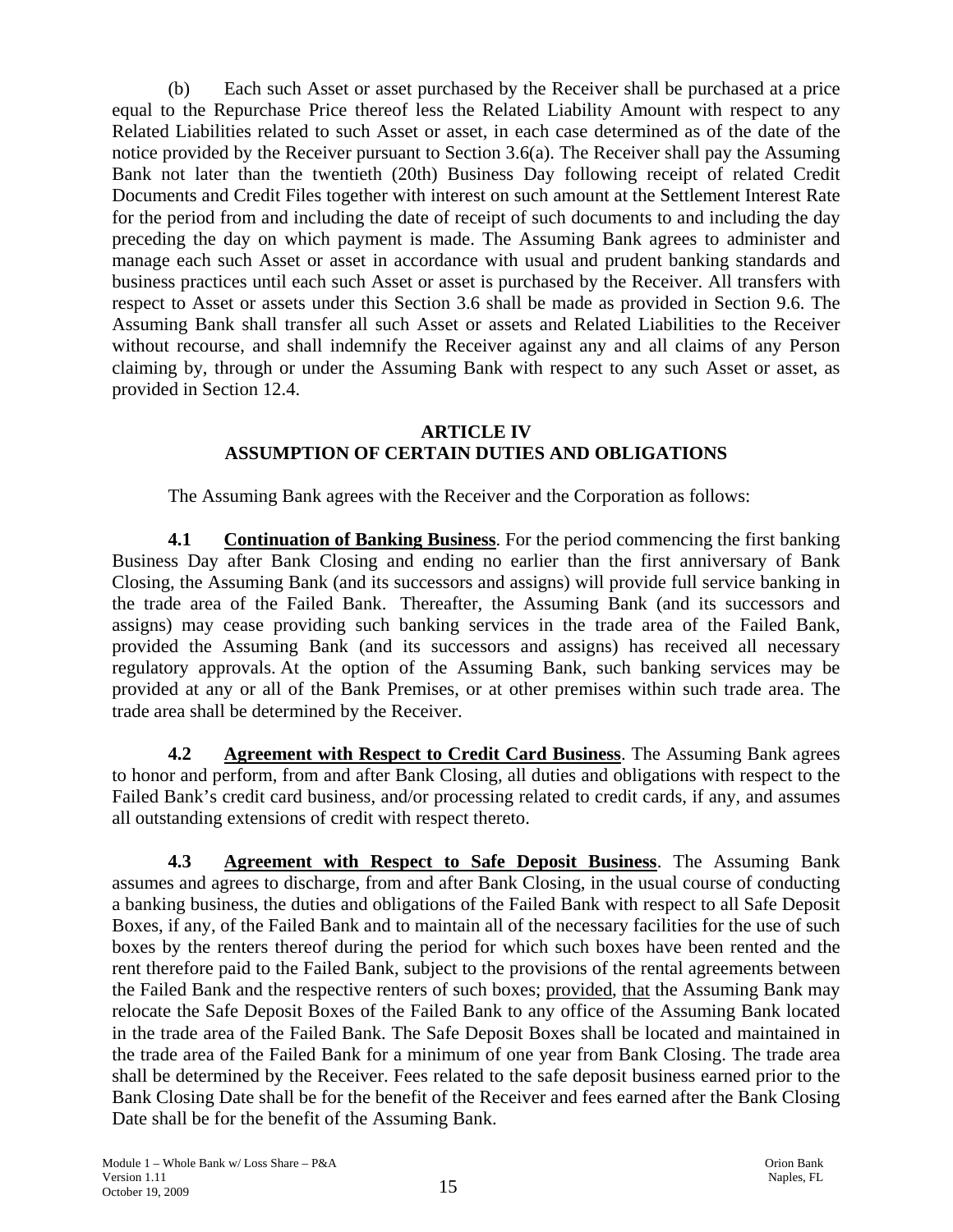(b) Each such Asset or asset purchased by the Receiver shall be purchased at a price equal to the Repurchase Price thereof less the Related Liability Amount with respect to any Related Liabilities related to such Asset or asset, in each case determined as of the date of the notice provided by the Receiver pursuant to Section 3.6(a). The Receiver shall pay the Assuming Bank not later than the twentieth (20th) Business Day following receipt of related Credit Documents and Credit Files together with interest on such amount at the Settlement Interest Rate for the period from and including the date of receipt of such documents to and including the day preceding the day on which payment is made. The Assuming Bank agrees to administer and manage each such Asset or asset in accordance with usual and prudent banking standards and business practices until each such Asset or asset is purchased by the Receiver. All transfers with respect to Asset or assets under this Section 3.6 shall be made as provided in Section 9.6. The Assuming Bank shall transfer all such Asset or assets and Related Liabilities to the Receiver without recourse, and shall indemnify the Receiver against any and all claims of any Person claiming by, through or under the Assuming Bank with respect to any such Asset or asset, as provided in Section 12.4.

## ARTICLE IV
## ASSUMPTION OF CERTAIN DUTIES AND OBLIGATIONS

The Assuming Bank agrees with the Receiver and the Corporation as follows:

**4.1 Continuation of Banking Business**. For the period commencing the first banking Business Day after Bank Closing and ending no earlier than the first anniversary of Bank Closing, the Assuming Bank (and its successors and assigns) will provide full service banking in the trade area of the Failed Bank. Thereafter, the Assuming Bank (and its successors and assigns) may cease providing such banking services in the trade area of the Failed Bank, provided the Assuming Bank (and its successors and assigns) has received all necessary regulatory approvals. At the option of the Assuming Bank, such banking services may be provided at any or all of the Bank Premises, or at other premises within such trade area. The trade area shall be determined by the Receiver.

**4.2 Agreement with Respect to Credit Card Business**. The Assuming Bank agrees to honor and perform, from and after Bank Closing, all duties and obligations with respect to the Failed Bank's credit card business, and/or processing related to credit cards, if any, and assumes all outstanding extensions of credit with respect thereto.

**4.3 Agreement with Respect to Safe Deposit Business**. The Assuming Bank assumes and agrees to discharge, from and after Bank Closing, in the usual course of conducting a banking business, the duties and obligations of the Failed Bank with respect to all Safe Deposit Boxes, if any, of the Failed Bank and to maintain all of the necessary facilities for the use of such boxes by the renters thereof during the period for which such boxes have been rented and the rent therefore paid to the Failed Bank, subject to the provisions of the rental agreements between the Failed Bank and the respective renters of such boxes; provided, that the Assuming Bank may relocate the Safe Deposit Boxes of the Failed Bank to any office of the Assuming Bank located in the trade area of the Failed Bank. The Safe Deposit Boxes shall be located and maintained in the trade area of the Failed Bank for a minimum of one year from Bank Closing. The trade area shall be determined by the Receiver. Fees related to the safe deposit business earned prior to the Bank Closing Date shall be for the benefit of the Receiver and fees earned after the Bank Closing Date shall be for the benefit of the Assuming Bank.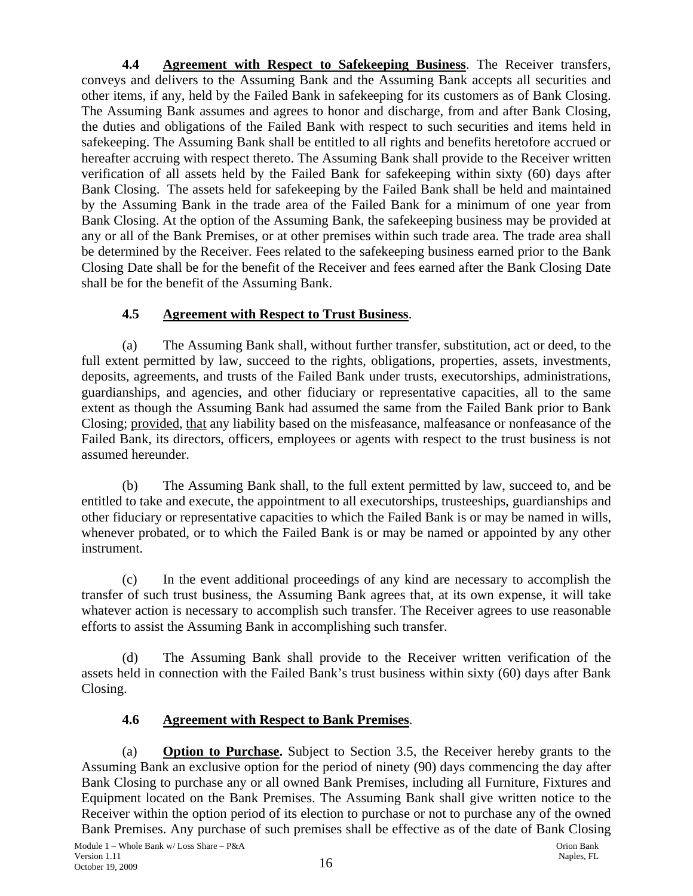**4.4 Agreement with Respect to Safekeeping Business**. The Receiver transfers, conveys and delivers to the Assuming Bank and the Assuming Bank accepts all securities and other items, if any, held by the Failed Bank in safekeeping for its customers as of Bank Closing. The Assuming Bank assumes and agrees to honor and discharge, from and after Bank Closing, the duties and obligations of the Failed Bank with respect to such securities and items held in safekeeping. The Assuming Bank shall be entitled to all rights and benefits heretofore accrued or hereafter accruing with respect thereto. The Assuming Bank shall provide to the Receiver written verification of all assets held by the Failed Bank for safekeeping within sixty (60) days after Bank Closing. The assets held for safekeeping by the Failed Bank shall be held and maintained by the Assuming Bank in the trade area of the Failed Bank for a minimum of one year from Bank Closing. At the option of the Assuming Bank, the safekeeping business may be provided at any or all of the Bank Premises, or at other premises within such trade area. The trade area shall be determined by the Receiver. Fees related to the safekeeping business earned prior to the Bank Closing Date shall be for the benefit of the Receiver and fees earned after the Bank Closing Date shall be for the benefit of the Assuming Bank.

**4.5 Agreement with Respect to Trust Business**.

(a) The Assuming Bank shall, without further transfer, substitution, act or deed, to the full extent permitted by law, succeed to the rights, obligations, properties, assets, investments, deposits, agreements, and trusts of the Failed Bank under trusts, executorships, administrations, guardianships, and agencies, and other fiduciary or representative capacities, all to the same extent as though the Assuming Bank had assumed the same from the Failed Bank prior to Bank Closing; provided, that any liability based on the misfeasance, malfeasance or nonfeasance of the Failed Bank, its directors, officers, employees or agents with respect to the trust business is not assumed hereunder.

(b) The Assuming Bank shall, to the full extent permitted by law, succeed to, and be entitled to take and execute, the appointment to all executorships, trusteeships, guardianships and other fiduciary or representative capacities to which the Failed Bank is or may be named in wills, whenever probated, or to which the Failed Bank is or may be named or appointed by any other instrument.

(c) In the event additional proceedings of any kind are necessary to accomplish the transfer of such trust business, the Assuming Bank agrees that, at its own expense, it will take whatever action is necessary to accomplish such transfer. The Receiver agrees to use reasonable efforts to assist the Assuming Bank in accomplishing such transfer.

(d) The Assuming Bank shall provide to the Receiver written verification of the assets held in connection with the Failed Bank's trust business within sixty (60) days after Bank Closing.

**4.6 Agreement with Respect to Bank Premises**.

(a) **Option to Purchase.** Subject to Section 3.5, the Receiver hereby grants to the Assuming Bank an exclusive option for the period of ninety (90) days commencing the day after Bank Closing to purchase any or all owned Bank Premises, including all Furniture, Fixtures and Equipment located on the Bank Premises. The Assuming Bank shall give written notice to the Receiver within the option period of its election to purchase or not to purchase any of the owned Bank Premises. Any purchase of such premises shall be effective as of the date of Bank Closing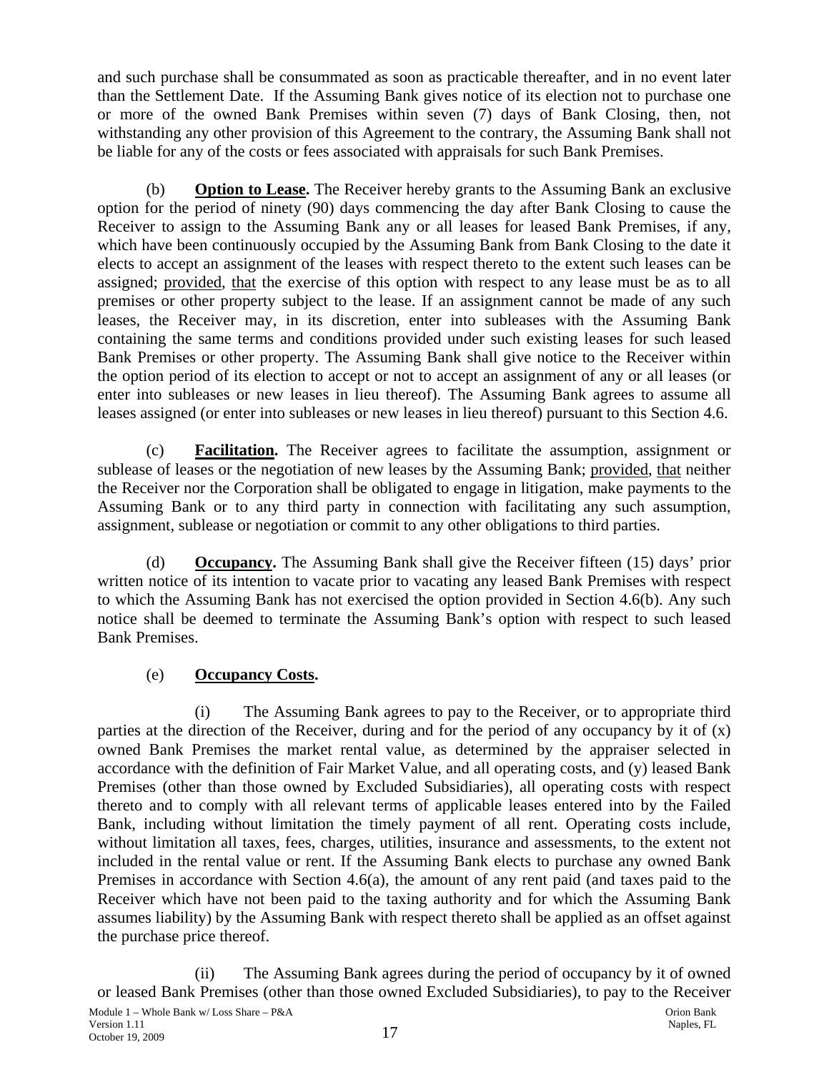and such purchase shall be consummated as soon as practicable thereafter, and in no event later than the Settlement Date. If the Assuming Bank gives notice of its election not to purchase one or more of the owned Bank Premises within seven (7) days of Bank Closing, then, not withstanding any other provision of this Agreement to the contrary, the Assuming Bank shall not be liable for any of the costs or fees associated with appraisals for such Bank Premises.

(b) **Option to Lease.** The Receiver hereby grants to the Assuming Bank an exclusive option for the period of ninety (90) days commencing the day after Bank Closing to cause the Receiver to assign to the Assuming Bank any or all leases for leased Bank Premises, if any, which have been continuously occupied by the Assuming Bank from Bank Closing to the date it elects to accept an assignment of the leases with respect thereto to the extent such leases can be assigned; provided, that the exercise of this option with respect to any lease must be as to all premises or other property subject to the lease. If an assignment cannot be made of any such leases, the Receiver may, in its discretion, enter into subleases with the Assuming Bank containing the same terms and conditions provided under such existing leases for such leased Bank Premises or other property. The Assuming Bank shall give notice to the Receiver within the option period of its election to accept or not to accept an assignment of any or all leases (or enter into subleases or new leases in lieu thereof). The Assuming Bank agrees to assume all leases assigned (or enter into subleases or new leases in lieu thereof) pursuant to this Section 4.6.

(c) **Facilitation.** The Receiver agrees to facilitate the assumption, assignment or sublease of leases or the negotiation of new leases by the Assuming Bank; provided, that neither the Receiver nor the Corporation shall be obligated to engage in litigation, make payments to the Assuming Bank or to any third party in connection with facilitating any such assumption, assignment, sublease or negotiation or commit to any other obligations to third parties.

(d) **Occupancy.** The Assuming Bank shall give the Receiver fifteen (15) days' prior written notice of its intention to vacate prior to vacating any leased Bank Premises with respect to which the Assuming Bank has not exercised the option provided in Section 4.6(b). Any such notice shall be deemed to terminate the Assuming Bank's option with respect to such leased Bank Premises.

(e) **Occupancy Costs.**

(i) The Assuming Bank agrees to pay to the Receiver, or to appropriate third parties at the direction of the Receiver, during and for the period of any occupancy by it of (x) owned Bank Premises the market rental value, as determined by the appraiser selected in accordance with the definition of Fair Market Value, and all operating costs, and (y) leased Bank Premises (other than those owned by Excluded Subsidiaries), all operating costs with respect thereto and to comply with all relevant terms of applicable leases entered into by the Failed Bank, including without limitation the timely payment of all rent. Operating costs include, without limitation all taxes, fees, charges, utilities, insurance and assessments, to the extent not included in the rental value or rent. If the Assuming Bank elects to purchase any owned Bank Premises in accordance with Section 4.6(a), the amount of any rent paid (and taxes paid to the Receiver which have not been paid to the taxing authority and for which the Assuming Bank assumes liability) by the Assuming Bank with respect thereto shall be applied as an offset against the purchase price thereof.

(ii) The Assuming Bank agrees during the period of occupancy by it of owned or leased Bank Premises (other than those owned Excluded Subsidiaries), to pay to the Receiver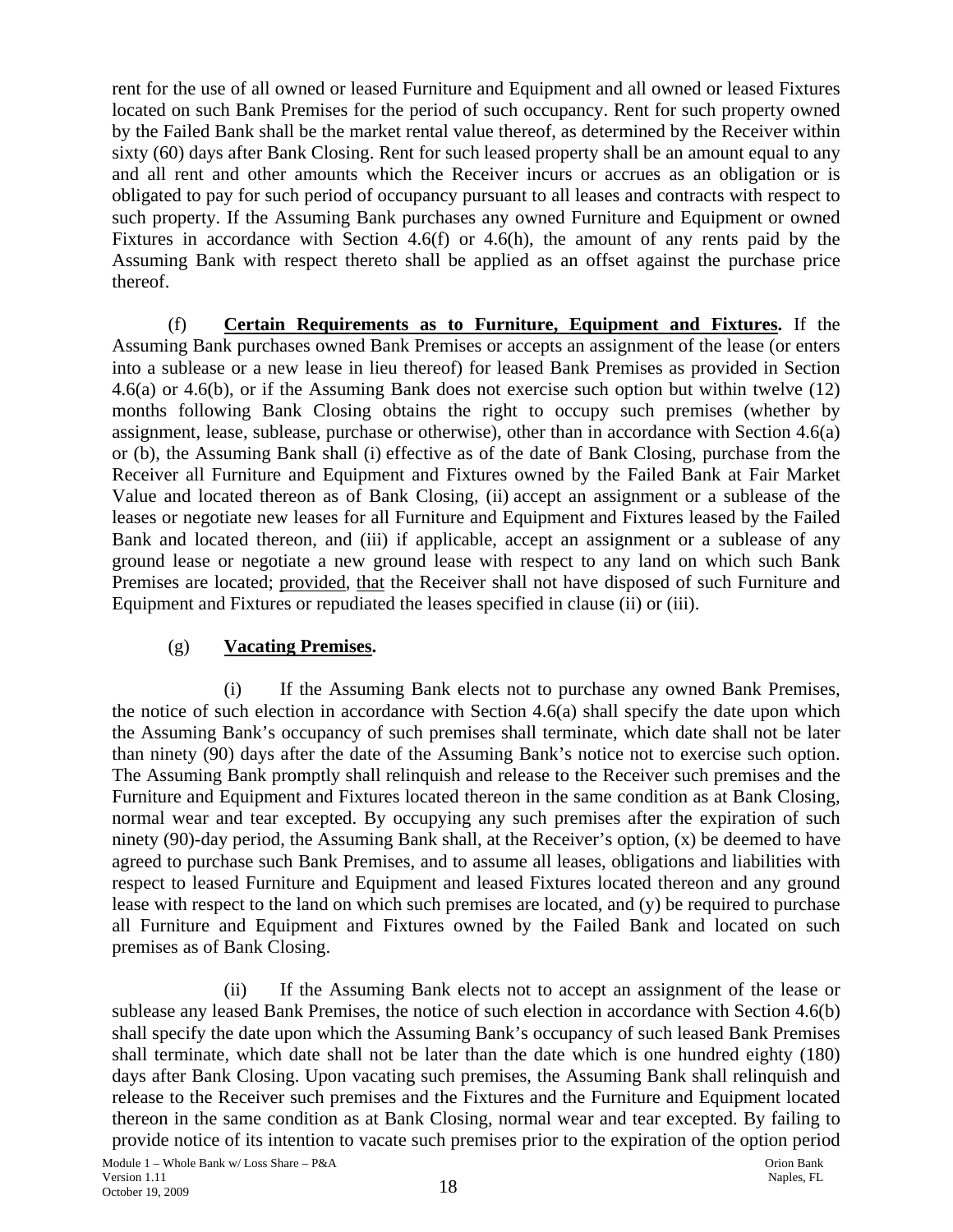rent for the use of all owned or leased Furniture and Equipment and all owned or leased Fixtures located on such Bank Premises for the period of such occupancy. Rent for such property owned by the Failed Bank shall be the market rental value thereof, as determined by the Receiver within sixty (60) days after Bank Closing. Rent for such leased property shall be an amount equal to any and all rent and other amounts which the Receiver incurs or accrues as an obligation or is obligated to pay for such period of occupancy pursuant to all leases and contracts with respect to such property. If the Assuming Bank purchases any owned Furniture and Equipment or owned Fixtures in accordance with Section 4.6(f) or 4.6(h), the amount of any rents paid by the Assuming Bank with respect thereto shall be applied as an offset against the purchase price thereof.

(f) **Certain Requirements as to Furniture, Equipment and Fixtures.** If the Assuming Bank purchases owned Bank Premises or accepts an assignment of the lease (or enters into a sublease or a new lease in lieu thereof) for leased Bank Premises as provided in Section 4.6(a) or 4.6(b), or if the Assuming Bank does not exercise such option but within twelve (12) months following Bank Closing obtains the right to occupy such premises (whether by assignment, lease, sublease, purchase or otherwise), other than in accordance with Section 4.6(a) or (b), the Assuming Bank shall (i) effective as of the date of Bank Closing, purchase from the Receiver all Furniture and Equipment and Fixtures owned by the Failed Bank at Fair Market Value and located thereon as of Bank Closing, (ii) accept an assignment or a sublease of the leases or negotiate new leases for all Furniture and Equipment and Fixtures leased by the Failed Bank and located thereon, and (iii) if applicable, accept an assignment or a sublease of any ground lease or negotiate a new ground lease with respect to any land on which such Bank Premises are located; provided, that the Receiver shall not have disposed of such Furniture and Equipment and Fixtures or repudiated the leases specified in clause (ii) or (iii).

(g) **Vacating Premises.**

(i) If the Assuming Bank elects not to purchase any owned Bank Premises, the notice of such election in accordance with Section 4.6(a) shall specify the date upon which the Assuming Bank's occupancy of such premises shall terminate, which date shall not be later than ninety (90) days after the date of the Assuming Bank's notice not to exercise such option. The Assuming Bank promptly shall relinquish and release to the Receiver such premises and the Furniture and Equipment and Fixtures located thereon in the same condition as at Bank Closing, normal wear and tear excepted. By occupying any such premises after the expiration of such ninety (90)-day period, the Assuming Bank shall, at the Receiver's option, (x) be deemed to have agreed to purchase such Bank Premises, and to assume all leases, obligations and liabilities with respect to leased Furniture and Equipment and leased Fixtures located thereon and any ground lease with respect to the land on which such premises are located, and (y) be required to purchase all Furniture and Equipment and Fixtures owned by the Failed Bank and located on such premises as of Bank Closing.

(ii) If the Assuming Bank elects not to accept an assignment of the lease or sublease any leased Bank Premises, the notice of such election in accordance with Section 4.6(b) shall specify the date upon which the Assuming Bank's occupancy of such leased Bank Premises shall terminate, which date shall not be later than the date which is one hundred eighty (180) days after Bank Closing. Upon vacating such premises, the Assuming Bank shall relinquish and release to the Receiver such premises and the Fixtures and the Furniture and Equipment located thereon in the same condition as at Bank Closing, normal wear and tear excepted. By failing to provide notice of its intention to vacate such premises prior to the expiration of the option period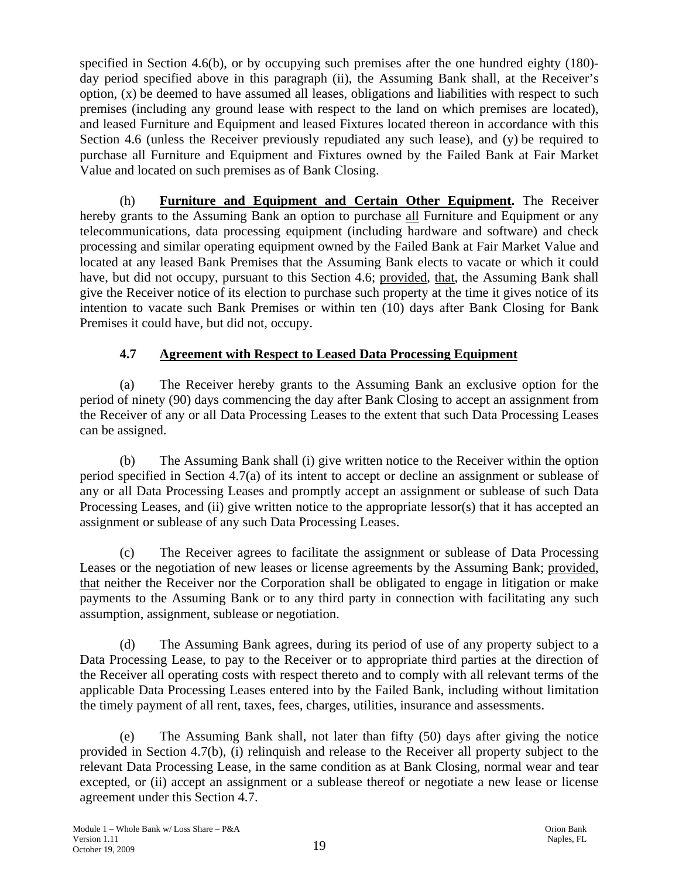specified in Section 4.6(b), or by occupying such premises after the one hundred eighty (180)-day period specified above in this paragraph (ii), the Assuming Bank shall, at the Receiver's option, (x) be deemed to have assumed all leases, obligations and liabilities with respect to such premises (including any ground lease with respect to the land on which premises are located), and leased Furniture and Equipment and leased Fixtures located thereon in accordance with this Section 4.6 (unless the Receiver previously repudiated any such lease), and (y) be required to purchase all Furniture and Equipment and Fixtures owned by the Failed Bank at Fair Market Value and located on such premises as of Bank Closing.

(h) **Furniture and Equipment and Certain Other Equipment.** The Receiver hereby grants to the Assuming Bank an option to purchase all Furniture and Equipment or any telecommunications, data processing equipment (including hardware and software) and check processing and similar operating equipment owned by the Failed Bank at Fair Market Value and located at any leased Bank Premises that the Assuming Bank elects to vacate or which it could have, but did not occupy, pursuant to this Section 4.6; provided, that, the Assuming Bank shall give the Receiver notice of its election to purchase such property at the time it gives notice of its intention to vacate such Bank Premises or within ten (10) days after Bank Closing for Bank Premises it could have, but did not, occupy.

### 4.7 Agreement with Respect to Leased Data Processing Equipment

(a) The Receiver hereby grants to the Assuming Bank an exclusive option for the period of ninety (90) days commencing the day after Bank Closing to accept an assignment from the Receiver of any or all Data Processing Leases to the extent that such Data Processing Leases can be assigned.

(b) The Assuming Bank shall (i) give written notice to the Receiver within the option period specified in Section 4.7(a) of its intent to accept or decline an assignment or sublease of any or all Data Processing Leases and promptly accept an assignment or sublease of such Data Processing Leases, and (ii) give written notice to the appropriate lessor(s) that it has accepted an assignment or sublease of any such Data Processing Leases.

(c) The Receiver agrees to facilitate the assignment or sublease of Data Processing Leases or the negotiation of new leases or license agreements by the Assuming Bank; provided, that neither the Receiver nor the Corporation shall be obligated to engage in litigation or make payments to the Assuming Bank or to any third party in connection with facilitating any such assumption, assignment, sublease or negotiation.

(d) The Assuming Bank agrees, during its period of use of any property subject to a Data Processing Lease, to pay to the Receiver or to appropriate third parties at the direction of the Receiver all operating costs with respect thereto and to comply with all relevant terms of the applicable Data Processing Leases entered into by the Failed Bank, including without limitation the timely payment of all rent, taxes, fees, charges, utilities, insurance and assessments.

(e) The Assuming Bank shall, not later than fifty (50) days after giving the notice provided in Section 4.7(b), (i) relinquish and release to the Receiver all property subject to the relevant Data Processing Lease, in the same condition as at Bank Closing, normal wear and tear excepted, or (ii) accept an assignment or a sublease thereof or negotiate a new lease or license agreement under this Section 4.7.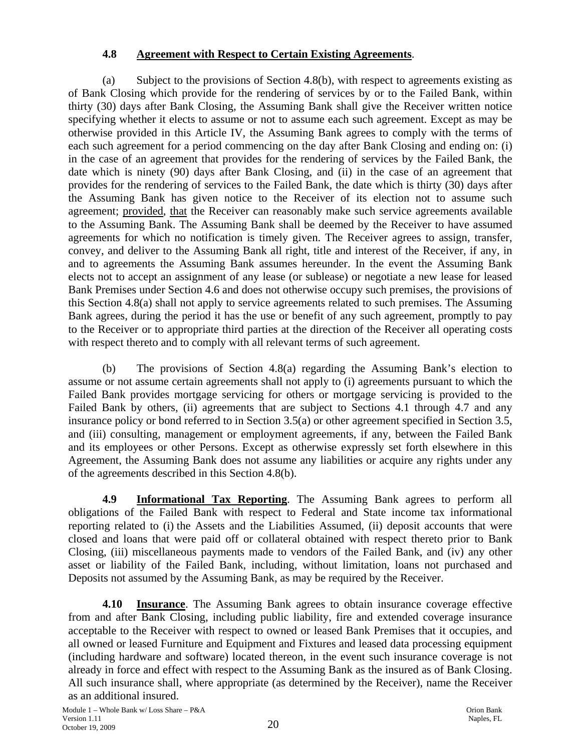**4.8 Agreement with Respect to Certain Existing Agreements**.

(a) Subject to the provisions of Section 4.8(b), with respect to agreements existing as of Bank Closing which provide for the rendering of services by or to the Failed Bank, within thirty (30) days after Bank Closing, the Assuming Bank shall give the Receiver written notice specifying whether it elects to assume or not to assume each such agreement. Except as may be otherwise provided in this Article IV, the Assuming Bank agrees to comply with the terms of each such agreement for a period commencing on the day after Bank Closing and ending on: (i) in the case of an agreement that provides for the rendering of services by the Failed Bank, the date which is ninety (90) days after Bank Closing, and (ii) in the case of an agreement that provides for the rendering of services to the Failed Bank, the date which is thirty (30) days after the Assuming Bank has given notice to the Receiver of its election not to assume such agreement; provided, that the Receiver can reasonably make such service agreements available to the Assuming Bank. The Assuming Bank shall be deemed by the Receiver to have assumed agreements for which no notification is timely given. The Receiver agrees to assign, transfer, convey, and deliver to the Assuming Bank all right, title and interest of the Receiver, if any, in and to agreements the Assuming Bank assumes hereunder. In the event the Assuming Bank elects not to accept an assignment of any lease (or sublease) or negotiate a new lease for leased Bank Premises under Section 4.6 and does not otherwise occupy such premises, the provisions of this Section 4.8(a) shall not apply to service agreements related to such premises. The Assuming Bank agrees, during the period it has the use or benefit of any such agreement, promptly to pay to the Receiver or to appropriate third parties at the direction of the Receiver all operating costs with respect thereto and to comply with all relevant terms of such agreement.

(b) The provisions of Section 4.8(a) regarding the Assuming Bank's election to assume or not assume certain agreements shall not apply to (i) agreements pursuant to which the Failed Bank provides mortgage servicing for others or mortgage servicing is provided to the Failed Bank by others, (ii) agreements that are subject to Sections 4.1 through 4.7 and any insurance policy or bond referred to in Section 3.5(a) or other agreement specified in Section 3.5, and (iii) consulting, management or employment agreements, if any, between the Failed Bank and its employees or other Persons. Except as otherwise expressly set forth elsewhere in this Agreement, the Assuming Bank does not assume any liabilities or acquire any rights under any of the agreements described in this Section 4.8(b).

**4.9 Informational Tax Reporting**. The Assuming Bank agrees to perform all obligations of the Failed Bank with respect to Federal and State income tax informational reporting related to (i) the Assets and the Liabilities Assumed, (ii) deposit accounts that were closed and loans that were paid off or collateral obtained with respect thereto prior to Bank Closing, (iii) miscellaneous payments made to vendors of the Failed Bank, and (iv) any other asset or liability of the Failed Bank, including, without limitation, loans not purchased and Deposits not assumed by the Assuming Bank, as may be required by the Receiver.

**4.10 Insurance**. The Assuming Bank agrees to obtain insurance coverage effective from and after Bank Closing, including public liability, fire and extended coverage insurance acceptable to the Receiver with respect to owned or leased Bank Premises that it occupies, and all owned or leased Furniture and Equipment and Fixtures and leased data processing equipment (including hardware and software) located thereon, in the event such insurance coverage is not already in force and effect with respect to the Assuming Bank as the insured as of Bank Closing. All such insurance shall, where appropriate (as determined by the Receiver), name the Receiver as an additional insured.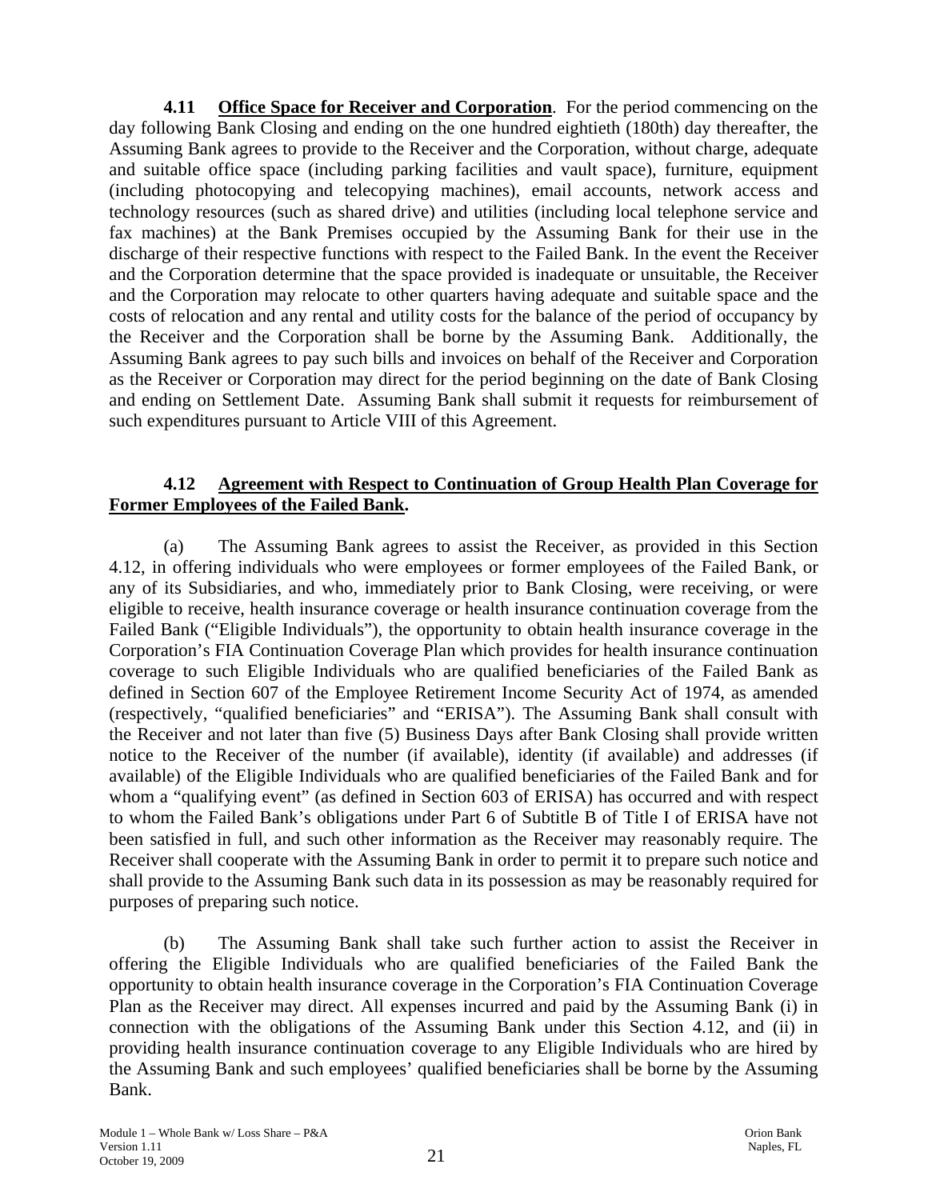**4.11 Office Space for Receiver and Corporation**. For the period commencing on the day following Bank Closing and ending on the one hundred eightieth (180th) day thereafter, the Assuming Bank agrees to provide to the Receiver and the Corporation, without charge, adequate and suitable office space (including parking facilities and vault space), furniture, equipment (including photocopying and telecopying machines), email accounts, network access and technology resources (such as shared drive) and utilities (including local telephone service and fax machines) at the Bank Premises occupied by the Assuming Bank for their use in the discharge of their respective functions with respect to the Failed Bank. In the event the Receiver and the Corporation determine that the space provided is inadequate or unsuitable, the Receiver and the Corporation may relocate to other quarters having adequate and suitable space and the costs of relocation and any rental and utility costs for the balance of the period of occupancy by the Receiver and the Corporation shall be borne by the Assuming Bank. Additionally, the Assuming Bank agrees to pay such bills and invoices on behalf of the Receiver and Corporation as the Receiver or Corporation may direct for the period beginning on the date of Bank Closing and ending on Settlement Date. Assuming Bank shall submit it requests for reimbursement of such expenditures pursuant to Article VIII of this Agreement.

**4.12 Agreement with Respect to Continuation of Group Health Plan Coverage for Former Employees of the Failed Bank.**

(a) The Assuming Bank agrees to assist the Receiver, as provided in this Section 4.12, in offering individuals who were employees or former employees of the Failed Bank, or any of its Subsidiaries, and who, immediately prior to Bank Closing, were receiving, or were eligible to receive, health insurance coverage or health insurance continuation coverage from the Failed Bank ("Eligible Individuals"), the opportunity to obtain health insurance coverage in the Corporation's FIA Continuation Coverage Plan which provides for health insurance continuation coverage to such Eligible Individuals who are qualified beneficiaries of the Failed Bank as defined in Section 607 of the Employee Retirement Income Security Act of 1974, as amended (respectively, "qualified beneficiaries" and "ERISA"). The Assuming Bank shall consult with the Receiver and not later than five (5) Business Days after Bank Closing shall provide written notice to the Receiver of the number (if available), identity (if available) and addresses (if available) of the Eligible Individuals who are qualified beneficiaries of the Failed Bank and for whom a "qualifying event" (as defined in Section 603 of ERISA) has occurred and with respect to whom the Failed Bank's obligations under Part 6 of Subtitle B of Title I of ERISA have not been satisfied in full, and such other information as the Receiver may reasonably require. The Receiver shall cooperate with the Assuming Bank in order to permit it to prepare such notice and shall provide to the Assuming Bank such data in its possession as may be reasonably required for purposes of preparing such notice.

(b) The Assuming Bank shall take such further action to assist the Receiver in offering the Eligible Individuals who are qualified beneficiaries of the Failed Bank the opportunity to obtain health insurance coverage in the Corporation's FIA Continuation Coverage Plan as the Receiver may direct. All expenses incurred and paid by the Assuming Bank (i) in connection with the obligations of the Assuming Bank under this Section 4.12, and (ii) in providing health insurance continuation coverage to any Eligible Individuals who are hired by the Assuming Bank and such employees' qualified beneficiaries shall be borne by the Assuming Bank.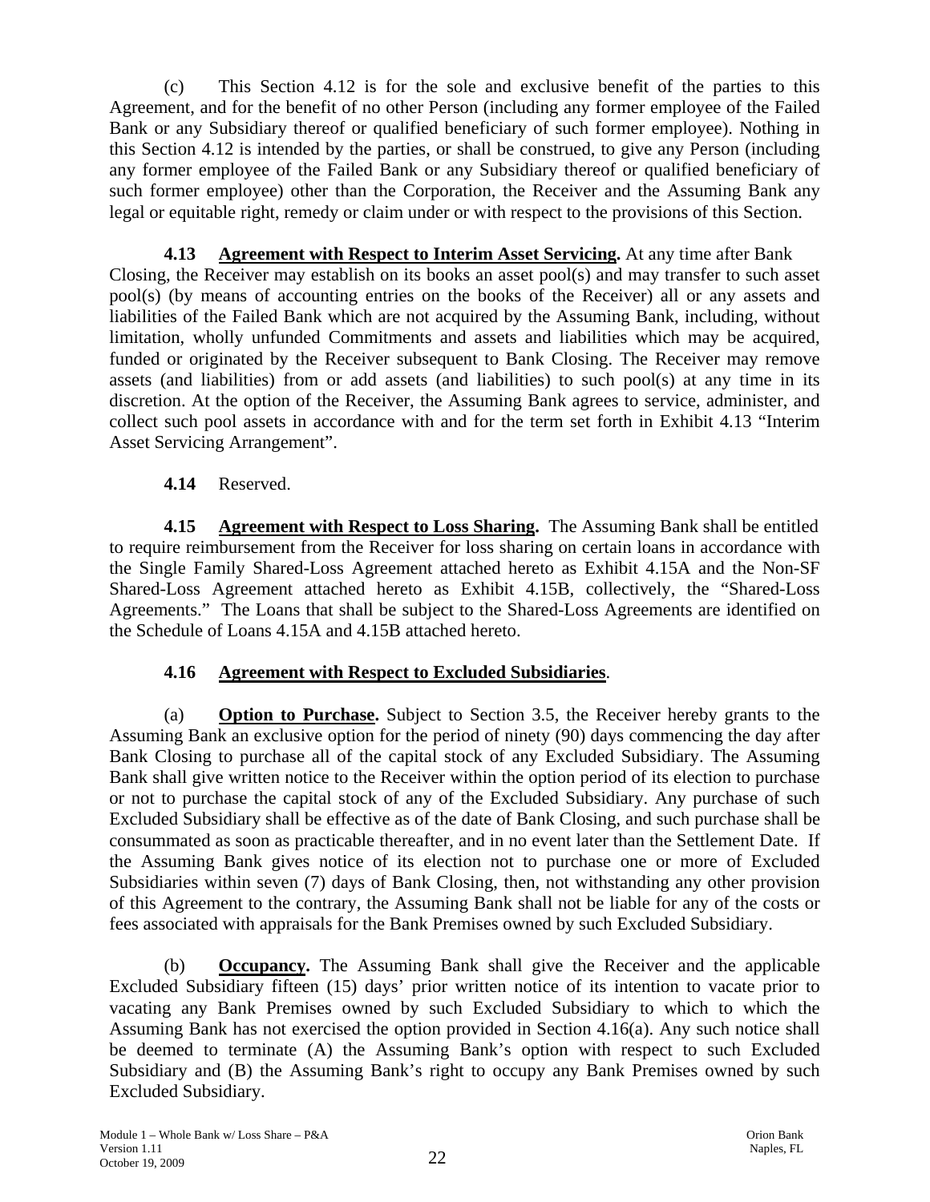(c) This Section 4.12 is for the sole and exclusive benefit of the parties to this Agreement, and for the benefit of no other Person (including any former employee of the Failed Bank or any Subsidiary thereof or qualified beneficiary of such former employee). Nothing in this Section 4.12 is intended by the parties, or shall be construed, to give any Person (including any former employee of the Failed Bank or any Subsidiary thereof or qualified beneficiary of such former employee) other than the Corporation, the Receiver and the Assuming Bank any legal or equitable right, remedy or claim under or with respect to the provisions of this Section.

**4.13 Agreement with Respect to Interim Asset Servicing.** At any time after Bank Closing, the Receiver may establish on its books an asset pool(s) and may transfer to such asset pool(s) (by means of accounting entries on the books of the Receiver) all or any assets and liabilities of the Failed Bank which are not acquired by the Assuming Bank, including, without limitation, wholly unfunded Commitments and assets and liabilities which may be acquired, funded or originated by the Receiver subsequent to Bank Closing. The Receiver may remove assets (and liabilities) from or add assets (and liabilities) to such pool(s) at any time in its discretion. At the option of the Receiver, the Assuming Bank agrees to service, administer, and collect such pool assets in accordance with and for the term set forth in Exhibit 4.13 "Interim Asset Servicing Arrangement".

**4.14** Reserved.

**4.15 Agreement with Respect to Loss Sharing.** The Assuming Bank shall be entitled to require reimbursement from the Receiver for loss sharing on certain loans in accordance with the Single Family Shared-Loss Agreement attached hereto as Exhibit 4.15A and the Non-SF Shared-Loss Agreement attached hereto as Exhibit 4.15B, collectively, the "Shared-Loss Agreements." The Loans that shall be subject to the Shared-Loss Agreements are identified on the Schedule of Loans 4.15A and 4.15B attached hereto.

**4.16 Agreement with Respect to Excluded Subsidiaries**.

(a) **Option to Purchase.** Subject to Section 3.5, the Receiver hereby grants to the Assuming Bank an exclusive option for the period of ninety (90) days commencing the day after Bank Closing to purchase all of the capital stock of any Excluded Subsidiary. The Assuming Bank shall give written notice to the Receiver within the option period of its election to purchase or not to purchase the capital stock of any of the Excluded Subsidiary. Any purchase of such Excluded Subsidiary shall be effective as of the date of Bank Closing, and such purchase shall be consummated as soon as practicable thereafter, and in no event later than the Settlement Date. If the Assuming Bank gives notice of its election not to purchase one or more of Excluded Subsidiaries within seven (7) days of Bank Closing, then, not withstanding any other provision of this Agreement to the contrary, the Assuming Bank shall not be liable for any of the costs or fees associated with appraisals for the Bank Premises owned by such Excluded Subsidiary.

(b) **Occupancy.** The Assuming Bank shall give the Receiver and the applicable Excluded Subsidiary fifteen (15) days' prior written notice of its intention to vacate prior to vacating any Bank Premises owned by such Excluded Subsidiary to which to which the Assuming Bank has not exercised the option provided in Section 4.16(a). Any such notice shall be deemed to terminate (A) the Assuming Bank's option with respect to such Excluded Subsidiary and (B) the Assuming Bank's right to occupy any Bank Premises owned by such Excluded Subsidiary.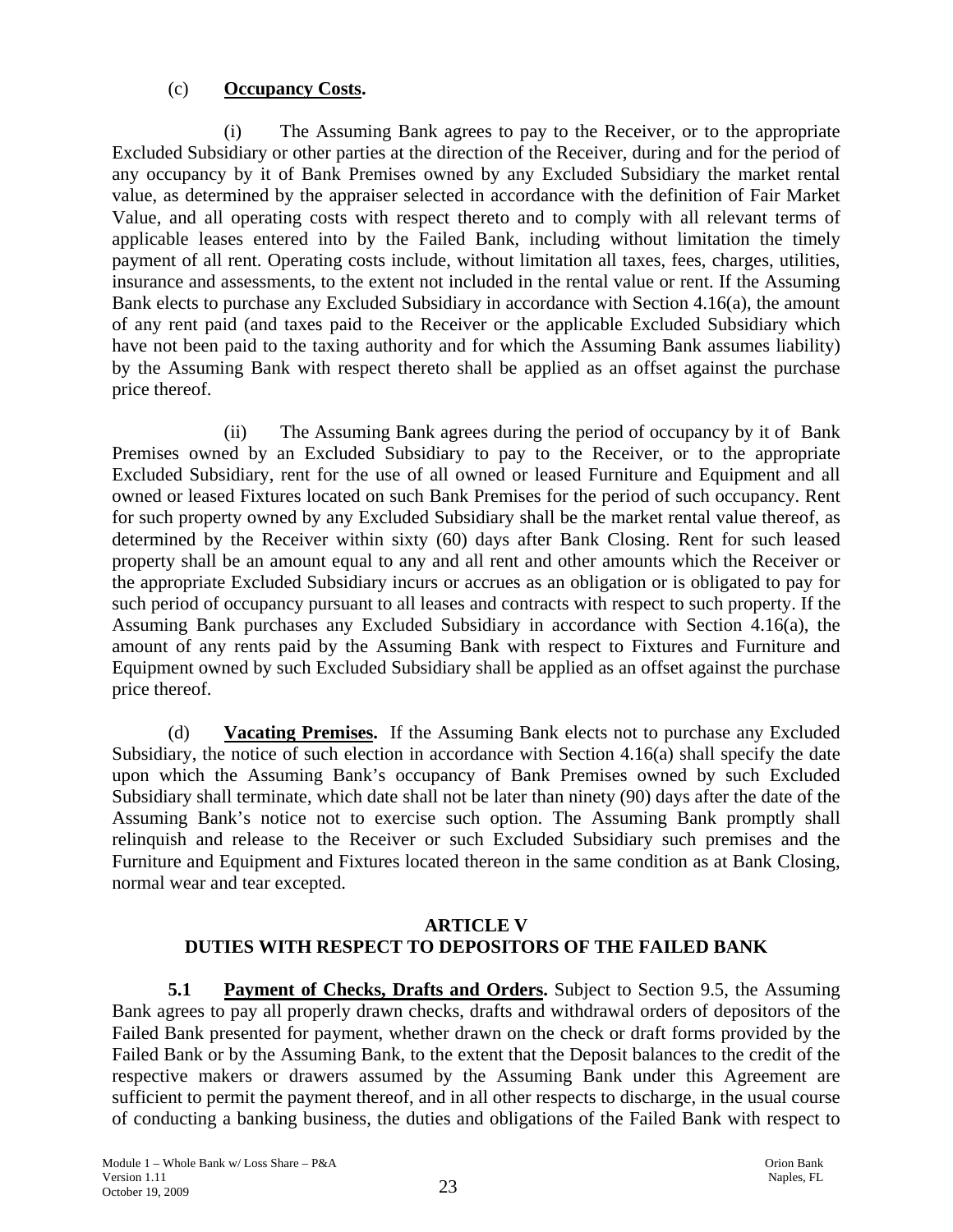(c) **Occupancy Costs.**

(i) The Assuming Bank agrees to pay to the Receiver, or to the appropriate Excluded Subsidiary or other parties at the direction of the Receiver, during and for the period of any occupancy by it of Bank Premises owned by any Excluded Subsidiary the market rental value, as determined by the appraiser selected in accordance with the definition of Fair Market Value, and all operating costs with respect thereto and to comply with all relevant terms of applicable leases entered into by the Failed Bank, including without limitation the timely payment of all rent. Operating costs include, without limitation all taxes, fees, charges, utilities, insurance and assessments, to the extent not included in the rental value or rent. If the Assuming Bank elects to purchase any Excluded Subsidiary in accordance with Section 4.16(a), the amount of any rent paid (and taxes paid to the Receiver or the applicable Excluded Subsidiary which have not been paid to the taxing authority and for which the Assuming Bank assumes liability) by the Assuming Bank with respect thereto shall be applied as an offset against the purchase price thereof.

(ii) The Assuming Bank agrees during the period of occupancy by it of Bank Premises owned by an Excluded Subsidiary to pay to the Receiver, or to the appropriate Excluded Subsidiary, rent for the use of all owned or leased Furniture and Equipment and all owned or leased Fixtures located on such Bank Premises for the period of such occupancy. Rent for such property owned by any Excluded Subsidiary shall be the market rental value thereof, as determined by the Receiver within sixty (60) days after Bank Closing. Rent for such leased property shall be an amount equal to any and all rent and other amounts which the Receiver or the appropriate Excluded Subsidiary incurs or accrues as an obligation or is obligated to pay for such period of occupancy pursuant to all leases and contracts with respect to such property. If the Assuming Bank purchases any Excluded Subsidiary in accordance with Section 4.16(a), the amount of any rents paid by the Assuming Bank with respect to Fixtures and Furniture and Equipment owned by such Excluded Subsidiary shall be applied as an offset against the purchase price thereof.

(d) **Vacating Premises.** If the Assuming Bank elects not to purchase any Excluded Subsidiary, the notice of such election in accordance with Section 4.16(a) shall specify the date upon which the Assuming Bank's occupancy of Bank Premises owned by such Excluded Subsidiary shall terminate, which date shall not be later than ninety (90) days after the date of the Assuming Bank's notice not to exercise such option. The Assuming Bank promptly shall relinquish and release to the Receiver or such Excluded Subsidiary such premises and the Furniture and Equipment and Fixtures located thereon in the same condition as at Bank Closing, normal wear and tear excepted.

## ARTICLE V
## DUTIES WITH RESPECT TO DEPOSITORS OF THE FAILED BANK

**5.1 Payment of Checks, Drafts and Orders.** Subject to Section 9.5, the Assuming Bank agrees to pay all properly drawn checks, drafts and withdrawal orders of depositors of the Failed Bank presented for payment, whether drawn on the check or draft forms provided by the Failed Bank or by the Assuming Bank, to the extent that the Deposit balances to the credit of the respective makers or drawers assumed by the Assuming Bank under this Agreement are sufficient to permit the payment thereof, and in all other respects to discharge, in the usual course of conducting a banking business, the duties and obligations of the Failed Bank with respect to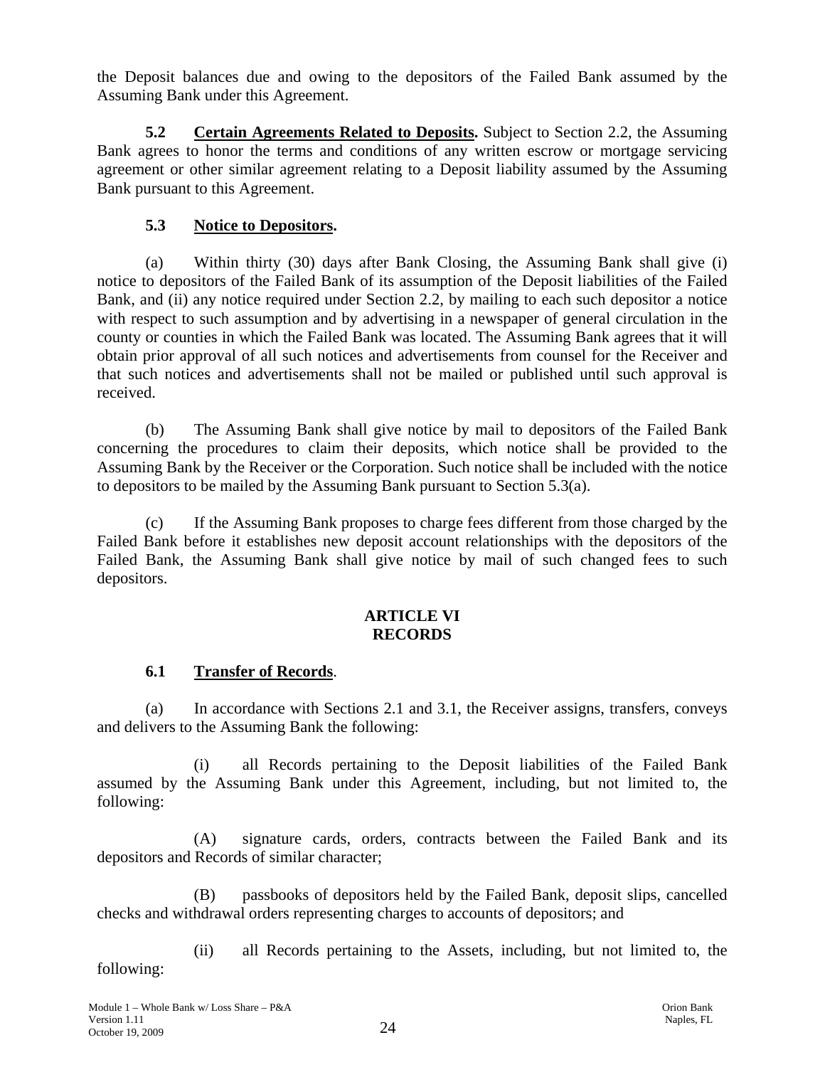the Deposit balances due and owing to the depositors of the Failed Bank assumed by the Assuming Bank under this Agreement.

**5.2 Certain Agreements Related to Deposits.** Subject to Section 2.2, the Assuming Bank agrees to honor the terms and conditions of any written escrow or mortgage servicing agreement or other similar agreement relating to a Deposit liability assumed by the Assuming Bank pursuant to this Agreement.

**5.3 Notice to Depositors.**

(a) Within thirty (30) days after Bank Closing, the Assuming Bank shall give (i) notice to depositors of the Failed Bank of its assumption of the Deposit liabilities of the Failed Bank, and (ii) any notice required under Section 2.2, by mailing to each such depositor a notice with respect to such assumption and by advertising in a newspaper of general circulation in the county or counties in which the Failed Bank was located. The Assuming Bank agrees that it will obtain prior approval of all such notices and advertisements from counsel for the Receiver and that such notices and advertisements shall not be mailed or published until such approval is received.

(b) The Assuming Bank shall give notice by mail to depositors of the Failed Bank concerning the procedures to claim their deposits, which notice shall be provided to the Assuming Bank by the Receiver or the Corporation. Such notice shall be included with the notice to depositors to be mailed by the Assuming Bank pursuant to Section 5.3(a).

(c) If the Assuming Bank proposes to charge fees different from those charged by the Failed Bank before it establishes new deposit account relationships with the depositors of the Failed Bank, the Assuming Bank shall give notice by mail of such changed fees to such depositors.

## ARTICLE VI
## RECORDS

**6.1 Transfer of Records**.

(a) In accordance with Sections 2.1 and 3.1, the Receiver assigns, transfers, conveys and delivers to the Assuming Bank the following:

(i) all Records pertaining to the Deposit liabilities of the Failed Bank assumed by the Assuming Bank under this Agreement, including, but not limited to, the following:

(A) signature cards, orders, contracts between the Failed Bank and its depositors and Records of similar character;

(B) passbooks of depositors held by the Failed Bank, deposit slips, cancelled checks and withdrawal orders representing charges to accounts of depositors; and

(ii) all Records pertaining to the Assets, including, but not limited to, the following: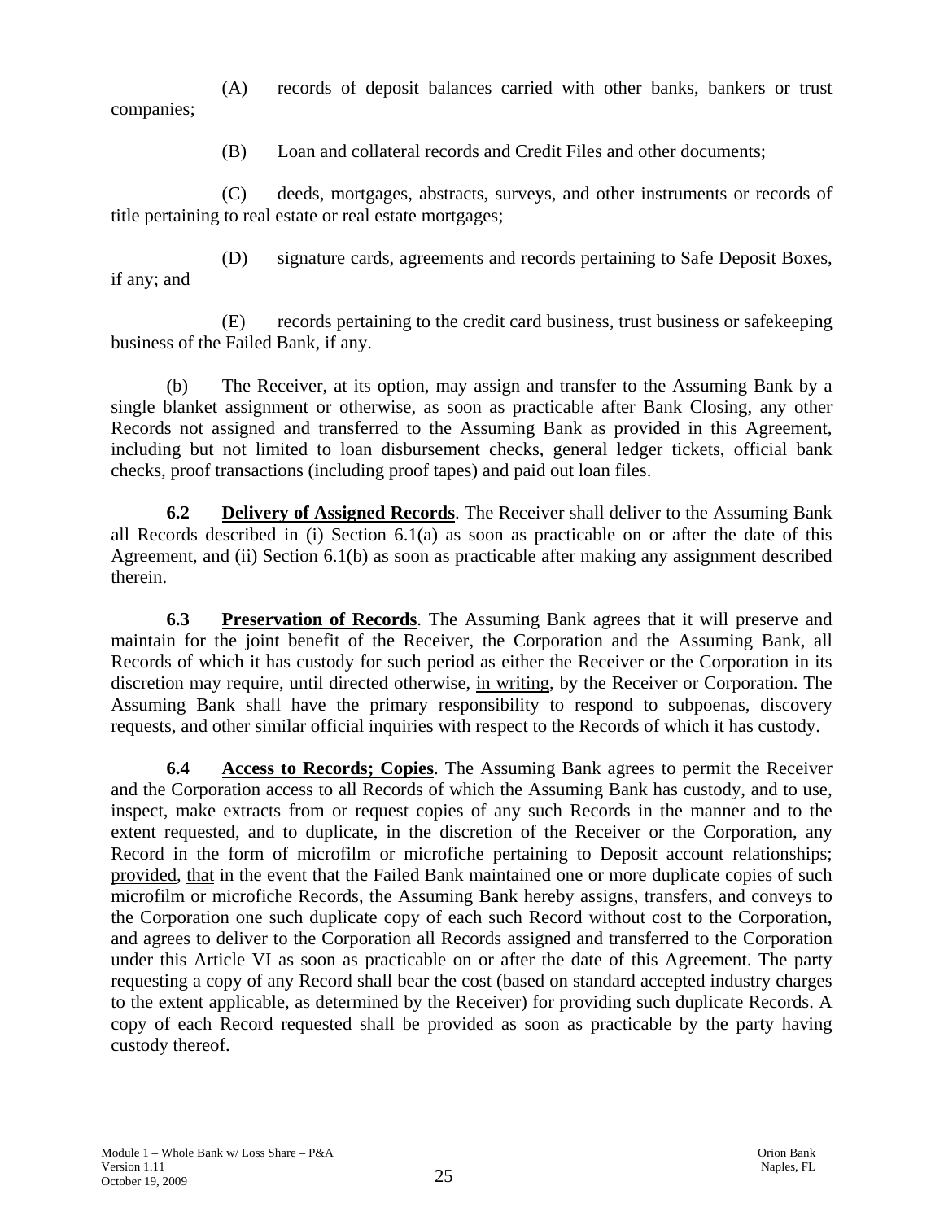(A) records of deposit balances carried with other banks, bankers or trust companies;

(B) Loan and collateral records and Credit Files and other documents;

(C) deeds, mortgages, abstracts, surveys, and other instruments or records of title pertaining to real estate or real estate mortgages;

(D) signature cards, agreements and records pertaining to Safe Deposit Boxes, if any; and

(E) records pertaining to the credit card business, trust business or safekeeping business of the Failed Bank, if any.

(b) The Receiver, at its option, may assign and transfer to the Assuming Bank by a single blanket assignment or otherwise, as soon as practicable after Bank Closing, any other Records not assigned and transferred to the Assuming Bank as provided in this Agreement, including but not limited to loan disbursement checks, general ledger tickets, official bank checks, proof transactions (including proof tapes) and paid out loan files.

**6.2 Delivery of Assigned Records**. The Receiver shall deliver to the Assuming Bank all Records described in (i) Section 6.1(a) as soon as practicable on or after the date of this Agreement, and (ii) Section 6.1(b) as soon as practicable after making any assignment described therein.

**6.3 Preservation of Records**. The Assuming Bank agrees that it will preserve and maintain for the joint benefit of the Receiver, the Corporation and the Assuming Bank, all Records of which it has custody for such period as either the Receiver or the Corporation in its discretion may require, until directed otherwise, in writing, by the Receiver or Corporation. The Assuming Bank shall have the primary responsibility to respond to subpoenas, discovery requests, and other similar official inquiries with respect to the Records of which it has custody.

**6.4 Access to Records; Copies**. The Assuming Bank agrees to permit the Receiver and the Corporation access to all Records of which the Assuming Bank has custody, and to use, inspect, make extracts from or request copies of any such Records in the manner and to the extent requested, and to duplicate, in the discretion of the Receiver or the Corporation, any Record in the form of microfilm or microfiche pertaining to Deposit account relationships; provided, that in the event that the Failed Bank maintained one or more duplicate copies of such microfilm or microfiche Records, the Assuming Bank hereby assigns, transfers, and conveys to the Corporation one such duplicate copy of each such Record without cost to the Corporation, and agrees to deliver to the Corporation all Records assigned and transferred to the Corporation under this Article VI as soon as practicable on or after the date of this Agreement. The party requesting a copy of any Record shall bear the cost (based on standard accepted industry charges to the extent applicable, as determined by the Receiver) for providing such duplicate Records. A copy of each Record requested shall be provided as soon as practicable by the party having custody thereof.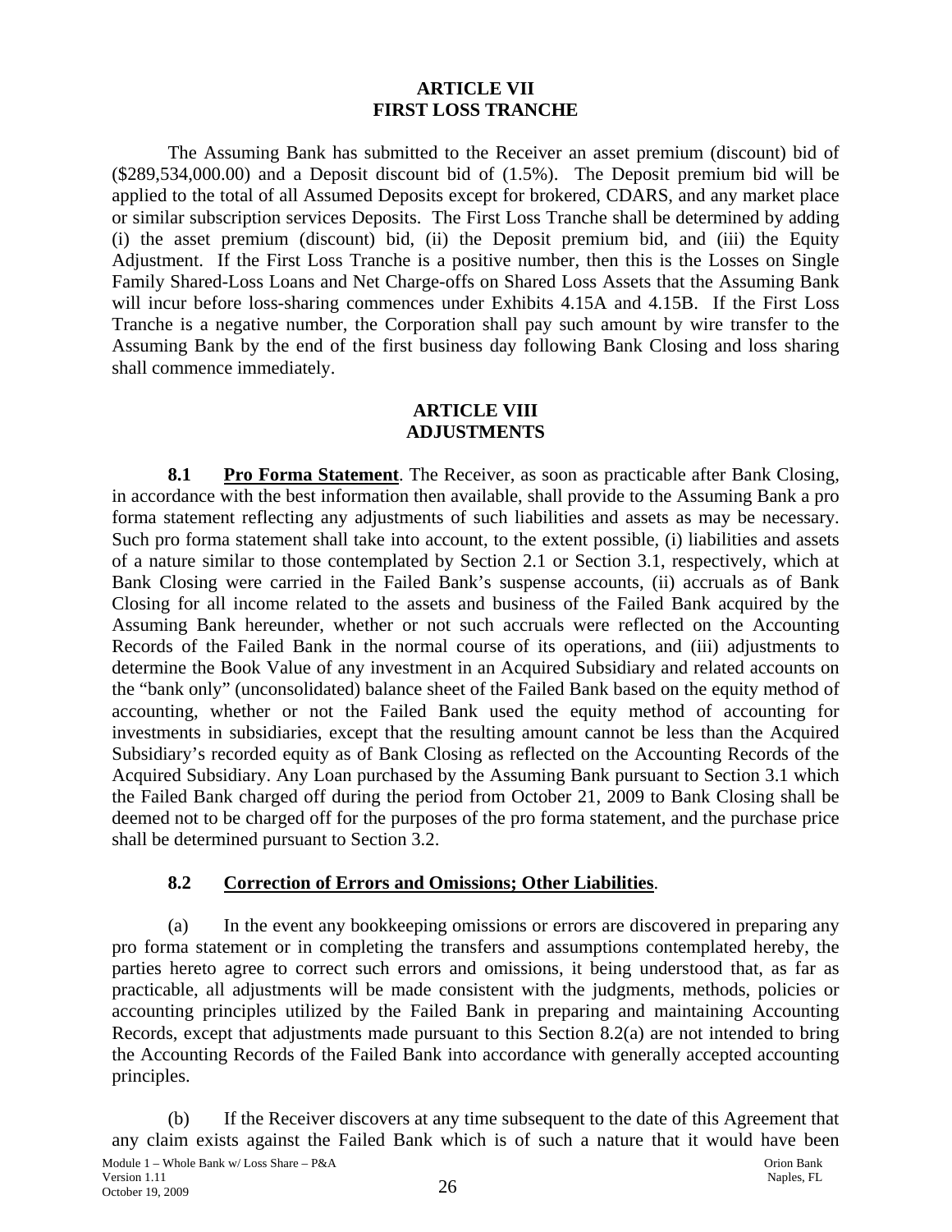## ARTICLE VII
## FIRST LOSS TRANCHE

The Assuming Bank has submitted to the Receiver an asset premium (discount) bid of ($289,534,000.00) and a Deposit discount bid of (1.5%). The Deposit premium bid will be applied to the total of all Assumed Deposits except for brokered, CDARS, and any market place or similar subscription services Deposits. The First Loss Tranche shall be determined by adding (i) the asset premium (discount) bid, (ii) the Deposit premium bid, and (iii) the Equity Adjustment. If the First Loss Tranche is a positive number, then this is the Losses on Single Family Shared-Loss Loans and Net Charge-offs on Shared Loss Assets that the Assuming Bank will incur before loss-sharing commences under Exhibits 4.15A and 4.15B. If the First Loss Tranche is a negative number, the Corporation shall pay such amount by wire transfer to the Assuming Bank by the end of the first business day following Bank Closing and loss sharing shall commence immediately.

## ARTICLE VIII
## ADJUSTMENTS

**8.1 Pro Forma Statement**. The Receiver, as soon as practicable after Bank Closing, in accordance with the best information then available, shall provide to the Assuming Bank a pro forma statement reflecting any adjustments of such liabilities and assets as may be necessary. Such pro forma statement shall take into account, to the extent possible, (i) liabilities and assets of a nature similar to those contemplated by Section 2.1 or Section 3.1, respectively, which at Bank Closing were carried in the Failed Bank's suspense accounts, (ii) accruals as of Bank Closing for all income related to the assets and business of the Failed Bank acquired by the Assuming Bank hereunder, whether or not such accruals were reflected on the Accounting Records of the Failed Bank in the normal course of its operations, and (iii) adjustments to determine the Book Value of any investment in an Acquired Subsidiary and related accounts on the "bank only" (unconsolidated) balance sheet of the Failed Bank based on the equity method of accounting, whether or not the Failed Bank used the equity method of accounting for investments in subsidiaries, except that the resulting amount cannot be less than the Acquired Subsidiary's recorded equity as of Bank Closing as reflected on the Accounting Records of the Acquired Subsidiary. Any Loan purchased by the Assuming Bank pursuant to Section 3.1 which the Failed Bank charged off during the period from October 21, 2009 to Bank Closing shall be deemed not to be charged off for the purposes of the pro forma statement, and the purchase price shall be determined pursuant to Section 3.2.

### 8.2 Correction of Errors and Omissions; Other Liabilities.

(a) In the event any bookkeeping omissions or errors are discovered in preparing any pro forma statement or in completing the transfers and assumptions contemplated hereby, the parties hereto agree to correct such errors and omissions, it being understood that, as far as practicable, all adjustments will be made consistent with the judgments, methods, policies or accounting principles utilized by the Failed Bank in preparing and maintaining Accounting Records, except that adjustments made pursuant to this Section 8.2(a) are not intended to bring the Accounting Records of the Failed Bank into accordance with generally accepted accounting principles.

(b) If the Receiver discovers at any time subsequent to the date of this Agreement that any claim exists against the Failed Bank which is of such a nature that it would have been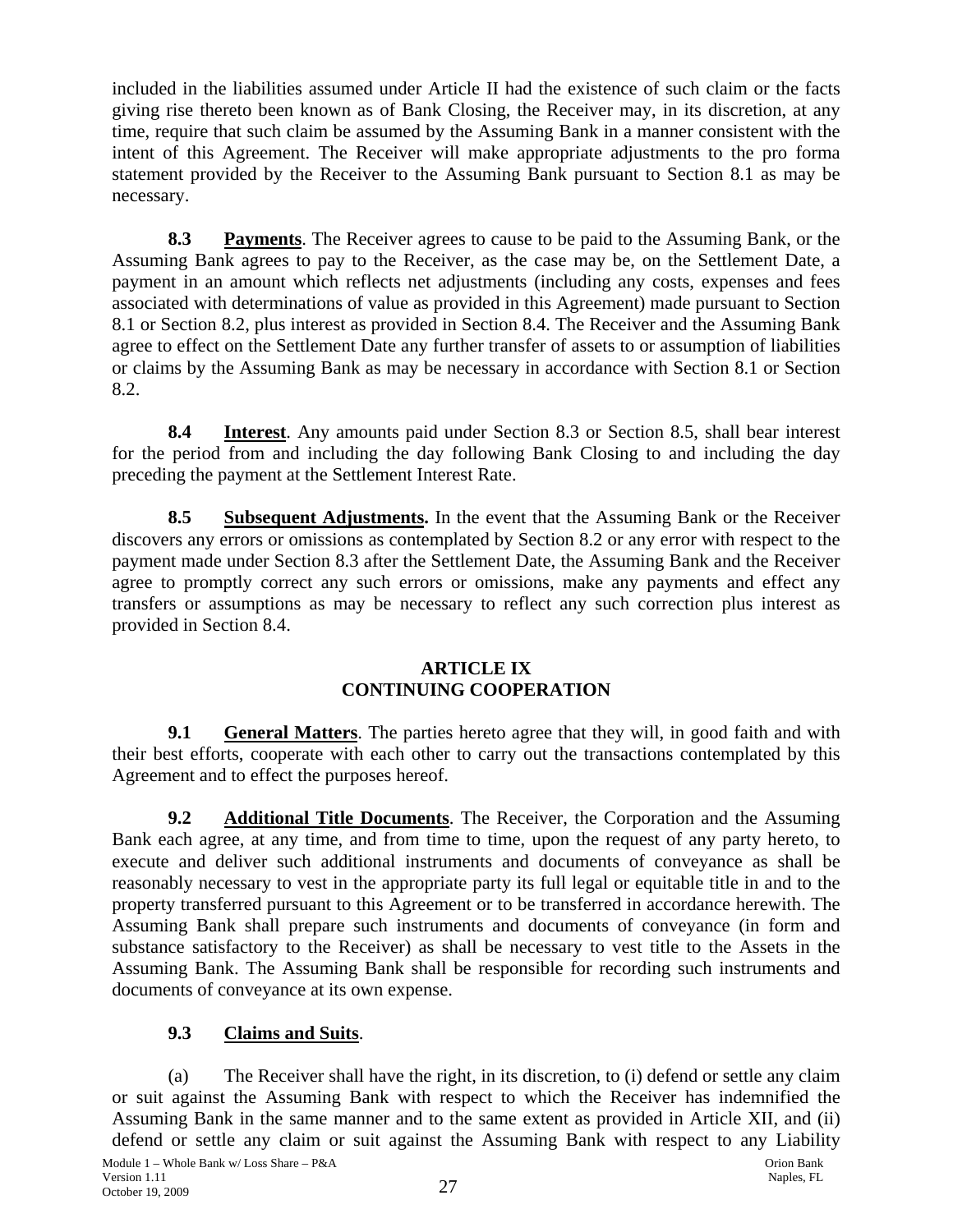included in the liabilities assumed under Article II had the existence of such claim or the facts giving rise thereto been known as of Bank Closing, the Receiver may, in its discretion, at any time, require that such claim be assumed by the Assuming Bank in a manner consistent with the intent of this Agreement. The Receiver will make appropriate adjustments to the pro forma statement provided by the Receiver to the Assuming Bank pursuant to Section 8.1 as may be necessary.

**8.3 Payments**. The Receiver agrees to cause to be paid to the Assuming Bank, or the Assuming Bank agrees to pay to the Receiver, as the case may be, on the Settlement Date, a payment in an amount which reflects net adjustments (including any costs, expenses and fees associated with determinations of value as provided in this Agreement) made pursuant to Section 8.1 or Section 8.2, plus interest as provided in Section 8.4. The Receiver and the Assuming Bank agree to effect on the Settlement Date any further transfer of assets to or assumption of liabilities or claims by the Assuming Bank as may be necessary in accordance with Section 8.1 or Section 8.2.

**8.4 Interest**. Any amounts paid under Section 8.3 or Section 8.5, shall bear interest for the period from and including the day following Bank Closing to and including the day preceding the payment at the Settlement Interest Rate.

**8.5 Subsequent Adjustments.** In the event that the Assuming Bank or the Receiver discovers any errors or omissions as contemplated by Section 8.2 or any error with respect to the payment made under Section 8.3 after the Settlement Date, the Assuming Bank and the Receiver agree to promptly correct any such errors or omissions, make any payments and effect any transfers or assumptions as may be necessary to reflect any such correction plus interest as provided in Section 8.4.

## ARTICLE IX
## CONTINUING COOPERATION

**9.1 General Matters**. The parties hereto agree that they will, in good faith and with their best efforts, cooperate with each other to carry out the transactions contemplated by this Agreement and to effect the purposes hereof.

**9.2 Additional Title Documents**. The Receiver, the Corporation and the Assuming Bank each agree, at any time, and from time to time, upon the request of any party hereto, to execute and deliver such additional instruments and documents of conveyance as shall be reasonably necessary to vest in the appropriate party its full legal or equitable title in and to the property transferred pursuant to this Agreement or to be transferred in accordance herewith. The Assuming Bank shall prepare such instruments and documents of conveyance (in form and substance satisfactory to the Receiver) as shall be necessary to vest title to the Assets in the Assuming Bank. The Assuming Bank shall be responsible for recording such instruments and documents of conveyance at its own expense.

**9.3 Claims and Suits**.

(a) The Receiver shall have the right, in its discretion, to (i) defend or settle any claim or suit against the Assuming Bank with respect to which the Receiver has indemnified the Assuming Bank in the same manner and to the same extent as provided in Article XII, and (ii) defend or settle any claim or suit against the Assuming Bank with respect to any Liability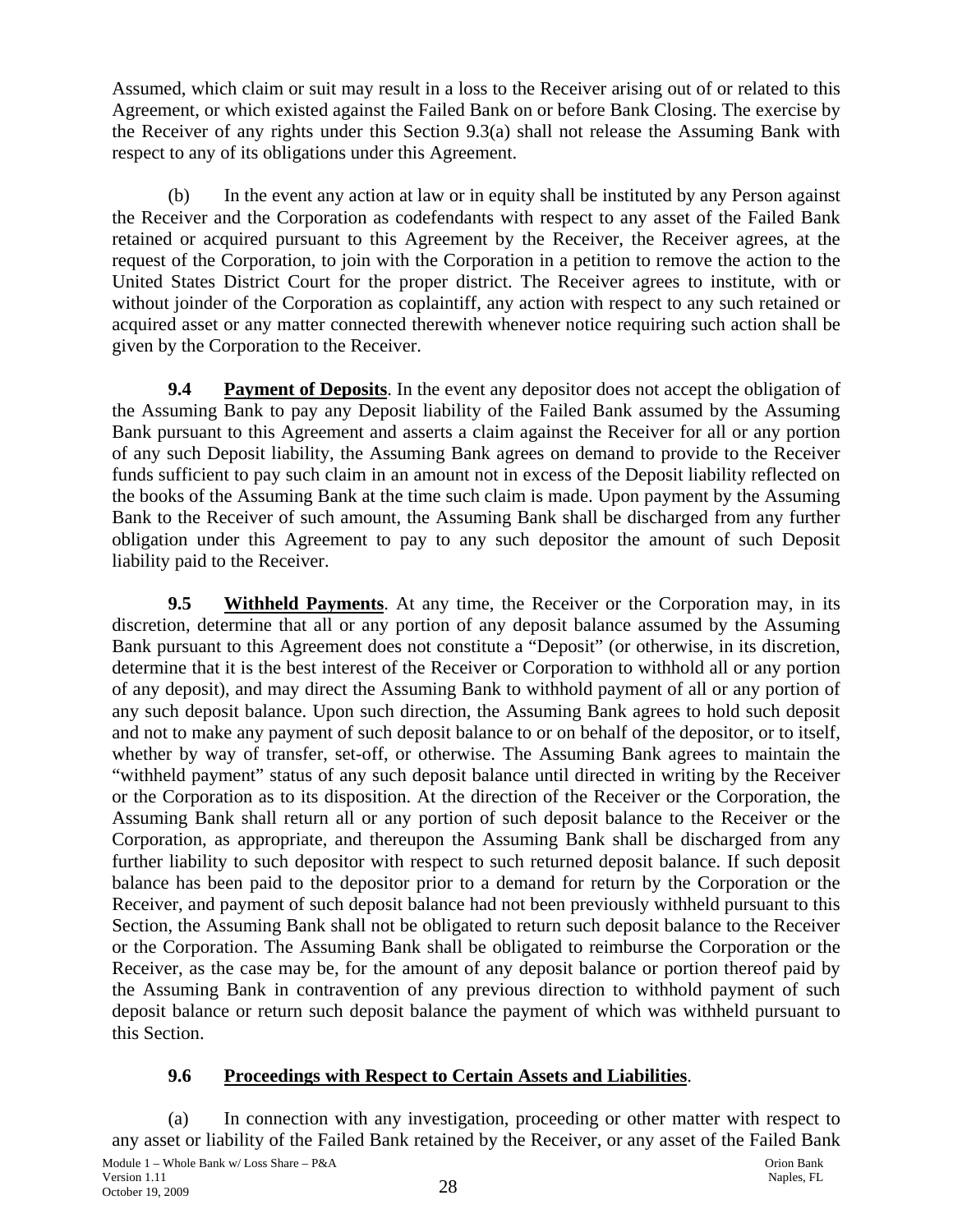Assumed, which claim or suit may result in a loss to the Receiver arising out of or related to this Agreement, or which existed against the Failed Bank on or before Bank Closing. The exercise by the Receiver of any rights under this Section 9.3(a) shall not release the Assuming Bank with respect to any of its obligations under this Agreement.

(b) In the event any action at law or in equity shall be instituted by any Person against the Receiver and the Corporation as codefendants with respect to any asset of the Failed Bank retained or acquired pursuant to this Agreement by the Receiver, the Receiver agrees, at the request of the Corporation, to join with the Corporation in a petition to remove the action to the United States District Court for the proper district. The Receiver agrees to institute, with or without joinder of the Corporation as coplaintiff, any action with respect to any such retained or acquired asset or any matter connected therewith whenever notice requiring such action shall be given by the Corporation to the Receiver.

**9.4 Payment of Deposits**. In the event any depositor does not accept the obligation of the Assuming Bank to pay any Deposit liability of the Failed Bank assumed by the Assuming Bank pursuant to this Agreement and asserts a claim against the Receiver for all or any portion of any such Deposit liability, the Assuming Bank agrees on demand to provide to the Receiver funds sufficient to pay such claim in an amount not in excess of the Deposit liability reflected on the books of the Assuming Bank at the time such claim is made. Upon payment by the Assuming Bank to the Receiver of such amount, the Assuming Bank shall be discharged from any further obligation under this Agreement to pay to any such depositor the amount of such Deposit liability paid to the Receiver.

**9.5 Withheld Payments**. At any time, the Receiver or the Corporation may, in its discretion, determine that all or any portion of any deposit balance assumed by the Assuming Bank pursuant to this Agreement does not constitute a "Deposit" (or otherwise, in its discretion, determine that it is the best interest of the Receiver or Corporation to withhold all or any portion of any deposit), and may direct the Assuming Bank to withhold payment of all or any portion of any such deposit balance. Upon such direction, the Assuming Bank agrees to hold such deposit and not to make any payment of such deposit balance to or on behalf of the depositor, or to itself, whether by way of transfer, set-off, or otherwise. The Assuming Bank agrees to maintain the "withheld payment" status of any such deposit balance until directed in writing by the Receiver or the Corporation as to its disposition. At the direction of the Receiver or the Corporation, the Assuming Bank shall return all or any portion of such deposit balance to the Receiver or the Corporation, as appropriate, and thereupon the Assuming Bank shall be discharged from any further liability to such depositor with respect to such returned deposit balance. If such deposit balance has been paid to the depositor prior to a demand for return by the Corporation or the Receiver, and payment of such deposit balance had not been previously withheld pursuant to this Section, the Assuming Bank shall not be obligated to return such deposit balance to the Receiver or the Corporation. The Assuming Bank shall be obligated to reimburse the Corporation or the Receiver, as the case may be, for the amount of any deposit balance or portion thereof paid by the Assuming Bank in contravention of any previous direction to withhold payment of such deposit balance or return such deposit balance the payment of which was withheld pursuant to this Section.

**9.6 Proceedings with Respect to Certain Assets and Liabilities**.

(a) In connection with any investigation, proceeding or other matter with respect to any asset or liability of the Failed Bank retained by the Receiver, or any asset of the Failed Bank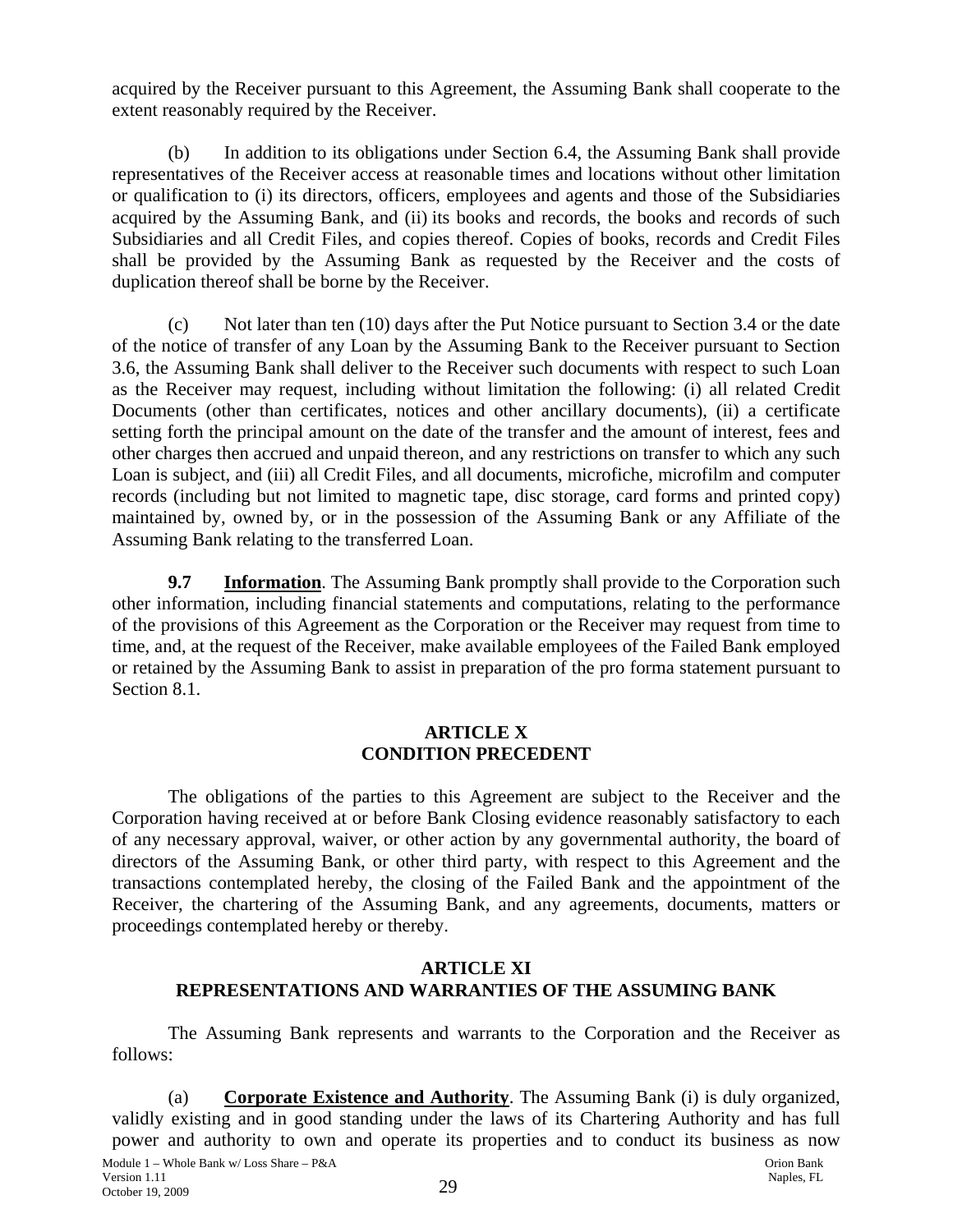acquired by the Receiver pursuant to this Agreement, the Assuming Bank shall cooperate to the extent reasonably required by the Receiver.

(b) In addition to its obligations under Section 6.4, the Assuming Bank shall provide representatives of the Receiver access at reasonable times and locations without other limitation or qualification to (i) its directors, officers, employees and agents and those of the Subsidiaries acquired by the Assuming Bank, and (ii) its books and records, the books and records of such Subsidiaries and all Credit Files, and copies thereof. Copies of books, records and Credit Files shall be provided by the Assuming Bank as requested by the Receiver and the costs of duplication thereof shall be borne by the Receiver.

(c) Not later than ten (10) days after the Put Notice pursuant to Section 3.4 or the date of the notice of transfer of any Loan by the Assuming Bank to the Receiver pursuant to Section 3.6, the Assuming Bank shall deliver to the Receiver such documents with respect to such Loan as the Receiver may request, including without limitation the following: (i) all related Credit Documents (other than certificates, notices and other ancillary documents), (ii) a certificate setting forth the principal amount on the date of the transfer and the amount of interest, fees and other charges then accrued and unpaid thereon, and any restrictions on transfer to which any such Loan is subject, and (iii) all Credit Files, and all documents, microfiche, microfilm and computer records (including but not limited to magnetic tape, disc storage, card forms and printed copy) maintained by, owned by, or in the possession of the Assuming Bank or any Affiliate of the Assuming Bank relating to the transferred Loan.

**9.7 Information**. The Assuming Bank promptly shall provide to the Corporation such other information, including financial statements and computations, relating to the performance of the provisions of this Agreement as the Corporation or the Receiver may request from time to time, and, at the request of the Receiver, make available employees of the Failed Bank employed or retained by the Assuming Bank to assist in preparation of the pro forma statement pursuant to Section 8.1.

## ARTICLE X
## CONDITION PRECEDENT

The obligations of the parties to this Agreement are subject to the Receiver and the Corporation having received at or before Bank Closing evidence reasonably satisfactory to each of any necessary approval, waiver, or other action by any governmental authority, the board of directors of the Assuming Bank, or other third party, with respect to this Agreement and the transactions contemplated hereby, the closing of the Failed Bank and the appointment of the Receiver, the chartering of the Assuming Bank, and any agreements, documents, matters or proceedings contemplated hereby or thereby.

## ARTICLE XI
## REPRESENTATIONS AND WARRANTIES OF THE ASSUMING BANK

The Assuming Bank represents and warrants to the Corporation and the Receiver as follows:

(a) **Corporate Existence and Authority**. The Assuming Bank (i) is duly organized, validly existing and in good standing under the laws of its Chartering Authority and has full power and authority to own and operate its properties and to conduct its business as now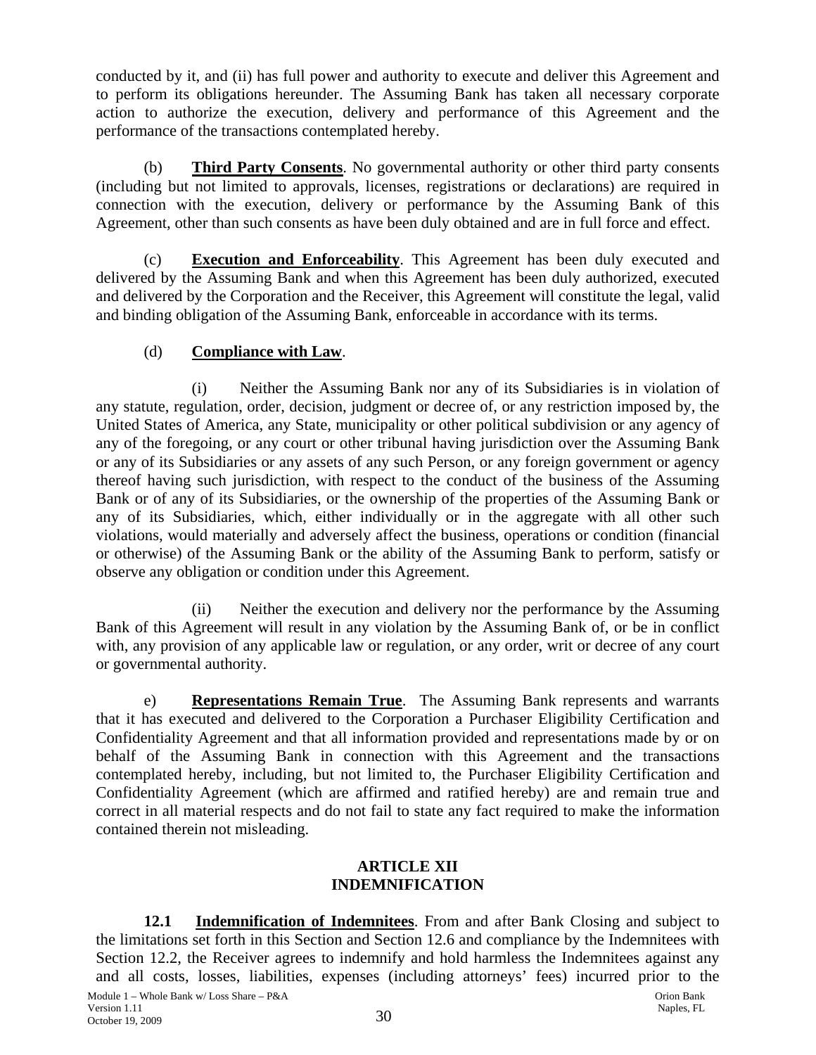conducted by it, and (ii) has full power and authority to execute and deliver this Agreement and to perform its obligations hereunder. The Assuming Bank has taken all necessary corporate action to authorize the execution, delivery and performance of this Agreement and the performance of the transactions contemplated hereby.

(b) **Third Party Consents**. No governmental authority or other third party consents (including but not limited to approvals, licenses, registrations or declarations) are required in connection with the execution, delivery or performance by the Assuming Bank of this Agreement, other than such consents as have been duly obtained and are in full force and effect.

(c) **Execution and Enforceability**. This Agreement has been duly executed and delivered by the Assuming Bank and when this Agreement has been duly authorized, executed and delivered by the Corporation and the Receiver, this Agreement will constitute the legal, valid and binding obligation of the Assuming Bank, enforceable in accordance with its terms.

(d) **Compliance with Law**.

(i) Neither the Assuming Bank nor any of its Subsidiaries is in violation of any statute, regulation, order, decision, judgment or decree of, or any restriction imposed by, the United States of America, any State, municipality or other political subdivision or any agency of any of the foregoing, or any court or other tribunal having jurisdiction over the Assuming Bank or any of its Subsidiaries or any assets of any such Person, or any foreign government or agency thereof having such jurisdiction, with respect to the conduct of the business of the Assuming Bank or of any of its Subsidiaries, or the ownership of the properties of the Assuming Bank or any of its Subsidiaries, which, either individually or in the aggregate with all other such violations, would materially and adversely affect the business, operations or condition (financial or otherwise) of the Assuming Bank or the ability of the Assuming Bank to perform, satisfy or observe any obligation or condition under this Agreement.

(ii) Neither the execution and delivery nor the performance by the Assuming Bank of this Agreement will result in any violation by the Assuming Bank of, or be in conflict with, any provision of any applicable law or regulation, or any order, writ or decree of any court or governmental authority.

e) **Representations Remain True**. The Assuming Bank represents and warrants that it has executed and delivered to the Corporation a Purchaser Eligibility Certification and Confidentiality Agreement and that all information provided and representations made by or on behalf of the Assuming Bank in connection with this Agreement and the transactions contemplated hereby, including, but not limited to, the Purchaser Eligibility Certification and Confidentiality Agreement (which are affirmed and ratified hereby) are and remain true and correct in all material respects and do not fail to state any fact required to make the information contained therein not misleading.

## ARTICLE XII
## INDEMNIFICATION

**12.1 Indemnification of Indemnitees**. From and after Bank Closing and subject to the limitations set forth in this Section and Section 12.6 and compliance by the Indemnitees with Section 12.2, the Receiver agrees to indemnify and hold harmless the Indemnitees against any and all costs, losses, liabilities, expenses (including attorneys' fees) incurred prior to the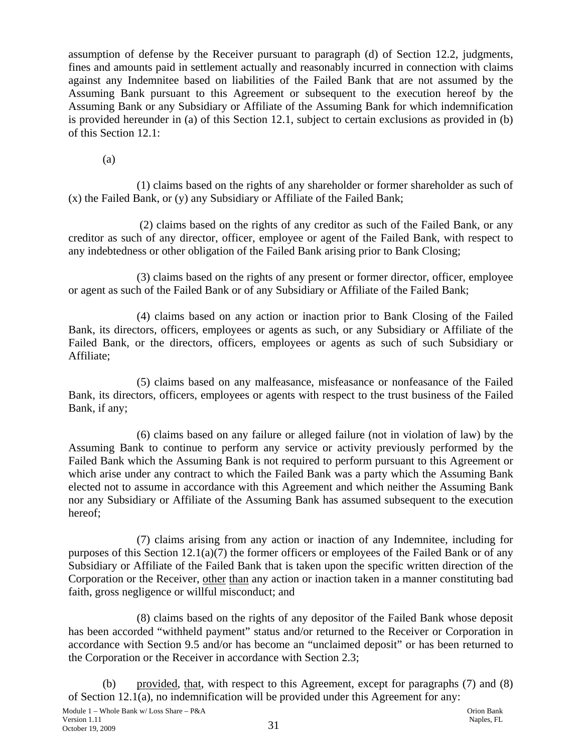assumption of defense by the Receiver pursuant to paragraph (d) of Section 12.2, judgments, fines and amounts paid in settlement actually and reasonably incurred in connection with claims against any Indemnitee based on liabilities of the Failed Bank that are not assumed by the Assuming Bank pursuant to this Agreement or subsequent to the execution hereof by the Assuming Bank or any Subsidiary or Affiliate of the Assuming Bank for which indemnification is provided hereunder in (a) of this Section 12.1, subject to certain exclusions as provided in (b) of this Section 12.1:

(a)

(1) claims based on the rights of any shareholder or former shareholder as such of (x) the Failed Bank, or (y) any Subsidiary or Affiliate of the Failed Bank;

(2) claims based on the rights of any creditor as such of the Failed Bank, or any creditor as such of any director, officer, employee or agent of the Failed Bank, with respect to any indebtedness or other obligation of the Failed Bank arising prior to Bank Closing;

(3) claims based on the rights of any present or former director, officer, employee or agent as such of the Failed Bank or of any Subsidiary or Affiliate of the Failed Bank;

(4) claims based on any action or inaction prior to Bank Closing of the Failed Bank, its directors, officers, employees or agents as such, or any Subsidiary or Affiliate of the Failed Bank, or the directors, officers, employees or agents as such of such Subsidiary or Affiliate;

(5) claims based on any malfeasance, misfeasance or nonfeasance of the Failed Bank, its directors, officers, employees or agents with respect to the trust business of the Failed Bank, if any;

(6) claims based on any failure or alleged failure (not in violation of law) by the Assuming Bank to continue to perform any service or activity previously performed by the Failed Bank which the Assuming Bank is not required to perform pursuant to this Agreement or which arise under any contract to which the Failed Bank was a party which the Assuming Bank elected not to assume in accordance with this Agreement and which neither the Assuming Bank nor any Subsidiary or Affiliate of the Assuming Bank has assumed subsequent to the execution hereof;

(7) claims arising from any action or inaction of any Indemnitee, including for purposes of this Section 12.1(a)(7) the former officers or employees of the Failed Bank or of any Subsidiary or Affiliate of the Failed Bank that is taken upon the specific written direction of the Corporation or the Receiver, other than any action or inaction taken in a manner constituting bad faith, gross negligence or willful misconduct; and

(8) claims based on the rights of any depositor of the Failed Bank whose deposit has been accorded "withheld payment" status and/or returned to the Receiver or Corporation in accordance with Section 9.5 and/or has become an "unclaimed deposit" or has been returned to the Corporation or the Receiver in accordance with Section 2.3;

(b) provided, that, with respect to this Agreement, except for paragraphs (7) and (8) of Section 12.1(a), no indemnification will be provided under this Agreement for any: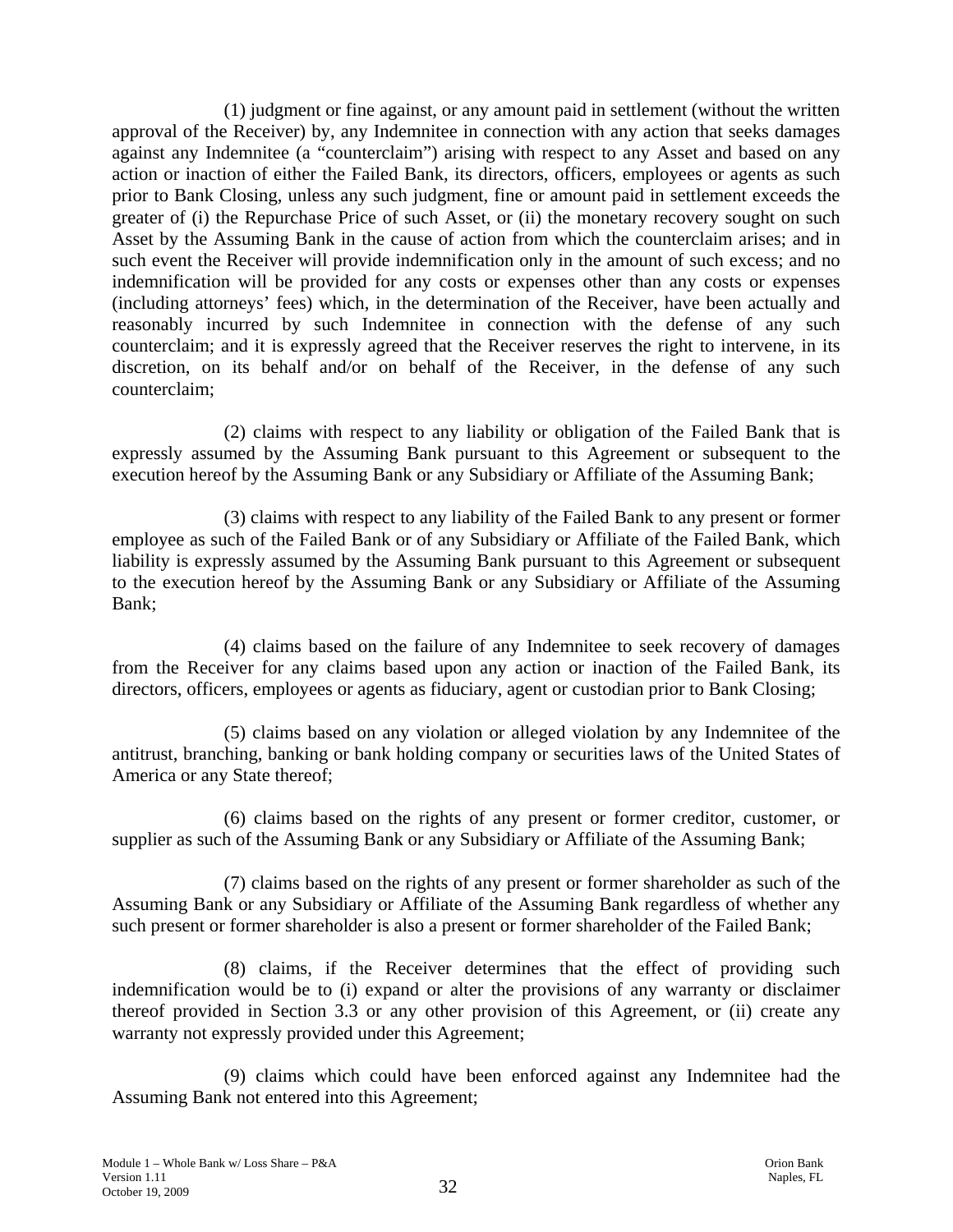(1) judgment or fine against, or any amount paid in settlement (without the written approval of the Receiver) by, any Indemnitee in connection with any action that seeks damages against any Indemnitee (a "counterclaim") arising with respect to any Asset and based on any action or inaction of either the Failed Bank, its directors, officers, employees or agents as such prior to Bank Closing, unless any such judgment, fine or amount paid in settlement exceeds the greater of (i) the Repurchase Price of such Asset, or (ii) the monetary recovery sought on such Asset by the Assuming Bank in the cause of action from which the counterclaim arises; and in such event the Receiver will provide indemnification only in the amount of such excess; and no indemnification will be provided for any costs or expenses other than any costs or expenses (including attorneys' fees) which, in the determination of the Receiver, have been actually and reasonably incurred by such Indemnitee in connection with the defense of any such counterclaim; and it is expressly agreed that the Receiver reserves the right to intervene, in its discretion, on its behalf and/or on behalf of the Receiver, in the defense of any such counterclaim;

(2) claims with respect to any liability or obligation of the Failed Bank that is expressly assumed by the Assuming Bank pursuant to this Agreement or subsequent to the execution hereof by the Assuming Bank or any Subsidiary or Affiliate of the Assuming Bank;

(3) claims with respect to any liability of the Failed Bank to any present or former employee as such of the Failed Bank or of any Subsidiary or Affiliate of the Failed Bank, which liability is expressly assumed by the Assuming Bank pursuant to this Agreement or subsequent to the execution hereof by the Assuming Bank or any Subsidiary or Affiliate of the Assuming Bank;

(4) claims based on the failure of any Indemnitee to seek recovery of damages from the Receiver for any claims based upon any action or inaction of the Failed Bank, its directors, officers, employees or agents as fiduciary, agent or custodian prior to Bank Closing;

(5) claims based on any violation or alleged violation by any Indemnitee of the antitrust, branching, banking or bank holding company or securities laws of the United States of America or any State thereof;

(6) claims based on the rights of any present or former creditor, customer, or supplier as such of the Assuming Bank or any Subsidiary or Affiliate of the Assuming Bank;

(7) claims based on the rights of any present or former shareholder as such of the Assuming Bank or any Subsidiary or Affiliate of the Assuming Bank regardless of whether any such present or former shareholder is also a present or former shareholder of the Failed Bank;

(8) claims, if the Receiver determines that the effect of providing such indemnification would be to (i) expand or alter the provisions of any warranty or disclaimer thereof provided in Section 3.3 or any other provision of this Agreement, or (ii) create any warranty not expressly provided under this Agreement;

(9) claims which could have been enforced against any Indemnitee had the Assuming Bank not entered into this Agreement;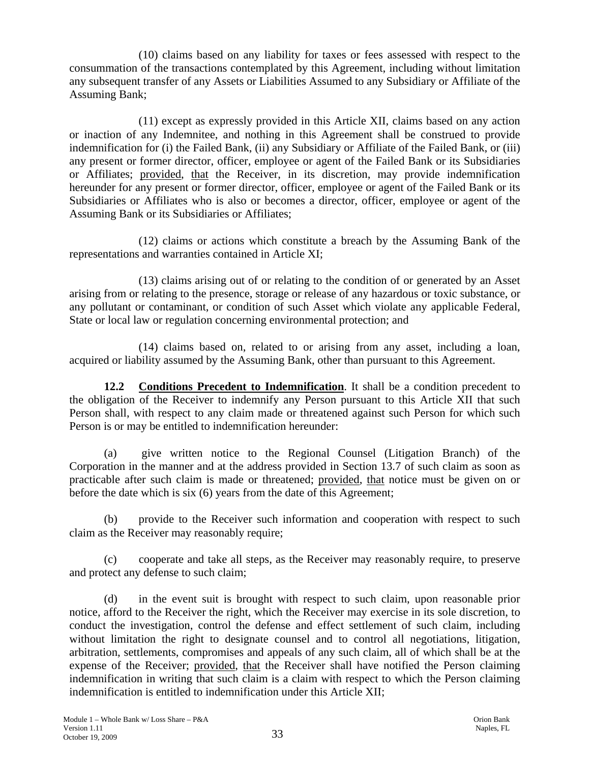(10) claims based on any liability for taxes or fees assessed with respect to the consummation of the transactions contemplated by this Agreement, including without limitation any subsequent transfer of any Assets or Liabilities Assumed to any Subsidiary or Affiliate of the Assuming Bank;

(11) except as expressly provided in this Article XII, claims based on any action or inaction of any Indemnitee, and nothing in this Agreement shall be construed to provide indemnification for (i) the Failed Bank, (ii) any Subsidiary or Affiliate of the Failed Bank, or (iii) any present or former director, officer, employee or agent of the Failed Bank or its Subsidiaries or Affiliates; provided, that the Receiver, in its discretion, may provide indemnification hereunder for any present or former director, officer, employee or agent of the Failed Bank or its Subsidiaries or Affiliates who is also or becomes a director, officer, employee or agent of the Assuming Bank or its Subsidiaries or Affiliates;

(12) claims or actions which constitute a breach by the Assuming Bank of the representations and warranties contained in Article XI;

(13) claims arising out of or relating to the condition of or generated by an Asset arising from or relating to the presence, storage or release of any hazardous or toxic substance, or any pollutant or contaminant, or condition of such Asset which violate any applicable Federal, State or local law or regulation concerning environmental protection; and

(14) claims based on, related to or arising from any asset, including a loan, acquired or liability assumed by the Assuming Bank, other than pursuant to this Agreement.

**12.2 Conditions Precedent to Indemnification**. It shall be a condition precedent to the obligation of the Receiver to indemnify any Person pursuant to this Article XII that such Person shall, with respect to any claim made or threatened against such Person for which such Person is or may be entitled to indemnification hereunder:

(a) give written notice to the Regional Counsel (Litigation Branch) of the Corporation in the manner and at the address provided in Section 13.7 of such claim as soon as practicable after such claim is made or threatened; provided, that notice must be given on or before the date which is six (6) years from the date of this Agreement;

(b) provide to the Receiver such information and cooperation with respect to such claim as the Receiver may reasonably require;

(c) cooperate and take all steps, as the Receiver may reasonably require, to preserve and protect any defense to such claim;

(d) in the event suit is brought with respect to such claim, upon reasonable prior notice, afford to the Receiver the right, which the Receiver may exercise in its sole discretion, to conduct the investigation, control the defense and effect settlement of such claim, including without limitation the right to designate counsel and to control all negotiations, litigation, arbitration, settlements, compromises and appeals of any such claim, all of which shall be at the expense of the Receiver; provided, that the Receiver shall have notified the Person claiming indemnification in writing that such claim is a claim with respect to which the Person claiming indemnification is entitled to indemnification under this Article XII;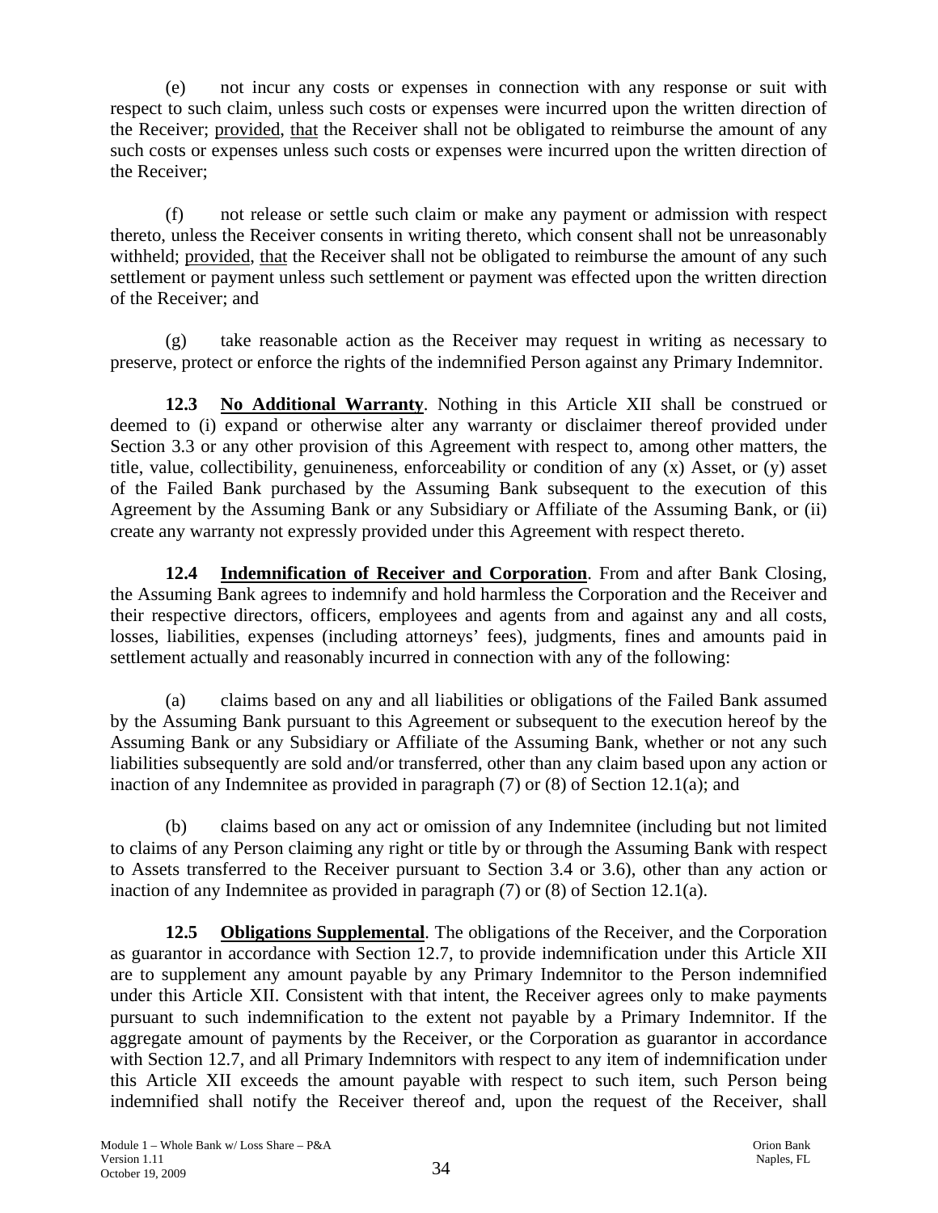(e) not incur any costs or expenses in connection with any response or suit with respect to such claim, unless such costs or expenses were incurred upon the written direction of the Receiver; provided, that the Receiver shall not be obligated to reimburse the amount of any such costs or expenses unless such costs or expenses were incurred upon the written direction of the Receiver;

(f) not release or settle such claim or make any payment or admission with respect thereto, unless the Receiver consents in writing thereto, which consent shall not be unreasonably withheld; provided, that the Receiver shall not be obligated to reimburse the amount of any such settlement or payment unless such settlement or payment was effected upon the written direction of the Receiver; and

(g) take reasonable action as the Receiver may request in writing as necessary to preserve, protect or enforce the rights of the indemnified Person against any Primary Indemnitor.

**12.3 No Additional Warranty**. Nothing in this Article XII shall be construed or deemed to (i) expand or otherwise alter any warranty or disclaimer thereof provided under Section 3.3 or any other provision of this Agreement with respect to, among other matters, the title, value, collectibility, genuineness, enforceability or condition of any (x) Asset, or (y) asset of the Failed Bank purchased by the Assuming Bank subsequent to the execution of this Agreement by the Assuming Bank or any Subsidiary or Affiliate of the Assuming Bank, or (ii) create any warranty not expressly provided under this Agreement with respect thereto.

**12.4 Indemnification of Receiver and Corporation**. From and after Bank Closing, the Assuming Bank agrees to indemnify and hold harmless the Corporation and the Receiver and their respective directors, officers, employees and agents from and against any and all costs, losses, liabilities, expenses (including attorneys' fees), judgments, fines and amounts paid in settlement actually and reasonably incurred in connection with any of the following:

(a) claims based on any and all liabilities or obligations of the Failed Bank assumed by the Assuming Bank pursuant to this Agreement or subsequent to the execution hereof by the Assuming Bank or any Subsidiary or Affiliate of the Assuming Bank, whether or not any such liabilities subsequently are sold and/or transferred, other than any claim based upon any action or inaction of any Indemnitee as provided in paragraph (7) or (8) of Section 12.1(a); and

(b) claims based on any act or omission of any Indemnitee (including but not limited to claims of any Person claiming any right or title by or through the Assuming Bank with respect to Assets transferred to the Receiver pursuant to Section 3.4 or 3.6), other than any action or inaction of any Indemnitee as provided in paragraph (7) or (8) of Section 12.1(a).

**12.5 Obligations Supplemental**. The obligations of the Receiver, and the Corporation as guarantor in accordance with Section 12.7, to provide indemnification under this Article XII are to supplement any amount payable by any Primary Indemnitor to the Person indemnified under this Article XII. Consistent with that intent, the Receiver agrees only to make payments pursuant to such indemnification to the extent not payable by a Primary Indemnitor. If the aggregate amount of payments by the Receiver, or the Corporation as guarantor in accordance with Section 12.7, and all Primary Indemnitors with respect to any item of indemnification under this Article XII exceeds the amount payable with respect to such item, such Person being indemnified shall notify the Receiver thereof and, upon the request of the Receiver, shall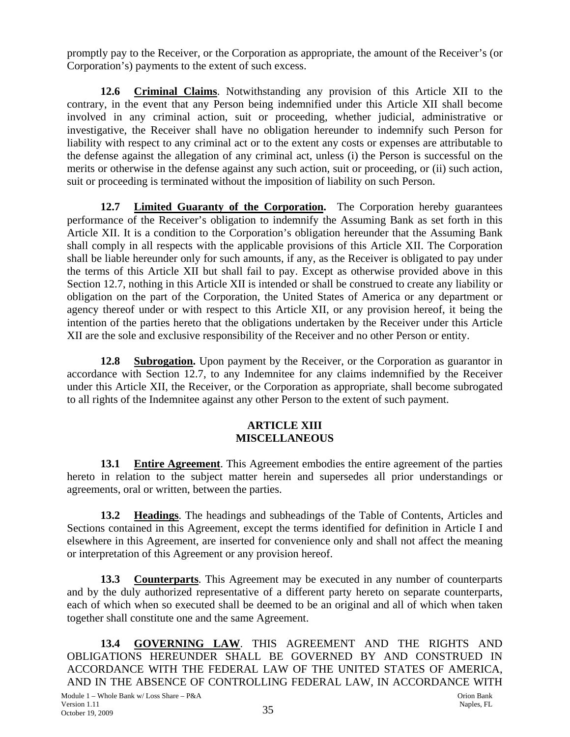promptly pay to the Receiver, or the Corporation as appropriate, the amount of the Receiver's (or Corporation's) payments to the extent of such excess.

**12.6 Criminal Claims**. Notwithstanding any provision of this Article XII to the contrary, in the event that any Person being indemnified under this Article XII shall become involved in any criminal action, suit or proceeding, whether judicial, administrative or investigative, the Receiver shall have no obligation hereunder to indemnify such Person for liability with respect to any criminal act or to the extent any costs or expenses are attributable to the defense against the allegation of any criminal act, unless (i) the Person is successful on the merits or otherwise in the defense against any such action, suit or proceeding, or (ii) such action, suit or proceeding is terminated without the imposition of liability on such Person.

**12.7 Limited Guaranty of the Corporation.** The Corporation hereby guarantees performance of the Receiver's obligation to indemnify the Assuming Bank as set forth in this Article XII. It is a condition to the Corporation's obligation hereunder that the Assuming Bank shall comply in all respects with the applicable provisions of this Article XII. The Corporation shall be liable hereunder only for such amounts, if any, as the Receiver is obligated to pay under the terms of this Article XII but shall fail to pay. Except as otherwise provided above in this Section 12.7, nothing in this Article XII is intended or shall be construed to create any liability or obligation on the part of the Corporation, the United States of America or any department or agency thereof under or with respect to this Article XII, or any provision hereof, it being the intention of the parties hereto that the obligations undertaken by the Receiver under this Article XII are the sole and exclusive responsibility of the Receiver and no other Person or entity.

**12.8 Subrogation.** Upon payment by the Receiver, or the Corporation as guarantor in accordance with Section 12.7, to any Indemnitee for any claims indemnified by the Receiver under this Article XII, the Receiver, or the Corporation as appropriate, shall become subrogated to all rights of the Indemnitee against any other Person to the extent of such payment.

## ARTICLE XIII
## MISCELLANEOUS

**13.1 Entire Agreement**. This Agreement embodies the entire agreement of the parties hereto in relation to the subject matter herein and supersedes all prior understandings or agreements, oral or written, between the parties.

**13.2 Headings**. The headings and subheadings of the Table of Contents, Articles and Sections contained in this Agreement, except the terms identified for definition in Article I and elsewhere in this Agreement, are inserted for convenience only and shall not affect the meaning or interpretation of this Agreement or any provision hereof.

**13.3 Counterparts**. This Agreement may be executed in any number of counterparts and by the duly authorized representative of a different party hereto on separate counterparts, each of which when so executed shall be deemed to be an original and all of which when taken together shall constitute one and the same Agreement.

**13.4 GOVERNING LAW**. THIS AGREEMENT AND THE RIGHTS AND OBLIGATIONS HEREUNDER SHALL BE GOVERNED BY AND CONSTRUED IN ACCORDANCE WITH THE FEDERAL LAW OF THE UNITED STATES OF AMERICA, AND IN THE ABSENCE OF CONTROLLING FEDERAL LAW, IN ACCORDANCE WITH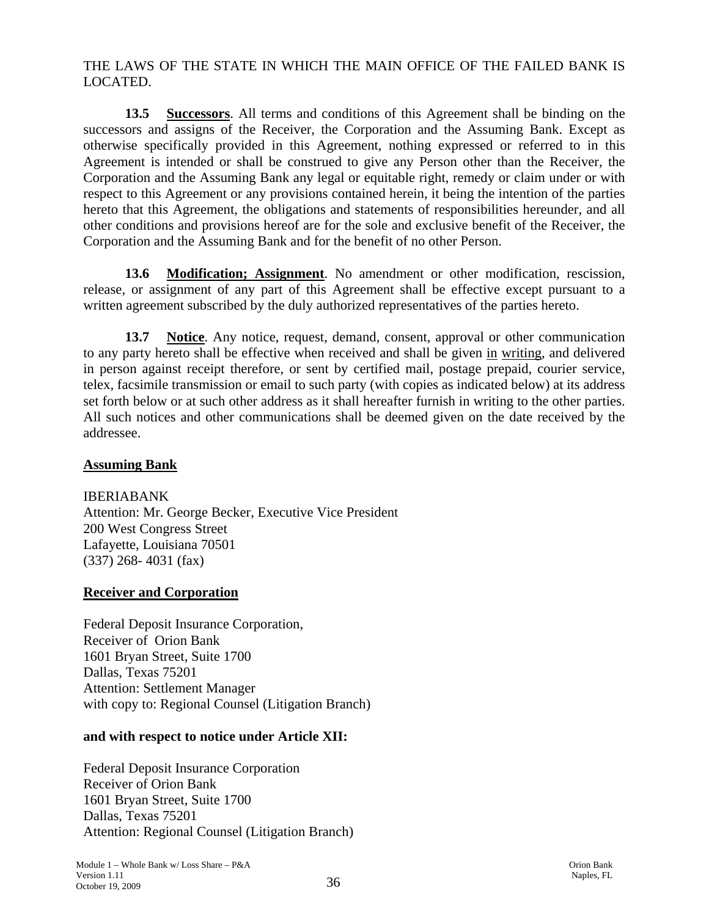THE LAWS OF THE STATE IN WHICH THE MAIN OFFICE OF THE FAILED BANK IS LOCATED.

**13.5 Successors**. All terms and conditions of this Agreement shall be binding on the successors and assigns of the Receiver, the Corporation and the Assuming Bank. Except as otherwise specifically provided in this Agreement, nothing expressed or referred to in this Agreement is intended or shall be construed to give any Person other than the Receiver, the Corporation and the Assuming Bank any legal or equitable right, remedy or claim under or with respect to this Agreement or any provisions contained herein, it being the intention of the parties hereto that this Agreement, the obligations and statements of responsibilities hereunder, and all other conditions and provisions hereof are for the sole and exclusive benefit of the Receiver, the Corporation and the Assuming Bank and for the benefit of no other Person.

**13.6 Modification; Assignment**. No amendment or other modification, rescission, release, or assignment of any part of this Agreement shall be effective except pursuant to a written agreement subscribed by the duly authorized representatives of the parties hereto.

**13.7 Notice**. Any notice, request, demand, consent, approval or other communication to any party hereto shall be effective when received and shall be given in writing, and delivered in person against receipt therefore, or sent by certified mail, postage prepaid, courier service, telex, facsimile transmission or email to such party (with copies as indicated below) at its address set forth below or at such other address as it shall hereafter furnish in writing to the other parties. All such notices and other communications shall be deemed given on the date received by the addressee.

**Assuming Bank**

IBERIABANK
Attention: Mr. George Becker, Executive Vice President
200 West Congress Street
Lafayette, Louisiana 70501
(337) 268- 4031 (fax)

**Receiver and Corporation**

Federal Deposit Insurance Corporation,
Receiver of Orion Bank
1601 Bryan Street, Suite 1700
Dallas, Texas 75201
Attention: Settlement Manager
with copy to: Regional Counsel (Litigation Branch)

**and with respect to notice under Article XII:**

Federal Deposit Insurance Corporation
Receiver of Orion Bank
1601 Bryan Street, Suite 1700
Dallas, Texas 75201
Attention: Regional Counsel (Litigation Branch)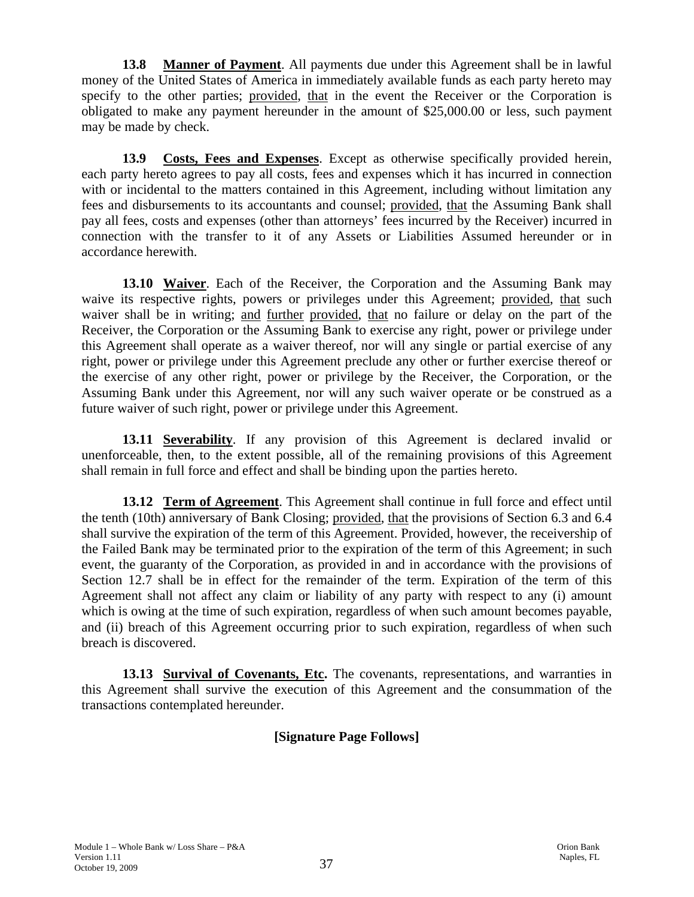**13.8 Manner of Payment**. All payments due under this Agreement shall be in lawful money of the United States of America in immediately available funds as each party hereto may specify to the other parties; provided, that in the event the Receiver or the Corporation is obligated to make any payment hereunder in the amount of $25,000.00 or less, such payment may be made by check.

**13.9 Costs, Fees and Expenses**. Except as otherwise specifically provided herein, each party hereto agrees to pay all costs, fees and expenses which it has incurred in connection with or incidental to the matters contained in this Agreement, including without limitation any fees and disbursements to its accountants and counsel; provided, that the Assuming Bank shall pay all fees, costs and expenses (other than attorneys' fees incurred by the Receiver) incurred in connection with the transfer to it of any Assets or Liabilities Assumed hereunder or in accordance herewith.

**13.10 Waiver**. Each of the Receiver, the Corporation and the Assuming Bank may waive its respective rights, powers or privileges under this Agreement; provided, that such waiver shall be in writing; and further provided, that no failure or delay on the part of the Receiver, the Corporation or the Assuming Bank to exercise any right, power or privilege under this Agreement shall operate as a waiver thereof, nor will any single or partial exercise of any right, power or privilege under this Agreement preclude any other or further exercise thereof or the exercise of any other right, power or privilege by the Receiver, the Corporation, or the Assuming Bank under this Agreement, nor will any such waiver operate or be construed as a future waiver of such right, power or privilege under this Agreement.

**13.11 Severability**. If any provision of this Agreement is declared invalid or unenforceable, then, to the extent possible, all of the remaining provisions of this Agreement shall remain in full force and effect and shall be binding upon the parties hereto.

**13.12 Term of Agreement**. This Agreement shall continue in full force and effect until the tenth (10th) anniversary of Bank Closing; provided, that the provisions of Section 6.3 and 6.4 shall survive the expiration of the term of this Agreement. Provided, however, the receivership of the Failed Bank may be terminated prior to the expiration of the term of this Agreement; in such event, the guaranty of the Corporation, as provided in and in accordance with the provisions of Section 12.7 shall be in effect for the remainder of the term. Expiration of the term of this Agreement shall not affect any claim or liability of any party with respect to any (i) amount which is owing at the time of such expiration, regardless of when such amount becomes payable, and (ii) breach of this Agreement occurring prior to such expiration, regardless of when such breach is discovered.

**13.13 Survival of Covenants, Etc.** The covenants, representations, and warranties in this Agreement shall survive the execution of this Agreement and the consummation of the transactions contemplated hereunder.

**[Signature Page Follows]**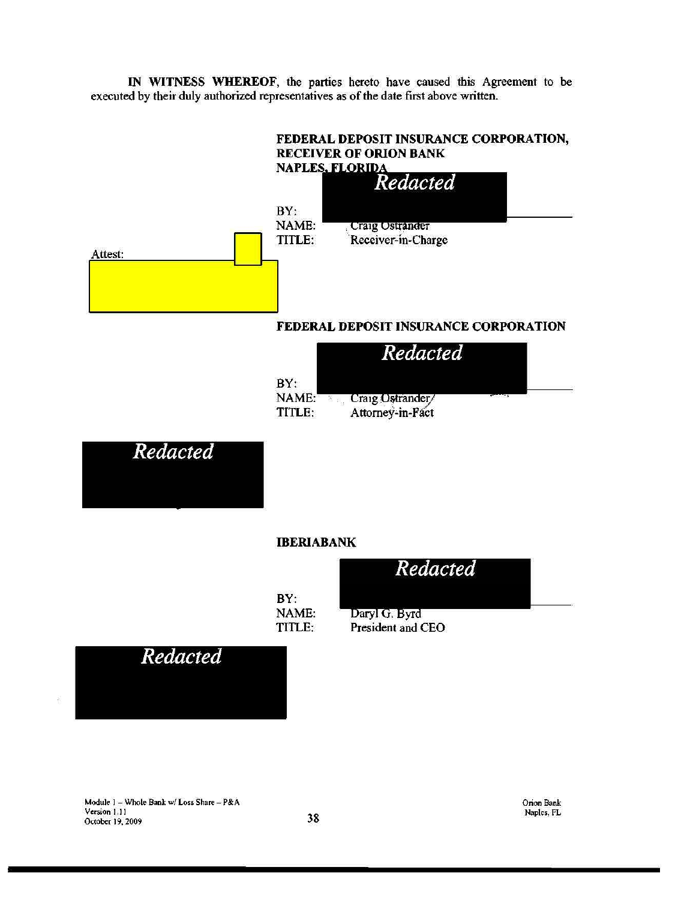**IN WITNESS WHEREOF**, the parties hereto have caused this Agreement to be executed by their duly authorized representatives as of the date first above written.

**FEDERAL DEPOSIT INSURANCE CORPORATION, RECEIVER OF ORION BANK NAPLES, FLORIDA**

Redacted

BY: \_\_\_\_\_\_\_\_\_\_\_\_\_\_\_\_\_\_\_\_\_\_\_\_\_\_\_\_\_\_
NAME: Craig Ostrander
TITLE: Receiver-in-Charge

Attest:

**FEDERAL DEPOSIT INSURANCE CORPORATION**

Redacted

BY: \_\_\_\_\_\_\_\_\_\_\_\_\_\_\_\_\_\_\_\_\_\_\_\_\_\_\_\_\_\_
NAME: Craig Ostrander
TITLE: Attorney-in-Fact

Redacted

**IBERIABANK**

Redacted

BY: \_\_\_\_\_\_\_\_\_\_\_\_\_\_\_\_\_\_\_\_\_\_\_\_\_\_\_\_\_\_
NAME: Daryl G. Byrd
TITLE: President and CEO

Redacted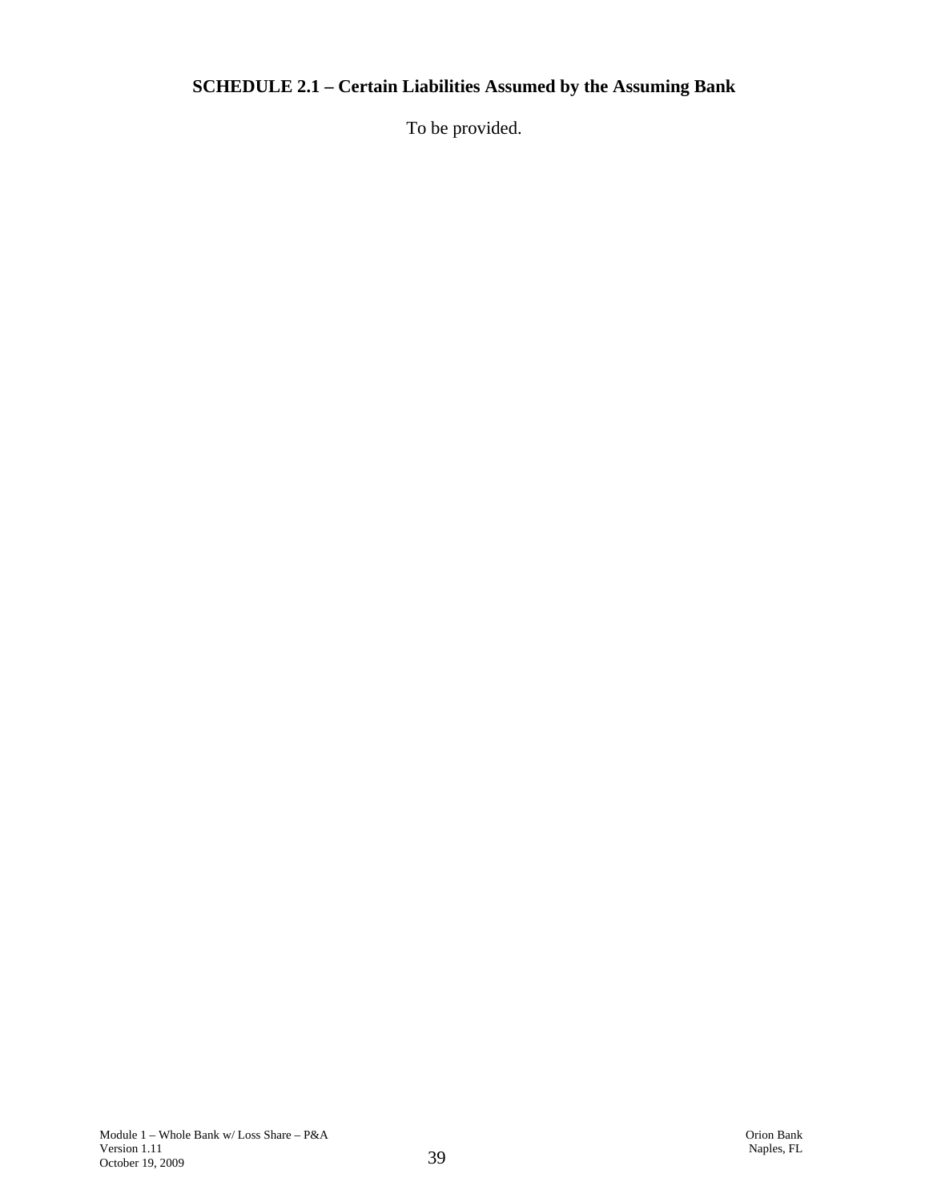**SCHEDULE 2.1 – Certain Liabilities Assumed by the Assuming Bank**

To be provided.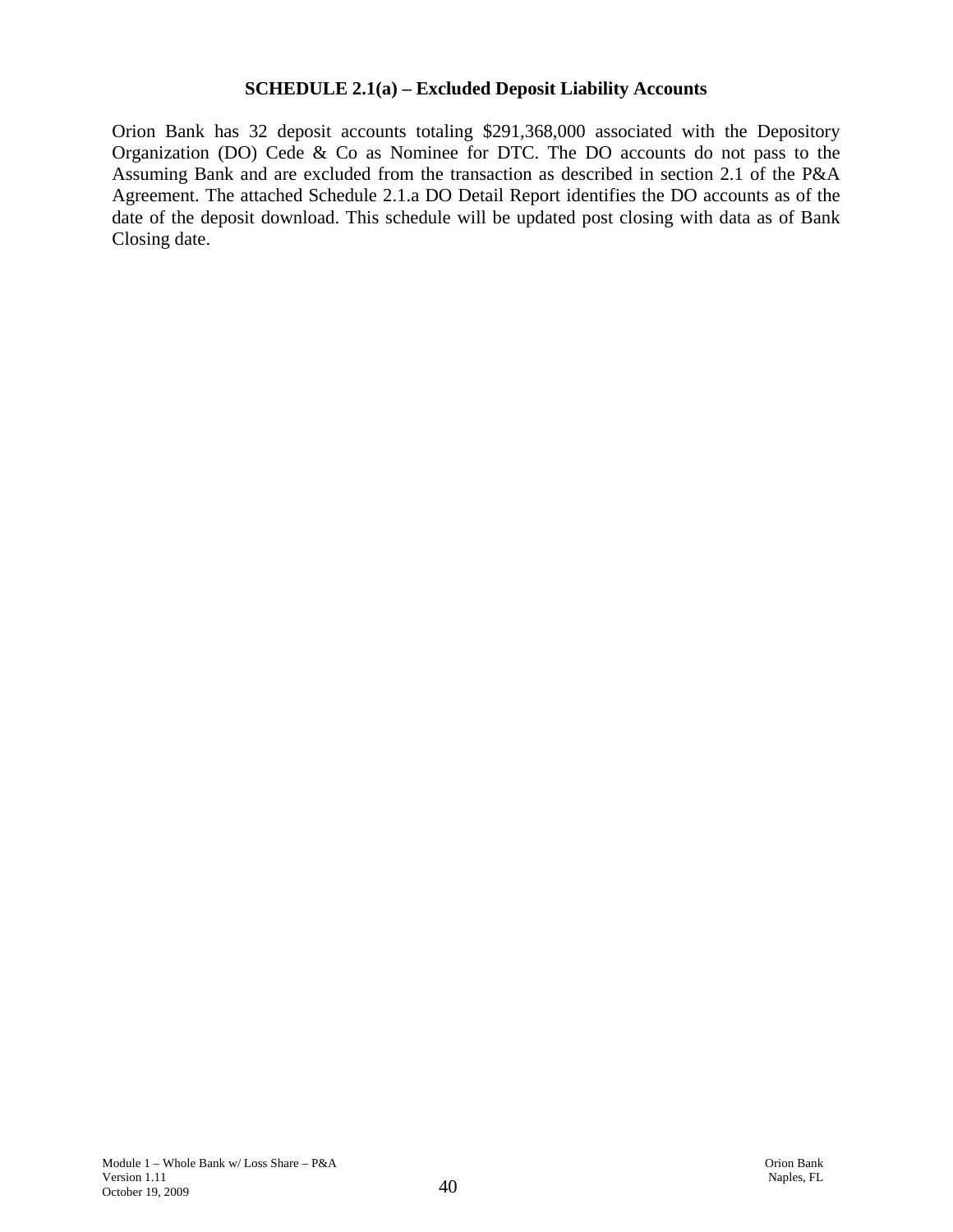## SCHEDULE 2.1(a) – Excluded Deposit Liability Accounts

Orion Bank has 32 deposit accounts totaling $291,368,000 associated with the Depository Organization (DO) Cede & Co as Nominee for DTC. The DO accounts do not pass to the Assuming Bank and are excluded from the transaction as described in section 2.1 of the P&A Agreement. The attached Schedule 2.1.a DO Detail Report identifies the DO accounts as of the date of the deposit download. This schedule will be updated post closing with data as of Bank Closing date.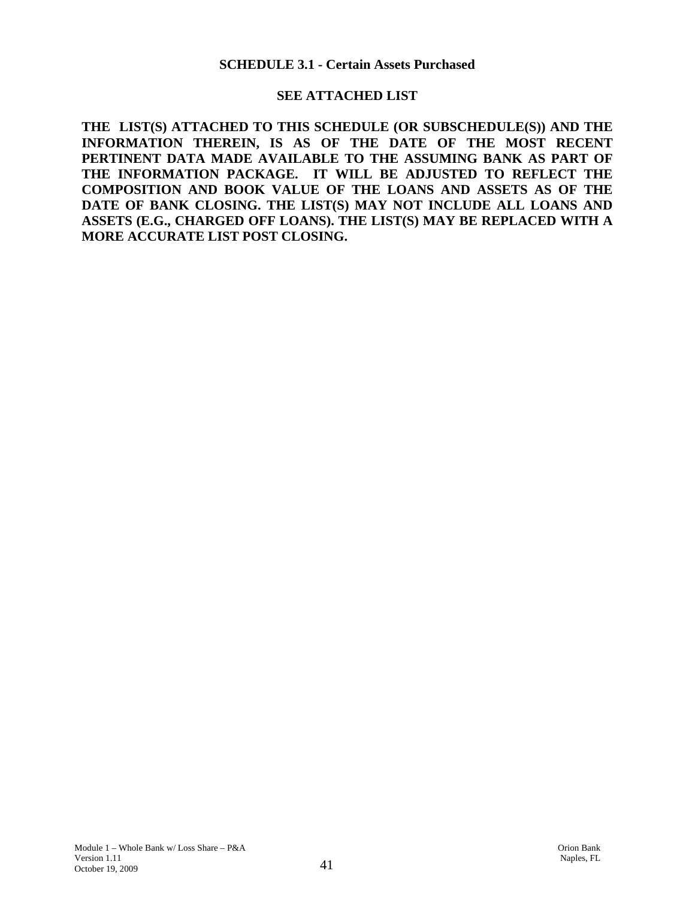# SCHEDULE 3.1 - Certain Assets Purchased

**SEE ATTACHED LIST**

**THE LIST(S) ATTACHED TO THIS SCHEDULE (OR SUBSCHEDULE(S)) AND THE INFORMATION THEREIN, IS AS OF THE DATE OF THE MOST RECENT PERTINENT DATA MADE AVAILABLE TO THE ASSUMING BANK AS PART OF THE INFORMATION PACKAGE. IT WILL BE ADJUSTED TO REFLECT THE COMPOSITION AND BOOK VALUE OF THE LOANS AND ASSETS AS OF THE DATE OF BANK CLOSING. THE LIST(S) MAY NOT INCLUDE ALL LOANS AND ASSETS (E.G., CHARGED OFF LOANS). THE LIST(S) MAY BE REPLACED WITH A MORE ACCURATE LIST POST CLOSING.**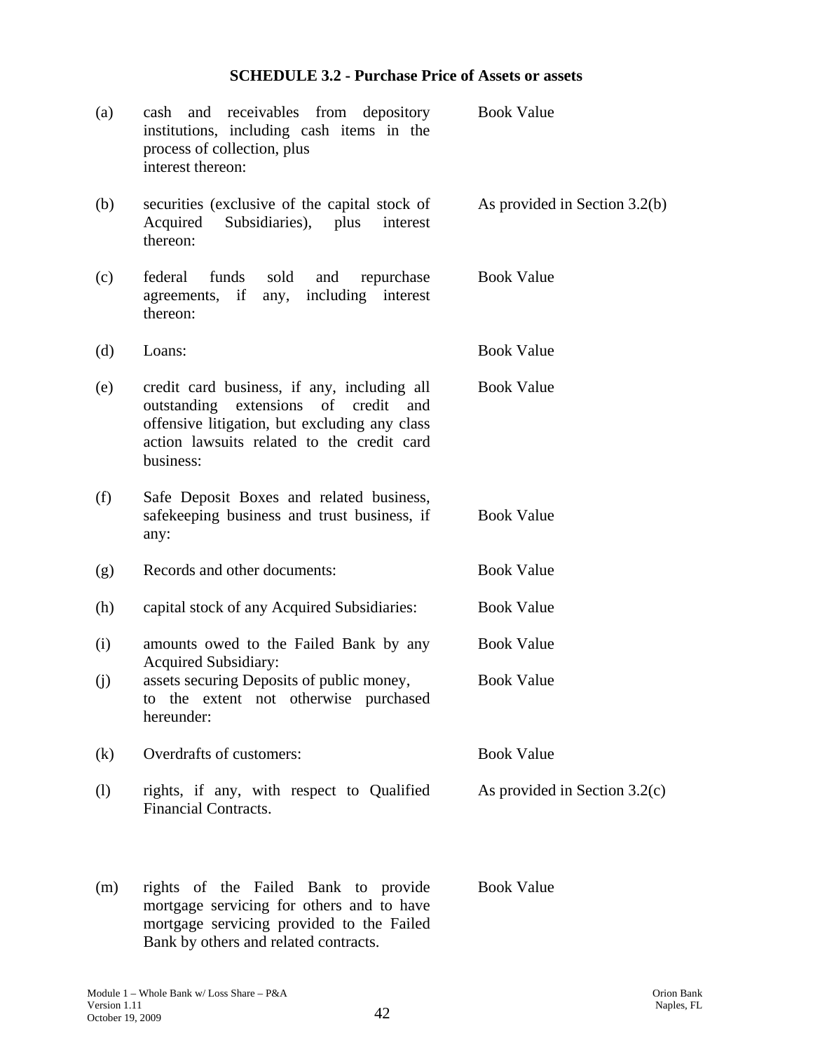**SCHEDULE 3.2 - Purchase Price of Assets or assets**

| | | |
|---|---|---|
| (a) | cash and receivables from depository institutions, including cash items in the process of collection, plus interest thereon: | Book Value |
| (b) | securities (exclusive of the capital stock of Acquired Subsidiaries), plus interest thereon: | As provided in Section 3.2(b) |
| (c) | federal funds sold and repurchase agreements, if any, including interest thereon: | Book Value |
| (d) | Loans: | Book Value |
| (e) | credit card business, if any, including all outstanding extensions of credit and offensive litigation, but excluding any class action lawsuits related to the credit card business: | Book Value |
| (f) | Safe Deposit Boxes and related business, safekeeping business and trust business, if any: | Book Value |
| (g) | Records and other documents: | Book Value |
| (h) | capital stock of any Acquired Subsidiaries: | Book Value |
| (i) | amounts owed to the Failed Bank by any Acquired Subsidiary: | Book Value |
| (j) | assets securing Deposits of public money, to the extent not otherwise purchased hereunder: | Book Value |
| (k) | Overdrafts of customers: | Book Value |
| (l) | rights, if any, with respect to Qualified Financial Contracts. | As provided in Section 3.2(c) |
| (m) | rights of the Failed Bank to provide mortgage servicing for others and to have mortgage servicing provided to the Failed Bank by others and related contracts. | Book Value |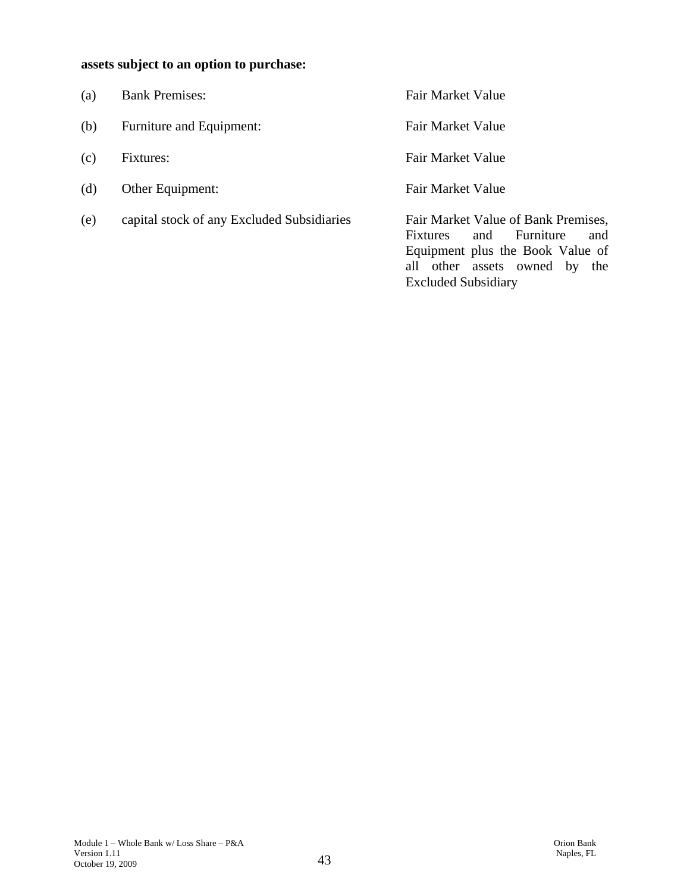**assets subject to an option to purchase:**

| | | |
|---|---|---|
| (a) | Bank Premises: | Fair Market Value |
| (b) | Furniture and Equipment: | Fair Market Value |
| (c) | Fixtures: | Fair Market Value |
| (d) | Other Equipment: | Fair Market Value |
| (e) | capital stock of any Excluded Subsidiaries | Fair Market Value of Bank Premises, Fixtures and Furniture and Equipment plus the Book Value of all other assets owned by the Excluded Subsidiary |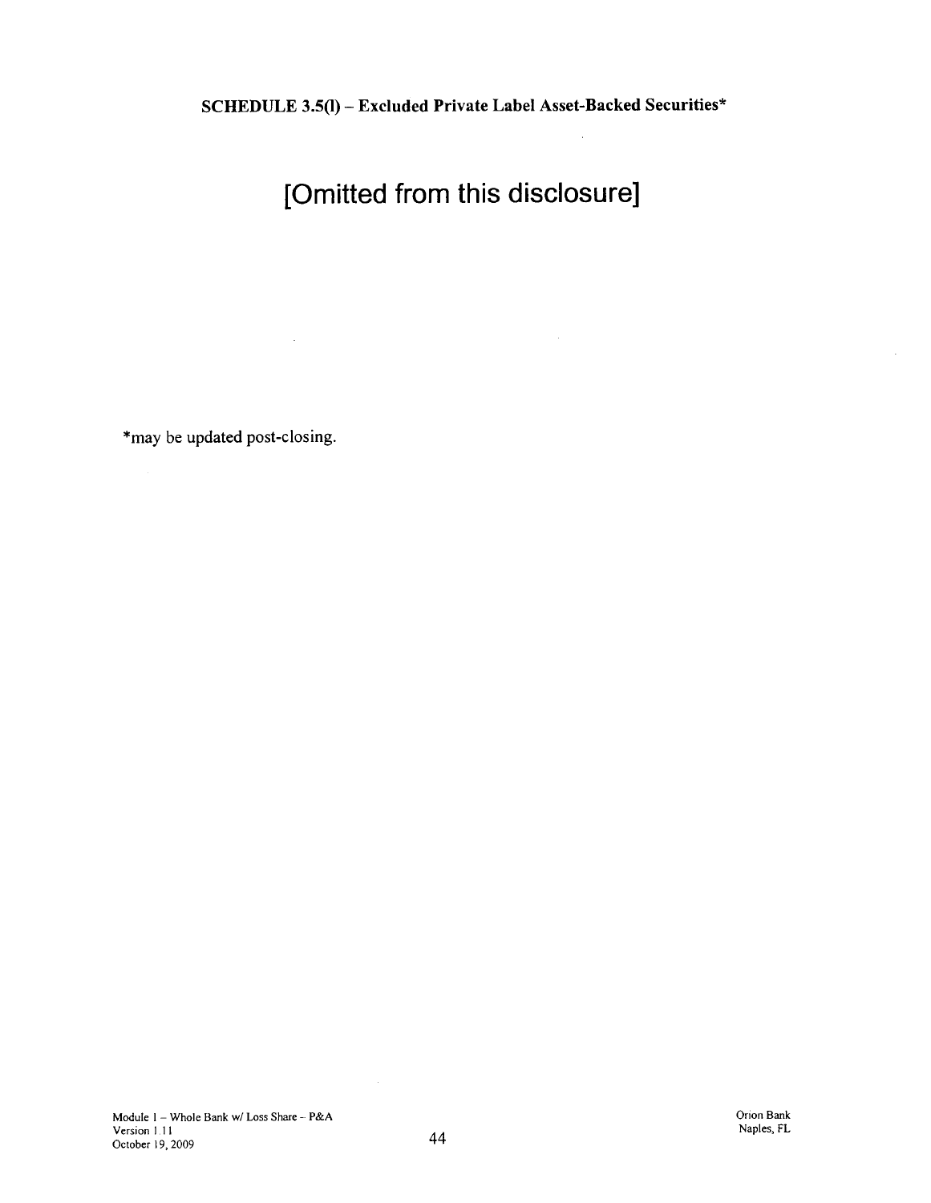## SCHEDULE 3.5(l) – Excluded Private Label Asset-Backed Securities*

# [Omitted from this disclosure]

*may be updated post-closing.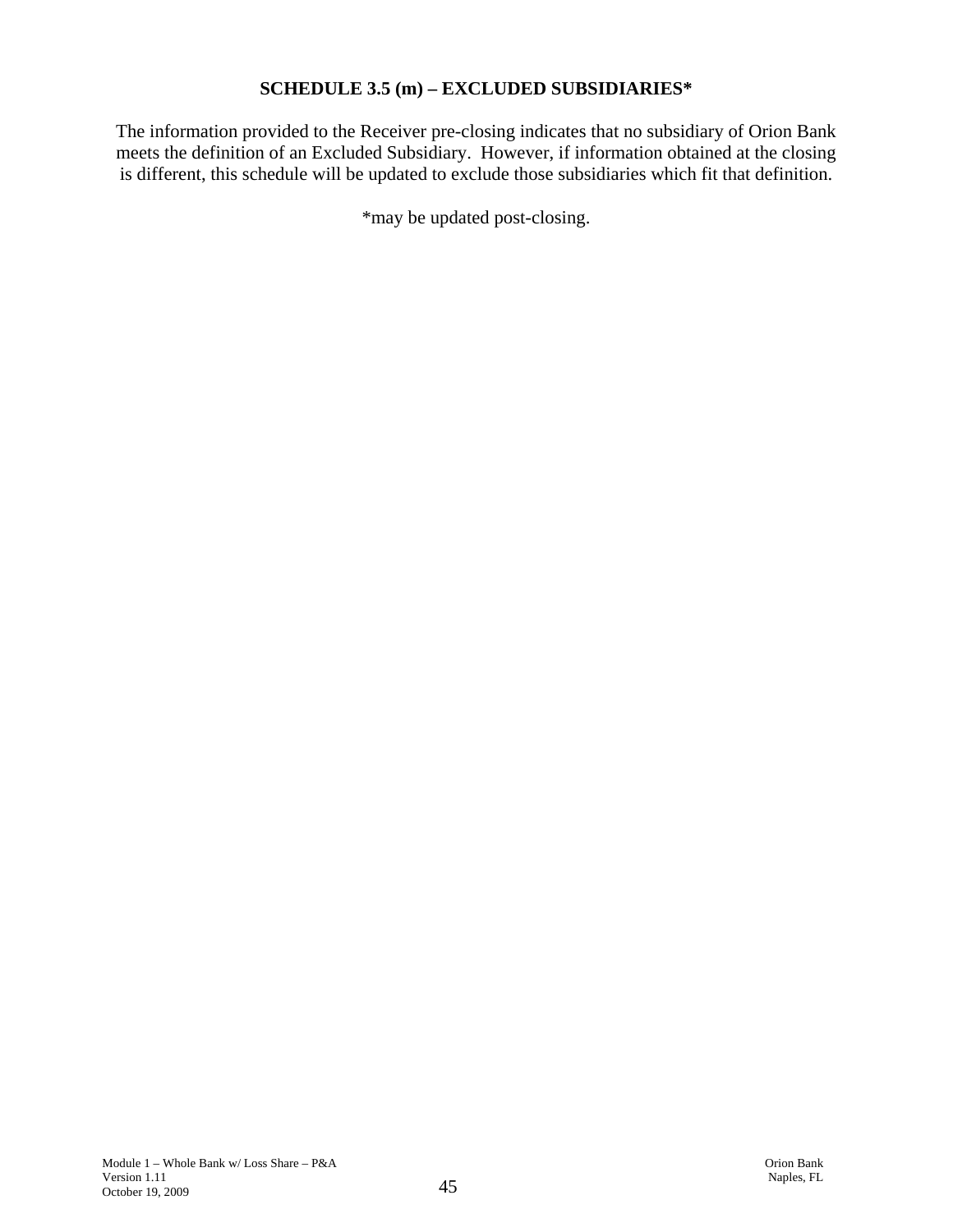## SCHEDULE 3.5 (m) – EXCLUDED SUBSIDIARIES*

The information provided to the Receiver pre-closing indicates that no subsidiary of Orion Bank meets the definition of an Excluded Subsidiary. However, if information obtained at the closing is different, this schedule will be updated to exclude those subsidiaries which fit that definition.

*may be updated post-closing.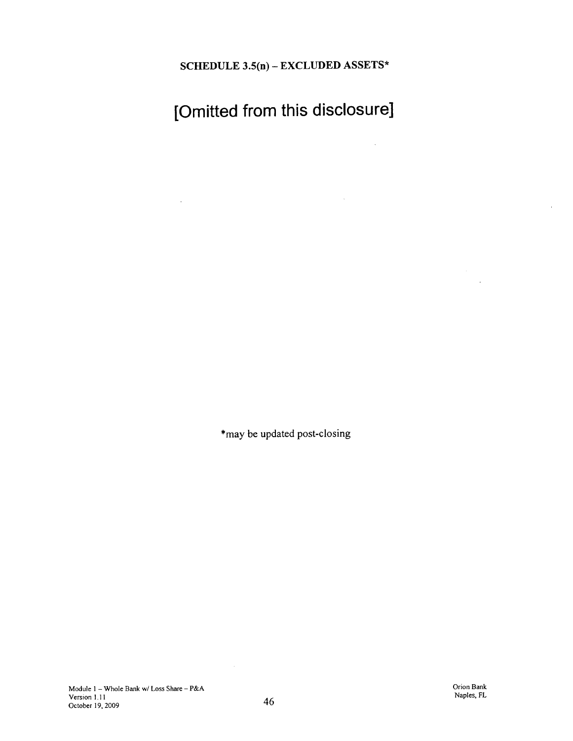## SCHEDULE 3.5(n) – EXCLUDED ASSETS*

# [Omitted from this disclosure]

*may be updated post-closing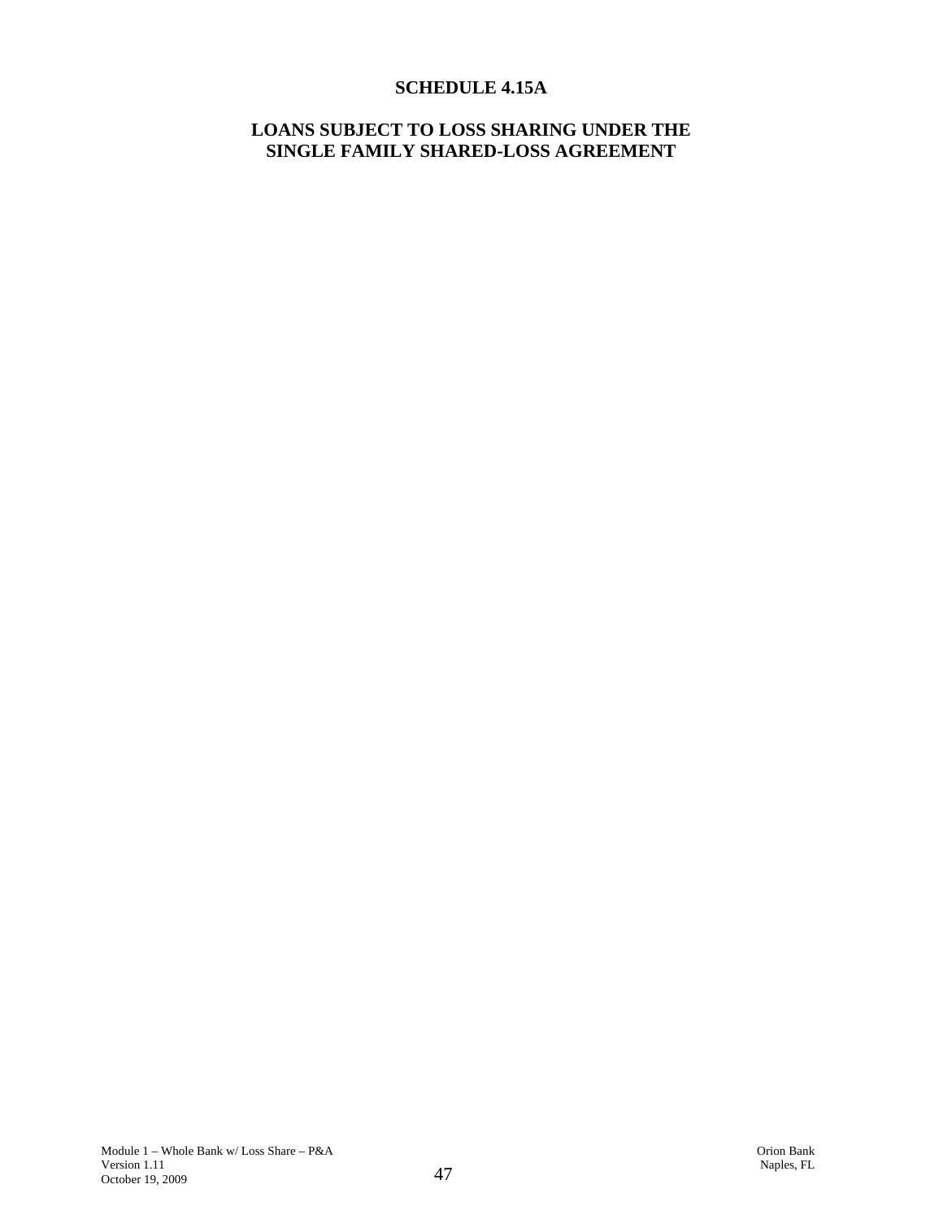# SCHEDULE 4.15A

## LOANS SUBJECT TO LOSS SHARING UNDER THE SINGLE FAMILY SHARED-LOSS AGREEMENT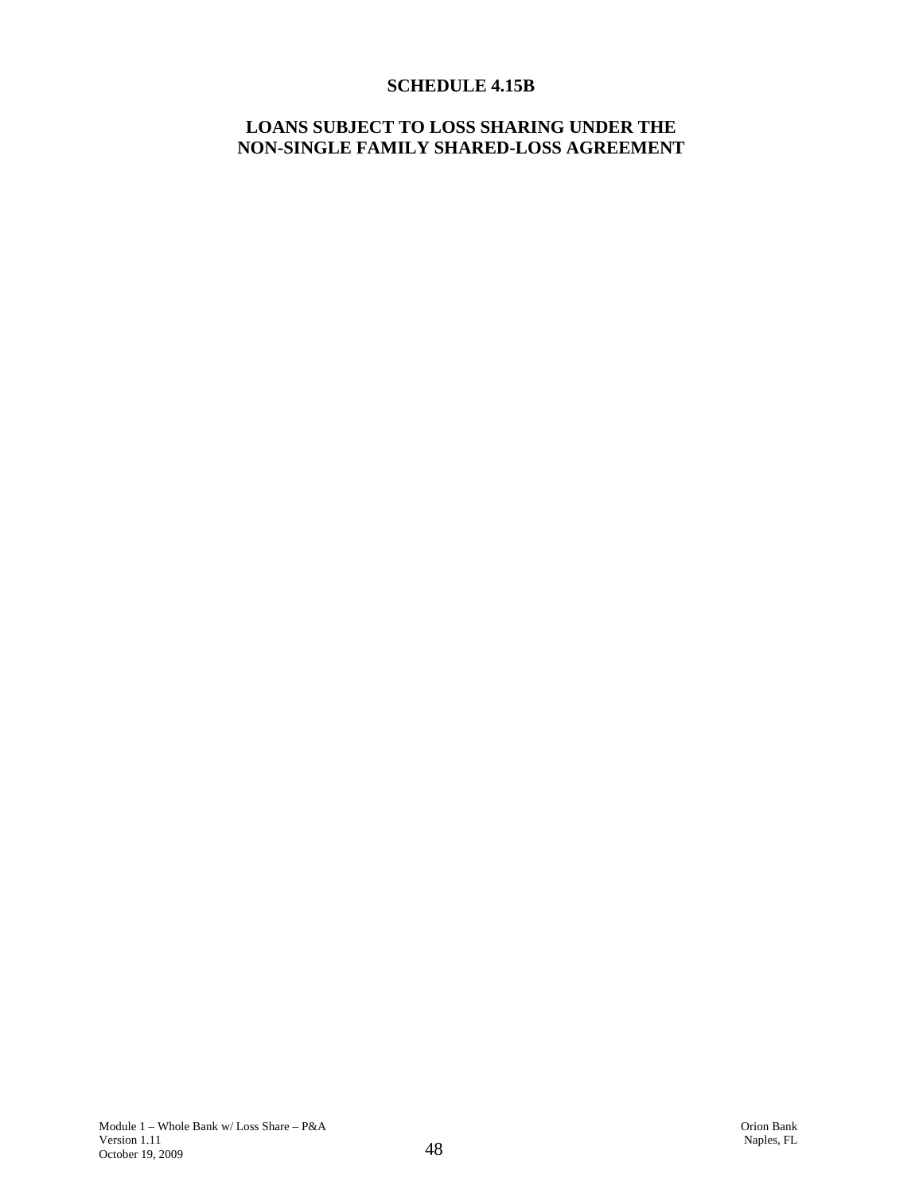# SCHEDULE 4.15B

## LOANS SUBJECT TO LOSS SHARING UNDER THE NON-SINGLE FAMILY SHARED-LOSS AGREEMENT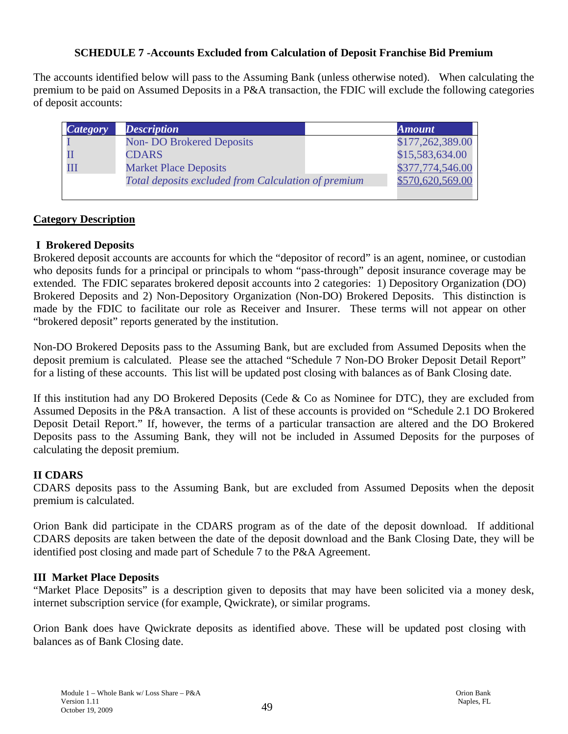**SCHEDULE 7 -Accounts Excluded from Calculation of Deposit Franchise Bid Premium**

The accounts identified below will pass to the Assuming Bank (unless otherwise noted). When calculating the premium to be paid on Assumed Deposits in a P&A transaction, the FDIC will exclude the following categories of deposit accounts:

| *Category* | *Description* | *Amount* |
|---|---|---|
| I | Non- DO Brokered Deposits | $177,262,389.00 |
| II | CDARS | $15,583,634.00 |
| III | Market Place Deposits | $377,774,546.00 |
| | *Total deposits excluded from Calculation of premium* | $570,620,569.00 |

**Category Description**

**I Brokered Deposits**

Brokered deposit accounts are accounts for which the "depositor of record" is an agent, nominee, or custodian who deposits funds for a principal or principals to whom "pass-through" deposit insurance coverage may be extended. The FDIC separates brokered deposit accounts into 2 categories: 1) Depository Organization (DO) Brokered Deposits and 2) Non-Depository Organization (Non-DO) Brokered Deposits. This distinction is made by the FDIC to facilitate our role as Receiver and Insurer. These terms will not appear on other "brokered deposit" reports generated by the institution.

Non-DO Brokered Deposits pass to the Assuming Bank, but are excluded from Assumed Deposits when the deposit premium is calculated. Please see the attached "Schedule 7 Non-DO Broker Deposit Detail Report" for a listing of these accounts. This list will be updated post closing with balances as of Bank Closing date.

If this institution had any DO Brokered Deposits (Cede & Co as Nominee for DTC), they are excluded from Assumed Deposits in the P&A transaction. A list of these accounts is provided on "Schedule 2.1 DO Brokered Deposit Detail Report." If, however, the terms of a particular transaction are altered and the DO Brokered Deposits pass to the Assuming Bank, they will not be included in Assumed Deposits for the purposes of calculating the deposit premium.

**II CDARS**

CDARS deposits pass to the Assuming Bank, but are excluded from Assumed Deposits when the deposit premium is calculated.

Orion Bank did participate in the CDARS program as of the date of the deposit download. If additional CDARS deposits are taken between the date of the deposit download and the Bank Closing Date, they will be identified post closing and made part of Schedule 7 to the P&A Agreement.

**III Market Place Deposits**

"Market Place Deposits" is a description given to deposits that may have been solicited via a money desk, internet subscription service (for example, Qwickrate), or similar programs.

Orion Bank does have Qwickrate deposits as identified above. These will be updated post closing with balances as of Bank Closing date.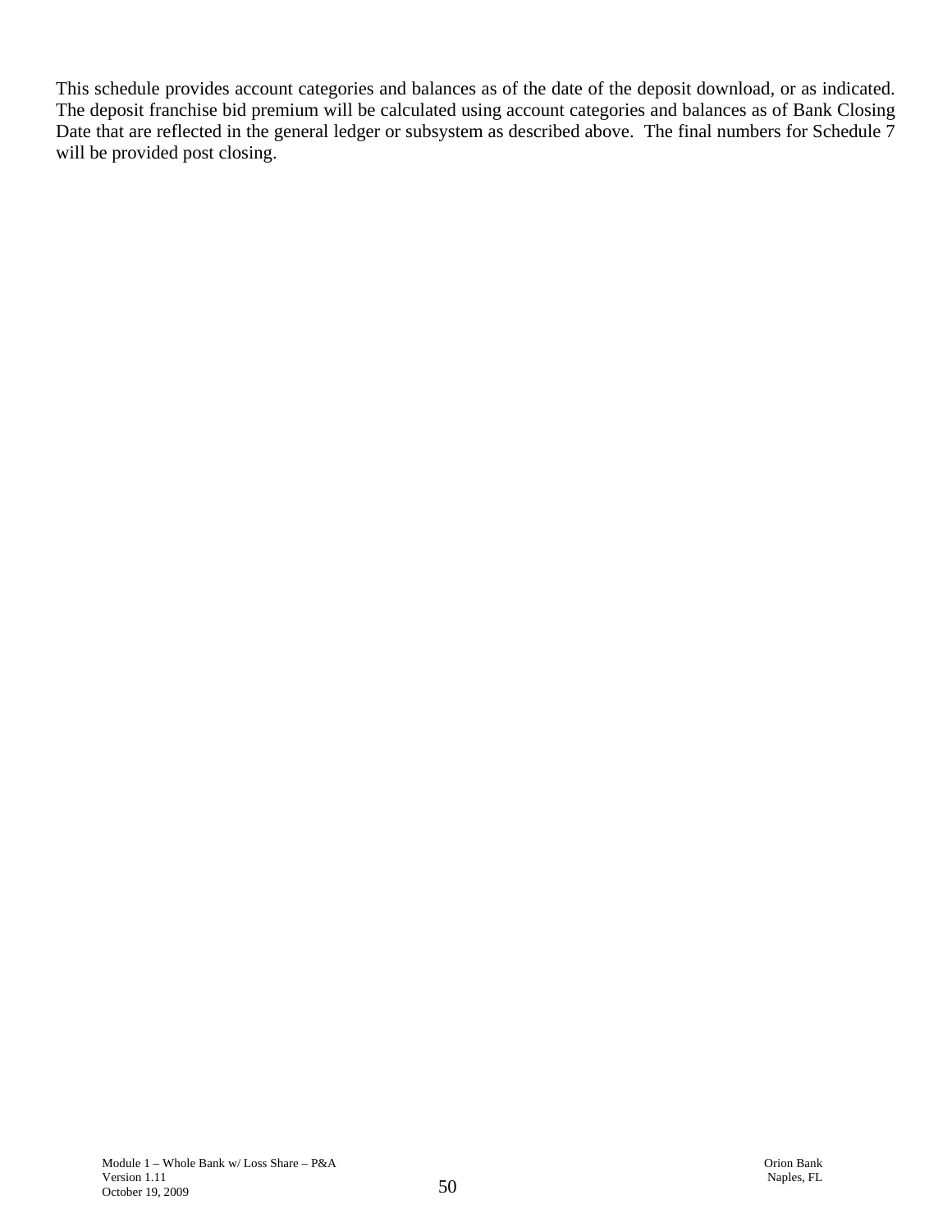This schedule provides account categories and balances as of the date of the deposit download, or as indicated. The deposit franchise bid premium will be calculated using account categories and balances as of Bank Closing Date that are reflected in the general ledger or subsystem as described above. The final numbers for Schedule 7 will be provided post closing.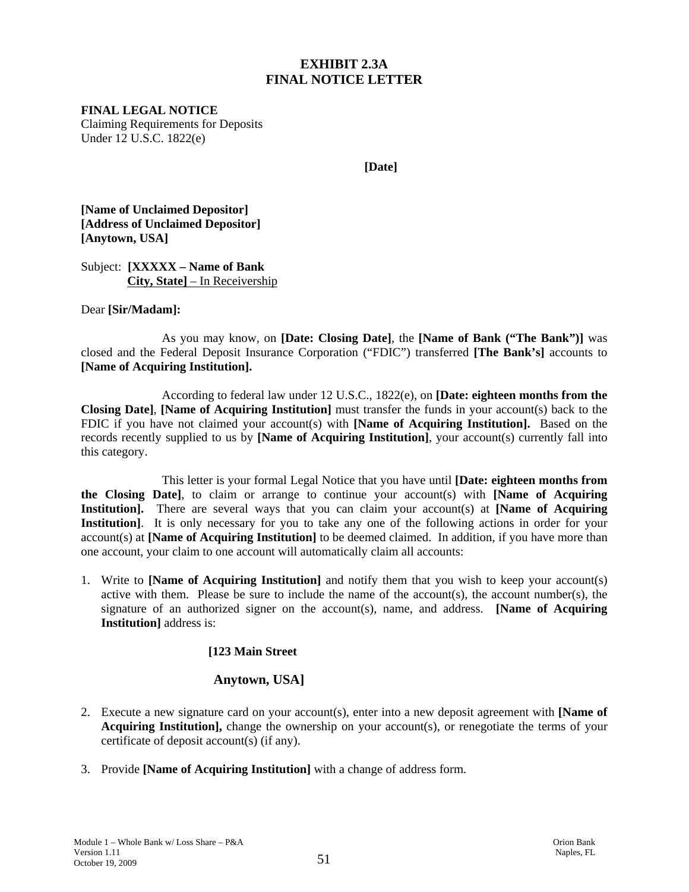# EXHIBIT 2.3A
# FINAL NOTICE LETTER

**FINAL LEGAL NOTICE**
Claiming Requirements for Deposits
Under 12 U.S.C. 1822(e)

**[Date]**

**[Name of Unclaimed Depositor]**
**[Address of Unclaimed Depositor]**
**[Anytown, USA]**

Subject: **[XXXXX – Name of Bank**
**City, State]** – In Receivership

Dear **[Sir/Madam]:**

As you may know, on **[Date: Closing Date]**, the **[Name of Bank ("The Bank")]** was closed and the Federal Deposit Insurance Corporation ("FDIC") transferred **[The Bank's]** accounts to **[Name of Acquiring Institution].**

According to federal law under 12 U.S.C., 1822(e), on **[Date: eighteen months from the Closing Date]**, **[Name of Acquiring Institution]** must transfer the funds in your account(s) back to the FDIC if you have not claimed your account(s) with **[Name of Acquiring Institution].** Based on the records recently supplied to us by **[Name of Acquiring Institution]**, your account(s) currently fall into this category.

This letter is your formal Legal Notice that you have until **[Date: eighteen months from the Closing Date]**, to claim or arrange to continue your account(s) with **[Name of Acquiring Institution].** There are several ways that you can claim your account(s) at **[Name of Acquiring Institution]**. It is only necessary for you to take any one of the following actions in order for your account(s) at **[Name of Acquiring Institution]** to be deemed claimed. In addition, if you have more than one account, your claim to one account will automatically claim all accounts:

1. Write to **[Name of Acquiring Institution]** and notify them that you wish to keep your account(s) active with them. Please be sure to include the name of the account(s), the account number(s), the signature of an authorized signer on the account(s), name, and address. **[Name of Acquiring Institution]** address is:

   **[123 Main Street**

   **Anytown, USA]**

2. Execute a new signature card on your account(s), enter into a new deposit agreement with **[Name of Acquiring Institution],** change the ownership on your account(s), or renegotiate the terms of your certificate of deposit account(s) (if any).

3. Provide **[Name of Acquiring Institution]** with a change of address form.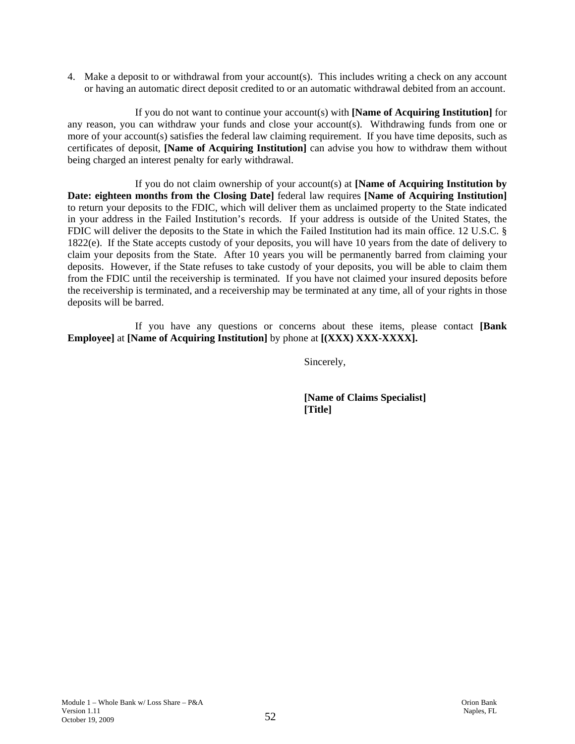4. Make a deposit to or withdrawal from your account(s). This includes writing a check on any account or having an automatic direct deposit credited to or an automatic withdrawal debited from an account.

If you do not want to continue your account(s) with **[Name of Acquiring Institution]** for any reason, you can withdraw your funds and close your account(s). Withdrawing funds from one or more of your account(s) satisfies the federal law claiming requirement. If you have time deposits, such as certificates of deposit, **[Name of Acquiring Institution]** can advise you how to withdraw them without being charged an interest penalty for early withdrawal.

If you do not claim ownership of your account(s) at **[Name of Acquiring Institution by Date: eighteen months from the Closing Date]** federal law requires **[Name of Acquiring Institution]** to return your deposits to the FDIC, which will deliver them as unclaimed property to the State indicated in your address in the Failed Institution's records. If your address is outside of the United States, the FDIC will deliver the deposits to the State in which the Failed Institution had its main office. 12 U.S.C. § 1822(e). If the State accepts custody of your deposits, you will have 10 years from the date of delivery to claim your deposits from the State. After 10 years you will be permanently barred from claiming your deposits. However, if the State refuses to take custody of your deposits, you will be able to claim them from the FDIC until the receivership is terminated. If you have not claimed your insured deposits before the receivership is terminated, and a receivership may be terminated at any time, all of your rights in those deposits will be barred.

If you have any questions or concerns about these items, please contact **[Bank Employee]** at **[Name of Acquiring Institution]** by phone at **[(XXX) XXX-XXXX].**

Sincerely,

**[Name of Claims Specialist]**
**[Title]**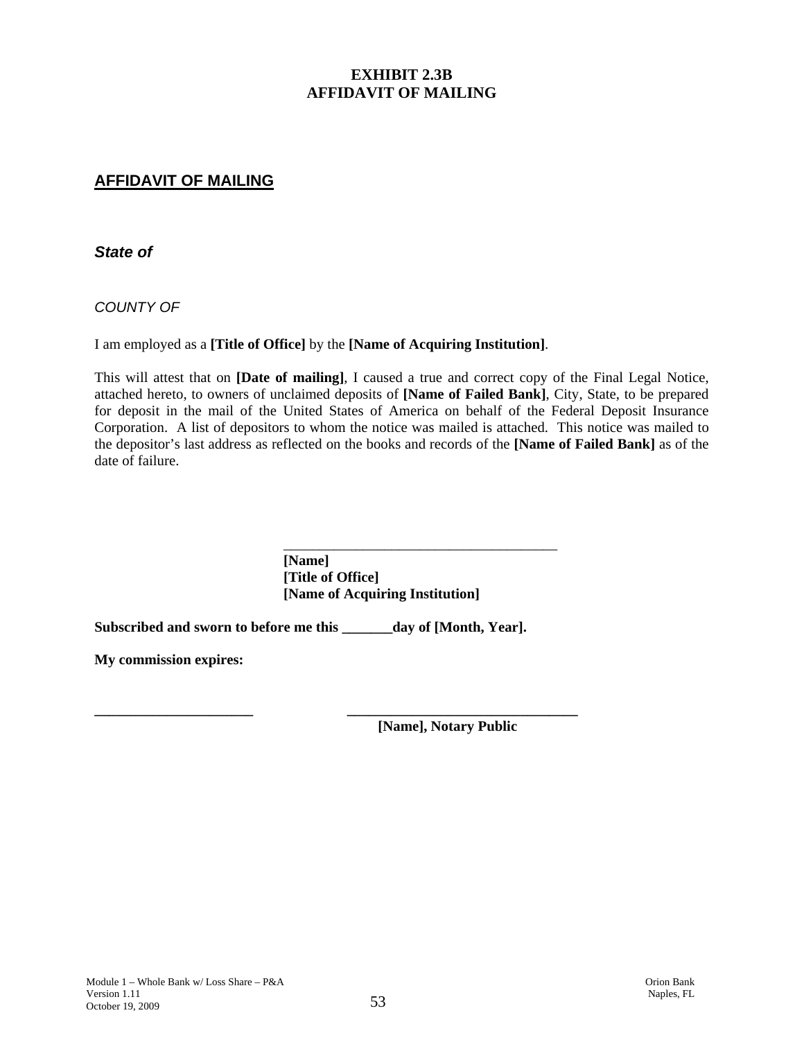**EXHIBIT 2.3B**
**AFFIDAVIT OF MAILING**

## AFFIDAVIT OF MAILING

***State of***

*COUNTY OF*

I am employed as a **[Title of Office]** by the **[Name of Acquiring Institution]**.

This will attest that on **[Date of mailing]**, I caused a true and correct copy of the Final Legal Notice, attached hereto, to owners of unclaimed deposits of **[Name of Failed Bank]**, City, State, to be prepared for deposit in the mail of the United States of America on behalf of the Federal Deposit Insurance Corporation. A list of depositors to whom the notice was mailed is attached. This notice was mailed to the depositor's last address as reflected on the books and records of the **[Name of Failed Bank]** as of the date of failure.

\_\_\_\_\_\_\_\_\_\_\_\_\_\_\_\_\_\_\_\_\_\_\_\_\_\_\_\_\_\_\_\_\_\_\_\_\_\_\_\_
**[Name]**
**[Title of Office]**
**[Name of Acquiring Institution]**

**Subscribed and sworn to before me this \_\_\_\_\_\_\_day of [Month, Year].**

**My commission expires:**

\_\_\_\_\_\_\_\_\_\_\_\_\_\_\_\_\_\_\_\_\_\_\_ \_\_\_\_\_\_\_\_\_\_\_\_\_\_\_\_\_\_\_\_\_\_\_\_\_\_\_\_\_\_\_\_\_\_
**[Name], Notary Public**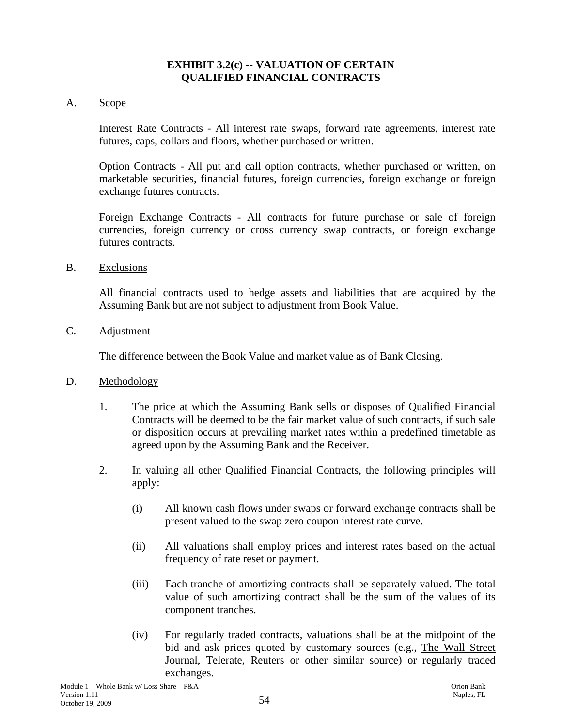## EXHIBIT 3.2(c) -- VALUATION OF CERTAIN QUALIFIED FINANCIAL CONTRACTS

A. Scope

Interest Rate Contracts - All interest rate swaps, forward rate agreements, interest rate futures, caps, collars and floors, whether purchased or written.

Option Contracts - All put and call option contracts, whether purchased or written, on marketable securities, financial futures, foreign currencies, foreign exchange or foreign exchange futures contracts.

Foreign Exchange Contracts - All contracts for future purchase or sale of foreign currencies, foreign currency or cross currency swap contracts, or foreign exchange futures contracts.

B. Exclusions

All financial contracts used to hedge assets and liabilities that are acquired by the Assuming Bank but are not subject to adjustment from Book Value.

C. Adjustment

The difference between the Book Value and market value as of Bank Closing.

D. Methodology

1. The price at which the Assuming Bank sells or disposes of Qualified Financial Contracts will be deemed to be the fair market value of such contracts, if such sale or disposition occurs at prevailing market rates within a predefined timetable as agreed upon by the Assuming Bank and the Receiver.

2. In valuing all other Qualified Financial Contracts, the following principles will apply:

   (i) All known cash flows under swaps or forward exchange contracts shall be present valued to the swap zero coupon interest rate curve.

   (ii) All valuations shall employ prices and interest rates based on the actual frequency of rate reset or payment.

   (iii) Each tranche of amortizing contracts shall be separately valued. The total value of such amortizing contract shall be the sum of the values of its component tranches.

   (iv) For regularly traded contracts, valuations shall be at the midpoint of the bid and ask prices quoted by customary sources (e.g., The Wall Street Journal, Telerate, Reuters or other similar source) or regularly traded exchanges.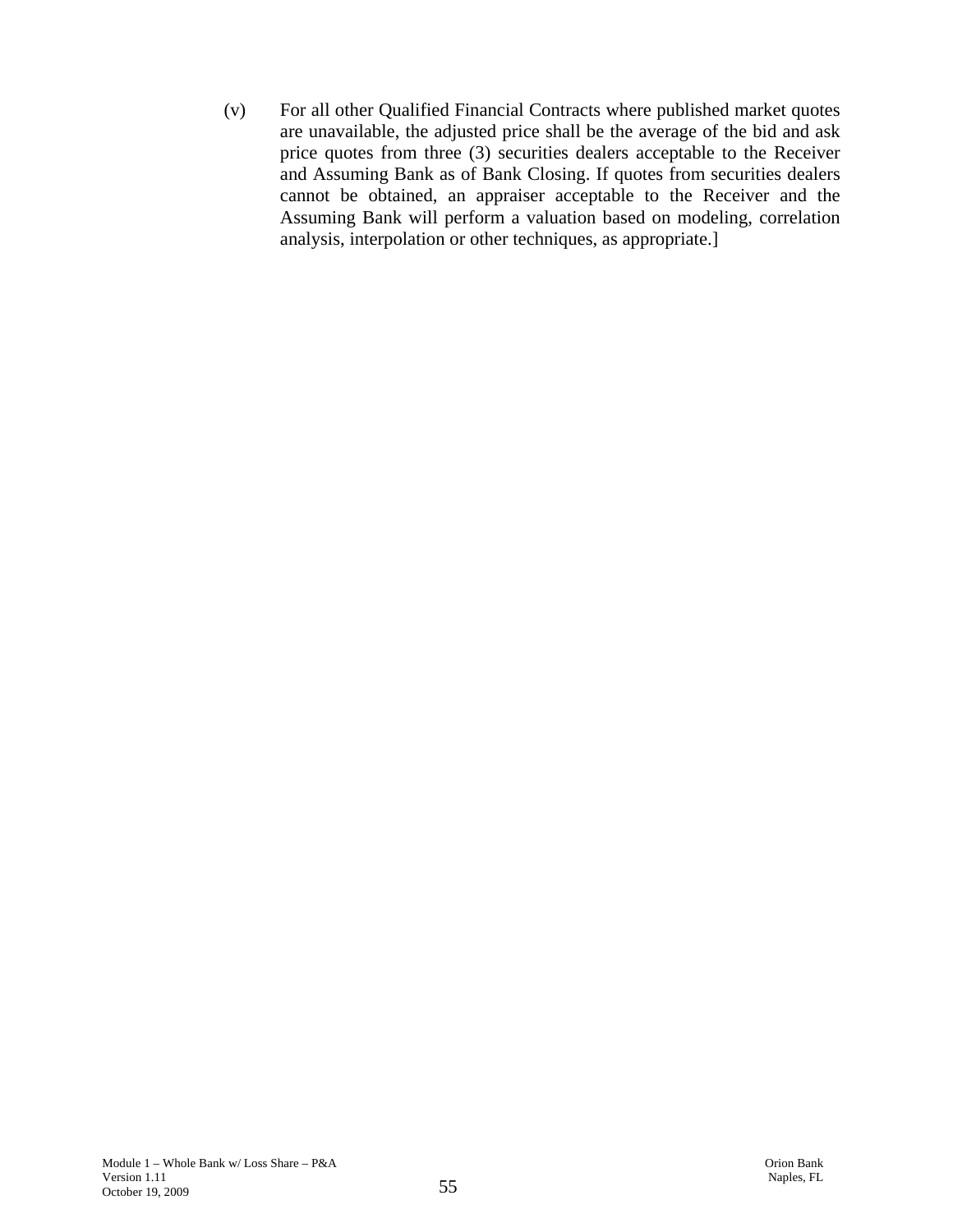(v) For all other Qualified Financial Contracts where published market quotes are unavailable, the adjusted price shall be the average of the bid and ask price quotes from three (3) securities dealers acceptable to the Receiver and Assuming Bank as of Bank Closing. If quotes from securities dealers cannot be obtained, an appraiser acceptable to the Receiver and the Assuming Bank will perform a valuation based on modeling, correlation analysis, interpolation or other techniques, as appropriate.]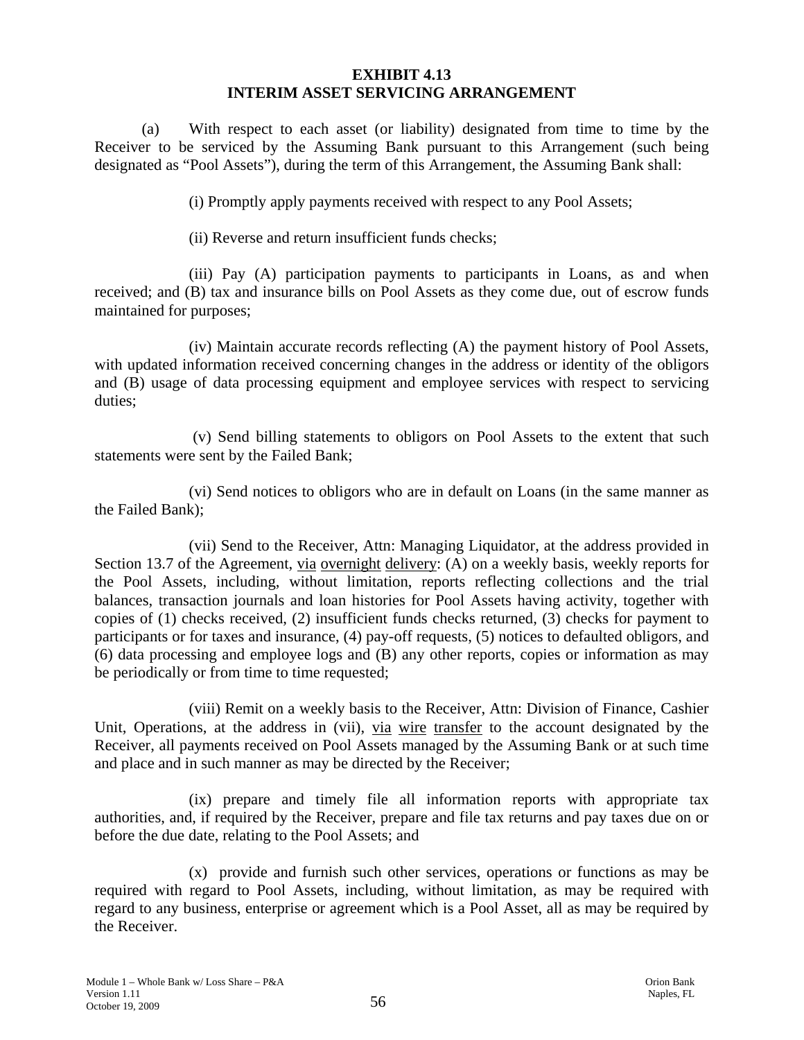# EXHIBIT 4.13
# INTERIM ASSET SERVICING ARRANGEMENT

(a) With respect to each asset (or liability) designated from time to time by the Receiver to be serviced by the Assuming Bank pursuant to this Arrangement (such being designated as "Pool Assets"), during the term of this Arrangement, the Assuming Bank shall:

(i) Promptly apply payments received with respect to any Pool Assets;

(ii) Reverse and return insufficient funds checks;

(iii) Pay (A) participation payments to participants in Loans, as and when received; and (B) tax and insurance bills on Pool Assets as they come due, out of escrow funds maintained for purposes;

(iv) Maintain accurate records reflecting (A) the payment history of Pool Assets, with updated information received concerning changes in the address or identity of the obligors and (B) usage of data processing equipment and employee services with respect to servicing duties;

(v) Send billing statements to obligors on Pool Assets to the extent that such statements were sent by the Failed Bank;

(vi) Send notices to obligors who are in default on Loans (in the same manner as the Failed Bank);

(vii) Send to the Receiver, Attn: Managing Liquidator, at the address provided in Section 13.7 of the Agreement, <u>via</u> <u>overnight</u> <u>delivery</u>: (A) on a weekly basis, weekly reports for the Pool Assets, including, without limitation, reports reflecting collections and the trial balances, transaction journals and loan histories for Pool Assets having activity, together with copies of (1) checks received, (2) insufficient funds checks returned, (3) checks for payment to participants or for taxes and insurance, (4) pay-off requests, (5) notices to defaulted obligors, and (6) data processing and employee logs and (B) any other reports, copies or information as may be periodically or from time to time requested;

(viii) Remit on a weekly basis to the Receiver, Attn: Division of Finance, Cashier Unit, Operations, at the address in (vii), <u>via</u> <u>wire</u> <u>transfer</u> to the account designated by the Receiver, all payments received on Pool Assets managed by the Assuming Bank or at such time and place and in such manner as may be directed by the Receiver;

(ix) prepare and timely file all information reports with appropriate tax authorities, and, if required by the Receiver, prepare and file tax returns and pay taxes due on or before the due date, relating to the Pool Assets; and

(x) provide and furnish such other services, operations or functions as may be required with regard to Pool Assets, including, without limitation, as may be required with regard to any business, enterprise or agreement which is a Pool Asset, all as may be required by the Receiver.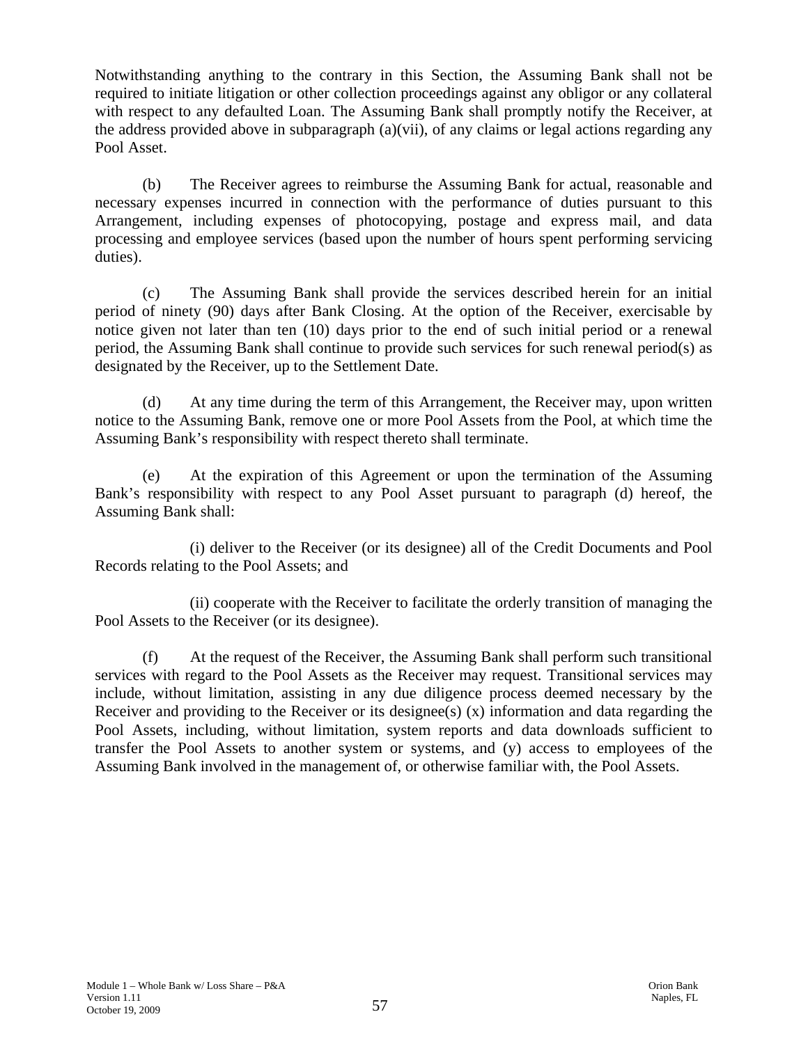Notwithstanding anything to the contrary in this Section, the Assuming Bank shall not be required to initiate litigation or other collection proceedings against any obligor or any collateral with respect to any defaulted Loan. The Assuming Bank shall promptly notify the Receiver, at the address provided above in subparagraph (a)(vii), of any claims or legal actions regarding any Pool Asset.

(b) The Receiver agrees to reimburse the Assuming Bank for actual, reasonable and necessary expenses incurred in connection with the performance of duties pursuant to this Arrangement, including expenses of photocopying, postage and express mail, and data processing and employee services (based upon the number of hours spent performing servicing duties).

(c) The Assuming Bank shall provide the services described herein for an initial period of ninety (90) days after Bank Closing. At the option of the Receiver, exercisable by notice given not later than ten (10) days prior to the end of such initial period or a renewal period, the Assuming Bank shall continue to provide such services for such renewal period(s) as designated by the Receiver, up to the Settlement Date.

(d) At any time during the term of this Arrangement, the Receiver may, upon written notice to the Assuming Bank, remove one or more Pool Assets from the Pool, at which time the Assuming Bank's responsibility with respect thereto shall terminate.

(e) At the expiration of this Agreement or upon the termination of the Assuming Bank's responsibility with respect to any Pool Asset pursuant to paragraph (d) hereof, the Assuming Bank shall:

(i) deliver to the Receiver (or its designee) all of the Credit Documents and Pool Records relating to the Pool Assets; and

(ii) cooperate with the Receiver to facilitate the orderly transition of managing the Pool Assets to the Receiver (or its designee).

(f) At the request of the Receiver, the Assuming Bank shall perform such transitional services with regard to the Pool Assets as the Receiver may request. Transitional services may include, without limitation, assisting in any due diligence process deemed necessary by the Receiver and providing to the Receiver or its designee(s) (x) information and data regarding the Pool Assets, including, without limitation, system reports and data downloads sufficient to transfer the Pool Assets to another system or systems, and (y) access to employees of the Assuming Bank involved in the management of, or otherwise familiar with, the Pool Assets.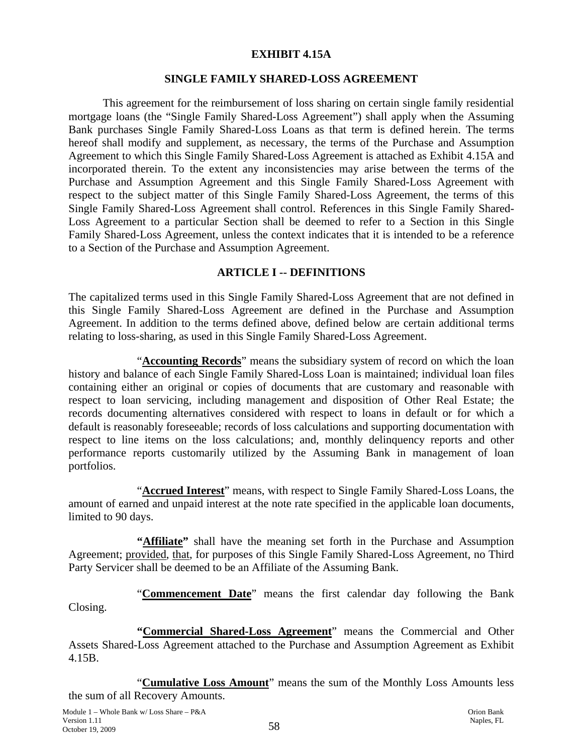## EXHIBIT 4.15A

## SINGLE FAMILY SHARED-LOSS AGREEMENT

This agreement for the reimbursement of loss sharing on certain single family residential mortgage loans (the "Single Family Shared-Loss Agreement") shall apply when the Assuming Bank purchases Single Family Shared-Loss Loans as that term is defined herein. The terms hereof shall modify and supplement, as necessary, the terms of the Purchase and Assumption Agreement to which this Single Family Shared-Loss Agreement is attached as Exhibit 4.15A and incorporated therein. To the extent any inconsistencies may arise between the terms of the Purchase and Assumption Agreement and this Single Family Shared-Loss Agreement with respect to the subject matter of this Single Family Shared-Loss Agreement, the terms of this Single Family Shared-Loss Agreement shall control. References in this Single Family Shared-Loss Agreement to a particular Section shall be deemed to refer to a Section in this Single Family Shared-Loss Agreement, unless the context indicates that it is intended to be a reference to a Section of the Purchase and Assumption Agreement.

## ARTICLE I -- DEFINITIONS

The capitalized terms used in this Single Family Shared-Loss Agreement that are not defined in this Single Family Shared-Loss Agreement are defined in the Purchase and Assumption Agreement. In addition to the terms defined above, defined below are certain additional terms relating to loss-sharing, as used in this Single Family Shared-Loss Agreement.

"**Accounting Records**" means the subsidiary system of record on which the loan history and balance of each Single Family Shared-Loss Loan is maintained; individual loan files containing either an original or copies of documents that are customary and reasonable with respect to loan servicing, including management and disposition of Other Real Estate; the records documenting alternatives considered with respect to loans in default or for which a default is reasonably foreseeable; records of loss calculations and supporting documentation with respect to line items on the loss calculations; and, monthly delinquency reports and other performance reports customarily utilized by the Assuming Bank in management of loan portfolios.

"**Accrued Interest**" means, with respect to Single Family Shared-Loss Loans, the amount of earned and unpaid interest at the note rate specified in the applicable loan documents, limited to 90 days.

**"Affiliate"** shall have the meaning set forth in the Purchase and Assumption Agreement; provided, that, for purposes of this Single Family Shared-Loss Agreement, no Third Party Servicer shall be deemed to be an Affiliate of the Assuming Bank.

"**Commencement Date**" means the first calendar day following the Bank Closing.

**"Commercial Shared-Loss Agreement"** means the Commercial and Other Assets Shared-Loss Agreement attached to the Purchase and Assumption Agreement as Exhibit 4.15B.

"**Cumulative Loss Amount**" means the sum of the Monthly Loss Amounts less the sum of all Recovery Amounts.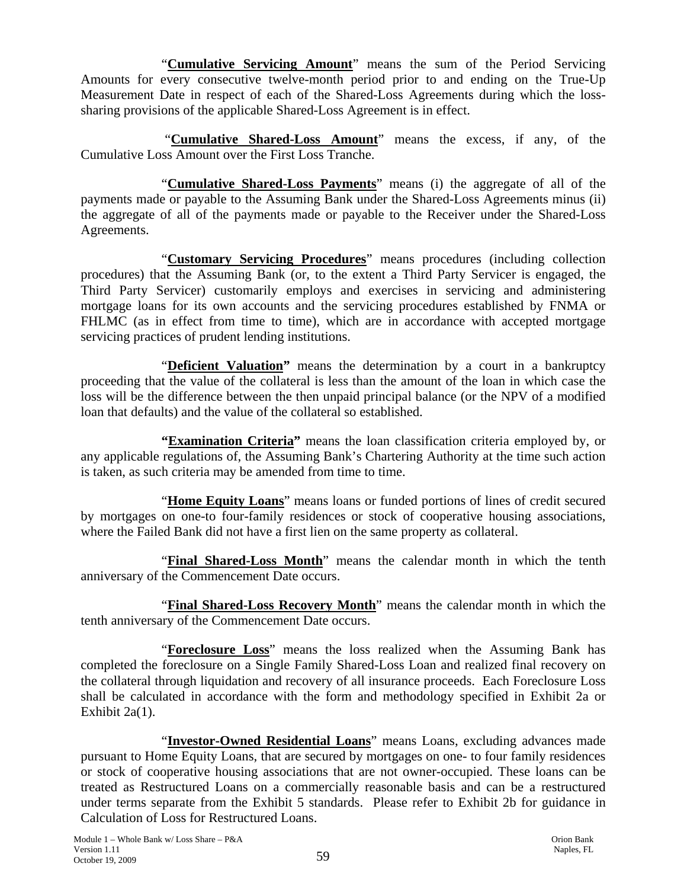"**Cumulative Servicing Amount**" means the sum of the Period Servicing Amounts for every consecutive twelve-month period prior to and ending on the True-Up Measurement Date in respect of each of the Shared-Loss Agreements during which the loss-sharing provisions of the applicable Shared-Loss Agreement is in effect.

"**Cumulative Shared-Loss Amount**" means the excess, if any, of the Cumulative Loss Amount over the First Loss Tranche.

"**Cumulative Shared-Loss Payments**" means (i) the aggregate of all of the payments made or payable to the Assuming Bank under the Shared-Loss Agreements minus (ii) the aggregate of all of the payments made or payable to the Receiver under the Shared-Loss Agreements.

"**Customary Servicing Procedures**" means procedures (including collection procedures) that the Assuming Bank (or, to the extent a Third Party Servicer is engaged, the Third Party Servicer) customarily employs and exercises in servicing and administering mortgage loans for its own accounts and the servicing procedures established by FNMA or FHLMC (as in effect from time to time), which are in accordance with accepted mortgage servicing practices of prudent lending institutions.

"**Deficient Valuation**" means the determination by a court in a bankruptcy proceeding that the value of the collateral is less than the amount of the loan in which case the loss will be the difference between the then unpaid principal balance (or the NPV of a modified loan that defaults) and the value of the collateral so established.

"**Examination Criteria**" means the loan classification criteria employed by, or any applicable regulations of, the Assuming Bank's Chartering Authority at the time such action is taken, as such criteria may be amended from time to time.

"**Home Equity Loans**" means loans or funded portions of lines of credit secured by mortgages on one-to four-family residences or stock of cooperative housing associations, where the Failed Bank did not have a first lien on the same property as collateral.

"**Final Shared-Loss Month**" means the calendar month in which the tenth anniversary of the Commencement Date occurs.

"**Final Shared-Loss Recovery Month**" means the calendar month in which the tenth anniversary of the Commencement Date occurs.

"**Foreclosure Loss**" means the loss realized when the Assuming Bank has completed the foreclosure on a Single Family Shared-Loss Loan and realized final recovery on the collateral through liquidation and recovery of all insurance proceeds. Each Foreclosure Loss shall be calculated in accordance with the form and methodology specified in Exhibit 2a or Exhibit 2a(1).

"**Investor-Owned Residential Loans**" means Loans, excluding advances made pursuant to Home Equity Loans, that are secured by mortgages on one- to four family residences or stock of cooperative housing associations that are not owner-occupied. These loans can be treated as Restructured Loans on a commercially reasonable basis and can be a restructured under terms separate from the Exhibit 5 standards. Please refer to Exhibit 2b for guidance in Calculation of Loss for Restructured Loans.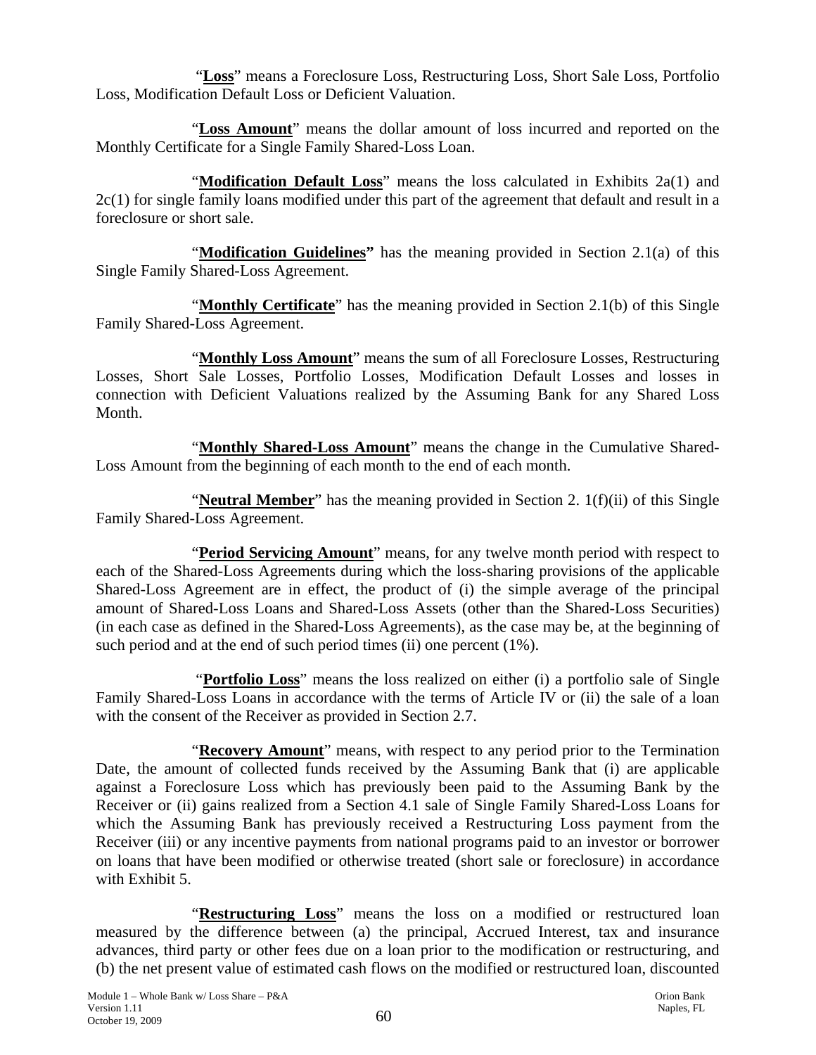"**Loss**" means a Foreclosure Loss, Restructuring Loss, Short Sale Loss, Portfolio Loss, Modification Default Loss or Deficient Valuation.

"**Loss Amount**" means the dollar amount of loss incurred and reported on the Monthly Certificate for a Single Family Shared-Loss Loan.

"**Modification Default Loss**" means the loss calculated in Exhibits 2a(1) and 2c(1) for single family loans modified under this part of the agreement that default and result in a foreclosure or short sale.

"**Modification Guidelines"** has the meaning provided in Section 2.1(a) of this Single Family Shared-Loss Agreement.

"**Monthly Certificate**" has the meaning provided in Section 2.1(b) of this Single Family Shared-Loss Agreement.

"**Monthly Loss Amount**" means the sum of all Foreclosure Losses, Restructuring Losses, Short Sale Losses, Portfolio Losses, Modification Default Losses and losses in connection with Deficient Valuations realized by the Assuming Bank for any Shared Loss Month.

"**Monthly Shared-Loss Amount**" means the change in the Cumulative Shared-Loss Amount from the beginning of each month to the end of each month.

"**Neutral Member**" has the meaning provided in Section 2. 1(f)(ii) of this Single Family Shared-Loss Agreement.

"**Period Servicing Amount**" means, for any twelve month period with respect to each of the Shared-Loss Agreements during which the loss-sharing provisions of the applicable Shared-Loss Agreement are in effect, the product of (i) the simple average of the principal amount of Shared-Loss Loans and Shared-Loss Assets (other than the Shared-Loss Securities) (in each case as defined in the Shared-Loss Agreements), as the case may be, at the beginning of such period and at the end of such period times (ii) one percent (1%).

"**Portfolio Loss**" means the loss realized on either (i) a portfolio sale of Single Family Shared-Loss Loans in accordance with the terms of Article IV or (ii) the sale of a loan with the consent of the Receiver as provided in Section 2.7.

"**Recovery Amount**" means, with respect to any period prior to the Termination Date, the amount of collected funds received by the Assuming Bank that (i) are applicable against a Foreclosure Loss which has previously been paid to the Assuming Bank by the Receiver or (ii) gains realized from a Section 4.1 sale of Single Family Shared-Loss Loans for which the Assuming Bank has previously received a Restructuring Loss payment from the Receiver (iii) or any incentive payments from national programs paid to an investor or borrower on loans that have been modified or otherwise treated (short sale or foreclosure) in accordance with Exhibit 5.

"**Restructuring Loss**" means the loss on a modified or restructured loan measured by the difference between (a) the principal, Accrued Interest, tax and insurance advances, third party or other fees due on a loan prior to the modification or restructuring, and (b) the net present value of estimated cash flows on the modified or restructured loan, discounted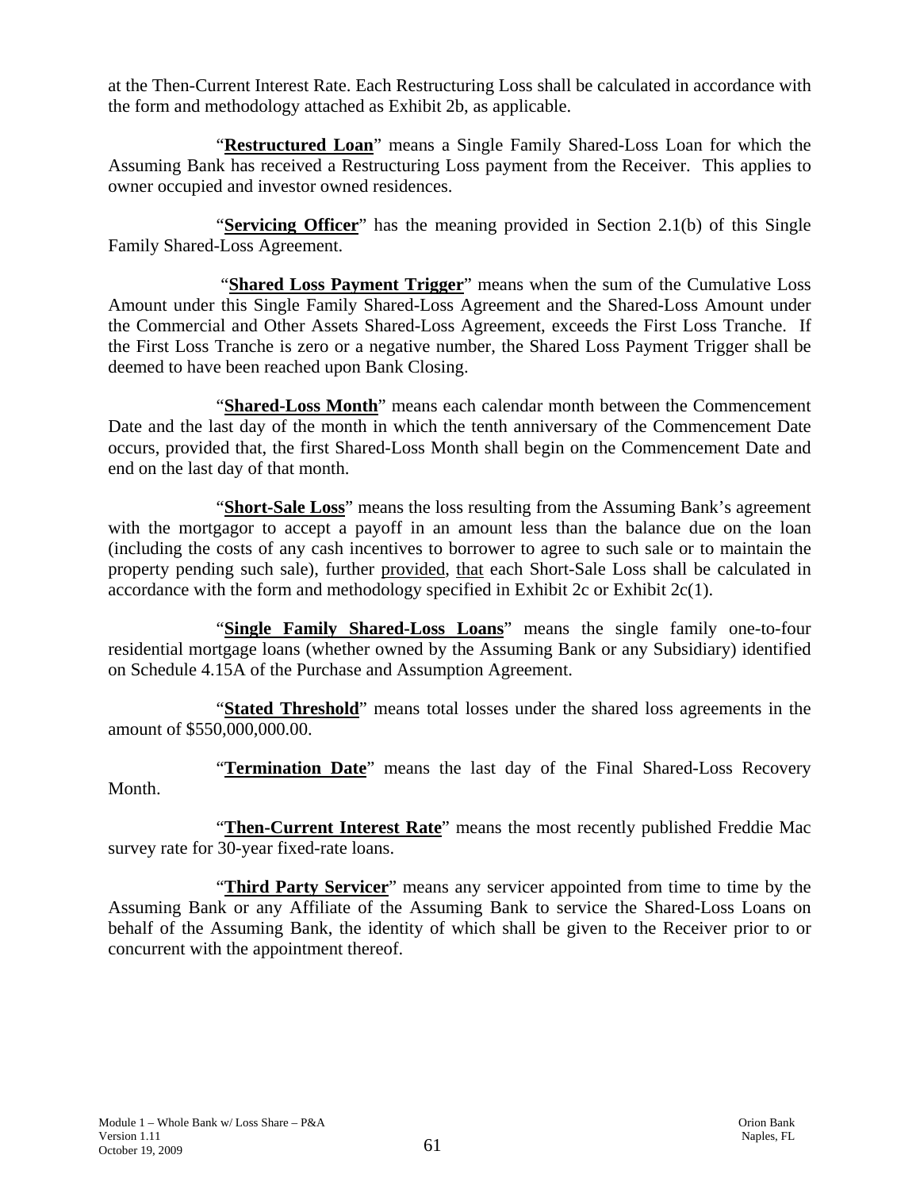at the Then-Current Interest Rate. Each Restructuring Loss shall be calculated in accordance with the form and methodology attached as Exhibit 2b, as applicable.

"**Restructured Loan**" means a Single Family Shared-Loss Loan for which the Assuming Bank has received a Restructuring Loss payment from the Receiver. This applies to owner occupied and investor owned residences.

"**Servicing Officer**" has the meaning provided in Section 2.1(b) of this Single Family Shared-Loss Agreement.

"**Shared Loss Payment Trigger**" means when the sum of the Cumulative Loss Amount under this Single Family Shared-Loss Agreement and the Shared-Loss Amount under the Commercial and Other Assets Shared-Loss Agreement, exceeds the First Loss Tranche. If the First Loss Tranche is zero or a negative number, the Shared Loss Payment Trigger shall be deemed to have been reached upon Bank Closing.

"**Shared-Loss Month**" means each calendar month between the Commencement Date and the last day of the month in which the tenth anniversary of the Commencement Date occurs, provided that, the first Shared-Loss Month shall begin on the Commencement Date and end on the last day of that month.

"**Short-Sale Loss**" means the loss resulting from the Assuming Bank's agreement with the mortgagor to accept a payoff in an amount less than the balance due on the loan (including the costs of any cash incentives to borrower to agree to such sale or to maintain the property pending such sale), further provided, that each Short-Sale Loss shall be calculated in accordance with the form and methodology specified in Exhibit 2c or Exhibit 2c(1).

"**Single Family Shared-Loss Loans**" means the single family one-to-four residential mortgage loans (whether owned by the Assuming Bank or any Subsidiary) identified on Schedule 4.15A of the Purchase and Assumption Agreement.

"**Stated Threshold**" means total losses under the shared loss agreements in the amount of $550,000,000.00.

"**Termination Date**" means the last day of the Final Shared-Loss Recovery Month.

"**Then-Current Interest Rate**" means the most recently published Freddie Mac survey rate for 30-year fixed-rate loans.

"**Third Party Servicer**" means any servicer appointed from time to time by the Assuming Bank or any Affiliate of the Assuming Bank to service the Shared-Loss Loans on behalf of the Assuming Bank, the identity of which shall be given to the Receiver prior to or concurrent with the appointment thereof.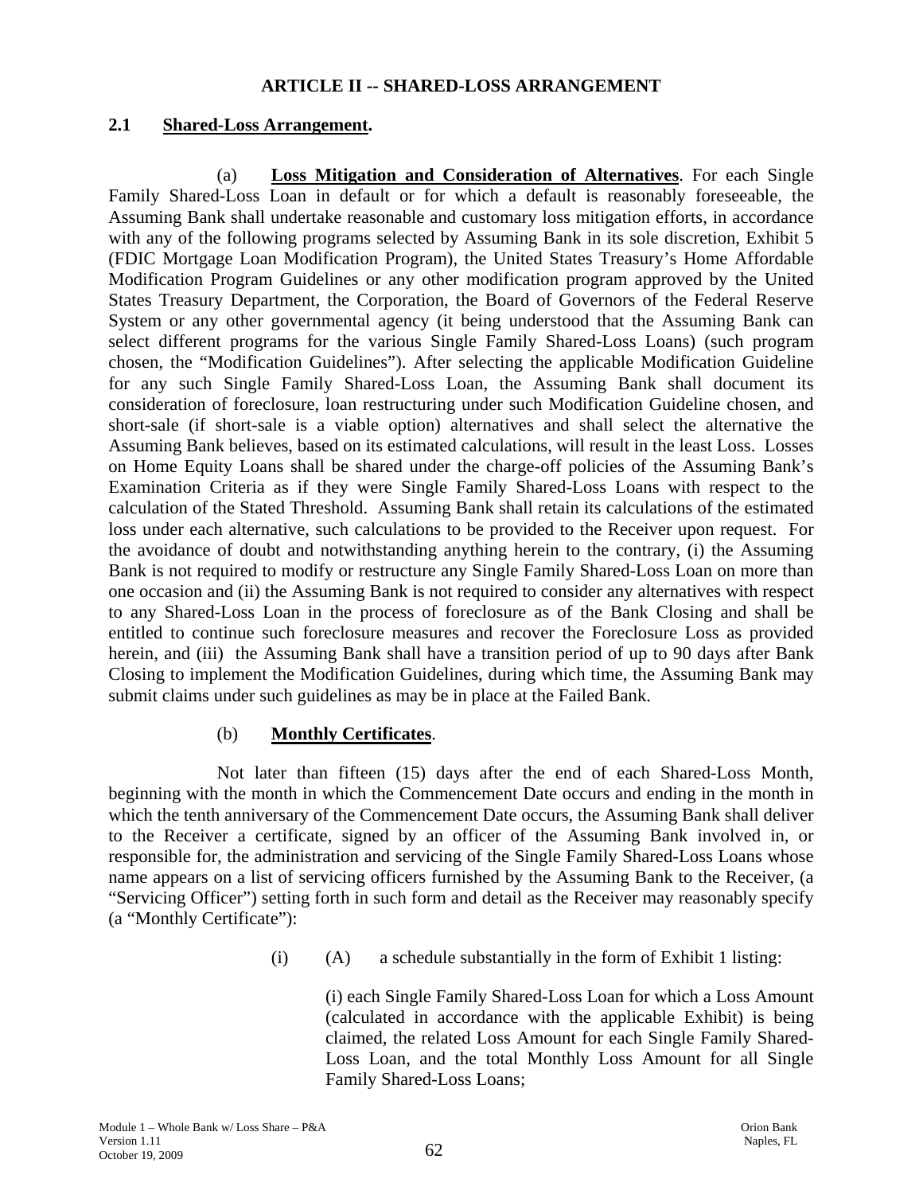## ARTICLE II -- SHARED-LOSS ARRANGEMENT

### 2.1 Shared-Loss Arrangement.

(a) **Loss Mitigation and Consideration of Alternatives**. For each Single Family Shared-Loss Loan in default or for which a default is reasonably foreseeable, the Assuming Bank shall undertake reasonable and customary loss mitigation efforts, in accordance with any of the following programs selected by Assuming Bank in its sole discretion, Exhibit 5 (FDIC Mortgage Loan Modification Program), the United States Treasury's Home Affordable Modification Program Guidelines or any other modification program approved by the United States Treasury Department, the Corporation, the Board of Governors of the Federal Reserve System or any other governmental agency (it being understood that the Assuming Bank can select different programs for the various Single Family Shared-Loss Loans) (such program chosen, the "Modification Guidelines"). After selecting the applicable Modification Guideline for any such Single Family Shared-Loss Loan, the Assuming Bank shall document its consideration of foreclosure, loan restructuring under such Modification Guideline chosen, and short-sale (if short-sale is a viable option) alternatives and shall select the alternative the Assuming Bank believes, based on its estimated calculations, will result in the least Loss. Losses on Home Equity Loans shall be shared under the charge-off policies of the Assuming Bank's Examination Criteria as if they were Single Family Shared-Loss Loans with respect to the calculation of the Stated Threshold. Assuming Bank shall retain its calculations of the estimated loss under each alternative, such calculations to be provided to the Receiver upon request. For the avoidance of doubt and notwithstanding anything herein to the contrary, (i) the Assuming Bank is not required to modify or restructure any Single Family Shared-Loss Loan on more than one occasion and (ii) the Assuming Bank is not required to consider any alternatives with respect to any Shared-Loss Loan in the process of foreclosure as of the Bank Closing and shall be entitled to continue such foreclosure measures and recover the Foreclosure Loss as provided herein, and (iii) the Assuming Bank shall have a transition period of up to 90 days after Bank Closing to implement the Modification Guidelines, during which time, the Assuming Bank may submit claims under such guidelines as may be in place at the Failed Bank.

(b) **Monthly Certificates**.

Not later than fifteen (15) days after the end of each Shared-Loss Month, beginning with the month in which the Commencement Date occurs and ending in the month in which the tenth anniversary of the Commencement Date occurs, the Assuming Bank shall deliver to the Receiver a certificate, signed by an officer of the Assuming Bank involved in, or responsible for, the administration and servicing of the Single Family Shared-Loss Loans whose name appears on a list of servicing officers furnished by the Assuming Bank to the Receiver, (a "Servicing Officer") setting forth in such form and detail as the Receiver may reasonably specify (a "Monthly Certificate"):

(i) (A) a schedule substantially in the form of Exhibit 1 listing:

(i) each Single Family Shared-Loss Loan for which a Loss Amount (calculated in accordance with the applicable Exhibit) is being claimed, the related Loss Amount for each Single Family Shared-Loss Loan, and the total Monthly Loss Amount for all Single Family Shared-Loss Loans;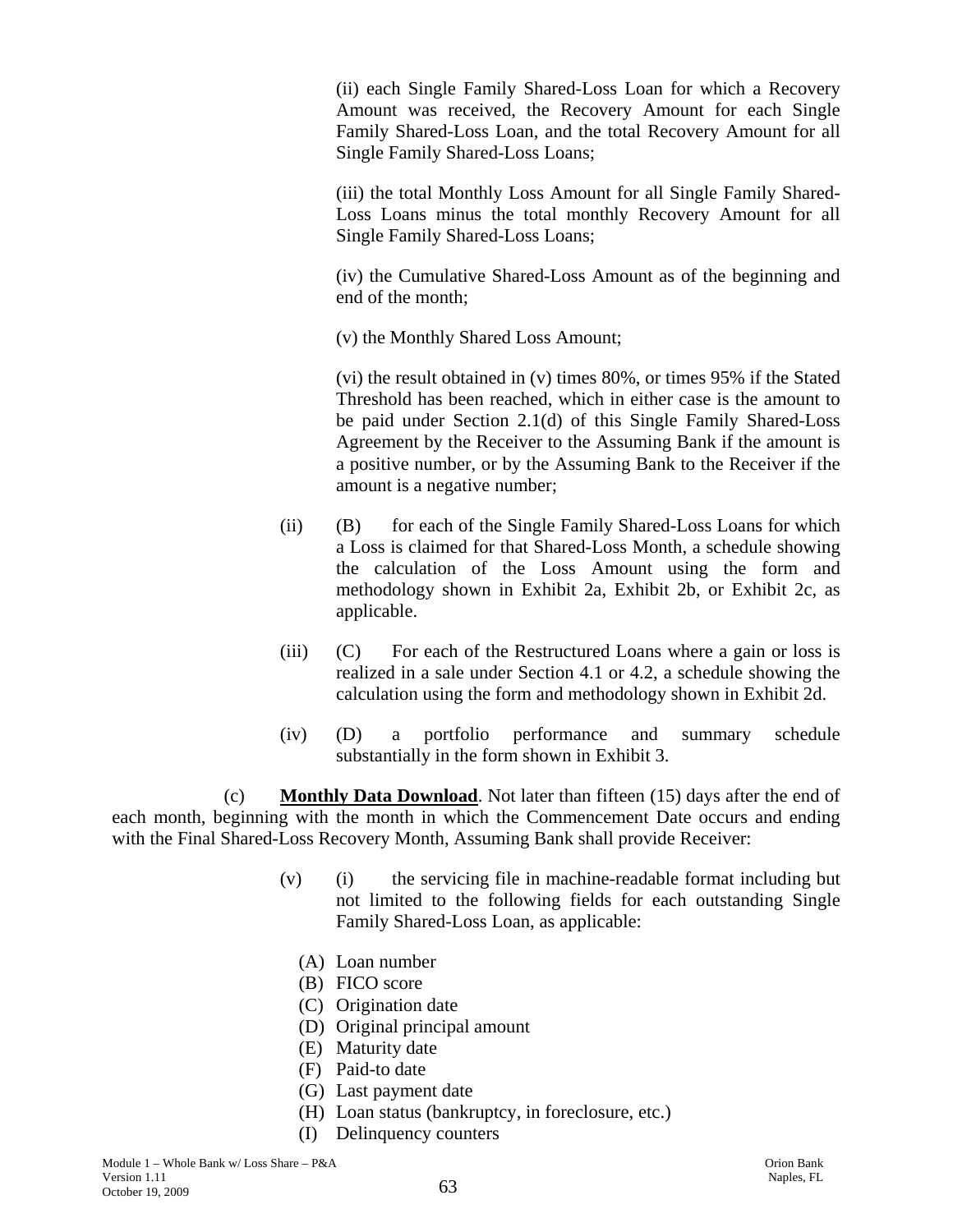(ii) each Single Family Shared-Loss Loan for which a Recovery Amount was received, the Recovery Amount for each Single Family Shared-Loss Loan, and the total Recovery Amount for all Single Family Shared-Loss Loans;

(iii) the total Monthly Loss Amount for all Single Family Shared-Loss Loans minus the total monthly Recovery Amount for all Single Family Shared-Loss Loans;

(iv) the Cumulative Shared-Loss Amount as of the beginning and end of the month;

(v) the Monthly Shared Loss Amount;

(vi) the result obtained in (v) times 80%, or times 95% if the Stated Threshold has been reached, which in either case is the amount to be paid under Section 2.1(d) of this Single Family Shared-Loss Agreement by the Receiver to the Assuming Bank if the amount is a positive number, or by the Assuming Bank to the Receiver if the amount is a negative number;

(ii) (B) for each of the Single Family Shared-Loss Loans for which a Loss is claimed for that Shared-Loss Month, a schedule showing the calculation of the Loss Amount using the form and methodology shown in Exhibit 2a, Exhibit 2b, or Exhibit 2c, as applicable.

(iii) (C) For each of the Restructured Loans where a gain or loss is realized in a sale under Section 4.1 or 4.2, a schedule showing the calculation using the form and methodology shown in Exhibit 2d.

(iv) (D) a portfolio performance and summary schedule substantially in the form shown in Exhibit 3.

(c) **Monthly Data Download**. Not later than fifteen (15) days after the end of each month, beginning with the month in which the Commencement Date occurs and ending with the Final Shared-Loss Recovery Month, Assuming Bank shall provide Receiver:

(v) (i) the servicing file in machine-readable format including but not limited to the following fields for each outstanding Single Family Shared-Loss Loan, as applicable:

(A) Loan number
(B) FICO score
(C) Origination date
(D) Original principal amount
(E) Maturity date
(F) Paid-to date
(G) Last payment date
(H) Loan status (bankruptcy, in foreclosure, etc.)
(I) Delinquency counters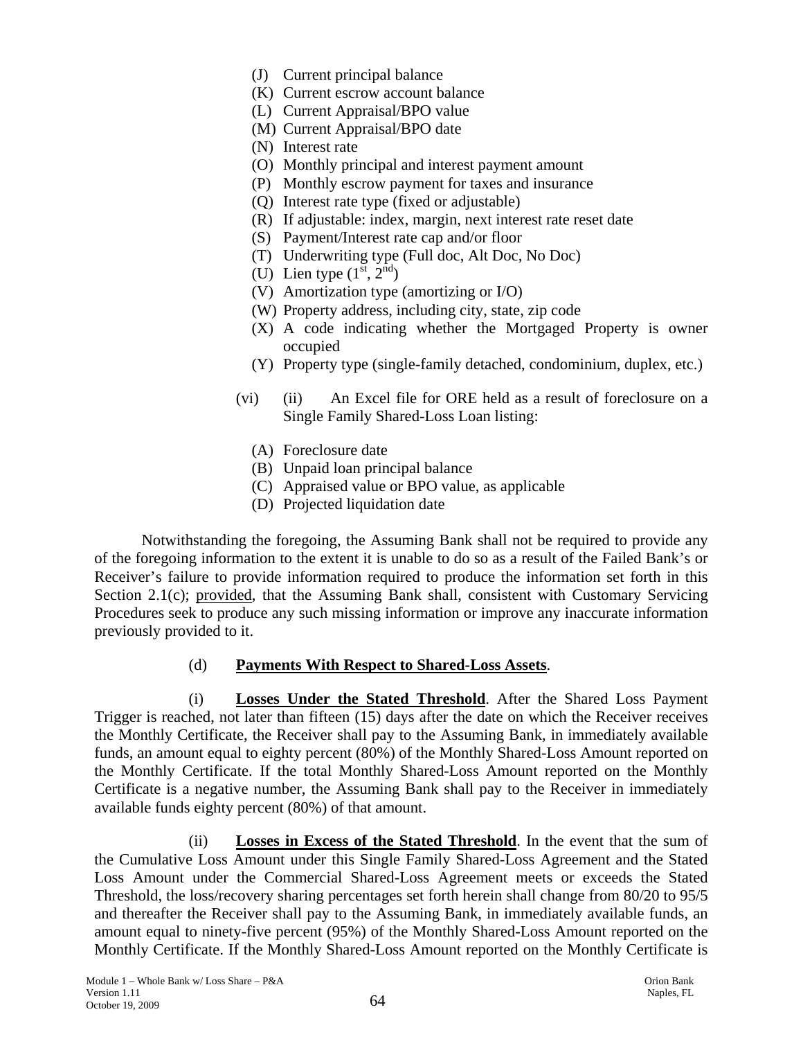(J) Current principal balance
(K) Current escrow account balance
(L) Current Appraisal/BPO value
(M) Current Appraisal/BPO date
(N) Interest rate
(O) Monthly principal and interest payment amount
(P) Monthly escrow payment for taxes and insurance
(Q) Interest rate type (fixed or adjustable)
(R) If adjustable: index, margin, next interest rate reset date
(S) Payment/Interest rate cap and/or floor
(T) Underwriting type (Full doc, Alt Doc, No Doc)
(U) Lien type (1st, 2nd)
(V) Amortization type (amortizing or I/O)
(W) Property address, including city, state, zip code
(X) A code indicating whether the Mortgaged Property is owner occupied
(Y) Property type (single-family detached, condominium, duplex, etc.)

(vi) (ii) An Excel file for ORE held as a result of foreclosure on a Single Family Shared-Loss Loan listing:

(A) Foreclosure date
(B) Unpaid loan principal balance
(C) Appraised value or BPO value, as applicable
(D) Projected liquidation date

Notwithstanding the foregoing, the Assuming Bank shall not be required to provide any of the foregoing information to the extent it is unable to do so as a result of the Failed Bank's or Receiver's failure to provide information required to produce the information set forth in this Section 2.1(c); provided, that the Assuming Bank shall, consistent with Customary Servicing Procedures seek to produce any such missing information or improve any inaccurate information previously provided to it.

(d) **Payments With Respect to Shared-Loss Assets**.

(i) **Losses Under the Stated Threshold**. After the Shared Loss Payment Trigger is reached, not later than fifteen (15) days after the date on which the Receiver receives the Monthly Certificate, the Receiver shall pay to the Assuming Bank, in immediately available funds, an amount equal to eighty percent (80%) of the Monthly Shared-Loss Amount reported on the Monthly Certificate. If the total Monthly Shared-Loss Amount reported on the Monthly Certificate is a negative number, the Assuming Bank shall pay to the Receiver in immediately available funds eighty percent (80%) of that amount.

(ii) **Losses in Excess of the Stated Threshold**. In the event that the sum of the Cumulative Loss Amount under this Single Family Shared-Loss Agreement and the Stated Loss Amount under the Commercial Shared-Loss Agreement meets or exceeds the Stated Threshold, the loss/recovery sharing percentages set forth herein shall change from 80/20 to 95/5 and thereafter the Receiver shall pay to the Assuming Bank, in immediately available funds, an amount equal to ninety-five percent (95%) of the Monthly Shared-Loss Amount reported on the Monthly Certificate. If the Monthly Shared-Loss Amount reported on the Monthly Certificate is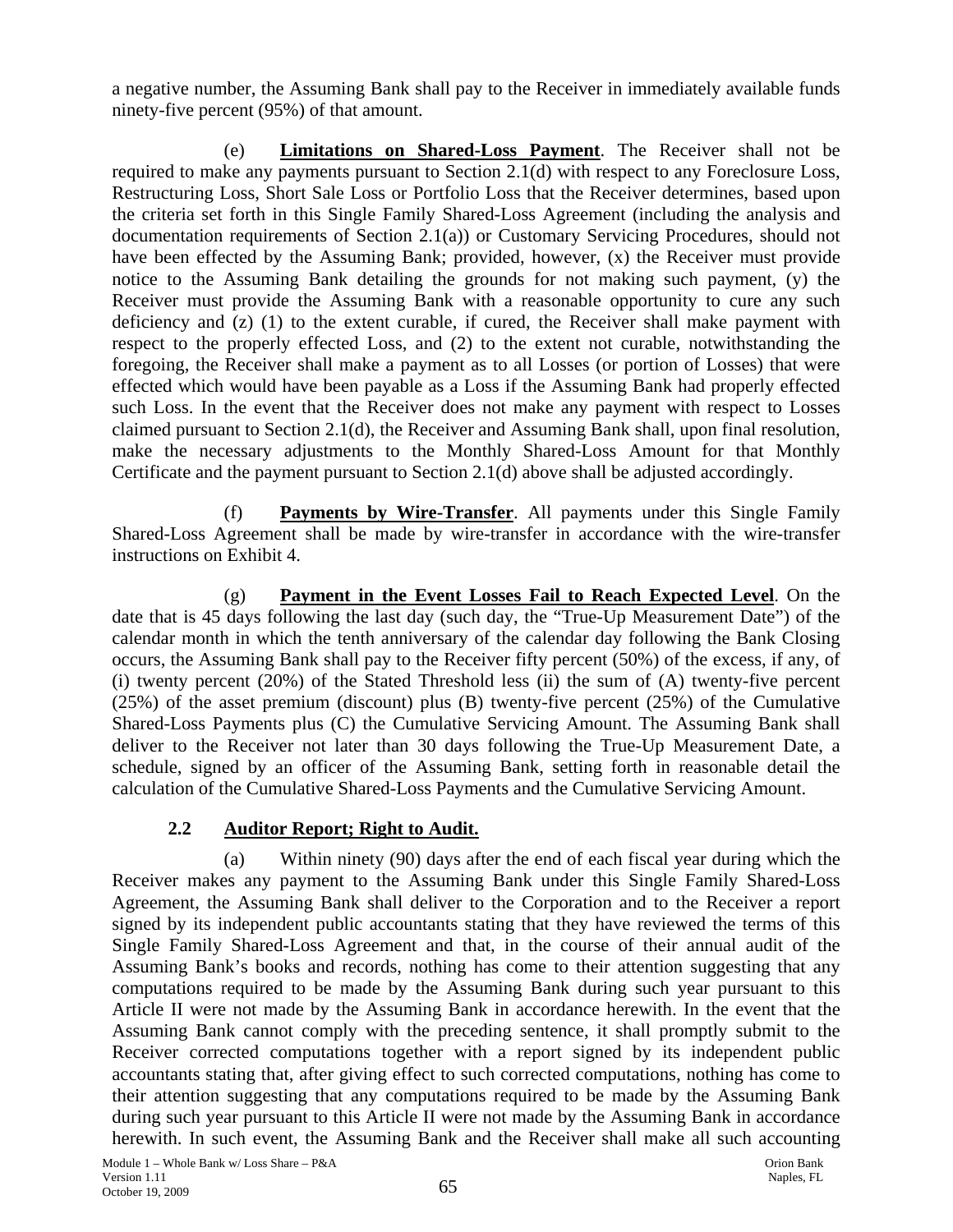a negative number, the Assuming Bank shall pay to the Receiver in immediately available funds ninety-five percent (95%) of that amount.

(e) **Limitations on Shared-Loss Payment**. The Receiver shall not be required to make any payments pursuant to Section 2.1(d) with respect to any Foreclosure Loss, Restructuring Loss, Short Sale Loss or Portfolio Loss that the Receiver determines, based upon the criteria set forth in this Single Family Shared-Loss Agreement (including the analysis and documentation requirements of Section 2.1(a)) or Customary Servicing Procedures, should not have been effected by the Assuming Bank; provided, however, (x) the Receiver must provide notice to the Assuming Bank detailing the grounds for not making such payment, (y) the Receiver must provide the Assuming Bank with a reasonable opportunity to cure any such deficiency and (z) (1) to the extent curable, if cured, the Receiver shall make payment with respect to the properly effected Loss, and (2) to the extent not curable, notwithstanding the foregoing, the Receiver shall make a payment as to all Losses (or portion of Losses) that were effected which would have been payable as a Loss if the Assuming Bank had properly effected such Loss. In the event that the Receiver does not make any payment with respect to Losses claimed pursuant to Section 2.1(d), the Receiver and Assuming Bank shall, upon final resolution, make the necessary adjustments to the Monthly Shared-Loss Amount for that Monthly Certificate and the payment pursuant to Section 2.1(d) above shall be adjusted accordingly.

(f) **Payments by Wire-Transfer**. All payments under this Single Family Shared-Loss Agreement shall be made by wire-transfer in accordance with the wire-transfer instructions on Exhibit 4.

(g) **Payment in the Event Losses Fail to Reach Expected Level**. On the date that is 45 days following the last day (such day, the "True-Up Measurement Date") of the calendar month in which the tenth anniversary of the calendar day following the Bank Closing occurs, the Assuming Bank shall pay to the Receiver fifty percent (50%) of the excess, if any, of (i) twenty percent (20%) of the Stated Threshold less (ii) the sum of (A) twenty-five percent (25%) of the asset premium (discount) plus (B) twenty-five percent (25%) of the Cumulative Shared-Loss Payments plus (C) the Cumulative Servicing Amount. The Assuming Bank shall deliver to the Receiver not later than 30 days following the True-Up Measurement Date, a schedule, signed by an officer of the Assuming Bank, setting forth in reasonable detail the calculation of the Cumulative Shared-Loss Payments and the Cumulative Servicing Amount.

## 2.2 Auditor Report; Right to Audit.

(a) Within ninety (90) days after the end of each fiscal year during which the Receiver makes any payment to the Assuming Bank under this Single Family Shared-Loss Agreement, the Assuming Bank shall deliver to the Corporation and to the Receiver a report signed by its independent public accountants stating that they have reviewed the terms of this Single Family Shared-Loss Agreement and that, in the course of their annual audit of the Assuming Bank's books and records, nothing has come to their attention suggesting that any computations required to be made by the Assuming Bank during such year pursuant to this Article II were not made by the Assuming Bank in accordance herewith. In the event that the Assuming Bank cannot comply with the preceding sentence, it shall promptly submit to the Receiver corrected computations together with a report signed by its independent public accountants stating that, after giving effect to such corrected computations, nothing has come to their attention suggesting that any computations required to be made by the Assuming Bank during such year pursuant to this Article II were not made by the Assuming Bank in accordance herewith. In such event, the Assuming Bank and the Receiver shall make all such accounting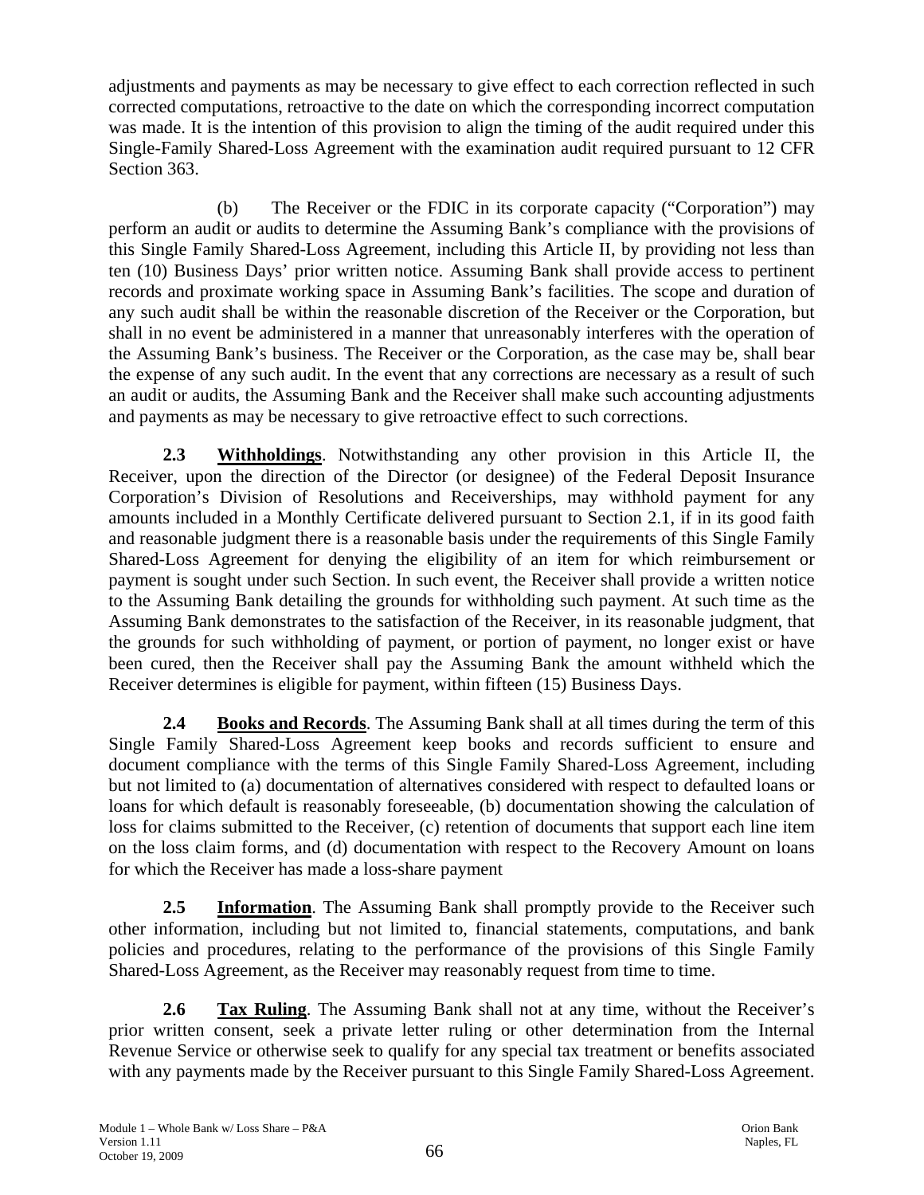adjustments and payments as may be necessary to give effect to each correction reflected in such corrected computations, retroactive to the date on which the corresponding incorrect computation was made. It is the intention of this provision to align the timing of the audit required under this Single-Family Shared-Loss Agreement with the examination audit required pursuant to 12 CFR Section 363.

(b) The Receiver or the FDIC in its corporate capacity ("Corporation") may perform an audit or audits to determine the Assuming Bank's compliance with the provisions of this Single Family Shared-Loss Agreement, including this Article II, by providing not less than ten (10) Business Days' prior written notice. Assuming Bank shall provide access to pertinent records and proximate working space in Assuming Bank's facilities. The scope and duration of any such audit shall be within the reasonable discretion of the Receiver or the Corporation, but shall in no event be administered in a manner that unreasonably interferes with the operation of the Assuming Bank's business. The Receiver or the Corporation, as the case may be, shall bear the expense of any such audit. In the event that any corrections are necessary as a result of such an audit or audits, the Assuming Bank and the Receiver shall make such accounting adjustments and payments as may be necessary to give retroactive effect to such corrections.

**2.3 Withholdings**. Notwithstanding any other provision in this Article II, the Receiver, upon the direction of the Director (or designee) of the Federal Deposit Insurance Corporation's Division of Resolutions and Receiverships, may withhold payment for any amounts included in a Monthly Certificate delivered pursuant to Section 2.1, if in its good faith and reasonable judgment there is a reasonable basis under the requirements of this Single Family Shared-Loss Agreement for denying the eligibility of an item for which reimbursement or payment is sought under such Section. In such event, the Receiver shall provide a written notice to the Assuming Bank detailing the grounds for withholding such payment. At such time as the Assuming Bank demonstrates to the satisfaction of the Receiver, in its reasonable judgment, that the grounds for such withholding of payment, or portion of payment, no longer exist or have been cured, then the Receiver shall pay the Assuming Bank the amount withheld which the Receiver determines is eligible for payment, within fifteen (15) Business Days.

**2.4 Books and Records**. The Assuming Bank shall at all times during the term of this Single Family Shared-Loss Agreement keep books and records sufficient to ensure and document compliance with the terms of this Single Family Shared-Loss Agreement, including but not limited to (a) documentation of alternatives considered with respect to defaulted loans or loans for which default is reasonably foreseeable, (b) documentation showing the calculation of loss for claims submitted to the Receiver, (c) retention of documents that support each line item on the loss claim forms, and (d) documentation with respect to the Recovery Amount on loans for which the Receiver has made a loss-share payment

**2.5 Information**. The Assuming Bank shall promptly provide to the Receiver such other information, including but not limited to, financial statements, computations, and bank policies and procedures, relating to the performance of the provisions of this Single Family Shared-Loss Agreement, as the Receiver may reasonably request from time to time.

**2.6 Tax Ruling**. The Assuming Bank shall not at any time, without the Receiver's prior written consent, seek a private letter ruling or other determination from the Internal Revenue Service or otherwise seek to qualify for any special tax treatment or benefits associated with any payments made by the Receiver pursuant to this Single Family Shared-Loss Agreement.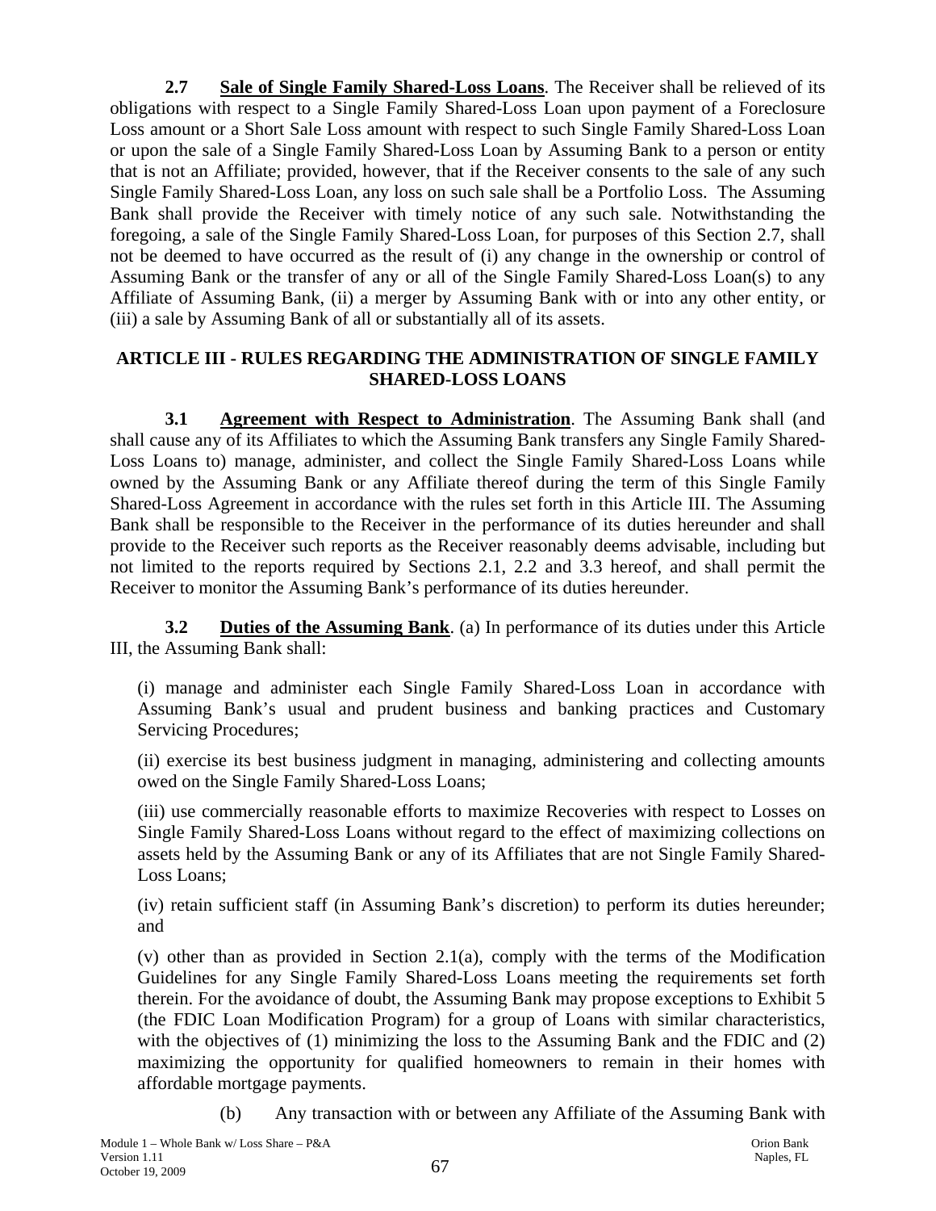**2.7 Sale of Single Family Shared-Loss Loans**. The Receiver shall be relieved of its obligations with respect to a Single Family Shared-Loss Loan upon payment of a Foreclosure Loss amount or a Short Sale Loss amount with respect to such Single Family Shared-Loss Loan or upon the sale of a Single Family Shared-Loss Loan by Assuming Bank to a person or entity that is not an Affiliate; provided, however, that if the Receiver consents to the sale of any such Single Family Shared-Loss Loan, any loss on such sale shall be a Portfolio Loss. The Assuming Bank shall provide the Receiver with timely notice of any such sale. Notwithstanding the foregoing, a sale of the Single Family Shared-Loss Loan, for purposes of this Section 2.7, shall not be deemed to have occurred as the result of (i) any change in the ownership or control of Assuming Bank or the transfer of any or all of the Single Family Shared-Loss Loan(s) to any Affiliate of Assuming Bank, (ii) a merger by Assuming Bank with or into any other entity, or (iii) a sale by Assuming Bank of all or substantially all of its assets.

## ARTICLE III - RULES REGARDING THE ADMINISTRATION OF SINGLE FAMILY SHARED-LOSS LOANS

**3.1 Agreement with Respect to Administration**. The Assuming Bank shall (and shall cause any of its Affiliates to which the Assuming Bank transfers any Single Family Shared-Loss Loans to) manage, administer, and collect the Single Family Shared-Loss Loans while owned by the Assuming Bank or any Affiliate thereof during the term of this Single Family Shared-Loss Agreement in accordance with the rules set forth in this Article III. The Assuming Bank shall be responsible to the Receiver in the performance of its duties hereunder and shall provide to the Receiver such reports as the Receiver reasonably deems advisable, including but not limited to the reports required by Sections 2.1, 2.2 and 3.3 hereof, and shall permit the Receiver to monitor the Assuming Bank's performance of its duties hereunder.

**3.2 Duties of the Assuming Bank**. (a) In performance of its duties under this Article III, the Assuming Bank shall:

(i) manage and administer each Single Family Shared-Loss Loan in accordance with Assuming Bank's usual and prudent business and banking practices and Customary Servicing Procedures;

(ii) exercise its best business judgment in managing, administering and collecting amounts owed on the Single Family Shared-Loss Loans;

(iii) use commercially reasonable efforts to maximize Recoveries with respect to Losses on Single Family Shared-Loss Loans without regard to the effect of maximizing collections on assets held by the Assuming Bank or any of its Affiliates that are not Single Family Shared-Loss Loans;

(iv) retain sufficient staff (in Assuming Bank's discretion) to perform its duties hereunder; and

(v) other than as provided in Section 2.1(a), comply with the terms of the Modification Guidelines for any Single Family Shared-Loss Loans meeting the requirements set forth therein. For the avoidance of doubt, the Assuming Bank may propose exceptions to Exhibit 5 (the FDIC Loan Modification Program) for a group of Loans with similar characteristics, with the objectives of (1) minimizing the loss to the Assuming Bank and the FDIC and (2) maximizing the opportunity for qualified homeowners to remain in their homes with affordable mortgage payments.

(b) Any transaction with or between any Affiliate of the Assuming Bank with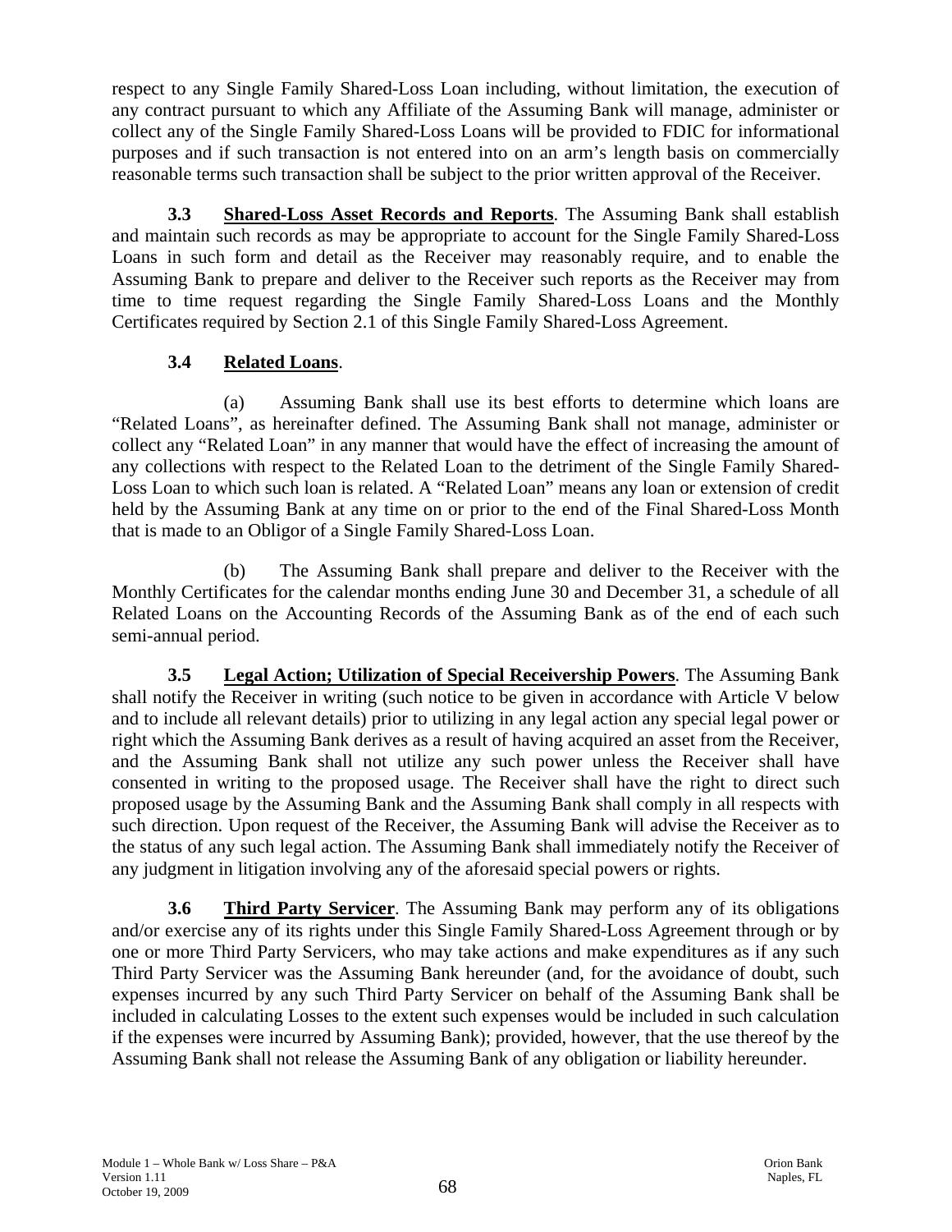respect to any Single Family Shared-Loss Loan including, without limitation, the execution of any contract pursuant to which any Affiliate of the Assuming Bank will manage, administer or collect any of the Single Family Shared-Loss Loans will be provided to FDIC for informational purposes and if such transaction is not entered into on an arm's length basis on commercially reasonable terms such transaction shall be subject to the prior written approval of the Receiver.

**3.3 Shared-Loss Asset Records and Reports**. The Assuming Bank shall establish and maintain such records as may be appropriate to account for the Single Family Shared-Loss Loans in such form and detail as the Receiver may reasonably require, and to enable the Assuming Bank to prepare and deliver to the Receiver such reports as the Receiver may from time to time request regarding the Single Family Shared-Loss Loans and the Monthly Certificates required by Section 2.1 of this Single Family Shared-Loss Agreement.

**3.4 Related Loans**.

(a) Assuming Bank shall use its best efforts to determine which loans are "Related Loans", as hereinafter defined. The Assuming Bank shall not manage, administer or collect any "Related Loan" in any manner that would have the effect of increasing the amount of any collections with respect to the Related Loan to the detriment of the Single Family Shared-Loss Loan to which such loan is related. A "Related Loan" means any loan or extension of credit held by the Assuming Bank at any time on or prior to the end of the Final Shared-Loss Month that is made to an Obligor of a Single Family Shared-Loss Loan.

(b) The Assuming Bank shall prepare and deliver to the Receiver with the Monthly Certificates for the calendar months ending June 30 and December 31, a schedule of all Related Loans on the Accounting Records of the Assuming Bank as of the end of each such semi-annual period.

**3.5 Legal Action; Utilization of Special Receivership Powers**. The Assuming Bank shall notify the Receiver in writing (such notice to be given in accordance with Article V below and to include all relevant details) prior to utilizing in any legal action any special legal power or right which the Assuming Bank derives as a result of having acquired an asset from the Receiver, and the Assuming Bank shall not utilize any such power unless the Receiver shall have consented in writing to the proposed usage. The Receiver shall have the right to direct such proposed usage by the Assuming Bank and the Assuming Bank shall comply in all respects with such direction. Upon request of the Receiver, the Assuming Bank will advise the Receiver as to the status of any such legal action. The Assuming Bank shall immediately notify the Receiver of any judgment in litigation involving any of the aforesaid special powers or rights.

**3.6 Third Party Servicer**. The Assuming Bank may perform any of its obligations and/or exercise any of its rights under this Single Family Shared-Loss Agreement through or by one or more Third Party Servicers, who may take actions and make expenditures as if any such Third Party Servicer was the Assuming Bank hereunder (and, for the avoidance of doubt, such expenses incurred by any such Third Party Servicer on behalf of the Assuming Bank shall be included in calculating Losses to the extent such expenses would be included in such calculation if the expenses were incurred by Assuming Bank); provided, however, that the use thereof by the Assuming Bank shall not release the Assuming Bank of any obligation or liability hereunder.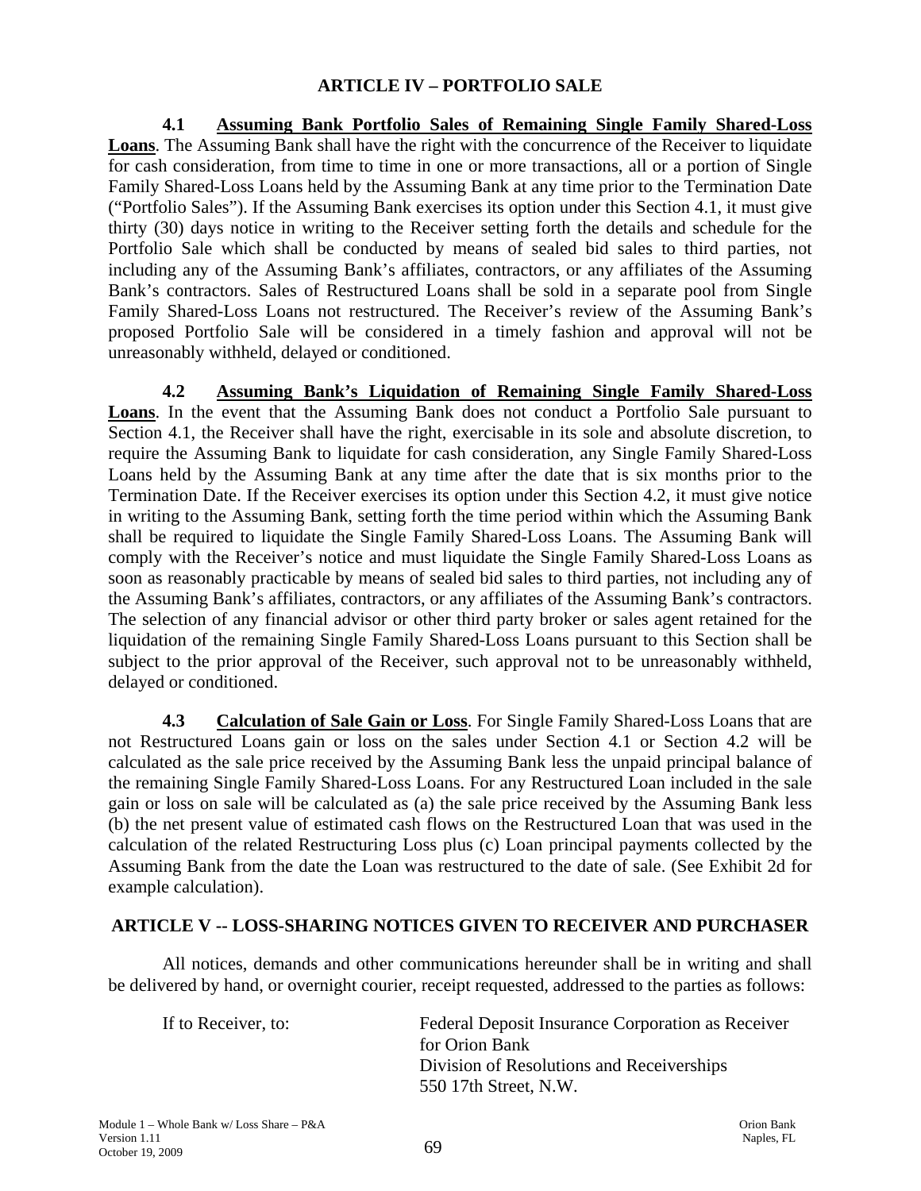## ARTICLE IV – PORTFOLIO SALE

**4.1 Assuming Bank Portfolio Sales of Remaining Single Family Shared-Loss Loans**. The Assuming Bank shall have the right with the concurrence of the Receiver to liquidate for cash consideration, from time to time in one or more transactions, all or a portion of Single Family Shared-Loss Loans held by the Assuming Bank at any time prior to the Termination Date ("Portfolio Sales"). If the Assuming Bank exercises its option under this Section 4.1, it must give thirty (30) days notice in writing to the Receiver setting forth the details and schedule for the Portfolio Sale which shall be conducted by means of sealed bid sales to third parties, not including any of the Assuming Bank's affiliates, contractors, or any affiliates of the Assuming Bank's contractors. Sales of Restructured Loans shall be sold in a separate pool from Single Family Shared-Loss Loans not restructured. The Receiver's review of the Assuming Bank's proposed Portfolio Sale will be considered in a timely fashion and approval will not be unreasonably withheld, delayed or conditioned.

**4.2 Assuming Bank's Liquidation of Remaining Single Family Shared-Loss Loans**. In the event that the Assuming Bank does not conduct a Portfolio Sale pursuant to Section 4.1, the Receiver shall have the right, exercisable in its sole and absolute discretion, to require the Assuming Bank to liquidate for cash consideration, any Single Family Shared-Loss Loans held by the Assuming Bank at any time after the date that is six months prior to the Termination Date. If the Receiver exercises its option under this Section 4.2, it must give notice in writing to the Assuming Bank, setting forth the time period within which the Assuming Bank shall be required to liquidate the Single Family Shared-Loss Loans. The Assuming Bank will comply with the Receiver's notice and must liquidate the Single Family Shared-Loss Loans as soon as reasonably practicable by means of sealed bid sales to third parties, not including any of the Assuming Bank's affiliates, contractors, or any affiliates of the Assuming Bank's contractors. The selection of any financial advisor or other third party broker or sales agent retained for the liquidation of the remaining Single Family Shared-Loss Loans pursuant to this Section shall be subject to the prior approval of the Receiver, such approval not to be unreasonably withheld, delayed or conditioned.

**4.3 Calculation of Sale Gain or Loss**. For Single Family Shared-Loss Loans that are not Restructured Loans gain or loss on the sales under Section 4.1 or Section 4.2 will be calculated as the sale price received by the Assuming Bank less the unpaid principal balance of the remaining Single Family Shared-Loss Loans. For any Restructured Loan included in the sale gain or loss on sale will be calculated as (a) the sale price received by the Assuming Bank less (b) the net present value of estimated cash flows on the Restructured Loan that was used in the calculation of the related Restructuring Loss plus (c) Loan principal payments collected by the Assuming Bank from the date the Loan was restructured to the date of sale. (See Exhibit 2d for example calculation).

## ARTICLE V -- LOSS-SHARING NOTICES GIVEN TO RECEIVER AND PURCHASER

All notices, demands and other communications hereunder shall be in writing and shall be delivered by hand, or overnight courier, receipt requested, addressed to the parties as follows:

If to Receiver, to: Federal Deposit Insurance Corporation as Receiver for Orion Bank
Division of Resolutions and Receiverships
550 17th Street, N.W.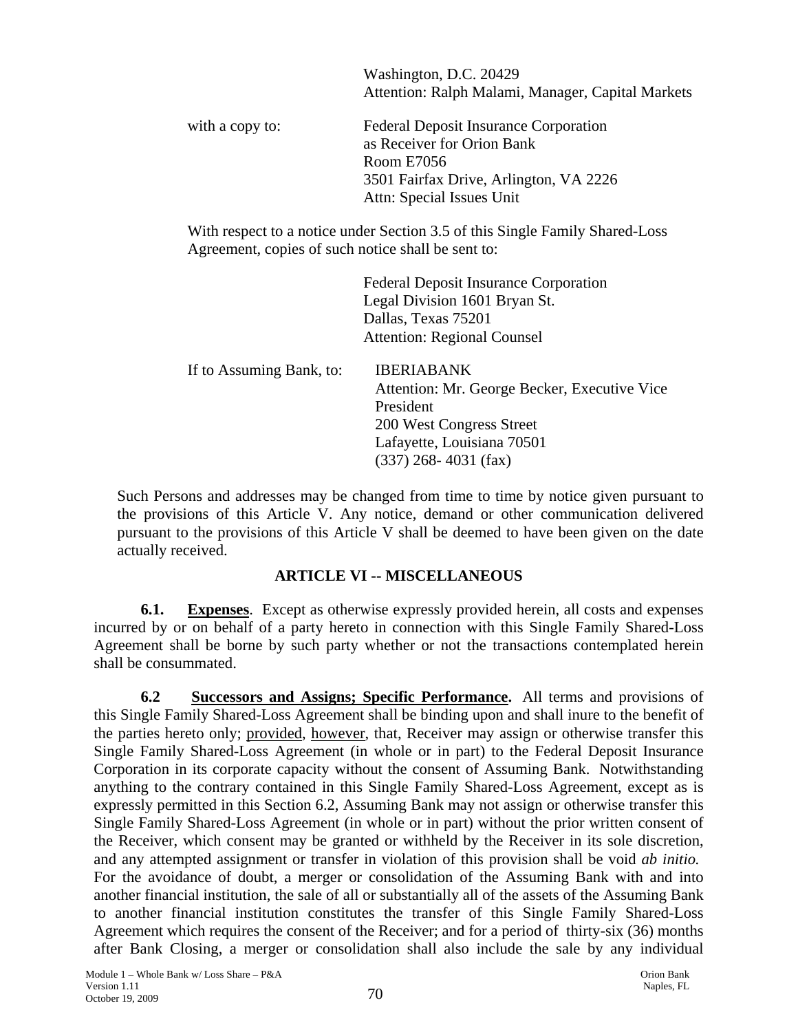Washington, D.C. 20429
Attention: Ralph Malami, Manager, Capital Markets

with a copy to: Federal Deposit Insurance Corporation
as Receiver for Orion Bank
Room E7056
3501 Fairfax Drive, Arlington, VA 2226
Attn: Special Issues Unit

With respect to a notice under Section 3.5 of this Single Family Shared-Loss Agreement, copies of such notice shall be sent to:

Federal Deposit Insurance Corporation
Legal Division 1601 Bryan St.
Dallas, Texas 75201
Attention: Regional Counsel

If to Assuming Bank, to: IBERIABANK
Attention: Mr. George Becker, Executive Vice President
200 West Congress Street
Lafayette, Louisiana 70501
(337) 268- 4031 (fax)

Such Persons and addresses may be changed from time to time by notice given pursuant to the provisions of this Article V. Any notice, demand or other communication delivered pursuant to the provisions of this Article V shall be deemed to have been given on the date actually received.

## ARTICLE VI -- MISCELLANEOUS

**6.1. Expenses**. Except as otherwise expressly provided herein, all costs and expenses incurred by or on behalf of a party hereto in connection with this Single Family Shared-Loss Agreement shall be borne by such party whether or not the transactions contemplated herein shall be consummated.

**6.2 Successors and Assigns; Specific Performance.** All terms and provisions of this Single Family Shared-Loss Agreement shall be binding upon and shall inure to the benefit of the parties hereto only; provided, however, that, Receiver may assign or otherwise transfer this Single Family Shared-Loss Agreement (in whole or in part) to the Federal Deposit Insurance Corporation in its corporate capacity without the consent of Assuming Bank. Notwithstanding anything to the contrary contained in this Single Family Shared-Loss Agreement, except as is expressly permitted in this Section 6.2, Assuming Bank may not assign or otherwise transfer this Single Family Shared-Loss Agreement (in whole or in part) without the prior written consent of the Receiver, which consent may be granted or withheld by the Receiver in its sole discretion, and any attempted assignment or transfer in violation of this provision shall be void *ab initio.* For the avoidance of doubt, a merger or consolidation of the Assuming Bank with and into another financial institution, the sale of all or substantially all of the assets of the Assuming Bank to another financial institution constitutes the transfer of this Single Family Shared-Loss Agreement which requires the consent of the Receiver; and for a period of thirty-six (36) months after Bank Closing, a merger or consolidation shall also include the sale by any individual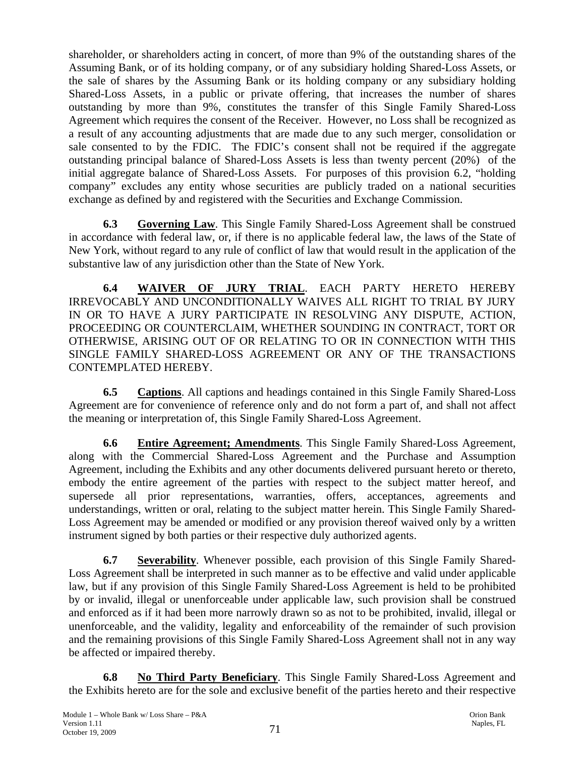shareholder, or shareholders acting in concert, of more than 9% of the outstanding shares of the Assuming Bank, or of its holding company, or of any subsidiary holding Shared-Loss Assets, or the sale of shares by the Assuming Bank or its holding company or any subsidiary holding Shared-Loss Assets, in a public or private offering, that increases the number of shares outstanding by more than 9%, constitutes the transfer of this Single Family Shared-Loss Agreement which requires the consent of the Receiver. However, no Loss shall be recognized as a result of any accounting adjustments that are made due to any such merger, consolidation or sale consented to by the FDIC. The FDIC's consent shall not be required if the aggregate outstanding principal balance of Shared-Loss Assets is less than twenty percent (20%) of the initial aggregate balance of Shared-Loss Assets. For purposes of this provision 6.2, "holding company" excludes any entity whose securities are publicly traded on a national securities exchange as defined by and registered with the Securities and Exchange Commission.

**6.3 Governing Law**. This Single Family Shared-Loss Agreement shall be construed in accordance with federal law, or, if there is no applicable federal law, the laws of the State of New York, without regard to any rule of conflict of law that would result in the application of the substantive law of any jurisdiction other than the State of New York.

**6.4 WAIVER OF JURY TRIAL**. EACH PARTY HERETO HEREBY IRREVOCABLY AND UNCONDITIONALLY WAIVES ALL RIGHT TO TRIAL BY JURY IN OR TO HAVE A JURY PARTICIPATE IN RESOLVING ANY DISPUTE, ACTION, PROCEEDING OR COUNTERCLAIM, WHETHER SOUNDING IN CONTRACT, TORT OR OTHERWISE, ARISING OUT OF OR RELATING TO OR IN CONNECTION WITH THIS SINGLE FAMILY SHARED-LOSS AGREEMENT OR ANY OF THE TRANSACTIONS CONTEMPLATED HEREBY.

**6.5 Captions**. All captions and headings contained in this Single Family Shared-Loss Agreement are for convenience of reference only and do not form a part of, and shall not affect the meaning or interpretation of, this Single Family Shared-Loss Agreement.

**6.6 Entire Agreement; Amendments**. This Single Family Shared-Loss Agreement, along with the Commercial Shared-Loss Agreement and the Purchase and Assumption Agreement, including the Exhibits and any other documents delivered pursuant hereto or thereto, embody the entire agreement of the parties with respect to the subject matter hereof, and supersede all prior representations, warranties, offers, acceptances, agreements and understandings, written or oral, relating to the subject matter herein. This Single Family Shared-Loss Agreement may be amended or modified or any provision thereof waived only by a written instrument signed by both parties or their respective duly authorized agents.

**6.7 Severability**. Whenever possible, each provision of this Single Family Shared-Loss Agreement shall be interpreted in such manner as to be effective and valid under applicable law, but if any provision of this Single Family Shared-Loss Agreement is held to be prohibited by or invalid, illegal or unenforceable under applicable law, such provision shall be construed and enforced as if it had been more narrowly drawn so as not to be prohibited, invalid, illegal or unenforceable, and the validity, legality and enforceability of the remainder of such provision and the remaining provisions of this Single Family Shared-Loss Agreement shall not in any way be affected or impaired thereby.

**6.8 No Third Party Beneficiary**. This Single Family Shared-Loss Agreement and the Exhibits hereto are for the sole and exclusive benefit of the parties hereto and their respective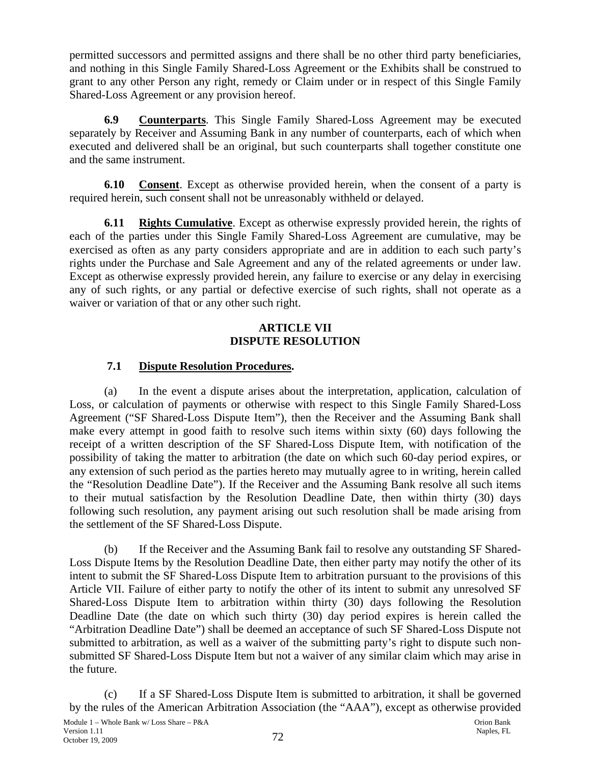permitted successors and permitted assigns and there shall be no other third party beneficiaries, and nothing in this Single Family Shared-Loss Agreement or the Exhibits shall be construed to grant to any other Person any right, remedy or Claim under or in respect of this Single Family Shared-Loss Agreement or any provision hereof.

**6.9 Counterparts**. This Single Family Shared-Loss Agreement may be executed separately by Receiver and Assuming Bank in any number of counterparts, each of which when executed and delivered shall be an original, but such counterparts shall together constitute one and the same instrument.

**6.10 Consent**. Except as otherwise provided herein, when the consent of a party is required herein, such consent shall not be unreasonably withheld or delayed.

**6.11 Rights Cumulative**. Except as otherwise expressly provided herein, the rights of each of the parties under this Single Family Shared-Loss Agreement are cumulative, may be exercised as often as any party considers appropriate and are in addition to each such party's rights under the Purchase and Sale Agreement and any of the related agreements or under law. Except as otherwise expressly provided herein, any failure to exercise or any delay in exercising any of such rights, or any partial or defective exercise of such rights, shall not operate as a waiver or variation of that or any other such right.

## ARTICLE VII DISPUTE RESOLUTION

**7.1 Dispute Resolution Procedures.**

(a) In the event a dispute arises about the interpretation, application, calculation of Loss, or calculation of payments or otherwise with respect to this Single Family Shared-Loss Agreement ("SF Shared-Loss Dispute Item"), then the Receiver and the Assuming Bank shall make every attempt in good faith to resolve such items within sixty (60) days following the receipt of a written description of the SF Shared-Loss Dispute Item, with notification of the possibility of taking the matter to arbitration (the date on which such 60-day period expires, or any extension of such period as the parties hereto may mutually agree to in writing, herein called the "Resolution Deadline Date"). If the Receiver and the Assuming Bank resolve all such items to their mutual satisfaction by the Resolution Deadline Date, then within thirty (30) days following such resolution, any payment arising out such resolution shall be made arising from the settlement of the SF Shared-Loss Dispute.

(b) If the Receiver and the Assuming Bank fail to resolve any outstanding SF Shared-Loss Dispute Items by the Resolution Deadline Date, then either party may notify the other of its intent to submit the SF Shared-Loss Dispute Item to arbitration pursuant to the provisions of this Article VII. Failure of either party to notify the other of its intent to submit any unresolved SF Shared-Loss Dispute Item to arbitration within thirty (30) days following the Resolution Deadline Date (the date on which such thirty (30) day period expires is herein called the "Arbitration Deadline Date") shall be deemed an acceptance of such SF Shared-Loss Dispute not submitted to arbitration, as well as a waiver of the submitting party's right to dispute such non-submitted SF Shared-Loss Dispute Item but not a waiver of any similar claim which may arise in the future.

(c) If a SF Shared-Loss Dispute Item is submitted to arbitration, it shall be governed by the rules of the American Arbitration Association (the "AAA"), except as otherwise provided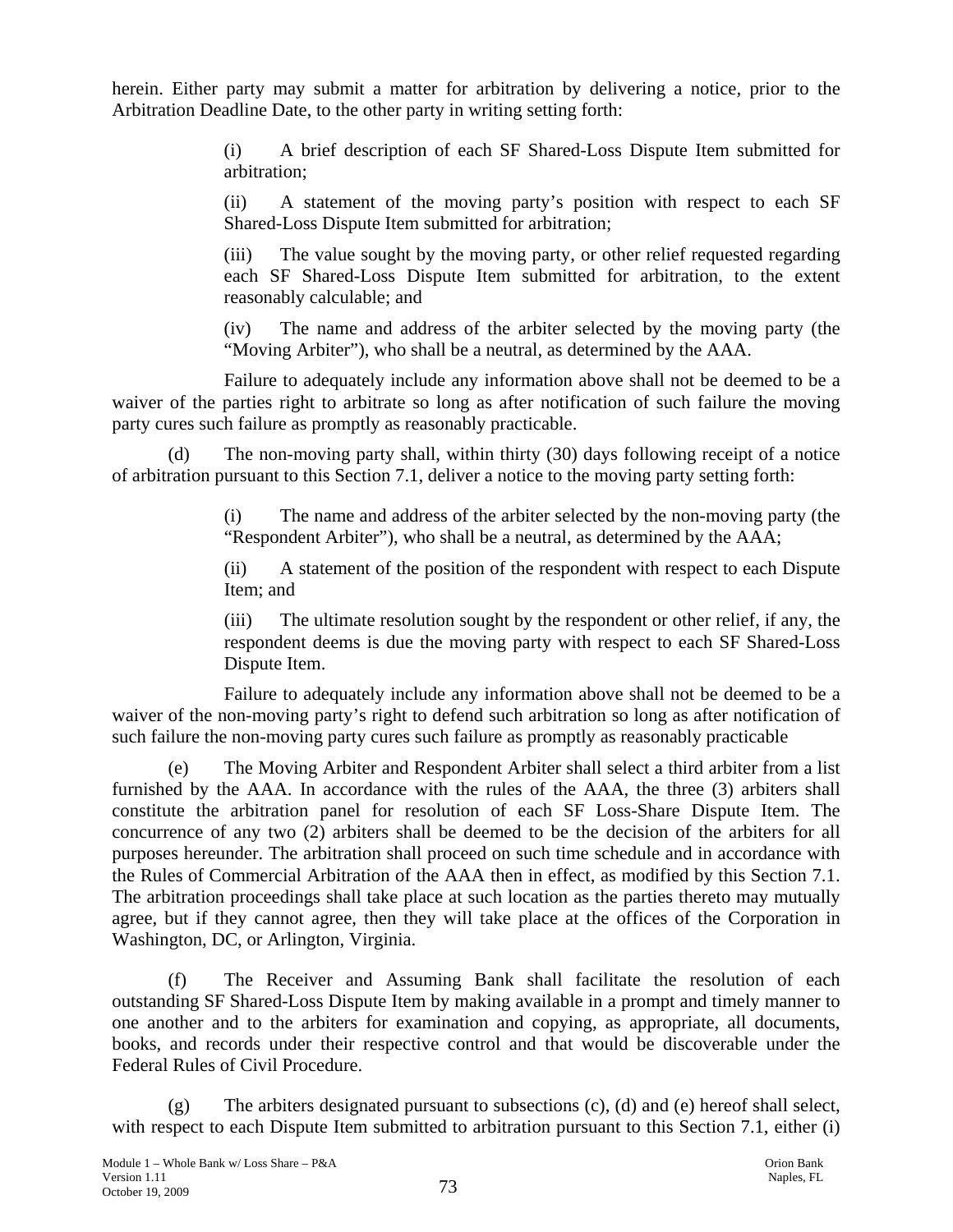herein. Either party may submit a matter for arbitration by delivering a notice, prior to the Arbitration Deadline Date, to the other party in writing setting forth:

(i) A brief description of each SF Shared-Loss Dispute Item submitted for arbitration;

(ii) A statement of the moving party's position with respect to each SF Shared-Loss Dispute Item submitted for arbitration;

(iii) The value sought by the moving party, or other relief requested regarding each SF Shared-Loss Dispute Item submitted for arbitration, to the extent reasonably calculable; and

(iv) The name and address of the arbiter selected by the moving party (the "Moving Arbiter"), who shall be a neutral, as determined by the AAA.

Failure to adequately include any information above shall not be deemed to be a waiver of the parties right to arbitrate so long as after notification of such failure the moving party cures such failure as promptly as reasonably practicable.

(d) The non-moving party shall, within thirty (30) days following receipt of a notice of arbitration pursuant to this Section 7.1, deliver a notice to the moving party setting forth:

(i) The name and address of the arbiter selected by the non-moving party (the "Respondent Arbiter"), who shall be a neutral, as determined by the AAA;

(ii) A statement of the position of the respondent with respect to each Dispute Item; and

(iii) The ultimate resolution sought by the respondent or other relief, if any, the respondent deems is due the moving party with respect to each SF Shared-Loss Dispute Item.

Failure to adequately include any information above shall not be deemed to be a waiver of the non-moving party's right to defend such arbitration so long as after notification of such failure the non-moving party cures such failure as promptly as reasonably practicable

(e) The Moving Arbiter and Respondent Arbiter shall select a third arbiter from a list furnished by the AAA. In accordance with the rules of the AAA, the three (3) arbiters shall constitute the arbitration panel for resolution of each SF Loss-Share Dispute Item. The concurrence of any two (2) arbiters shall be deemed to be the decision of the arbiters for all purposes hereunder. The arbitration shall proceed on such time schedule and in accordance with the Rules of Commercial Arbitration of the AAA then in effect, as modified by this Section 7.1. The arbitration proceedings shall take place at such location as the parties thereto may mutually agree, but if they cannot agree, then they will take place at the offices of the Corporation in Washington, DC, or Arlington, Virginia.

(f) The Receiver and Assuming Bank shall facilitate the resolution of each outstanding SF Shared-Loss Dispute Item by making available in a prompt and timely manner to one another and to the arbiters for examination and copying, as appropriate, all documents, books, and records under their respective control and that would be discoverable under the Federal Rules of Civil Procedure.

(g) The arbiters designated pursuant to subsections (c), (d) and (e) hereof shall select, with respect to each Dispute Item submitted to arbitration pursuant to this Section 7.1, either (i)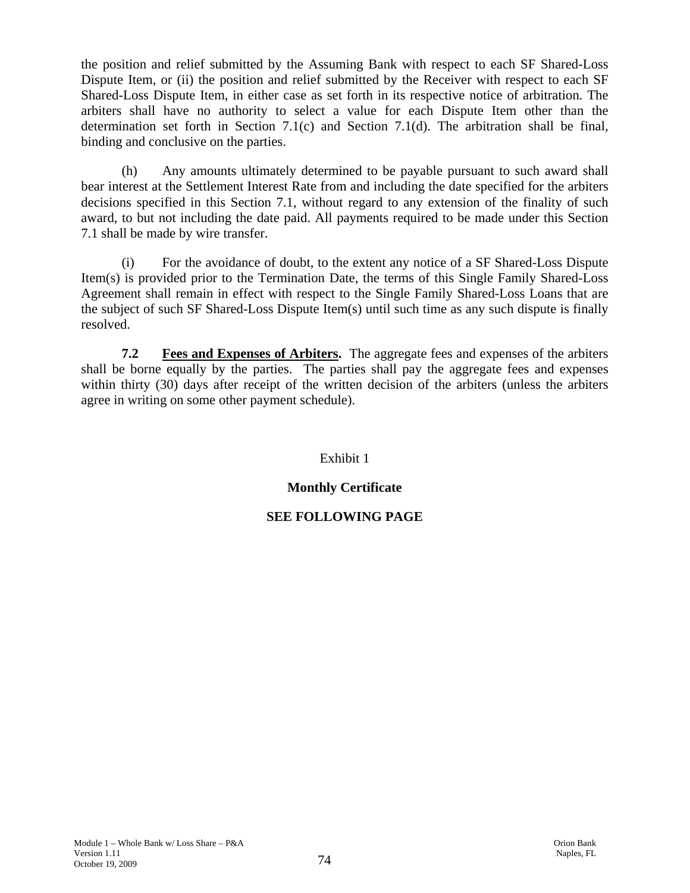the position and relief submitted by the Assuming Bank with respect to each SF Shared-Loss Dispute Item, or (ii) the position and relief submitted by the Receiver with respect to each SF Shared-Loss Dispute Item, in either case as set forth in its respective notice of arbitration. The arbiters shall have no authority to select a value for each Dispute Item other than the determination set forth in Section 7.1(c) and Section 7.1(d). The arbitration shall be final, binding and conclusive on the parties.

(h) Any amounts ultimately determined to be payable pursuant to such award shall bear interest at the Settlement Interest Rate from and including the date specified for the arbiters decisions specified in this Section 7.1, without regard to any extension of the finality of such award, to but not including the date paid. All payments required to be made under this Section 7.1 shall be made by wire transfer.

(i) For the avoidance of doubt, to the extent any notice of a SF Shared-Loss Dispute Item(s) is provided prior to the Termination Date, the terms of this Single Family Shared-Loss Agreement shall remain in effect with respect to the Single Family Shared-Loss Loans that are the subject of such SF Shared-Loss Dispute Item(s) until such time as any such dispute is finally resolved.

**7.2 <u>Fees and Expenses of Arbiters</u>.** The aggregate fees and expenses of the arbiters shall be borne equally by the parties. The parties shall pay the aggregate fees and expenses within thirty (30) days after receipt of the written decision of the arbiters (unless the arbiters agree in writing on some other payment schedule).

Exhibit 1

**Monthly Certificate**

**SEE FOLLOWING PAGE**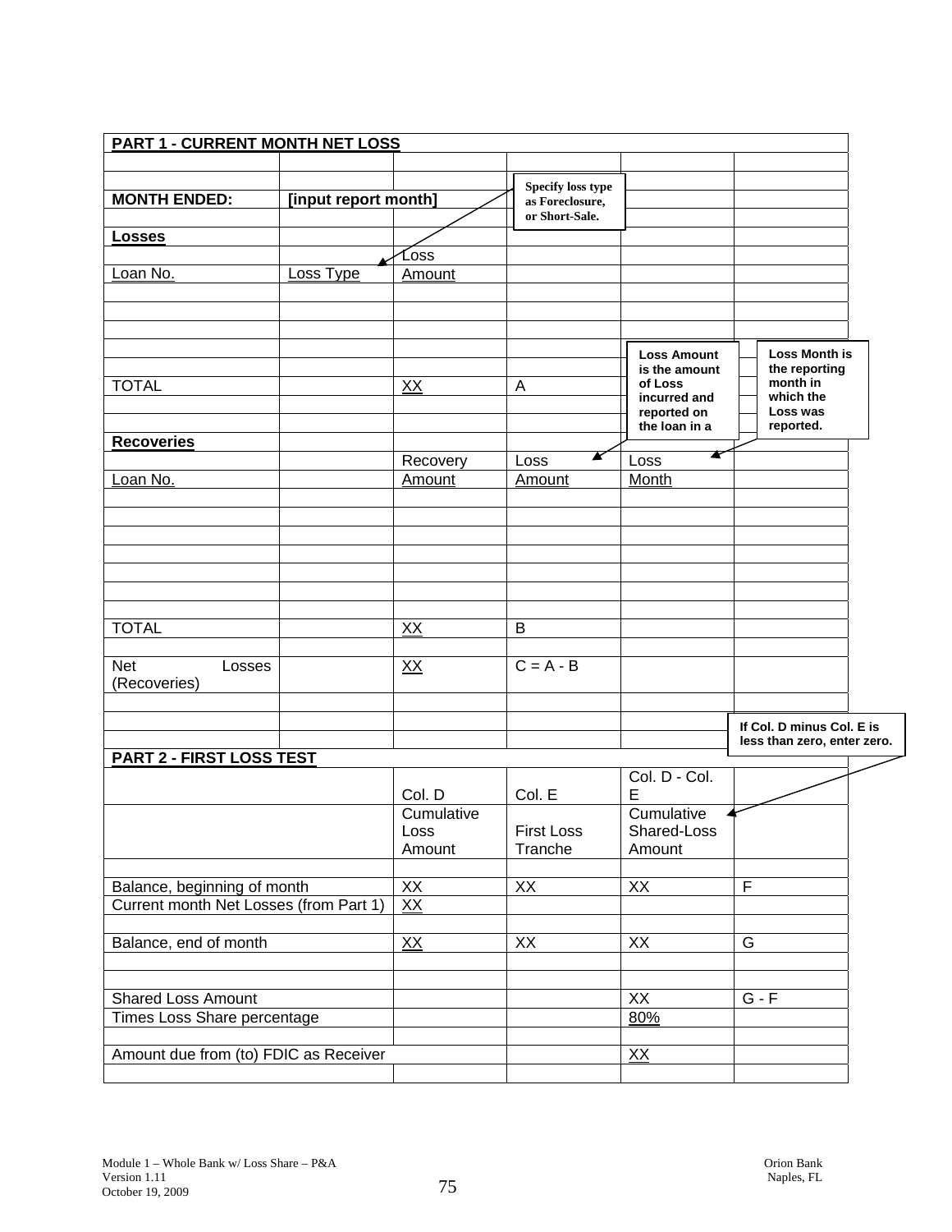## PART 1 - CURRENT MONTH NET LOSS

| | | | | | |
|---|---|---|---|---|---|
| **MONTH ENDED:** | **[input report month]** | | | | |
| **Losses** | | | | | |
| | | Loss | | | |
| Loan No. | Loss Type | Amount | | | |
| | | | | | |
| | | | | | |
| | | | | | |
| TOTAL | | XX | A | | |
| | | | | | |
| **Recoveries** | | | | | |
| | | Recovery | Loss | Loss | |
| Loan No. | | Amount | Amount | Month | |
| | | | | | |
| | | | | | |
| | | | | | |
| TOTAL | | XX | B | | |
| | | | | | |
| Net Losses (Recoveries) | | XX | C = A - B | | |

Specify loss type as Foreclosure, or Short-Sale.

Loss Amount is the amount of Loss incurred and reported on the loan in a

Loss Month is the reporting month in which the Loss was reported.

If Col. D minus Col. E is less than zero, enter zero.

## PART 2 - FIRST LOSS TEST

| | Col. D | Col. E | Col. D - Col. E | |
|---|---|---|---|---|
| | Cumulative Loss Amount | First Loss Tranche | Cumulative Shared-Loss Amount | |
| | | | | |
| Balance, beginning of month | XX | XX | XX | F |
| Current month Net Losses (from Part 1) | XX | | | |
| | | | | |
| Balance, end of month | XX | XX | XX | G |
| | | | | |
| Shared Loss Amount | | | XX | G - F |
| Times Loss Share percentage | | | 80% | |
| | | | | |
| Amount due from (to) FDIC as Receiver | | | XX | |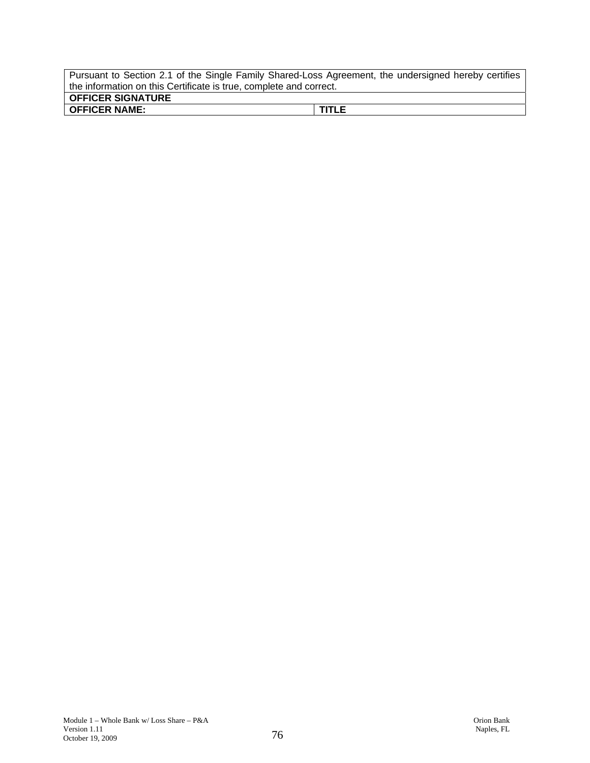| Pursuant to Section 2.1 of the Single Family Shared-Loss Agreement, the undersigned hereby certifies the information on this Certificate is true, complete and correct. | |
|---|---|
| **OFFICER SIGNATURE** | |
| **OFFICER NAME:** | **TITLE** |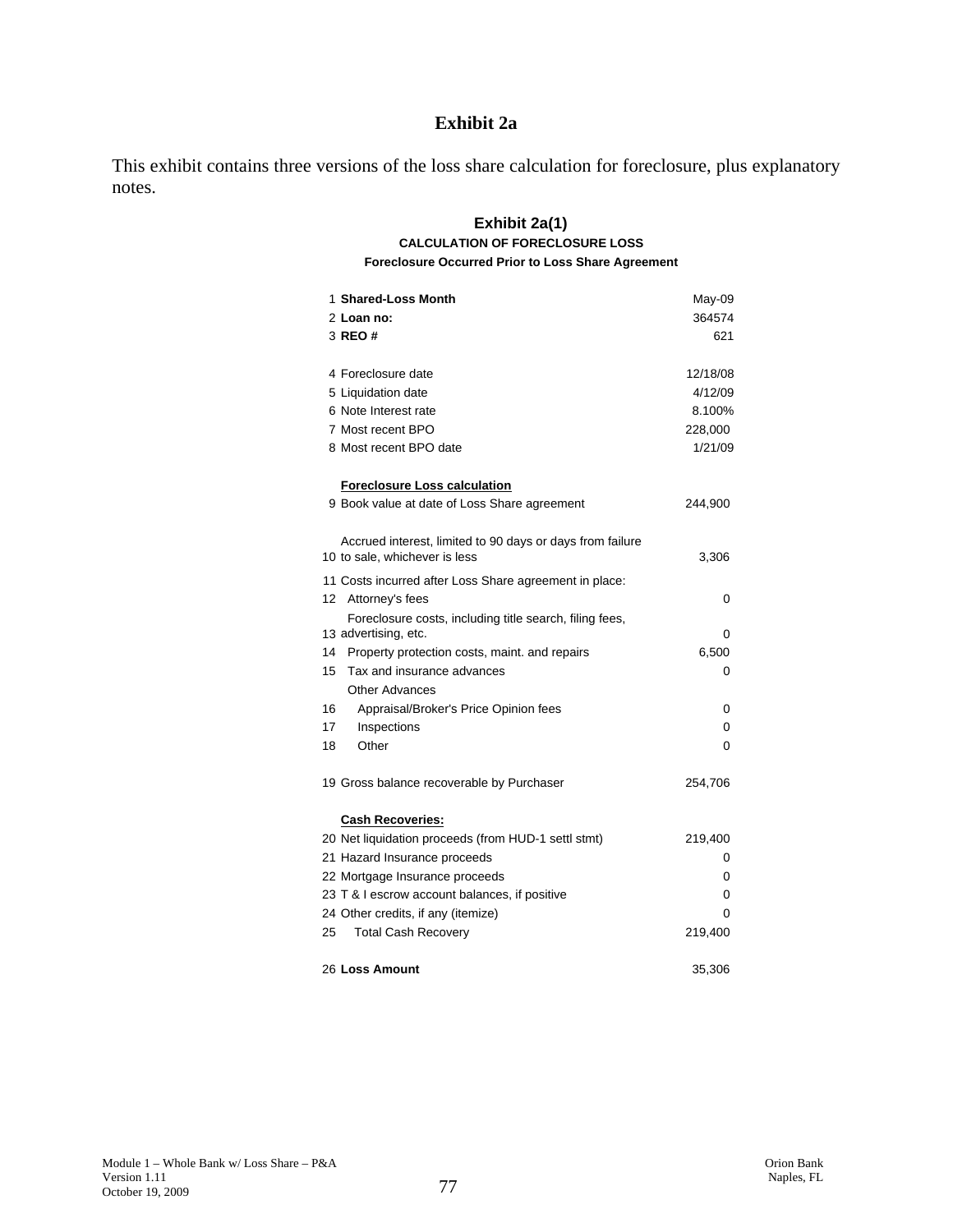# Exhibit 2a

This exhibit contains three versions of the loss share calculation for foreclosure, plus explanatory notes.

## Exhibit 2a(1)

### CALCULATION OF FORECLOSURE LOSS

#### Foreclosure Occurred Prior to Loss Share Agreement

| # | Item | Value |
|---|---|---|
| 1 | **Shared-Loss Month** | May-09 |
| 2 | **Loan no:** | 364574 |
| 3 | **REO #** | 621 |
| 4 | Foreclosure date | 12/18/08 |
| 5 | Liquidation date | 4/12/09 |
| 6 | Note Interest rate | 8.100% |
| 7 | Most recent BPO | 228,000 |
| 8 | Most recent BPO date | 1/21/09 |
| | **Foreclosure Loss calculation** | |
| 9 | Book value at date of Loss Share agreement | 244,900 |
| 10 | Accrued interest, limited to 90 days or days from failure to sale, whichever is less | 3,306 |
| 11 | Costs incurred after Loss Share agreement in place: | |
| 12 | Attorney's fees | 0 |
| 13 | Foreclosure costs, including title search, filing fees, advertising, etc. | 0 |
| 14 | Property protection costs, maint. and repairs | 6,500 |
| 15 | Tax and insurance advances | 0 |
| | Other Advances | |
| 16 | Appraisal/Broker's Price Opinion fees | 0 |
| 17 | Inspections | 0 |
| 18 | Other | 0 |
| 19 | Gross balance recoverable by Purchaser | 254,706 |
| | **Cash Recoveries:** | |
| 20 | Net liquidation proceeds (from HUD-1 settl stmt) | 219,400 |
| 21 | Hazard Insurance proceeds | 0 |
| 22 | Mortgage Insurance proceeds | 0 |
| 23 | T & I escrow account balances, if positive | 0 |
| 24 | Other credits, if any (itemize) | 0 |
| 25 | Total Cash Recovery | 219,400 |
| 26 | **Loss Amount** | 35,306 |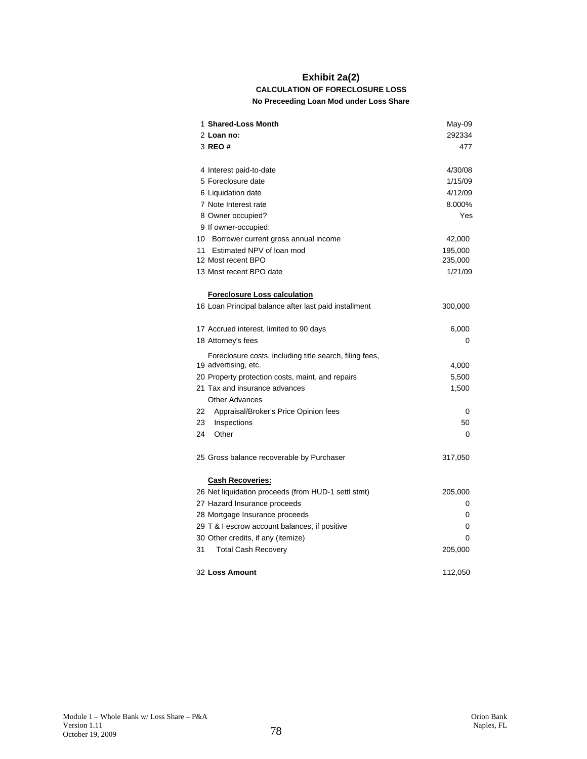# Exhibit 2a(2)

### CALCULATION OF FORECLOSURE LOSS

#### No Preceeding Loan Mod under Loss Share

| | | |
|---|---|---|
| 1 | **Shared-Loss Month** | May-09 |
| 2 | **Loan no:** | 292334 |
| 3 | **REO #** | 477 |
| | | |
| 4 | Interest paid-to-date | 4/30/08 |
| 5 | Foreclosure date | 1/15/09 |
| 6 | Liquidation date | 4/12/09 |
| 7 | Note Interest rate | 8.000% |
| 8 | Owner occupied? | Yes |
| 9 | If owner-occupied: | |
| 10 | Borrower current gross annual income | 42,000 |
| 11 | Estimated NPV of loan mod | 195,000 |
| 12 | Most recent BPO | 235,000 |
| 13 | Most recent BPO date | 1/21/09 |
| | | |
| | **Foreclosure Loss calculation** | |
| 16 | Loan Principal balance after last paid installment | 300,000 |
| | | |
| 17 | Accrued interest, limited to 90 days | 6,000 |
| 18 | Attorney's fees | 0 |
| 19 | Foreclosure costs, including title search, filing fees, advertising, etc. | 4,000 |
| 20 | Property protection costs, maint. and repairs | 5,500 |
| 21 | Tax and insurance advances | 1,500 |
| | Other Advances | |
| 22 | Appraisal/Broker's Price Opinion fees | 0 |
| 23 | Inspections | 50 |
| 24 | Other | 0 |
| | | |
| 25 | Gross balance recoverable by Purchaser | 317,050 |
| | | |
| | **Cash Recoveries:** | |
| 26 | Net liquidation proceeds (from HUD-1 settl stmt) | 205,000 |
| 27 | Hazard Insurance proceeds | 0 |
| 28 | Mortgage Insurance proceeds | 0 |
| 29 | T & I escrow account balances, if positive | 0 |
| 30 | Other credits, if any (itemize) | 0 |
| 31 | Total Cash Recovery | 205,000 |
| | | |
| 32 | **Loss Amount** | 112,050 |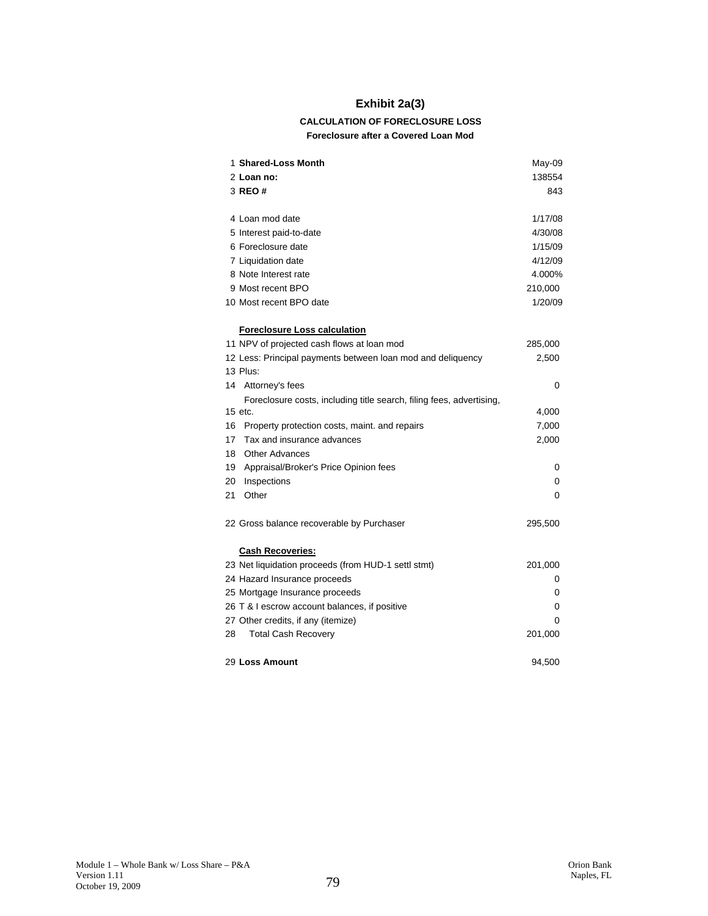# Exhibit 2a(3)

**CALCULATION OF FORECLOSURE LOSS**

**Foreclosure after a Covered Loan Mod**

| # | Item | Value |
|---|---|---|
| 1 | **Shared-Loss Month** | May-09 |
| 2 | **Loan no:** | 138554 |
| 3 | **REO #** | 843 |
| | | |
| 4 | Loan mod date | 1/17/08 |
| 5 | Interest paid-to-date | 4/30/08 |
| 6 | Foreclosure date | 1/15/09 |
| 7 | Liquidation date | 4/12/09 |
| 8 | Note Interest rate | 4.000% |
| 9 | Most recent BPO | 210,000 |
| 10 | Most recent BPO date | 1/20/09 |
| | | |
| | **Foreclosure Loss calculation** | |
| 11 | NPV of projected cash flows at loan mod | 285,000 |
| 12 | Less: Principal payments between loan mod and deliquency | 2,500 |
| 13 | Plus: | |
| 14 | Attorney's fees | 0 |
| 15 | Foreclosure costs, including title search, filing fees, advertising, etc. | 4,000 |
| 16 | Property protection costs, maint. and repairs | 7,000 |
| 17 | Tax and insurance advances | 2,000 |
| 18 | Other Advances | |
| 19 | Appraisal/Broker's Price Opinion fees | 0 |
| 20 | Inspections | 0 |
| 21 | Other | 0 |
| | | |
| 22 | Gross balance recoverable by Purchaser | 295,500 |
| | | |
| | **Cash Recoveries:** | |
| 23 | Net liquidation proceeds (from HUD-1 settl stmt) | 201,000 |
| 24 | Hazard Insurance proceeds | 0 |
| 25 | Mortgage Insurance proceeds | 0 |
| 26 | T & I escrow account balances, if positive | 0 |
| 27 | Other credits, if any (itemize) | 0 |
| 28 | Total Cash Recovery | 201,000 |
| | | |
| 29 | **Loss Amount** | 94,500 |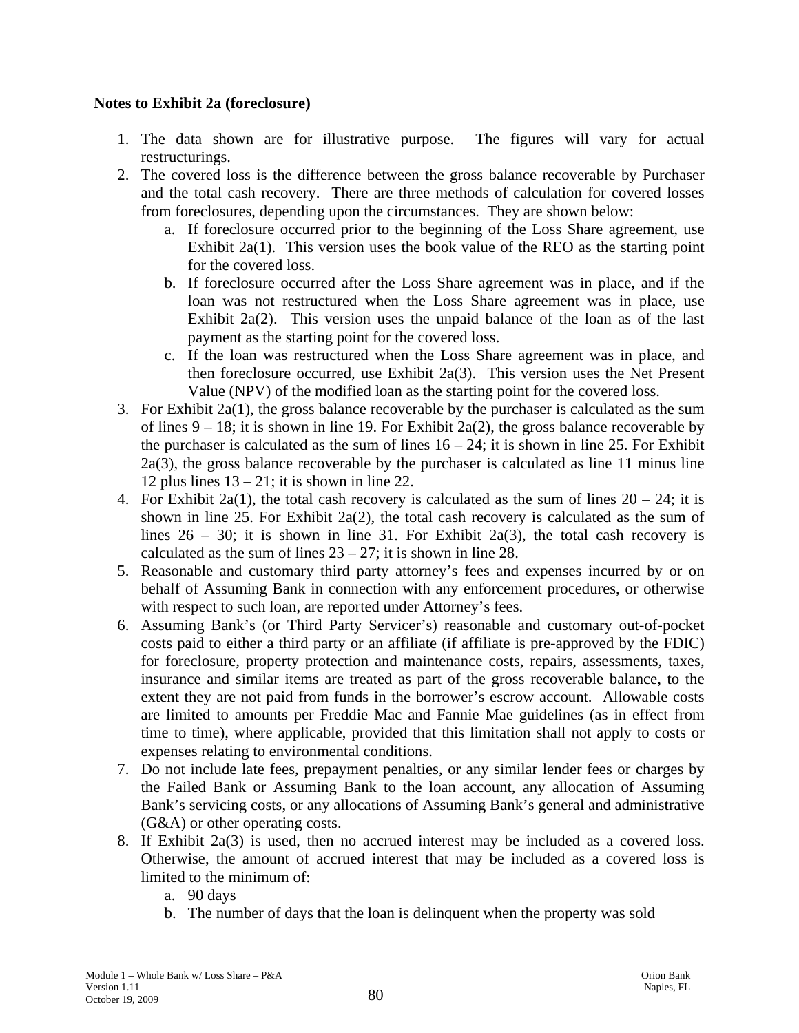**Notes to Exhibit 2a (foreclosure)**

1. The data shown are for illustrative purpose. The figures will vary for actual restructurings.
2. The covered loss is the difference between the gross balance recoverable by Purchaser and the total cash recovery. There are three methods of calculation for covered losses from foreclosures, depending upon the circumstances. They are shown below:
   a. If foreclosure occurred prior to the beginning of the Loss Share agreement, use Exhibit 2a(1). This version uses the book value of the REO as the starting point for the covered loss.
   b. If foreclosure occurred after the Loss Share agreement was in place, and if the loan was not restructured when the Loss Share agreement was in place, use Exhibit 2a(2). This version uses the unpaid balance of the loan as of the last payment as the starting point for the covered loss.
   c. If the loan was restructured when the Loss Share agreement was in place, and then foreclosure occurred, use Exhibit 2a(3). This version uses the Net Present Value (NPV) of the modified loan as the starting point for the covered loss.
3. For Exhibit 2a(1), the gross balance recoverable by the purchaser is calculated as the sum of lines 9 – 18; it is shown in line 19. For Exhibit 2a(2), the gross balance recoverable by the purchaser is calculated as the sum of lines 16 – 24; it is shown in line 25. For Exhibit 2a(3), the gross balance recoverable by the purchaser is calculated as line 11 minus line 12 plus lines 13 – 21; it is shown in line 22.
4. For Exhibit 2a(1), the total cash recovery is calculated as the sum of lines 20 – 24; it is shown in line 25. For Exhibit 2a(2), the total cash recovery is calculated as the sum of lines 26 – 30; it is shown in line 31. For Exhibit 2a(3), the total cash recovery is calculated as the sum of lines 23 – 27; it is shown in line 28.
5. Reasonable and customary third party attorney's fees and expenses incurred by or on behalf of Assuming Bank in connection with any enforcement procedures, or otherwise with respect to such loan, are reported under Attorney's fees.
6. Assuming Bank's (or Third Party Servicer's) reasonable and customary out-of-pocket costs paid to either a third party or an affiliate (if affiliate is pre-approved by the FDIC) for foreclosure, property protection and maintenance costs, repairs, assessments, taxes, insurance and similar items are treated as part of the gross recoverable balance, to the extent they are not paid from funds in the borrower's escrow account. Allowable costs are limited to amounts per Freddie Mac and Fannie Mae guidelines (as in effect from time to time), where applicable, provided that this limitation shall not apply to costs or expenses relating to environmental conditions.
7. Do not include late fees, prepayment penalties, or any similar lender fees or charges by the Failed Bank or Assuming Bank to the loan account, any allocation of Assuming Bank's servicing costs, or any allocations of Assuming Bank's general and administrative (G&A) or other operating costs.
8. If Exhibit 2a(3) is used, then no accrued interest may be included as a covered loss. Otherwise, the amount of accrued interest that may be included as a covered loss is limited to the minimum of:
   a. 90 days
   b. The number of days that the loan is delinquent when the property was sold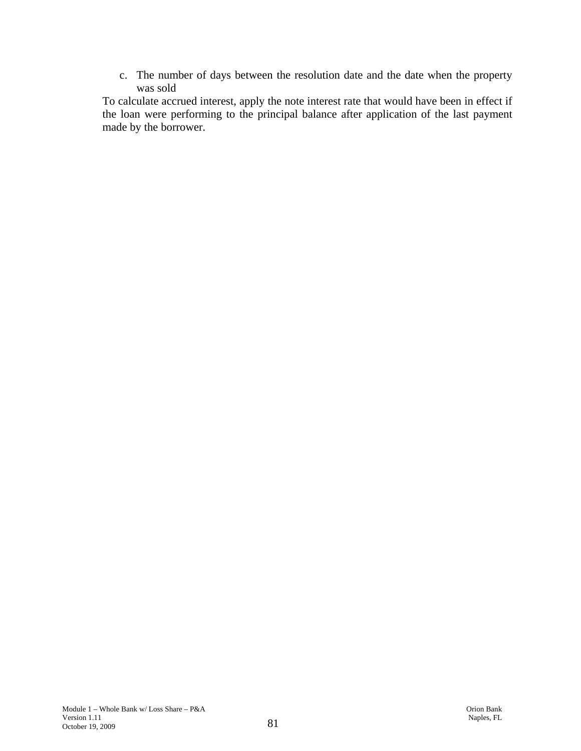c. The number of days between the resolution date and the date when the property was sold

To calculate accrued interest, apply the note interest rate that would have been in effect if the loan were performing to the principal balance after application of the last payment made by the borrower.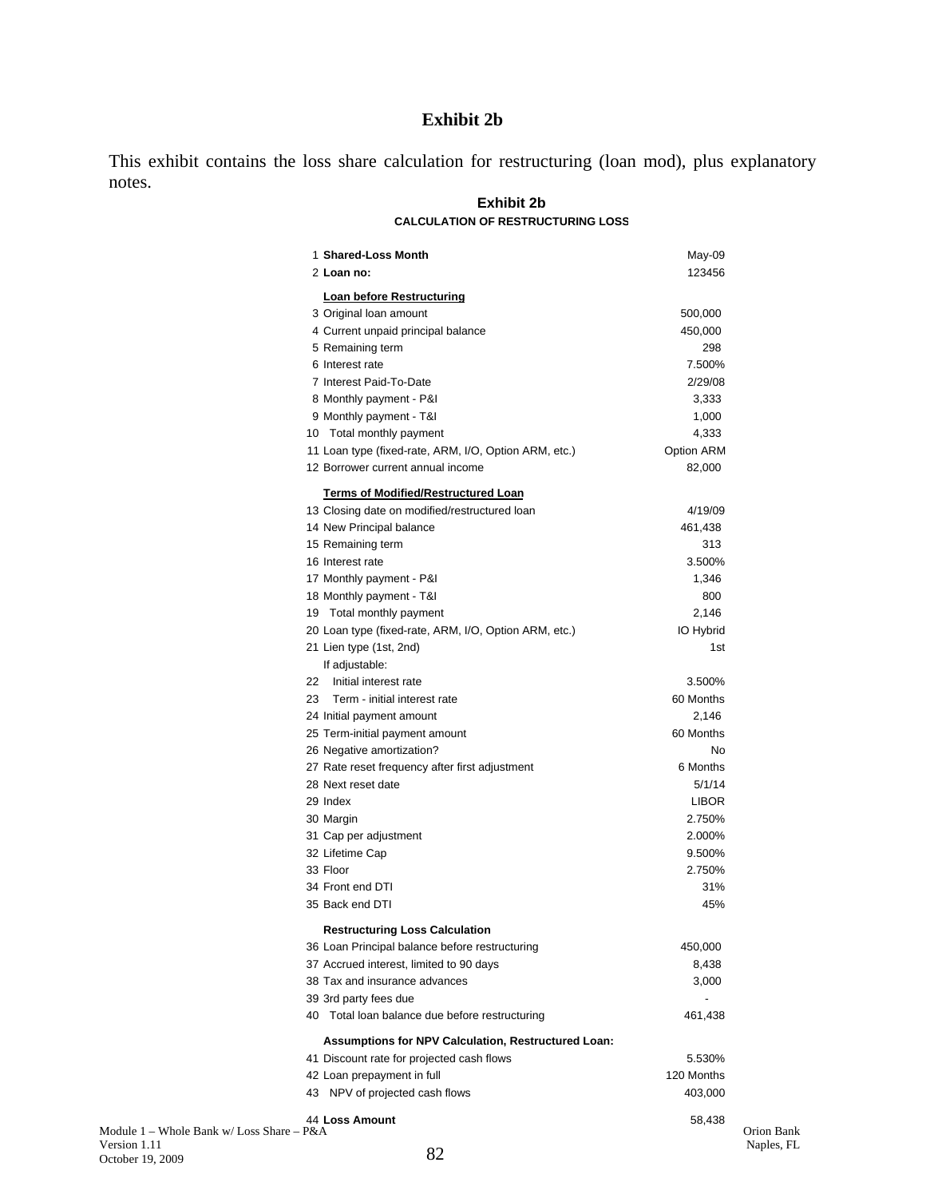# Exhibit 2b

This exhibit contains the loss share calculation for restructuring (loan mod), plus explanatory notes.

## Exhibit 2b

### CALCULATION OF RESTRUCTURING LOSS

| # | Item | Value |
|---|---|---|
| 1 | **Shared-Loss Month** | May-09 |
| 2 | **Loan no:** | 123456 |
| | **Loan before Restructuring** | |
| 3 | Original loan amount | 500,000 |
| 4 | Current unpaid principal balance | 450,000 |
| 5 | Remaining term | 298 |
| 6 | Interest rate | 7.500% |
| 7 | Interest Paid-To-Date | 2/29/08 |
| 8 | Monthly payment - P&I | 3,333 |
| 9 | Monthly payment - T&I | 1,000 |
| 10 | Total monthly payment | 4,333 |
| 11 | Loan type (fixed-rate, ARM, I/O, Option ARM, etc.) | Option ARM |
| 12 | Borrower current annual income | 82,000 |
| | **Terms of Modified/Restructured Loan** | |
| 13 | Closing date on modified/restructured loan | 4/19/09 |
| 14 | New Principal balance | 461,438 |
| 15 | Remaining term | 313 |
| 16 | Interest rate | 3.500% |
| 17 | Monthly payment - P&I | 1,346 |
| 18 | Monthly payment - T&I | 800 |
| 19 | Total monthly payment | 2,146 |
| 20 | Loan type (fixed-rate, ARM, I/O, Option ARM, etc.) | IO Hybrid |
| 21 | Lien type (1st, 2nd) | 1st |
| | If adjustable: | |
| 22 | Initial interest rate | 3.500% |
| 23 | Term - initial interest rate | 60 Months |
| 24 | Initial payment amount | 2,146 |
| 25 | Term-initial payment amount | 60 Months |
| 26 | Negative amortization? | No |
| 27 | Rate reset frequency after first adjustment | 6 Months |
| 28 | Next reset date | 5/1/14 |
| 29 | Index | LIBOR |
| 30 | Margin | 2.750% |
| 31 | Cap per adjustment | 2.000% |
| 32 | Lifetime Cap | 9.500% |
| 33 | Floor | 2.750% |
| 34 | Front end DTI | 31% |
| 35 | Back end DTI | 45% |
| | **Restructuring Loss Calculation** | |
| 36 | Loan Principal balance before restructuring | 450,000 |
| 37 | Accrued interest, limited to 90 days | 8,438 |
| 38 | Tax and insurance advances | 3,000 |
| 39 | 3rd party fees due | - |
| 40 | Total loan balance due before restructuring | 461,438 |
| | **Assumptions for NPV Calculation, Restructured Loan:** | |
| 41 | Discount rate for projected cash flows | 5.530% |
| 42 | Loan prepayment in full | 120 Months |
| 43 | NPV of projected cash flows | 403,000 |
| 44 | **Loss Amount** | 58,438 |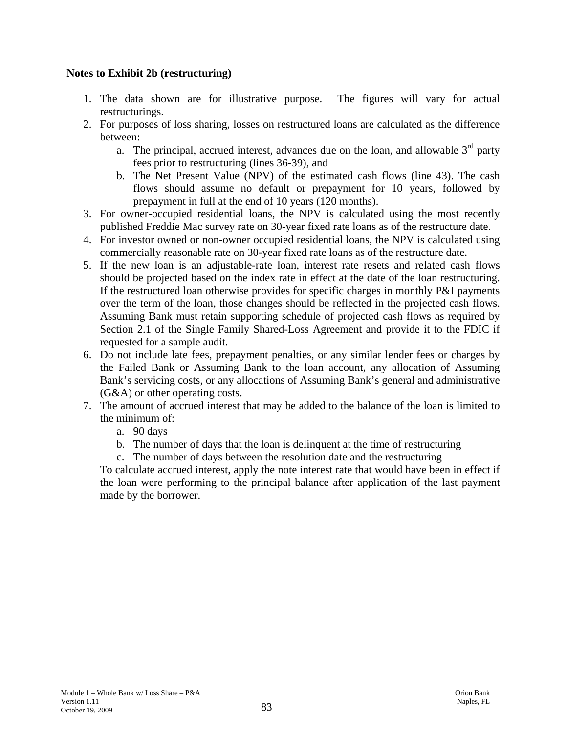**Notes to Exhibit 2b (restructuring)**

1. The data shown are for illustrative purpose. The figures will vary for actual restructurings.
2. For purposes of loss sharing, losses on restructured loans are calculated as the difference between:
   a. The principal, accrued interest, advances due on the loan, and allowable 3rd party fees prior to restructuring (lines 36-39), and
   b. The Net Present Value (NPV) of the estimated cash flows (line 43). The cash flows should assume no default or prepayment for 10 years, followed by prepayment in full at the end of 10 years (120 months).
3. For owner-occupied residential loans, the NPV is calculated using the most recently published Freddie Mac survey rate on 30-year fixed rate loans as of the restructure date.
4. For investor owned or non-owner occupied residential loans, the NPV is calculated using commercially reasonable rate on 30-year fixed rate loans as of the restructure date.
5. If the new loan is an adjustable-rate loan, interest rate resets and related cash flows should be projected based on the index rate in effect at the date of the loan restructuring. If the restructured loan otherwise provides for specific charges in monthly P&I payments over the term of the loan, those changes should be reflected in the projected cash flows. Assuming Bank must retain supporting schedule of projected cash flows as required by Section 2.1 of the Single Family Shared-Loss Agreement and provide it to the FDIC if requested for a sample audit.
6. Do not include late fees, prepayment penalties, or any similar lender fees or charges by the Failed Bank or Assuming Bank to the loan account, any allocation of Assuming Bank's servicing costs, or any allocations of Assuming Bank's general and administrative (G&A) or other operating costs.
7. The amount of accrued interest that may be added to the balance of the loan is limited to the minimum of:
   a. 90 days
   b. The number of days that the loan is delinquent at the time of restructuring
   c. The number of days between the resolution date and the restructuring

   To calculate accrued interest, apply the note interest rate that would have been in effect if the loan were performing to the principal balance after application of the last payment made by the borrower.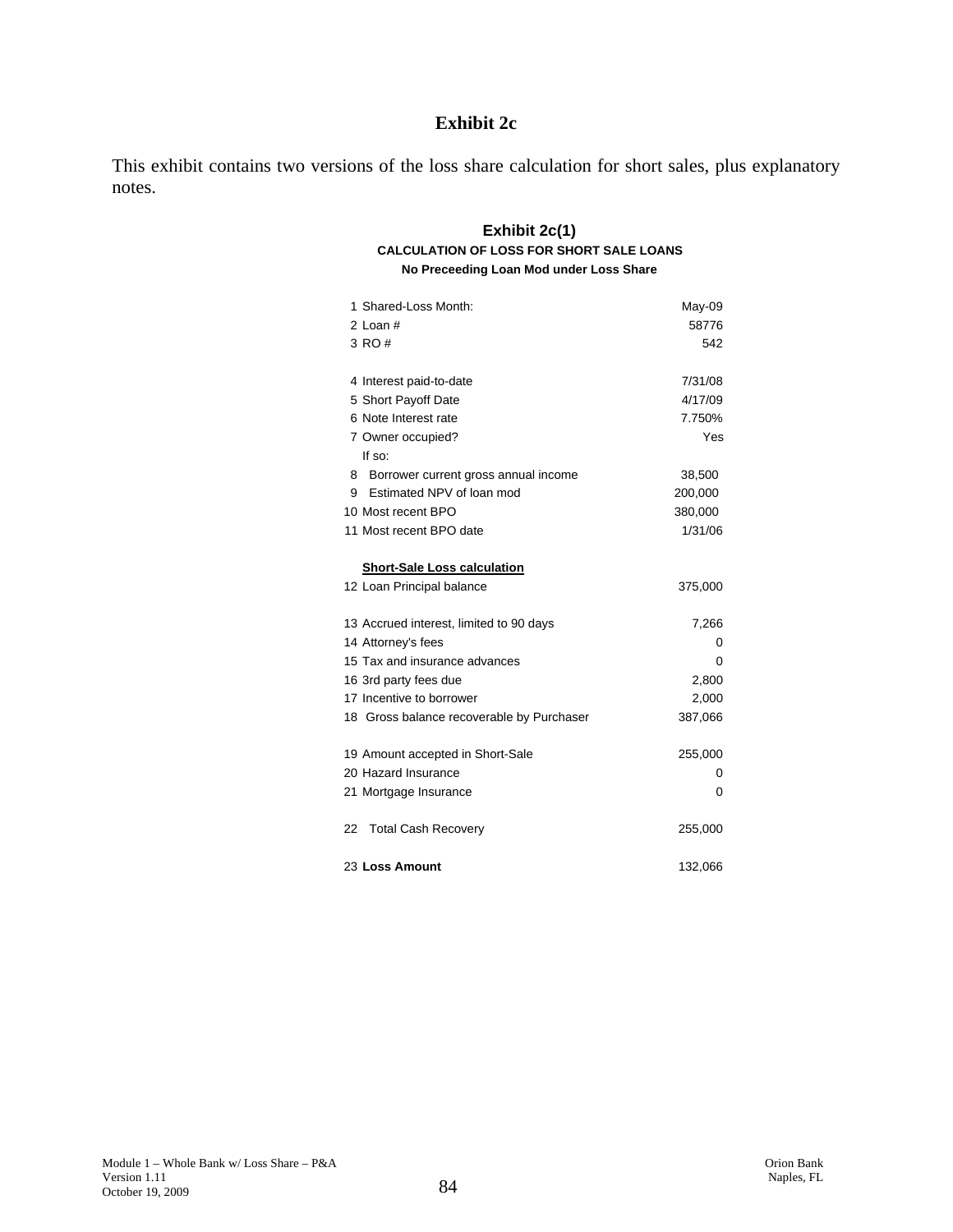# Exhibit 2c

This exhibit contains two versions of the loss share calculation for short sales, plus explanatory notes.

## Exhibit 2c(1)

**CALCULATION OF LOSS FOR SHORT SALE LOANS**

**No Preceeding Loan Mod under Loss Share**

| | | |
|---|---|---|
| 1 | Shared-Loss Month: | May-09 |
| 2 | Loan # | 58776 |
| 3 | RO # | 542 |
| | | |
| 4 | Interest paid-to-date | 7/31/08 |
| 5 | Short Payoff Date | 4/17/09 |
| 6 | Note Interest rate | 7.750% |
| 7 | Owner occupied? | Yes |
| | If so: | |
| 8 | Borrower current gross annual income | 38,500 |
| 9 | Estimated NPV of loan mod | 200,000 |
| 10 | Most recent BPO | 380,000 |
| 11 | Most recent BPO date | 1/31/06 |
| | | |
| | **Short-Sale Loss calculation** | |
| 12 | Loan Principal balance | 375,000 |
| | | |
| 13 | Accrued interest, limited to 90 days | 7,266 |
| 14 | Attorney's fees | 0 |
| 15 | Tax and insurance advances | 0 |
| 16 | 3rd party fees due | 2,800 |
| 17 | Incentive to borrower | 2,000 |
| 18 | Gross balance recoverable by Purchaser | 387,066 |
| | | |
| 19 | Amount accepted in Short-Sale | 255,000 |
| 20 | Hazard Insurance | 0 |
| 21 | Mortgage Insurance | 0 |
| | | |
| 22 | Total Cash Recovery | 255,000 |
| | | |
| 23 | **Loss Amount** | 132,066 |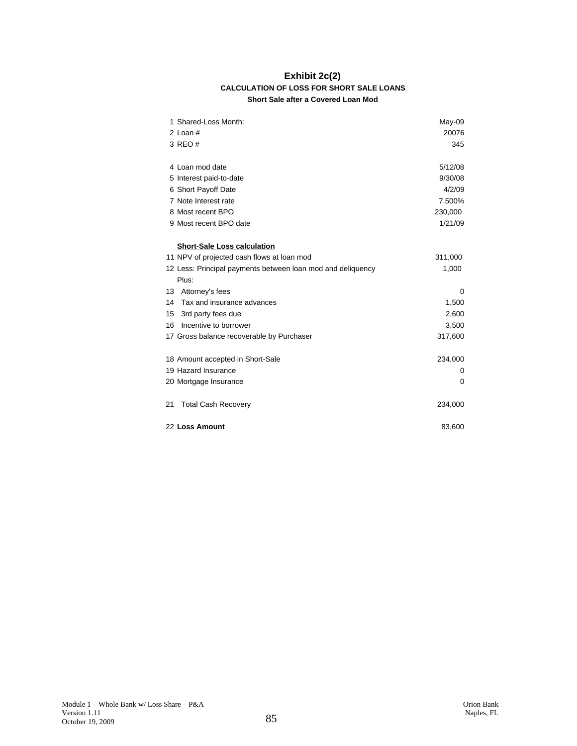# Exhibit 2c(2)

### CALCULATION OF LOSS FOR SHORT SALE LOANS

#### Short Sale after a Covered Loan Mod

| | | |
|---|---|---|
| 1 | Shared-Loss Month: | May-09 |
| 2 | Loan # | 20076 |
| 3 | REO # | 345 |
| | | |
| 4 | Loan mod date | 5/12/08 |
| 5 | Interest paid-to-date | 9/30/08 |
| 6 | Short Payoff Date | 4/2/09 |
| 7 | Note Interest rate | 7.500% |
| 8 | Most recent BPO | 230,000 |
| 9 | Most recent BPO date | 1/21/09 |
| | | |
| | **Short-Sale Loss calculation** | |
| 11 | NPV of projected cash flows at loan mod | 311,000 |
| 12 | Less: Principal payments between loan mod and deliquency | 1,000 |
| | Plus: | |
| 13 | Attorney's fees | 0 |
| 14 | Tax and insurance advances | 1,500 |
| 15 | 3rd party fees due | 2,600 |
| 16 | Incentive to borrower | 3,500 |
| 17 | Gross balance recoverable by Purchaser | 317,600 |
| | | |
| 18 | Amount accepted in Short-Sale | 234,000 |
| 19 | Hazard Insurance | 0 |
| 20 | Mortgage Insurance | 0 |
| | | |
| 21 | Total Cash Recovery | 234,000 |
| | | |
| 22 | **Loss Amount** | 83,600 |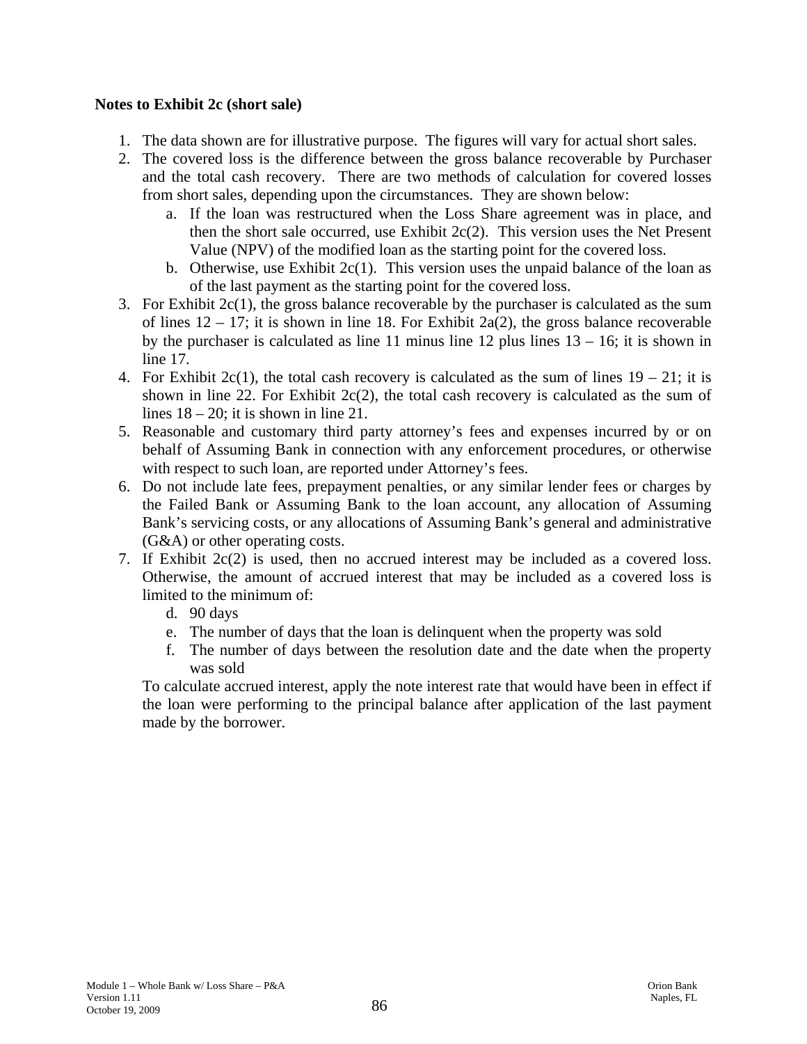**Notes to Exhibit 2c (short sale)**

1. The data shown are for illustrative purpose. The figures will vary for actual short sales.
2. The covered loss is the difference between the gross balance recoverable by Purchaser and the total cash recovery. There are two methods of calculation for covered losses from short sales, depending upon the circumstances. They are shown below:
   a. If the loan was restructured when the Loss Share agreement was in place, and then the short sale occurred, use Exhibit 2c(2). This version uses the Net Present Value (NPV) of the modified loan as the starting point for the covered loss.
   b. Otherwise, use Exhibit 2c(1). This version uses the unpaid balance of the loan as of the last payment as the starting point for the covered loss.
3. For Exhibit 2c(1), the gross balance recoverable by the purchaser is calculated as the sum of lines 12 – 17; it is shown in line 18. For Exhibit 2a(2), the gross balance recoverable by the purchaser is calculated as line 11 minus line 12 plus lines 13 – 16; it is shown in line 17.
4. For Exhibit 2c(1), the total cash recovery is calculated as the sum of lines 19 – 21; it is shown in line 22. For Exhibit 2c(2), the total cash recovery is calculated as the sum of lines 18 – 20; it is shown in line 21.
5. Reasonable and customary third party attorney's fees and expenses incurred by or on behalf of Assuming Bank in connection with any enforcement procedures, or otherwise with respect to such loan, are reported under Attorney's fees.
6. Do not include late fees, prepayment penalties, or any similar lender fees or charges by the Failed Bank or Assuming Bank to the loan account, any allocation of Assuming Bank's servicing costs, or any allocations of Assuming Bank's general and administrative (G&A) or other operating costs.
7. If Exhibit 2c(2) is used, then no accrued interest may be included as a covered loss. Otherwise, the amount of accrued interest that may be included as a covered loss is limited to the minimum of:
   d. 90 days
   e. The number of days that the loan is delinquent when the property was sold
   f. The number of days between the resolution date and the date when the property was sold

   To calculate accrued interest, apply the note interest rate that would have been in effect if the loan were performing to the principal balance after application of the last payment made by the borrower.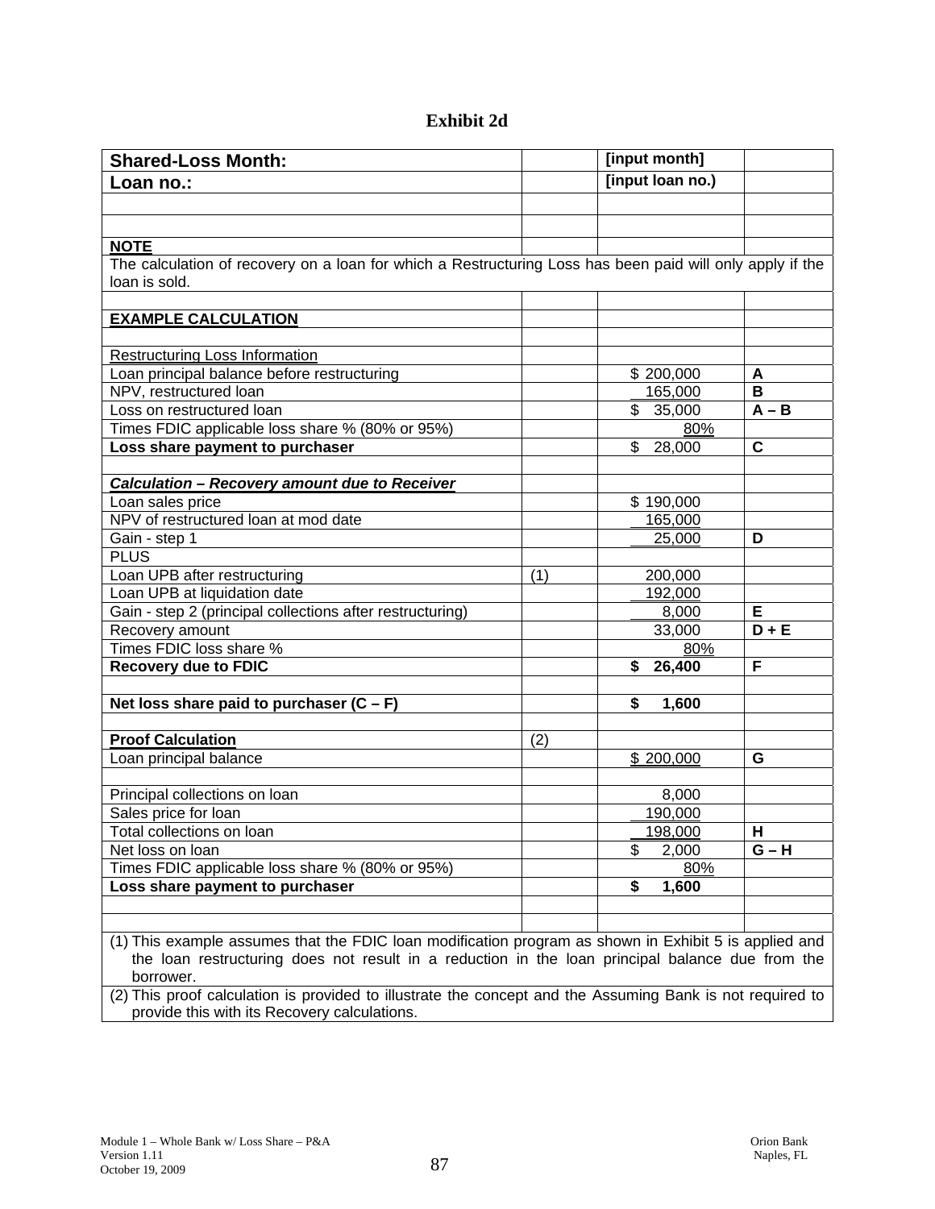# Exhibit 2d

| Shared-Loss Month: | | [input month] | |
|---|---|---|---|
| Loan no.: | | [input loan no.) | |
| | | | |
| | | | |
| **NOTE** | | | |
| The calculation of recovery on a loan for which a Restructuring Loss has been paid will only apply if the loan is sold. | | | |
| | | | |
| **EXAMPLE CALCULATION** | | | |
| | | | |
| Restructuring Loss Information | | | |
| Loan principal balance before restructuring | | $ 200,000 | A |
| NPV, restructured loan | | 165,000 | B |
| Loss on restructured loan | | $ 35,000 | A – B |
| Times FDIC applicable loss share % (80% or 95%) | | 80% | |
| **Loss share payment to purchaser** | | $ 28,000 | C |
| | | | |
| ***Calculation – Recovery amount due to Receiver*** | | | |
| Loan sales price | | $ 190,000 | |
| NPV of restructured loan at mod date | | 165,000 | |
| Gain - step 1 | | 25,000 | D |
| PLUS | | | |
| Loan UPB after restructuring | (1) | 200,000 | |
| Loan UPB at liquidation date | | 192,000 | |
| Gain - step 2 (principal collections after restructuring) | | 8,000 | E |
| Recovery amount | | 33,000 | D + E |
| Times FDIC loss share % | | 80% | |
| **Recovery due to FDIC** | | **$ 26,400** | F |
| | | | |
| **Net loss share paid to purchaser (C – F)** | | **$ 1,600** | |
| | | | |
| **Proof Calculation** | (2) | | |
| Loan principal balance | | $ 200,000 | G |
| | | | |
| Principal collections on loan | | 8,000 | |
| Sales price for loan | | 190,000 | |
| Total collections on loan | | 198,000 | H |
| Net loss on loan | | $ 2,000 | G – H |
| Times FDIC applicable loss share % (80% or 95%) | | 80% | |
| **Loss share payment to purchaser** | | **$ 1,600** | |
| | | | |
| | | | |
| (1) This example assumes that the FDIC loan modification program as shown in Exhibit 5 is applied and the loan restructuring does not result in a reduction in the loan principal balance due from the borrower. | | | |
| (2) This proof calculation is provided to illustrate the concept and the Assuming Bank is not required to provide this with its Recovery calculations. | | | |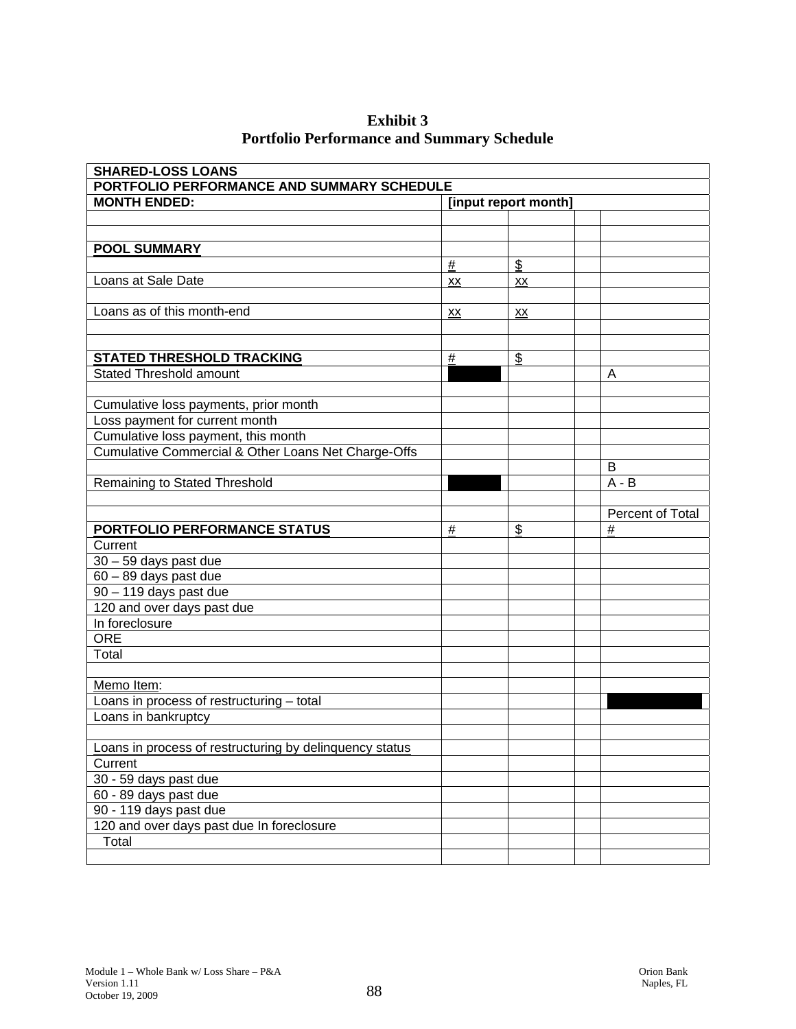# Exhibit 3
## Portfolio Performance and Summary Schedule

| SHARED-LOSS LOANS | | | | |
|---|---|---|---|---|
| **PORTFOLIO PERFORMANCE AND SUMMARY SCHEDULE** | | | | |
| **MONTH ENDED:** | **[input report month]** | | | |
| | | | | |
| | | | | |
| **POOL SUMMARY** | | | | |
| | # | $ | | |
| Loans at Sale Date | xx | xx | | |
| | | | | |
| Loans as of this month-end | xx | xx | | |
| | | | | |
| | | | | |
| **STATED THRESHOLD TRACKING** | # | $ | | |
| Stated Threshold amount | | | | A |
| | | | | |
| Cumulative loss payments, prior month | | | | |
| Loss payment for current month | | | | |
| Cumulative loss payment, this month | | | | |
| Cumulative Commercial & Other Loans Net Charge-Offs | | | | |
| | | | | B |
| Remaining to Stated Threshold | | | | A - B |
| | | | | |
| | | | | Percent of Total |
| **PORTFOLIO PERFORMANCE STATUS** | # | $ | | # |
| Current | | | | |
| 30 – 59 days past due | | | | |
| 60 – 89 days past due | | | | |
| 90 – 119 days past due | | | | |
| 120 and over days past due | | | | |
| In foreclosure | | | | |
| ORE | | | | |
| Total | | | | |
| | | | | |
| Memo Item: | | | | |
| Loans in process of restructuring – total | | | | |
| Loans in bankruptcy | | | | |
| | | | | |
| Loans in process of restructuring by delinquency status | | | | |
| Current | | | | |
| 30 - 59 days past due | | | | |
| 60 - 89 days past due | | | | |
| 90 - 119 days past due | | | | |
| 120 and over days past due In foreclosure | | | | |
| Total | | | | |
| | | | | |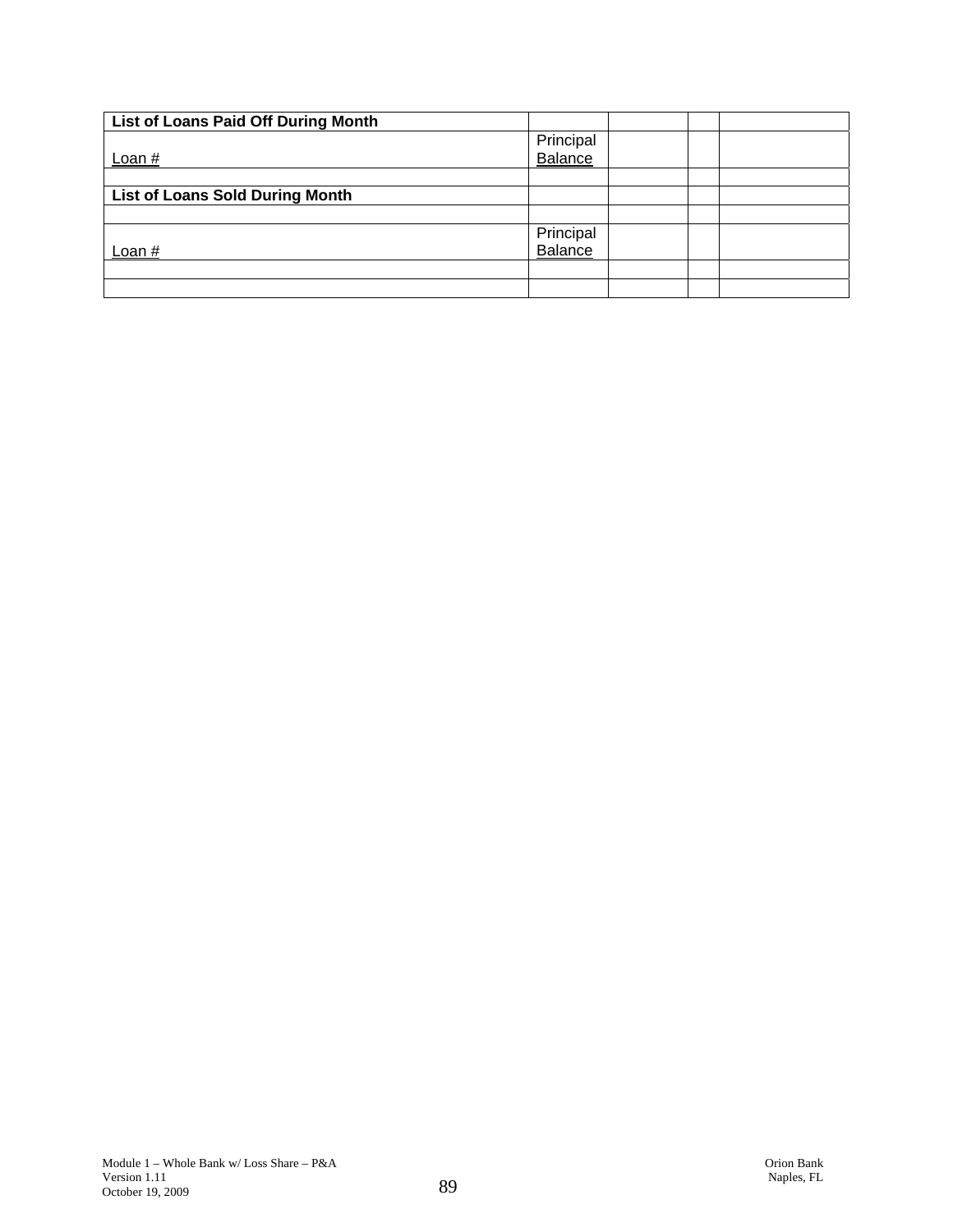| List of Loans Paid Off During Month | | | | |
|---|---|---|---|---|
| Loan # | Principal Balance | | | |
| | | | | |
| **List of Loans Sold During Month** | | | | |
| | | | | |
| Loan # | Principal Balance | | | |
| | | | | |
| | | | | |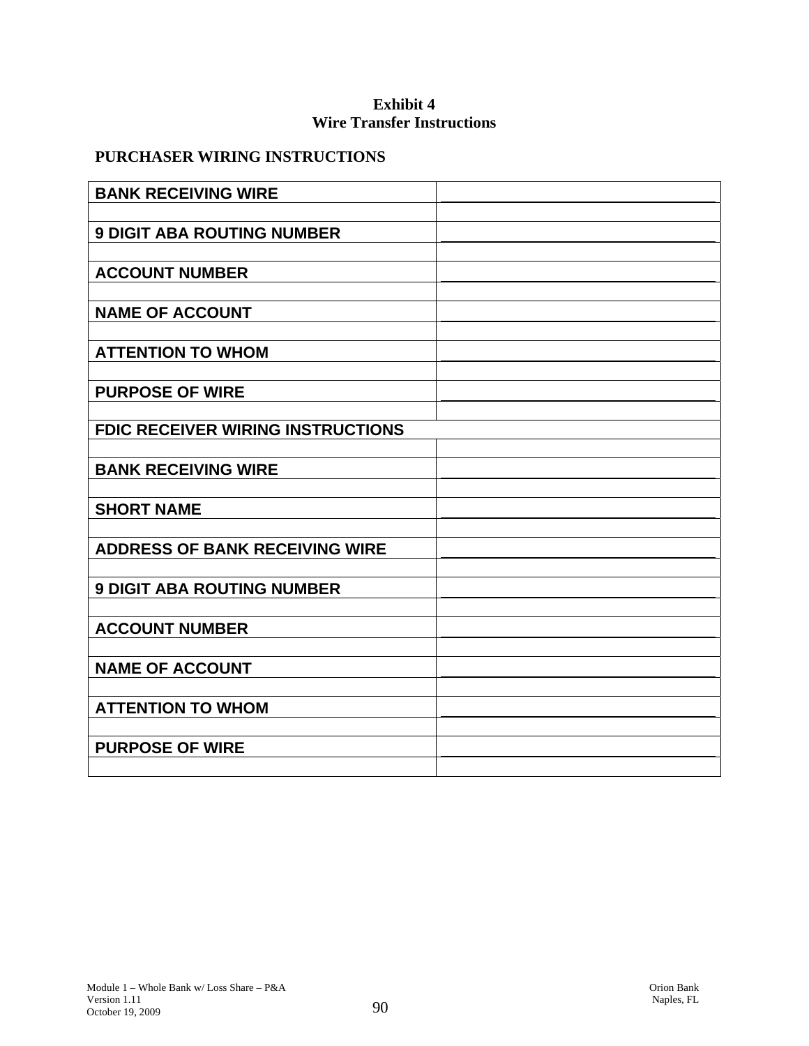**Exhibit 4**
**Wire Transfer Instructions**

**PURCHASER WIRING INSTRUCTIONS**

| | |
|---|---|
| **BANK RECEIVING WIRE** | |
| | |
| **9 DIGIT ABA ROUTING NUMBER** | |
| | |
| **ACCOUNT NUMBER** | |
| | |
| **NAME OF ACCOUNT** | |
| | |
| **ATTENTION TO WHOM** | |
| | |
| **PURPOSE OF WIRE** | |
| | |
| **FDIC RECEIVER WIRING INSTRUCTIONS** | |
| | |
| **BANK RECEIVING WIRE** | |
| | |
| **SHORT NAME** | |
| | |
| **ADDRESS OF BANK RECEIVING WIRE** | |
| | |
| **9 DIGIT ABA ROUTING NUMBER** | |
| | |
| **ACCOUNT NUMBER** | |
| | |
| **NAME OF ACCOUNT** | |
| | |
| **ATTENTION TO WHOM** | |
| | |
| **PURPOSE OF WIRE** | |
| | |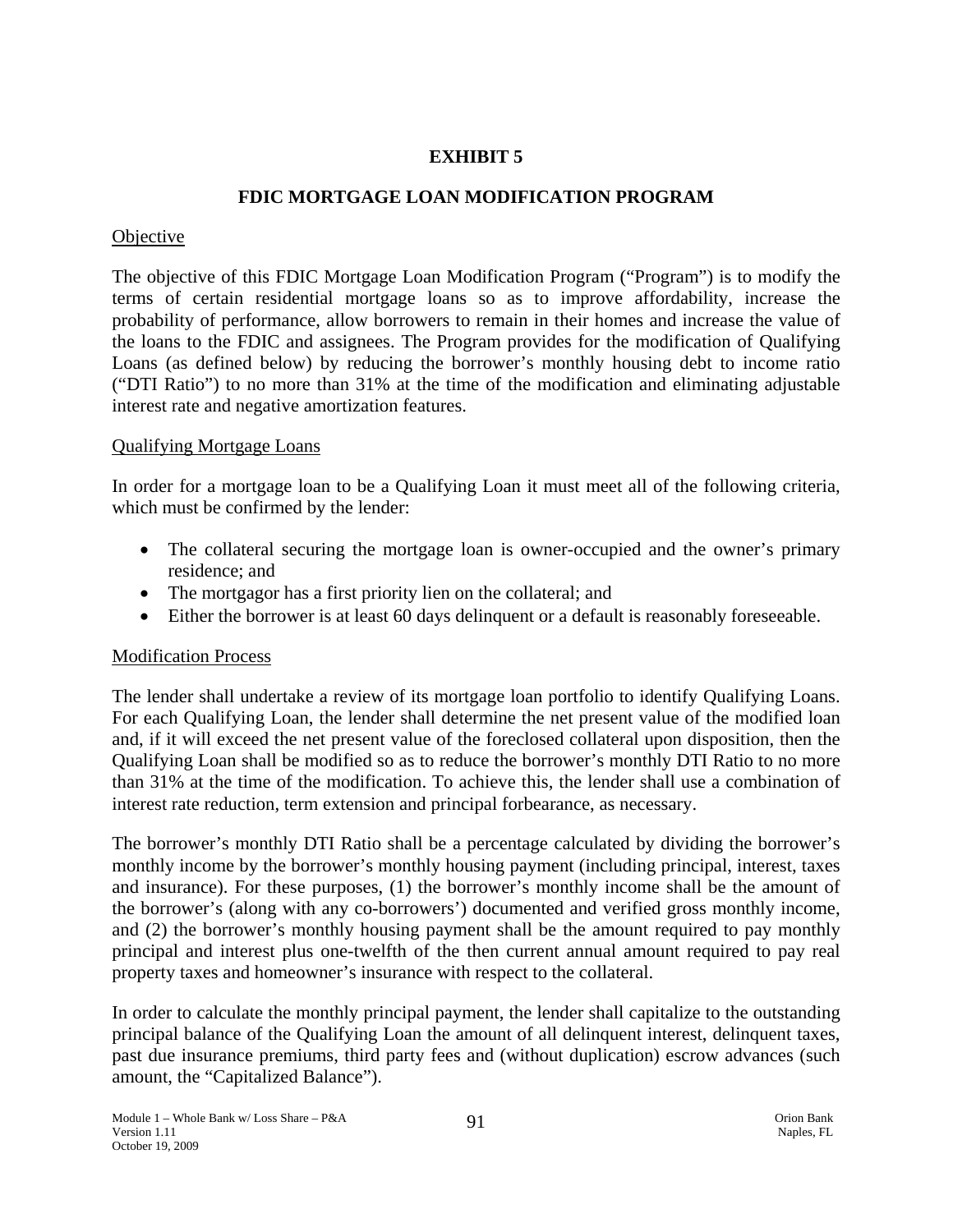# EXHIBIT 5

## FDIC MORTGAGE LOAN MODIFICATION PROGRAM

Objective

The objective of this FDIC Mortgage Loan Modification Program ("Program") is to modify the terms of certain residential mortgage loans so as to improve affordability, increase the probability of performance, allow borrowers to remain in their homes and increase the value of the loans to the FDIC and assignees. The Program provides for the modification of Qualifying Loans (as defined below) by reducing the borrower's monthly housing debt to income ratio ("DTI Ratio") to no more than 31% at the time of the modification and eliminating adjustable interest rate and negative amortization features.

Qualifying Mortgage Loans

In order for a mortgage loan to be a Qualifying Loan it must meet all of the following criteria, which must be confirmed by the lender:

- The collateral securing the mortgage loan is owner-occupied and the owner's primary residence; and
- The mortgagor has a first priority lien on the collateral; and
- Either the borrower is at least 60 days delinquent or a default is reasonably foreseeable.

Modification Process

The lender shall undertake a review of its mortgage loan portfolio to identify Qualifying Loans. For each Qualifying Loan, the lender shall determine the net present value of the modified loan and, if it will exceed the net present value of the foreclosed collateral upon disposition, then the Qualifying Loan shall be modified so as to reduce the borrower's monthly DTI Ratio to no more than 31% at the time of the modification. To achieve this, the lender shall use a combination of interest rate reduction, term extension and principal forbearance, as necessary.

The borrower's monthly DTI Ratio shall be a percentage calculated by dividing the borrower's monthly income by the borrower's monthly housing payment (including principal, interest, taxes and insurance). For these purposes, (1) the borrower's monthly income shall be the amount of the borrower's (along with any co-borrowers') documented and verified gross monthly income, and (2) the borrower's monthly housing payment shall be the amount required to pay monthly principal and interest plus one-twelfth of the then current annual amount required to pay real property taxes and homeowner's insurance with respect to the collateral.

In order to calculate the monthly principal payment, the lender shall capitalize to the outstanding principal balance of the Qualifying Loan the amount of all delinquent interest, delinquent taxes, past due insurance premiums, third party fees and (without duplication) escrow advances (such amount, the "Capitalized Balance").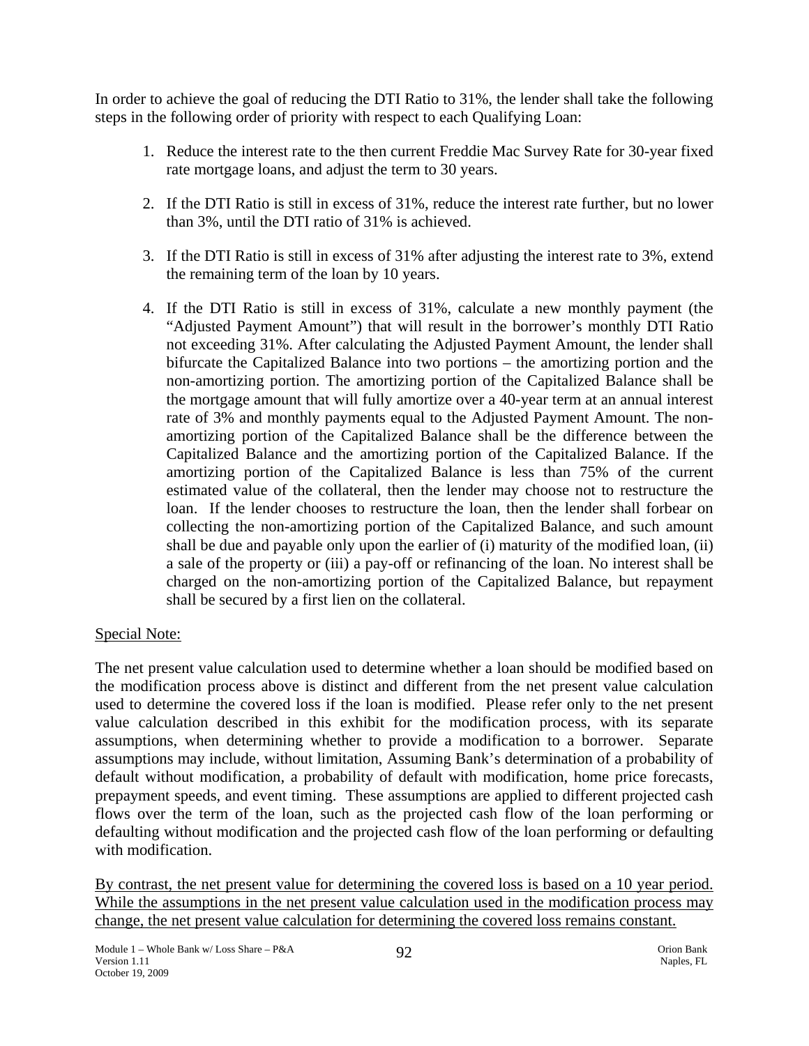In order to achieve the goal of reducing the DTI Ratio to 31%, the lender shall take the following steps in the following order of priority with respect to each Qualifying Loan:

1. Reduce the interest rate to the then current Freddie Mac Survey Rate for 30-year fixed rate mortgage loans, and adjust the term to 30 years.

2. If the DTI Ratio is still in excess of 31%, reduce the interest rate further, but no lower than 3%, until the DTI ratio of 31% is achieved.

3. If the DTI Ratio is still in excess of 31% after adjusting the interest rate to 3%, extend the remaining term of the loan by 10 years.

4. If the DTI Ratio is still in excess of 31%, calculate a new monthly payment (the "Adjusted Payment Amount") that will result in the borrower's monthly DTI Ratio not exceeding 31%. After calculating the Adjusted Payment Amount, the lender shall bifurcate the Capitalized Balance into two portions – the amortizing portion and the non-amortizing portion. The amortizing portion of the Capitalized Balance shall be the mortgage amount that will fully amortize over a 40-year term at an annual interest rate of 3% and monthly payments equal to the Adjusted Payment Amount. The non-amortizing portion of the Capitalized Balance shall be the difference between the Capitalized Balance and the amortizing portion of the Capitalized Balance. If the amortizing portion of the Capitalized Balance is less than 75% of the current estimated value of the collateral, then the lender may choose not to restructure the loan. If the lender chooses to restructure the loan, then the lender shall forbear on collecting the non-amortizing portion of the Capitalized Balance, and such amount shall be due and payable only upon the earlier of (i) maturity of the modified loan, (ii) a sale of the property or (iii) a pay-off or refinancing of the loan. No interest shall be charged on the non-amortizing portion of the Capitalized Balance, but repayment shall be secured by a first lien on the collateral.

<u>Special Note:</u>

The net present value calculation used to determine whether a loan should be modified based on the modification process above is distinct and different from the net present value calculation used to determine the covered loss if the loan is modified. Please refer only to the net present value calculation described in this exhibit for the modification process, with its separate assumptions, when determining whether to provide a modification to a borrower. Separate assumptions may include, without limitation, Assuming Bank's determination of a probability of default without modification, a probability of default with modification, home price forecasts, prepayment speeds, and event timing. These assumptions are applied to different projected cash flows over the term of the loan, such as the projected cash flow of the loan performing or defaulting without modification and the projected cash flow of the loan performing or defaulting with modification.

<u>By contrast, the net present value for determining the covered loss is based on a 10 year period. While the assumptions in the net present value calculation used in the modification process may change, the net present value calculation for determining the covered loss remains constant.</u>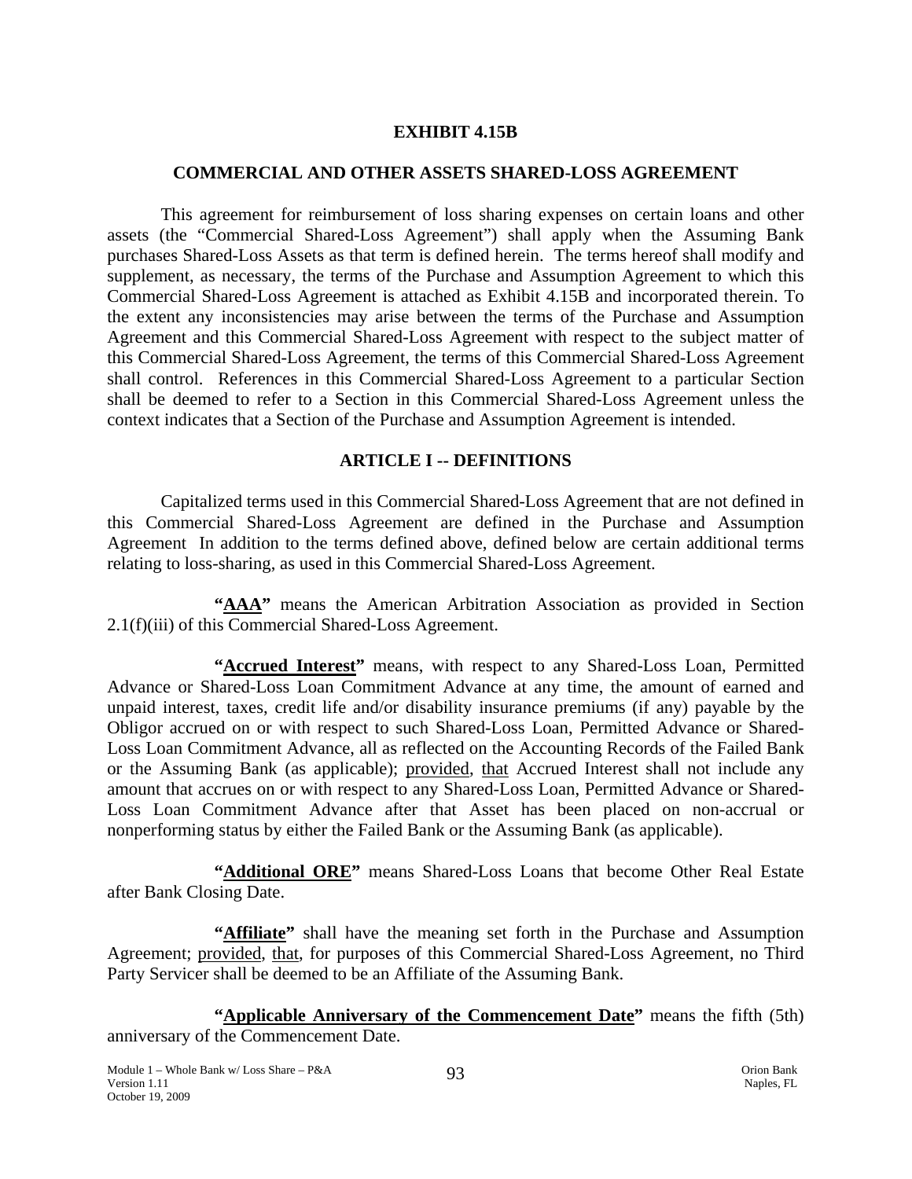# EXHIBIT 4.15B

## COMMERCIAL AND OTHER ASSETS SHARED-LOSS AGREEMENT

This agreement for reimbursement of loss sharing expenses on certain loans and other assets (the "Commercial Shared-Loss Agreement") shall apply when the Assuming Bank purchases Shared-Loss Assets as that term is defined herein. The terms hereof shall modify and supplement, as necessary, the terms of the Purchase and Assumption Agreement to which this Commercial Shared-Loss Agreement is attached as Exhibit 4.15B and incorporated therein. To the extent any inconsistencies may arise between the terms of the Purchase and Assumption Agreement and this Commercial Shared-Loss Agreement with respect to the subject matter of this Commercial Shared-Loss Agreement, the terms of this Commercial Shared-Loss Agreement shall control. References in this Commercial Shared-Loss Agreement to a particular Section shall be deemed to refer to a Section in this Commercial Shared-Loss Agreement unless the context indicates that a Section of the Purchase and Assumption Agreement is intended.

## ARTICLE I -- DEFINITIONS

Capitalized terms used in this Commercial Shared-Loss Agreement that are not defined in this Commercial Shared-Loss Agreement are defined in the Purchase and Assumption Agreement In addition to the terms defined above, defined below are certain additional terms relating to loss-sharing, as used in this Commercial Shared-Loss Agreement.

**"AAA"** means the American Arbitration Association as provided in Section 2.1(f)(iii) of this Commercial Shared-Loss Agreement.

**"Accrued Interest"** means, with respect to any Shared-Loss Loan, Permitted Advance or Shared-Loss Loan Commitment Advance at any time, the amount of earned and unpaid interest, taxes, credit life and/or disability insurance premiums (if any) payable by the Obligor accrued on or with respect to such Shared-Loss Loan, Permitted Advance or Shared-Loss Loan Commitment Advance, all as reflected on the Accounting Records of the Failed Bank or the Assuming Bank (as applicable); provided, that Accrued Interest shall not include any amount that accrues on or with respect to any Shared-Loss Loan, Permitted Advance or Shared-Loss Loan Commitment Advance after that Asset has been placed on non-accrual or nonperforming status by either the Failed Bank or the Assuming Bank (as applicable).

**"Additional ORE"** means Shared-Loss Loans that become Other Real Estate after Bank Closing Date.

**"Affiliate"** shall have the meaning set forth in the Purchase and Assumption Agreement; provided, that, for purposes of this Commercial Shared-Loss Agreement, no Third Party Servicer shall be deemed to be an Affiliate of the Assuming Bank.

**"Applicable Anniversary of the Commencement Date"** means the fifth (5th) anniversary of the Commencement Date.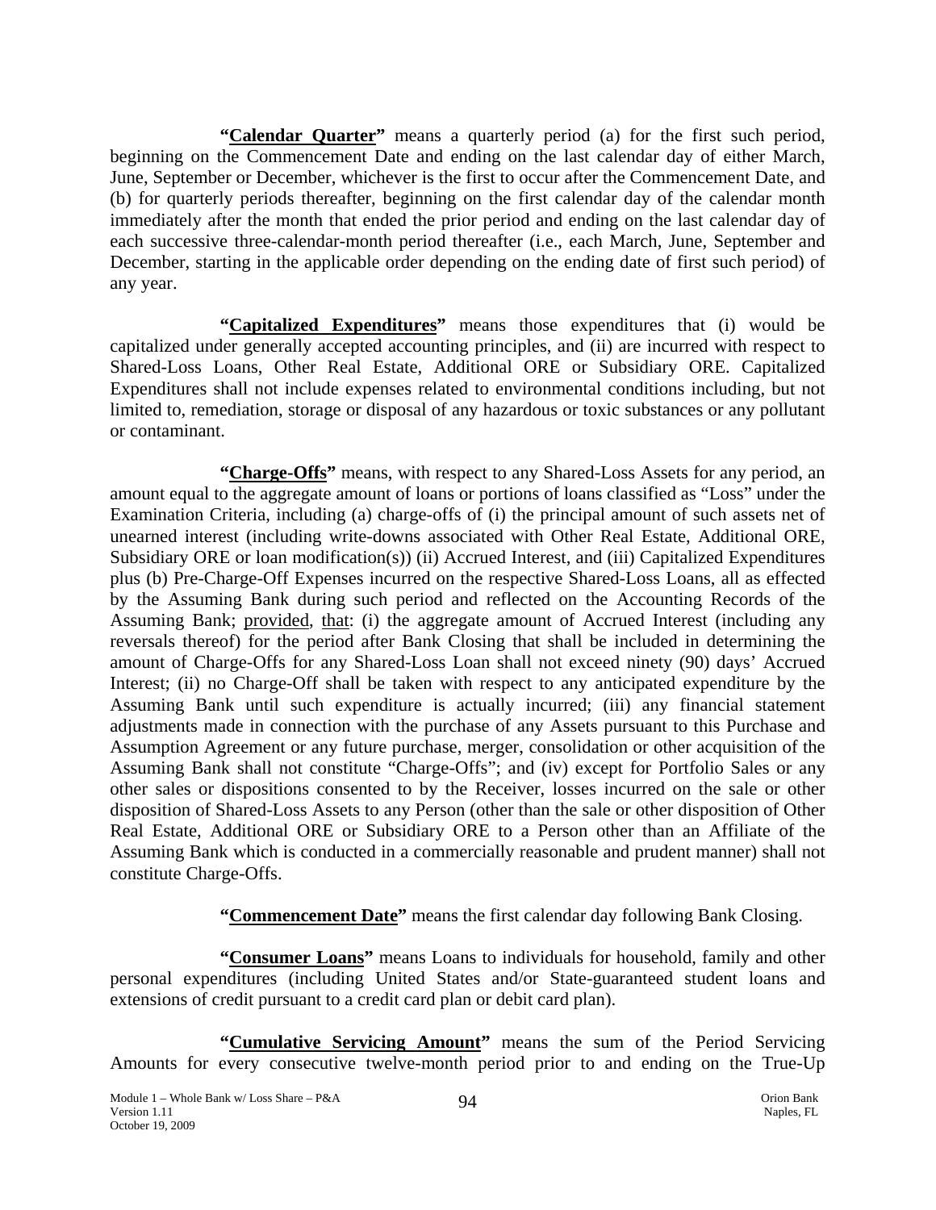**"Calendar Quarter"** means a quarterly period (a) for the first such period, beginning on the Commencement Date and ending on the last calendar day of either March, June, September or December, whichever is the first to occur after the Commencement Date, and (b) for quarterly periods thereafter, beginning on the first calendar day of the calendar month immediately after the month that ended the prior period and ending on the last calendar day of each successive three-calendar-month period thereafter (i.e., each March, June, September and December, starting in the applicable order depending on the ending date of first such period) of any year.

**"Capitalized Expenditures"** means those expenditures that (i) would be capitalized under generally accepted accounting principles, and (ii) are incurred with respect to Shared-Loss Loans, Other Real Estate, Additional ORE or Subsidiary ORE. Capitalized Expenditures shall not include expenses related to environmental conditions including, but not limited to, remediation, storage or disposal of any hazardous or toxic substances or any pollutant or contaminant.

**"Charge-Offs"** means, with respect to any Shared-Loss Assets for any period, an amount equal to the aggregate amount of loans or portions of loans classified as "Loss" under the Examination Criteria, including (a) charge-offs of (i) the principal amount of such assets net of unearned interest (including write-downs associated with Other Real Estate, Additional ORE, Subsidiary ORE or loan modification(s)) (ii) Accrued Interest, and (iii) Capitalized Expenditures plus (b) Pre-Charge-Off Expenses incurred on the respective Shared-Loss Loans, all as effected by the Assuming Bank during such period and reflected on the Accounting Records of the Assuming Bank; provided, that: (i) the aggregate amount of Accrued Interest (including any reversals thereof) for the period after Bank Closing that shall be included in determining the amount of Charge-Offs for any Shared-Loss Loan shall not exceed ninety (90) days' Accrued Interest; (ii) no Charge-Off shall be taken with respect to any anticipated expenditure by the Assuming Bank until such expenditure is actually incurred; (iii) any financial statement adjustments made in connection with the purchase of any Assets pursuant to this Purchase and Assumption Agreement or any future purchase, merger, consolidation or other acquisition of the Assuming Bank shall not constitute "Charge-Offs"; and (iv) except for Portfolio Sales or any other sales or dispositions consented to by the Receiver, losses incurred on the sale or other disposition of Shared-Loss Assets to any Person (other than the sale or other disposition of Other Real Estate, Additional ORE or Subsidiary ORE to a Person other than an Affiliate of the Assuming Bank which is conducted in a commercially reasonable and prudent manner) shall not constitute Charge-Offs.

**"Commencement Date"** means the first calendar day following Bank Closing.

**"Consumer Loans"** means Loans to individuals for household, family and other personal expenditures (including United States and/or State-guaranteed student loans and extensions of credit pursuant to a credit card plan or debit card plan).

**"Cumulative Servicing Amount"** means the sum of the Period Servicing Amounts for every consecutive twelve-month period prior to and ending on the True-Up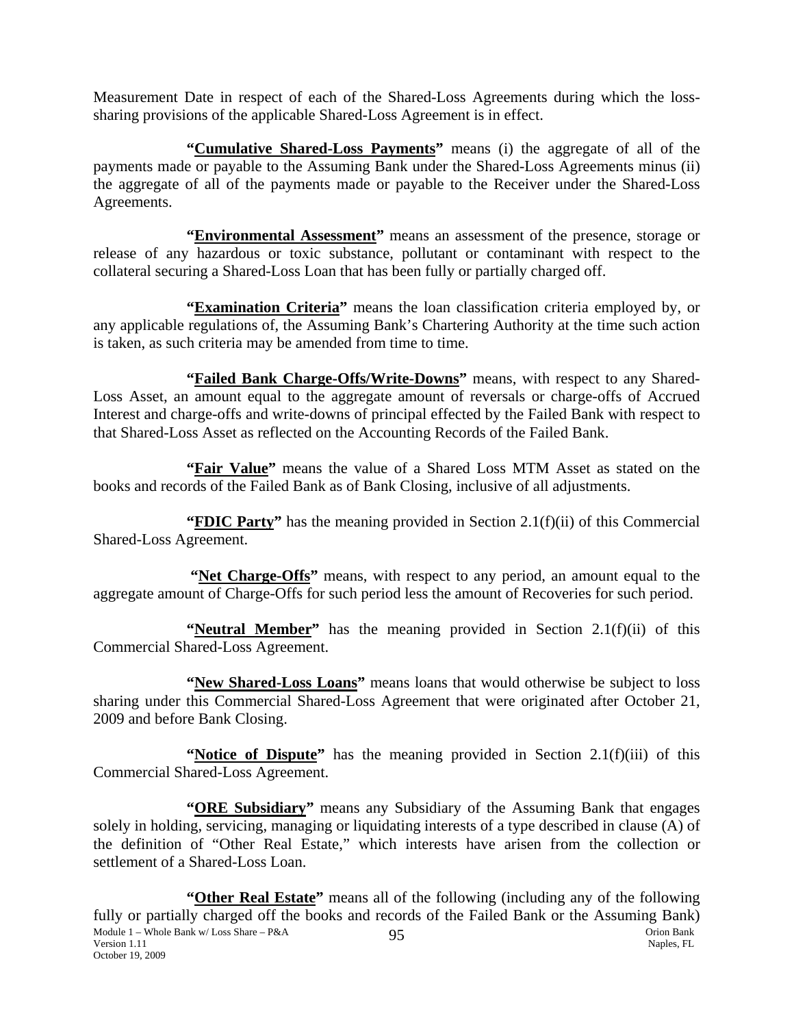Measurement Date in respect of each of the Shared-Loss Agreements during which the loss-sharing provisions of the applicable Shared-Loss Agreement is in effect.

**"Cumulative Shared-Loss Payments"** means (i) the aggregate of all of the payments made or payable to the Assuming Bank under the Shared-Loss Agreements minus (ii) the aggregate of all of the payments made or payable to the Receiver under the Shared-Loss Agreements.

**"Environmental Assessment"** means an assessment of the presence, storage or release of any hazardous or toxic substance, pollutant or contaminant with respect to the collateral securing a Shared-Loss Loan that has been fully or partially charged off.

**"Examination Criteria"** means the loan classification criteria employed by, or any applicable regulations of, the Assuming Bank's Chartering Authority at the time such action is taken, as such criteria may be amended from time to time.

**"Failed Bank Charge-Offs/Write-Downs"** means, with respect to any Shared-Loss Asset, an amount equal to the aggregate amount of reversals or charge-offs of Accrued Interest and charge-offs and write-downs of principal effected by the Failed Bank with respect to that Shared-Loss Asset as reflected on the Accounting Records of the Failed Bank.

**"Fair Value"** means the value of a Shared Loss MTM Asset as stated on the books and records of the Failed Bank as of Bank Closing, inclusive of all adjustments.

**"FDIC Party"** has the meaning provided in Section 2.1(f)(ii) of this Commercial Shared-Loss Agreement.

**"Net Charge-Offs"** means, with respect to any period, an amount equal to the aggregate amount of Charge-Offs for such period less the amount of Recoveries for such period.

**"Neutral Member"** has the meaning provided in Section 2.1(f)(ii) of this Commercial Shared-Loss Agreement.

**"New Shared-Loss Loans"** means loans that would otherwise be subject to loss sharing under this Commercial Shared-Loss Agreement that were originated after October 21, 2009 and before Bank Closing.

**"Notice of Dispute"** has the meaning provided in Section 2.1(f)(iii) of this Commercial Shared-Loss Agreement.

**"ORE Subsidiary"** means any Subsidiary of the Assuming Bank that engages solely in holding, servicing, managing or liquidating interests of a type described in clause (A) of the definition of "Other Real Estate," which interests have arisen from the collection or settlement of a Shared-Loss Loan.

**"Other Real Estate"** means all of the following (including any of the following fully or partially charged off the books and records of the Failed Bank or the Assuming Bank)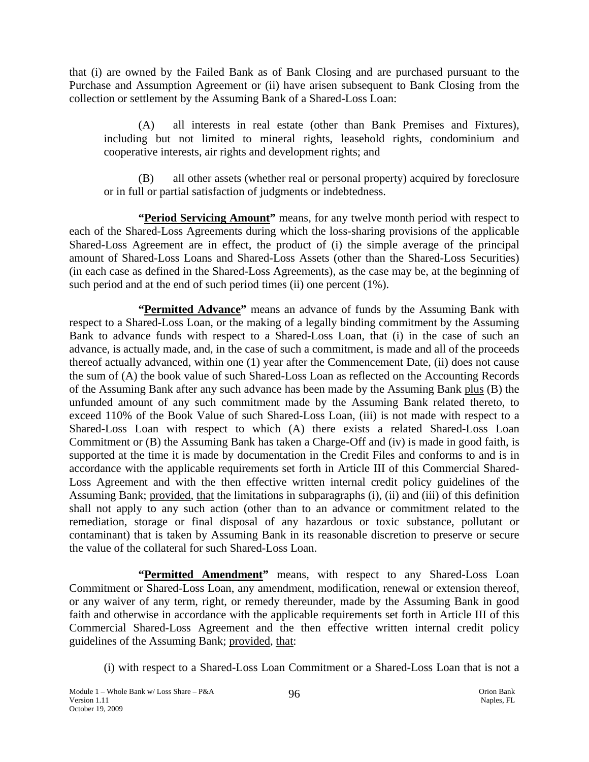that (i) are owned by the Failed Bank as of Bank Closing and are purchased pursuant to the Purchase and Assumption Agreement or (ii) have arisen subsequent to Bank Closing from the collection or settlement by the Assuming Bank of a Shared-Loss Loan:

(A) all interests in real estate (other than Bank Premises and Fixtures), including but not limited to mineral rights, leasehold rights, condominium and cooperative interests, air rights and development rights; and

(B) all other assets (whether real or personal property) acquired by foreclosure or in full or partial satisfaction of judgments or indebtedness.

**"Period Servicing Amount"** means, for any twelve month period with respect to each of the Shared-Loss Agreements during which the loss-sharing provisions of the applicable Shared-Loss Agreement are in effect, the product of (i) the simple average of the principal amount of Shared-Loss Loans and Shared-Loss Assets (other than the Shared-Loss Securities) (in each case as defined in the Shared-Loss Agreements), as the case may be, at the beginning of such period and at the end of such period times (ii) one percent (1%).

**"Permitted Advance"** means an advance of funds by the Assuming Bank with respect to a Shared-Loss Loan, or the making of a legally binding commitment by the Assuming Bank to advance funds with respect to a Shared-Loss Loan, that (i) in the case of such an advance, is actually made, and, in the case of such a commitment, is made and all of the proceeds thereof actually advanced, within one (1) year after the Commencement Date, (ii) does not cause the sum of (A) the book value of such Shared-Loss Loan as reflected on the Accounting Records of the Assuming Bank after any such advance has been made by the Assuming Bank plus (B) the unfunded amount of any such commitment made by the Assuming Bank related thereto, to exceed 110% of the Book Value of such Shared-Loss Loan, (iii) is not made with respect to a Shared-Loss Loan with respect to which (A) there exists a related Shared-Loss Loan Commitment or (B) the Assuming Bank has taken a Charge-Off and (iv) is made in good faith, is supported at the time it is made by documentation in the Credit Files and conforms to and is in accordance with the applicable requirements set forth in Article III of this Commercial Shared-Loss Agreement and with the then effective written internal credit policy guidelines of the Assuming Bank; provided, that the limitations in subparagraphs (i), (ii) and (iii) of this definition shall not apply to any such action (other than to an advance or commitment related to the remediation, storage or final disposal of any hazardous or toxic substance, pollutant or contaminant) that is taken by Assuming Bank in its reasonable discretion to preserve or secure the value of the collateral for such Shared-Loss Loan.

**"Permitted Amendment"** means, with respect to any Shared-Loss Loan Commitment or Shared-Loss Loan, any amendment, modification, renewal or extension thereof, or any waiver of any term, right, or remedy thereunder, made by the Assuming Bank in good faith and otherwise in accordance with the applicable requirements set forth in Article III of this Commercial Shared-Loss Agreement and the then effective written internal credit policy guidelines of the Assuming Bank; provided, that:

(i) with respect to a Shared-Loss Loan Commitment or a Shared-Loss Loan that is not a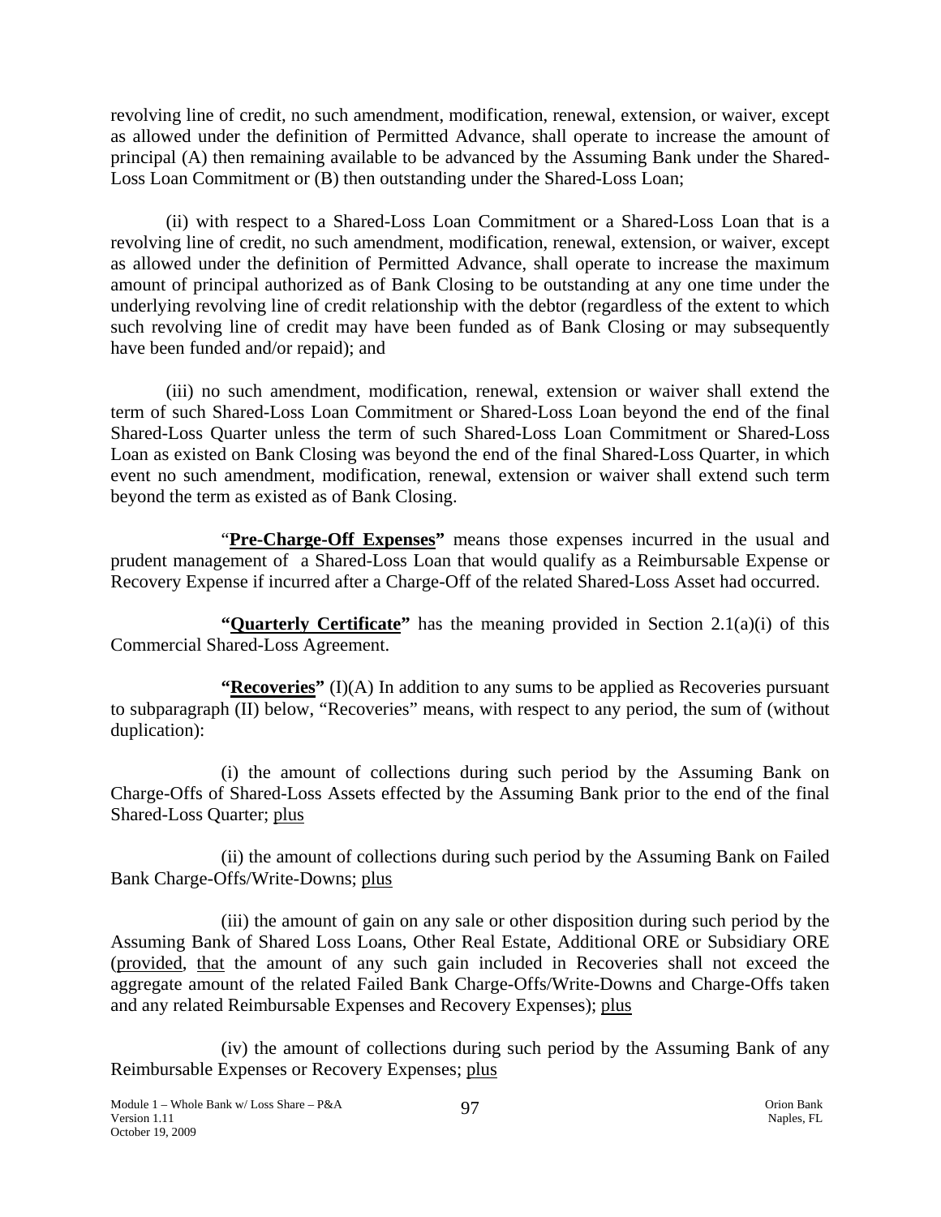revolving line of credit, no such amendment, modification, renewal, extension, or waiver, except as allowed under the definition of Permitted Advance, shall operate to increase the amount of principal (A) then remaining available to be advanced by the Assuming Bank under the Shared-Loss Loan Commitment or (B) then outstanding under the Shared-Loss Loan;

(ii) with respect to a Shared-Loss Loan Commitment or a Shared-Loss Loan that is a revolving line of credit, no such amendment, modification, renewal, extension, or waiver, except as allowed under the definition of Permitted Advance, shall operate to increase the maximum amount of principal authorized as of Bank Closing to be outstanding at any one time under the underlying revolving line of credit relationship with the debtor (regardless of the extent to which such revolving line of credit may have been funded as of Bank Closing or may subsequently have been funded and/or repaid); and

(iii) no such amendment, modification, renewal, extension or waiver shall extend the term of such Shared-Loss Loan Commitment or Shared-Loss Loan beyond the end of the final Shared-Loss Quarter unless the term of such Shared-Loss Loan Commitment or Shared-Loss Loan as existed on Bank Closing was beyond the end of the final Shared-Loss Quarter, in which event no such amendment, modification, renewal, extension or waiver shall extend such term beyond the term as existed as of Bank Closing.

"**Pre-Charge-Off Expenses"** means those expenses incurred in the usual and prudent management of a Shared-Loss Loan that would qualify as a Reimbursable Expense or Recovery Expense if incurred after a Charge-Off of the related Shared-Loss Asset had occurred.

**"Quarterly Certificate"** has the meaning provided in Section 2.1(a)(i) of this Commercial Shared-Loss Agreement.

**"Recoveries"** (I)(A) In addition to any sums to be applied as Recoveries pursuant to subparagraph (II) below, "Recoveries" means, with respect to any period, the sum of (without duplication):

(i) the amount of collections during such period by the Assuming Bank on Charge-Offs of Shared-Loss Assets effected by the Assuming Bank prior to the end of the final Shared-Loss Quarter; plus

(ii) the amount of collections during such period by the Assuming Bank on Failed Bank Charge-Offs/Write-Downs; plus

(iii) the amount of gain on any sale or other disposition during such period by the Assuming Bank of Shared Loss Loans, Other Real Estate, Additional ORE or Subsidiary ORE (provided, that the amount of any such gain included in Recoveries shall not exceed the aggregate amount of the related Failed Bank Charge-Offs/Write-Downs and Charge-Offs taken and any related Reimbursable Expenses and Recovery Expenses); plus

(iv) the amount of collections during such period by the Assuming Bank of any Reimbursable Expenses or Recovery Expenses; plus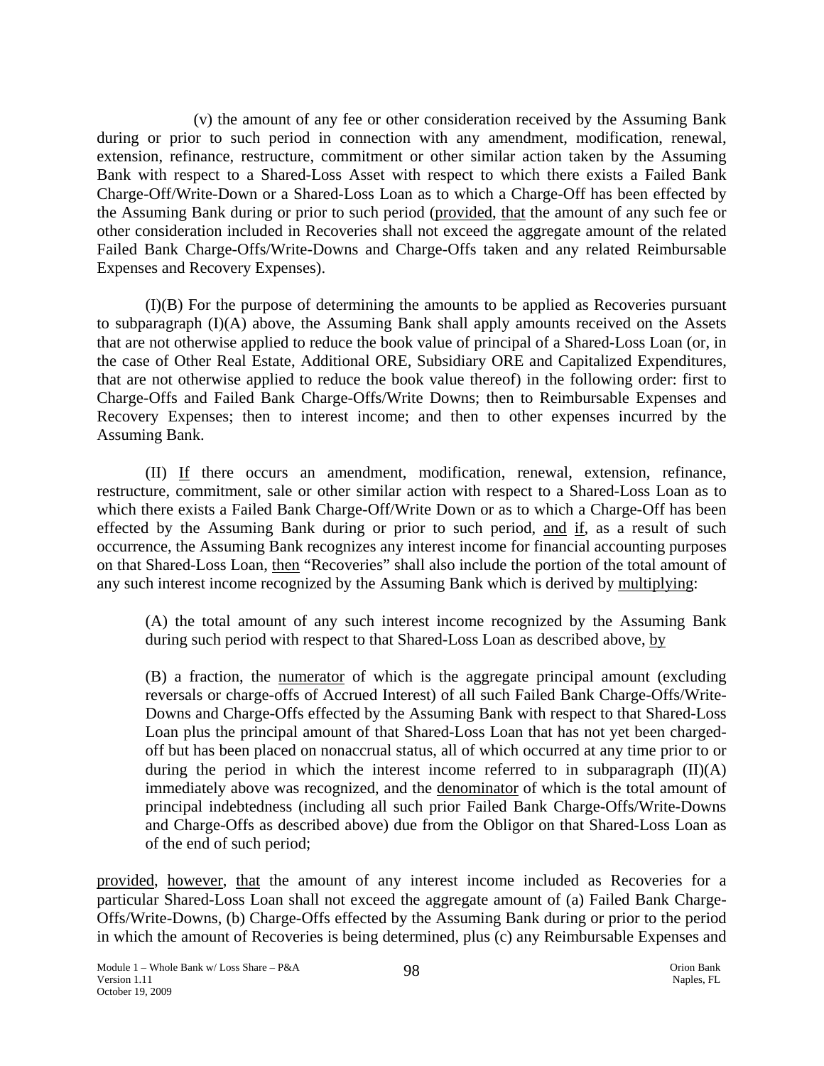(v) the amount of any fee or other consideration received by the Assuming Bank during or prior to such period in connection with any amendment, modification, renewal, extension, refinance, restructure, commitment or other similar action taken by the Assuming Bank with respect to a Shared-Loss Asset with respect to which there exists a Failed Bank Charge-Off/Write-Down or a Shared-Loss Loan as to which a Charge-Off has been effected by the Assuming Bank during or prior to such period (provided, that the amount of any such fee or other consideration included in Recoveries shall not exceed the aggregate amount of the related Failed Bank Charge-Offs/Write-Downs and Charge-Offs taken and any related Reimbursable Expenses and Recovery Expenses).

(I)(B) For the purpose of determining the amounts to be applied as Recoveries pursuant to subparagraph (I)(A) above, the Assuming Bank shall apply amounts received on the Assets that are not otherwise applied to reduce the book value of principal of a Shared-Loss Loan (or, in the case of Other Real Estate, Additional ORE, Subsidiary ORE and Capitalized Expenditures, that are not otherwise applied to reduce the book value thereof) in the following order: first to Charge-Offs and Failed Bank Charge-Offs/Write Downs; then to Reimbursable Expenses and Recovery Expenses; then to interest income; and then to other expenses incurred by the Assuming Bank.

(II) If there occurs an amendment, modification, renewal, extension, refinance, restructure, commitment, sale or other similar action with respect to a Shared-Loss Loan as to which there exists a Failed Bank Charge-Off/Write Down or as to which a Charge-Off has been effected by the Assuming Bank during or prior to such period, and if, as a result of such occurrence, the Assuming Bank recognizes any interest income for financial accounting purposes on that Shared-Loss Loan, then "Recoveries" shall also include the portion of the total amount of any such interest income recognized by the Assuming Bank which is derived by multiplying:

> (A) the total amount of any such interest income recognized by the Assuming Bank during such period with respect to that Shared-Loss Loan as described above, by
>
> (B) a fraction, the numerator of which is the aggregate principal amount (excluding reversals or charge-offs of Accrued Interest) of all such Failed Bank Charge-Offs/Write-Downs and Charge-Offs effected by the Assuming Bank with respect to that Shared-Loss Loan plus the principal amount of that Shared-Loss Loan that has not yet been charged-off but has been placed on nonaccrual status, all of which occurred at any time prior to or during the period in which the interest income referred to in subparagraph (II)(A) immediately above was recognized, and the denominator of which is the total amount of principal indebtedness (including all such prior Failed Bank Charge-Offs/Write-Downs and Charge-Offs as described above) due from the Obligor on that Shared-Loss Loan as of the end of such period;

provided, however, that the amount of any interest income included as Recoveries for a particular Shared-Loss Loan shall not exceed the aggregate amount of (a) Failed Bank Charge-Offs/Write-Downs, (b) Charge-Offs effected by the Assuming Bank during or prior to the period in which the amount of Recoveries is being determined, plus (c) any Reimbursable Expenses and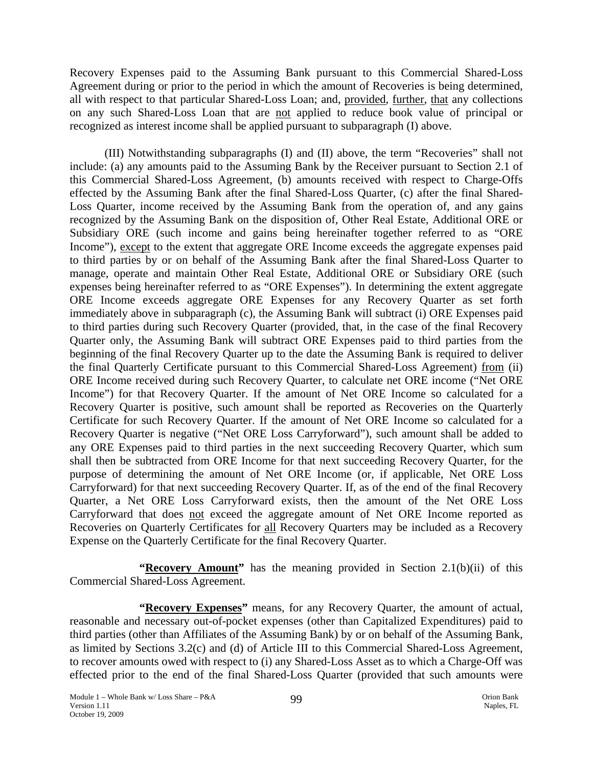Recovery Expenses paid to the Assuming Bank pursuant to this Commercial Shared-Loss Agreement during or prior to the period in which the amount of Recoveries is being determined, all with respect to that particular Shared-Loss Loan; and, provided, further, that any collections on any such Shared-Loss Loan that are not applied to reduce book value of principal or recognized as interest income shall be applied pursuant to subparagraph (I) above.

(III) Notwithstanding subparagraphs (I) and (II) above, the term "Recoveries" shall not include: (a) any amounts paid to the Assuming Bank by the Receiver pursuant to Section 2.1 of this Commercial Shared-Loss Agreement, (b) amounts received with respect to Charge-Offs effected by the Assuming Bank after the final Shared-Loss Quarter, (c) after the final Shared-Loss Quarter, income received by the Assuming Bank from the operation of, and any gains recognized by the Assuming Bank on the disposition of, Other Real Estate, Additional ORE or Subsidiary ORE (such income and gains being hereinafter together referred to as "ORE Income"), except to the extent that aggregate ORE Income exceeds the aggregate expenses paid to third parties by or on behalf of the Assuming Bank after the final Shared-Loss Quarter to manage, operate and maintain Other Real Estate, Additional ORE or Subsidiary ORE (such expenses being hereinafter referred to as "ORE Expenses"). In determining the extent aggregate ORE Income exceeds aggregate ORE Expenses for any Recovery Quarter as set forth immediately above in subparagraph (c), the Assuming Bank will subtract (i) ORE Expenses paid to third parties during such Recovery Quarter (provided, that, in the case of the final Recovery Quarter only, the Assuming Bank will subtract ORE Expenses paid to third parties from the beginning of the final Recovery Quarter up to the date the Assuming Bank is required to deliver the final Quarterly Certificate pursuant to this Commercial Shared-Loss Agreement) from (ii) ORE Income received during such Recovery Quarter, to calculate net ORE income ("Net ORE Income") for that Recovery Quarter. If the amount of Net ORE Income so calculated for a Recovery Quarter is positive, such amount shall be reported as Recoveries on the Quarterly Certificate for such Recovery Quarter. If the amount of Net ORE Income so calculated for a Recovery Quarter is negative ("Net ORE Loss Carryforward"), such amount shall be added to any ORE Expenses paid to third parties in the next succeeding Recovery Quarter, which sum shall then be subtracted from ORE Income for that next succeeding Recovery Quarter, for the purpose of determining the amount of Net ORE Income (or, if applicable, Net ORE Loss Carryforward) for that next succeeding Recovery Quarter. If, as of the end of the final Recovery Quarter, a Net ORE Loss Carryforward exists, then the amount of the Net ORE Loss Carryforward that does not exceed the aggregate amount of Net ORE Income reported as Recoveries on Quarterly Certificates for all Recovery Quarters may be included as a Recovery Expense on the Quarterly Certificate for the final Recovery Quarter.

**"Recovery Amount"** has the meaning provided in Section 2.1(b)(ii) of this Commercial Shared-Loss Agreement.

**"Recovery Expenses"** means, for any Recovery Quarter, the amount of actual, reasonable and necessary out-of-pocket expenses (other than Capitalized Expenditures) paid to third parties (other than Affiliates of the Assuming Bank) by or on behalf of the Assuming Bank, as limited by Sections 3.2(c) and (d) of Article III to this Commercial Shared-Loss Agreement, to recover amounts owed with respect to (i) any Shared-Loss Asset as to which a Charge-Off was effected prior to the end of the final Shared-Loss Quarter (provided that such amounts were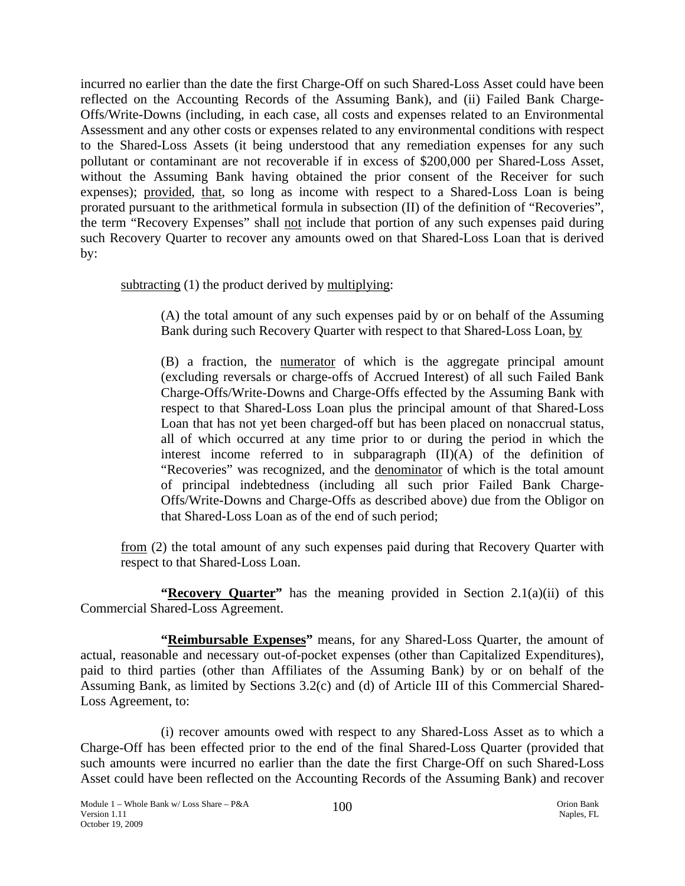incurred no earlier than the date the first Charge-Off on such Shared-Loss Asset could have been reflected on the Accounting Records of the Assuming Bank), and (ii) Failed Bank Charge-Offs/Write-Downs (including, in each case, all costs and expenses related to an Environmental Assessment and any other costs or expenses related to any environmental conditions with respect to the Shared-Loss Assets (it being understood that any remediation expenses for any such pollutant or contaminant are not recoverable if in excess of $200,000 per Shared-Loss Asset, without the Assuming Bank having obtained the prior consent of the Receiver for such expenses); provided, that, so long as income with respect to a Shared-Loss Loan is being prorated pursuant to the arithmetical formula in subsection (II) of the definition of "Recoveries", the term "Recovery Expenses" shall not include that portion of any such expenses paid during such Recovery Quarter to recover any amounts owed on that Shared-Loss Loan that is derived by:

subtracting (1) the product derived by multiplying:

> (A) the total amount of any such expenses paid by or on behalf of the Assuming Bank during such Recovery Quarter with respect to that Shared-Loss Loan, by
>
> (B) a fraction, the numerator of which is the aggregate principal amount (excluding reversals or charge-offs of Accrued Interest) of all such Failed Bank Charge-Offs/Write-Downs and Charge-Offs effected by the Assuming Bank with respect to that Shared-Loss Loan plus the principal amount of that Shared-Loss Loan that has not yet been charged-off but has been placed on nonaccrual status, all of which occurred at any time prior to or during the period in which the interest income referred to in subparagraph (II)(A) of the definition of "Recoveries" was recognized, and the denominator of which is the total amount of principal indebtedness (including all such prior Failed Bank Charge-Offs/Write-Downs and Charge-Offs as described above) due from the Obligor on that Shared-Loss Loan as of the end of such period;

from (2) the total amount of any such expenses paid during that Recovery Quarter with respect to that Shared-Loss Loan.

**"Recovery Quarter"** has the meaning provided in Section 2.1(a)(ii) of this Commercial Shared-Loss Agreement.

**"Reimbursable Expenses"** means, for any Shared-Loss Quarter, the amount of actual, reasonable and necessary out-of-pocket expenses (other than Capitalized Expenditures), paid to third parties (other than Affiliates of the Assuming Bank) by or on behalf of the Assuming Bank, as limited by Sections 3.2(c) and (d) of Article III of this Commercial Shared-Loss Agreement, to:

(i) recover amounts owed with respect to any Shared-Loss Asset as to which a Charge-Off has been effected prior to the end of the final Shared-Loss Quarter (provided that such amounts were incurred no earlier than the date the first Charge-Off on such Shared-Loss Asset could have been reflected on the Accounting Records of the Assuming Bank) and recover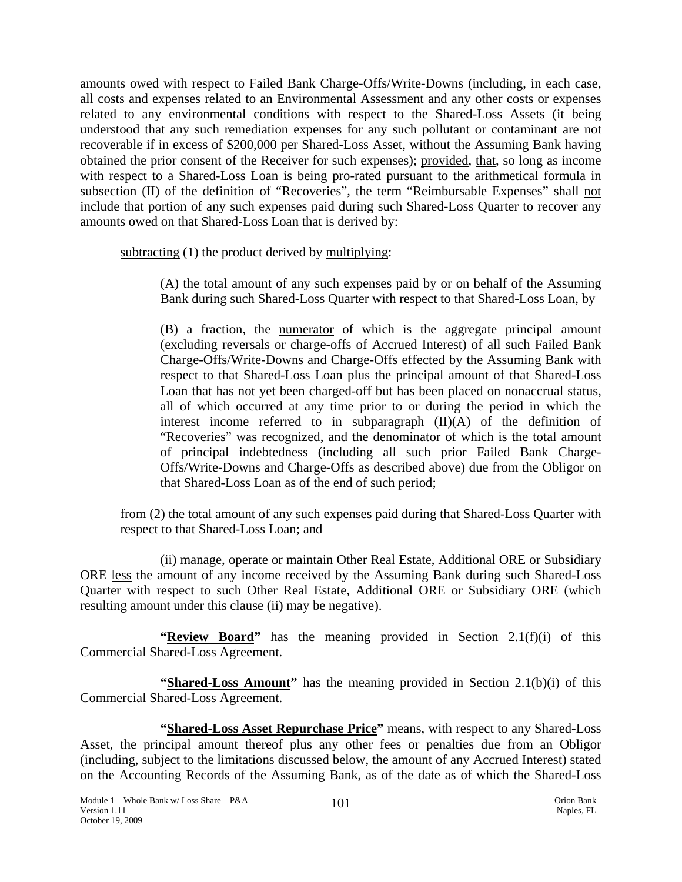amounts owed with respect to Failed Bank Charge-Offs/Write-Downs (including, in each case, all costs and expenses related to an Environmental Assessment and any other costs or expenses related to any environmental conditions with respect to the Shared-Loss Assets (it being understood that any such remediation expenses for any such pollutant or contaminant are not recoverable if in excess of $200,000 per Shared-Loss Asset, without the Assuming Bank having obtained the prior consent of the Receiver for such expenses); provided, that, so long as income with respect to a Shared-Loss Loan is being pro-rated pursuant to the arithmetical formula in subsection (II) of the definition of "Recoveries", the term "Reimbursable Expenses" shall not include that portion of any such expenses paid during such Shared-Loss Quarter to recover any amounts owed on that Shared-Loss Loan that is derived by:

subtracting (1) the product derived by multiplying:

> (A) the total amount of any such expenses paid by or on behalf of the Assuming Bank during such Shared-Loss Quarter with respect to that Shared-Loss Loan, by
>
> (B) a fraction, the numerator of which is the aggregate principal amount (excluding reversals or charge-offs of Accrued Interest) of all such Failed Bank Charge-Offs/Write-Downs and Charge-Offs effected by the Assuming Bank with respect to that Shared-Loss Loan plus the principal amount of that Shared-Loss Loan that has not yet been charged-off but has been placed on nonaccrual status, all of which occurred at any time prior to or during the period in which the interest income referred to in subparagraph (II)(A) of the definition of "Recoveries" was recognized, and the denominator of which is the total amount of principal indebtedness (including all such prior Failed Bank Charge-Offs/Write-Downs and Charge-Offs as described above) due from the Obligor on that Shared-Loss Loan as of the end of such period;

from (2) the total amount of any such expenses paid during that Shared-Loss Quarter with respect to that Shared-Loss Loan; and

(ii) manage, operate or maintain Other Real Estate, Additional ORE or Subsidiary ORE less the amount of any income received by the Assuming Bank during such Shared-Loss Quarter with respect to such Other Real Estate, Additional ORE or Subsidiary ORE (which resulting amount under this clause (ii) may be negative).

**"Review Board"** has the meaning provided in Section 2.1(f)(i) of this Commercial Shared-Loss Agreement.

**"Shared-Loss Amount"** has the meaning provided in Section 2.1(b)(i) of this Commercial Shared-Loss Agreement.

**"Shared-Loss Asset Repurchase Price"** means, with respect to any Shared-Loss Asset, the principal amount thereof plus any other fees or penalties due from an Obligor (including, subject to the limitations discussed below, the amount of any Accrued Interest) stated on the Accounting Records of the Assuming Bank, as of the date as of which the Shared-Loss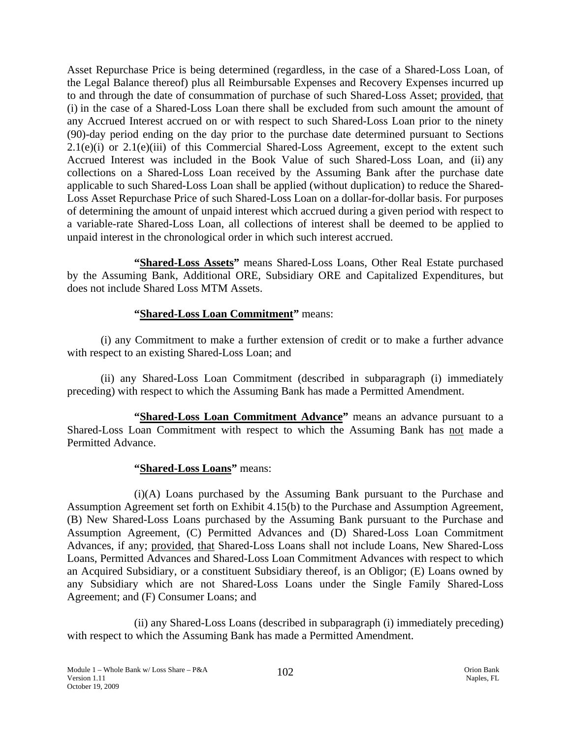Asset Repurchase Price is being determined (regardless, in the case of a Shared-Loss Loan, of the Legal Balance thereof) plus all Reimbursable Expenses and Recovery Expenses incurred up to and through the date of consummation of purchase of such Shared-Loss Asset; provided, that (i) in the case of a Shared-Loss Loan there shall be excluded from such amount the amount of any Accrued Interest accrued on or with respect to such Shared-Loss Loan prior to the ninety (90)-day period ending on the day prior to the purchase date determined pursuant to Sections 2.1(e)(i) or 2.1(e)(iii) of this Commercial Shared-Loss Agreement, except to the extent such Accrued Interest was included in the Book Value of such Shared-Loss Loan, and (ii) any collections on a Shared-Loss Loan received by the Assuming Bank after the purchase date applicable to such Shared-Loss Loan shall be applied (without duplication) to reduce the Shared-Loss Asset Repurchase Price of such Shared-Loss Loan on a dollar-for-dollar basis. For purposes of determining the amount of unpaid interest which accrued during a given period with respect to a variable-rate Shared-Loss Loan, all collections of interest shall be deemed to be applied to unpaid interest in the chronological order in which such interest accrued.

**"Shared-Loss Assets"** means Shared-Loss Loans, Other Real Estate purchased by the Assuming Bank, Additional ORE, Subsidiary ORE and Capitalized Expenditures, but does not include Shared Loss MTM Assets.

**"Shared-Loss Loan Commitment"** means:

(i) any Commitment to make a further extension of credit or to make a further advance with respect to an existing Shared-Loss Loan; and

(ii) any Shared-Loss Loan Commitment (described in subparagraph (i) immediately preceding) with respect to which the Assuming Bank has made a Permitted Amendment.

**"Shared-Loss Loan Commitment Advance"** means an advance pursuant to a Shared-Loss Loan Commitment with respect to which the Assuming Bank has not made a Permitted Advance.

**"Shared-Loss Loans"** means:

(i)(A) Loans purchased by the Assuming Bank pursuant to the Purchase and Assumption Agreement set forth on Exhibit 4.15(b) to the Purchase and Assumption Agreement, (B) New Shared-Loss Loans purchased by the Assuming Bank pursuant to the Purchase and Assumption Agreement, (C) Permitted Advances and (D) Shared-Loss Loan Commitment Advances, if any; provided, that Shared-Loss Loans shall not include Loans, New Shared-Loss Loans, Permitted Advances and Shared-Loss Loan Commitment Advances with respect to which an Acquired Subsidiary, or a constituent Subsidiary thereof, is an Obligor; (E) Loans owned by any Subsidiary which are not Shared-Loss Loans under the Single Family Shared-Loss Agreement; and (F) Consumer Loans; and

(ii) any Shared-Loss Loans (described in subparagraph (i) immediately preceding) with respect to which the Assuming Bank has made a Permitted Amendment.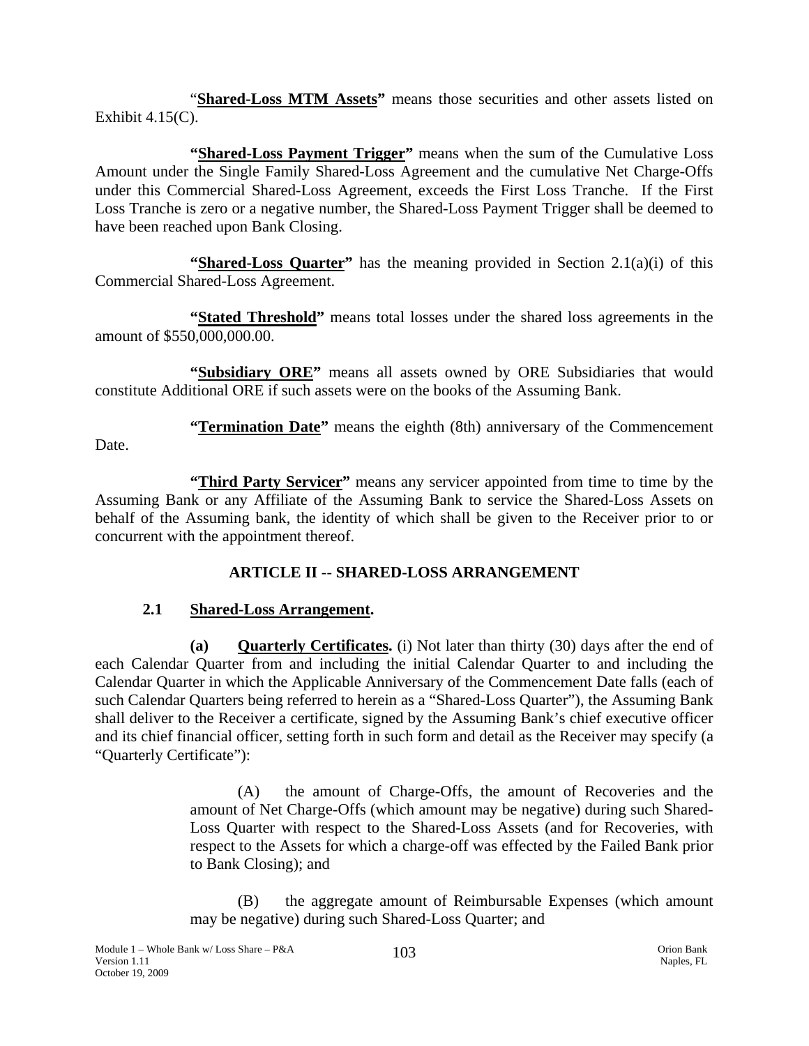"**Shared-Loss MTM Assets"** means those securities and other assets listed on Exhibit 4.15(C).

**"Shared-Loss Payment Trigger"** means when the sum of the Cumulative Loss Amount under the Single Family Shared-Loss Agreement and the cumulative Net Charge-Offs under this Commercial Shared-Loss Agreement, exceeds the First Loss Tranche. If the First Loss Tranche is zero or a negative number, the Shared-Loss Payment Trigger shall be deemed to have been reached upon Bank Closing.

**"Shared-Loss Quarter"** has the meaning provided in Section 2.1(a)(i) of this Commercial Shared-Loss Agreement.

**"Stated Threshold"** means total losses under the shared loss agreements in the amount of $550,000,000.00.

**"Subsidiary ORE"** means all assets owned by ORE Subsidiaries that would constitute Additional ORE if such assets were on the books of the Assuming Bank.

**"Termination Date"** means the eighth (8th) anniversary of the Commencement Date.

**"Third Party Servicer"** means any servicer appointed from time to time by the Assuming Bank or any Affiliate of the Assuming Bank to service the Shared-Loss Assets on behalf of the Assuming bank, the identity of which shall be given to the Receiver prior to or concurrent with the appointment thereof.

## ARTICLE II -- SHARED-LOSS ARRANGEMENT

### 2.1 Shared-Loss Arrangement.

**(a) Quarterly Certificates.** (i) Not later than thirty (30) days after the end of each Calendar Quarter from and including the initial Calendar Quarter to and including the Calendar Quarter in which the Applicable Anniversary of the Commencement Date falls (each of such Calendar Quarters being referred to herein as a "Shared-Loss Quarter"), the Assuming Bank shall deliver to the Receiver a certificate, signed by the Assuming Bank's chief executive officer and its chief financial officer, setting forth in such form and detail as the Receiver may specify (a "Quarterly Certificate"):

(A) the amount of Charge-Offs, the amount of Recoveries and the amount of Net Charge-Offs (which amount may be negative) during such Shared-Loss Quarter with respect to the Shared-Loss Assets (and for Recoveries, with respect to the Assets for which a charge-off was effected by the Failed Bank prior to Bank Closing); and

(B) the aggregate amount of Reimbursable Expenses (which amount may be negative) during such Shared-Loss Quarter; and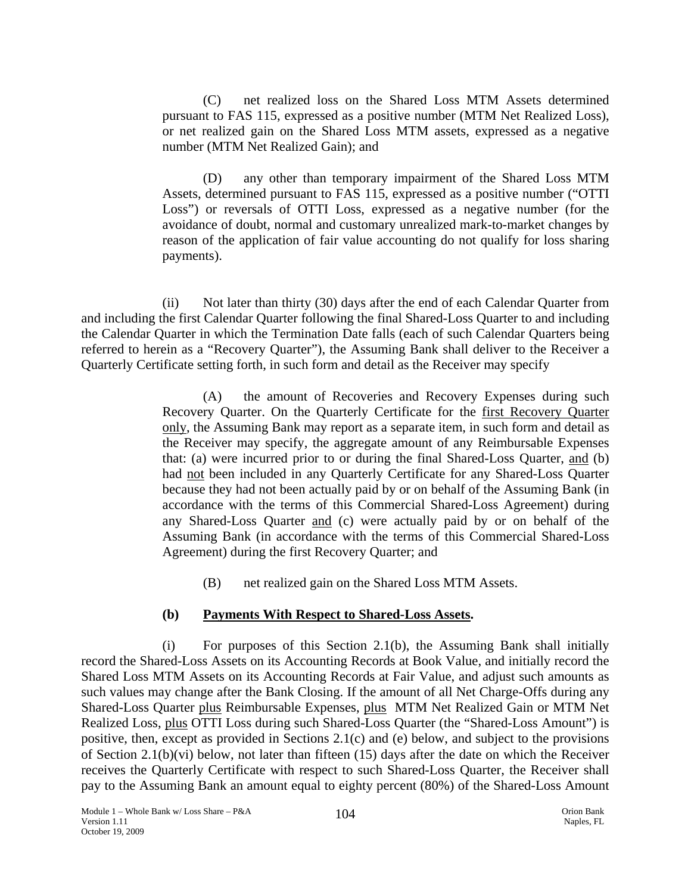(C) net realized loss on the Shared Loss MTM Assets determined pursuant to FAS 115, expressed as a positive number (MTM Net Realized Loss), or net realized gain on the Shared Loss MTM assets, expressed as a negative number (MTM Net Realized Gain); and

(D) any other than temporary impairment of the Shared Loss MTM Assets, determined pursuant to FAS 115, expressed as a positive number ("OTTI Loss") or reversals of OTTI Loss, expressed as a negative number (for the avoidance of doubt, normal and customary unrealized mark-to-market changes by reason of the application of fair value accounting do not qualify for loss sharing payments).

(ii) Not later than thirty (30) days after the end of each Calendar Quarter from and including the first Calendar Quarter following the final Shared-Loss Quarter to and including the Calendar Quarter in which the Termination Date falls (each of such Calendar Quarters being referred to herein as a "Recovery Quarter"), the Assuming Bank shall deliver to the Receiver a Quarterly Certificate setting forth, in such form and detail as the Receiver may specify

(A) the amount of Recoveries and Recovery Expenses during such Recovery Quarter. On the Quarterly Certificate for the <u>first Recovery Quarter only</u>, the Assuming Bank may report as a separate item, in such form and detail as the Receiver may specify, the aggregate amount of any Reimbursable Expenses that: (a) were incurred prior to or during the final Shared-Loss Quarter, <u>and</u> (b) had <u>not</u> been included in any Quarterly Certificate for any Shared-Loss Quarter because they had not been actually paid by or on behalf of the Assuming Bank (in accordance with the terms of this Commercial Shared-Loss Agreement) during any Shared-Loss Quarter <u>and</u> (c) were actually paid by or on behalf of the Assuming Bank (in accordance with the terms of this Commercial Shared-Loss Agreement) during the first Recovery Quarter; and

(B) net realized gain on the Shared Loss MTM Assets.

**(b) <u>Payments With Respect to Shared-Loss Assets</u>.**

(i) For purposes of this Section 2.1(b), the Assuming Bank shall initially record the Shared-Loss Assets on its Accounting Records at Book Value, and initially record the Shared Loss MTM Assets on its Accounting Records at Fair Value, and adjust such amounts as such values may change after the Bank Closing. If the amount of all Net Charge-Offs during any Shared-Loss Quarter <u>plus</u> Reimbursable Expenses, <u>plus</u> MTM Net Realized Gain or MTM Net Realized Loss, <u>plus</u> OTTI Loss during such Shared-Loss Quarter (the "Shared-Loss Amount") is positive, then, except as provided in Sections 2.1(c) and (e) below, and subject to the provisions of Section 2.1(b)(vi) below, not later than fifteen (15) days after the date on which the Receiver receives the Quarterly Certificate with respect to such Shared-Loss Quarter, the Receiver shall pay to the Assuming Bank an amount equal to eighty percent (80%) of the Shared-Loss Amount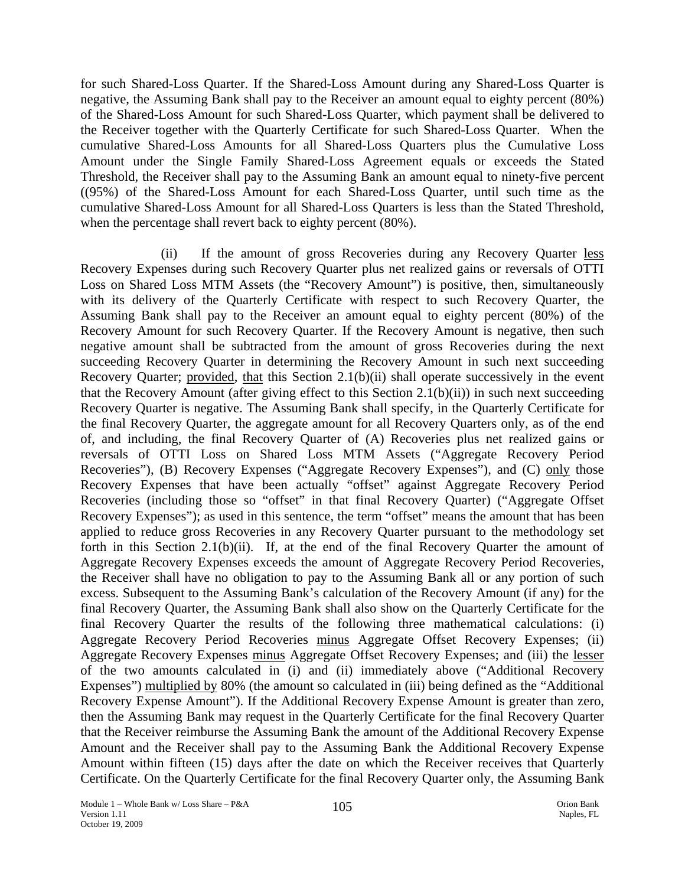for such Shared-Loss Quarter. If the Shared-Loss Amount during any Shared-Loss Quarter is negative, the Assuming Bank shall pay to the Receiver an amount equal to eighty percent (80%) of the Shared-Loss Amount for such Shared-Loss Quarter, which payment shall be delivered to the Receiver together with the Quarterly Certificate for such Shared-Loss Quarter. When the cumulative Shared-Loss Amounts for all Shared-Loss Quarters plus the Cumulative Loss Amount under the Single Family Shared-Loss Agreement equals or exceeds the Stated Threshold, the Receiver shall pay to the Assuming Bank an amount equal to ninety-five percent ((95%) of the Shared-Loss Amount for each Shared-Loss Quarter, until such time as the cumulative Shared-Loss Amount for all Shared-Loss Quarters is less than the Stated Threshold, when the percentage shall revert back to eighty percent (80%).

(ii) If the amount of gross Recoveries during any Recovery Quarter less Recovery Expenses during such Recovery Quarter plus net realized gains or reversals of OTTI Loss on Shared Loss MTM Assets (the "Recovery Amount") is positive, then, simultaneously with its delivery of the Quarterly Certificate with respect to such Recovery Quarter, the Assuming Bank shall pay to the Receiver an amount equal to eighty percent (80%) of the Recovery Amount for such Recovery Quarter. If the Recovery Amount is negative, then such negative amount shall be subtracted from the amount of gross Recoveries during the next succeeding Recovery Quarter in determining the Recovery Amount in such next succeeding Recovery Quarter; provided, that this Section 2.1(b)(ii) shall operate successively in the event that the Recovery Amount (after giving effect to this Section 2.1(b)(ii)) in such next succeeding Recovery Quarter is negative. The Assuming Bank shall specify, in the Quarterly Certificate for the final Recovery Quarter, the aggregate amount for all Recovery Quarters only, as of the end of, and including, the final Recovery Quarter of (A) Recoveries plus net realized gains or reversals of OTTI Loss on Shared Loss MTM Assets ("Aggregate Recovery Period Recoveries"), (B) Recovery Expenses ("Aggregate Recovery Expenses"), and (C) only those Recovery Expenses that have been actually "offset" against Aggregate Recovery Period Recoveries (including those so "offset" in that final Recovery Quarter) ("Aggregate Offset Recovery Expenses"); as used in this sentence, the term "offset" means the amount that has been applied to reduce gross Recoveries in any Recovery Quarter pursuant to the methodology set forth in this Section 2.1(b)(ii). If, at the end of the final Recovery Quarter the amount of Aggregate Recovery Expenses exceeds the amount of Aggregate Recovery Period Recoveries, the Receiver shall have no obligation to pay to the Assuming Bank all or any portion of such excess. Subsequent to the Assuming Bank's calculation of the Recovery Amount (if any) for the final Recovery Quarter, the Assuming Bank shall also show on the Quarterly Certificate for the final Recovery Quarter the results of the following three mathematical calculations: (i) Aggregate Recovery Period Recoveries minus Aggregate Offset Recovery Expenses; (ii) Aggregate Recovery Expenses minus Aggregate Offset Recovery Expenses; and (iii) the lesser of the two amounts calculated in (i) and (ii) immediately above ("Additional Recovery Expenses") multiplied by 80% (the amount so calculated in (iii) being defined as the "Additional Recovery Expense Amount"). If the Additional Recovery Expense Amount is greater than zero, then the Assuming Bank may request in the Quarterly Certificate for the final Recovery Quarter that the Receiver reimburse the Assuming Bank the amount of the Additional Recovery Expense Amount and the Receiver shall pay to the Assuming Bank the Additional Recovery Expense Amount within fifteen (15) days after the date on which the Receiver receives that Quarterly Certificate. On the Quarterly Certificate for the final Recovery Quarter only, the Assuming Bank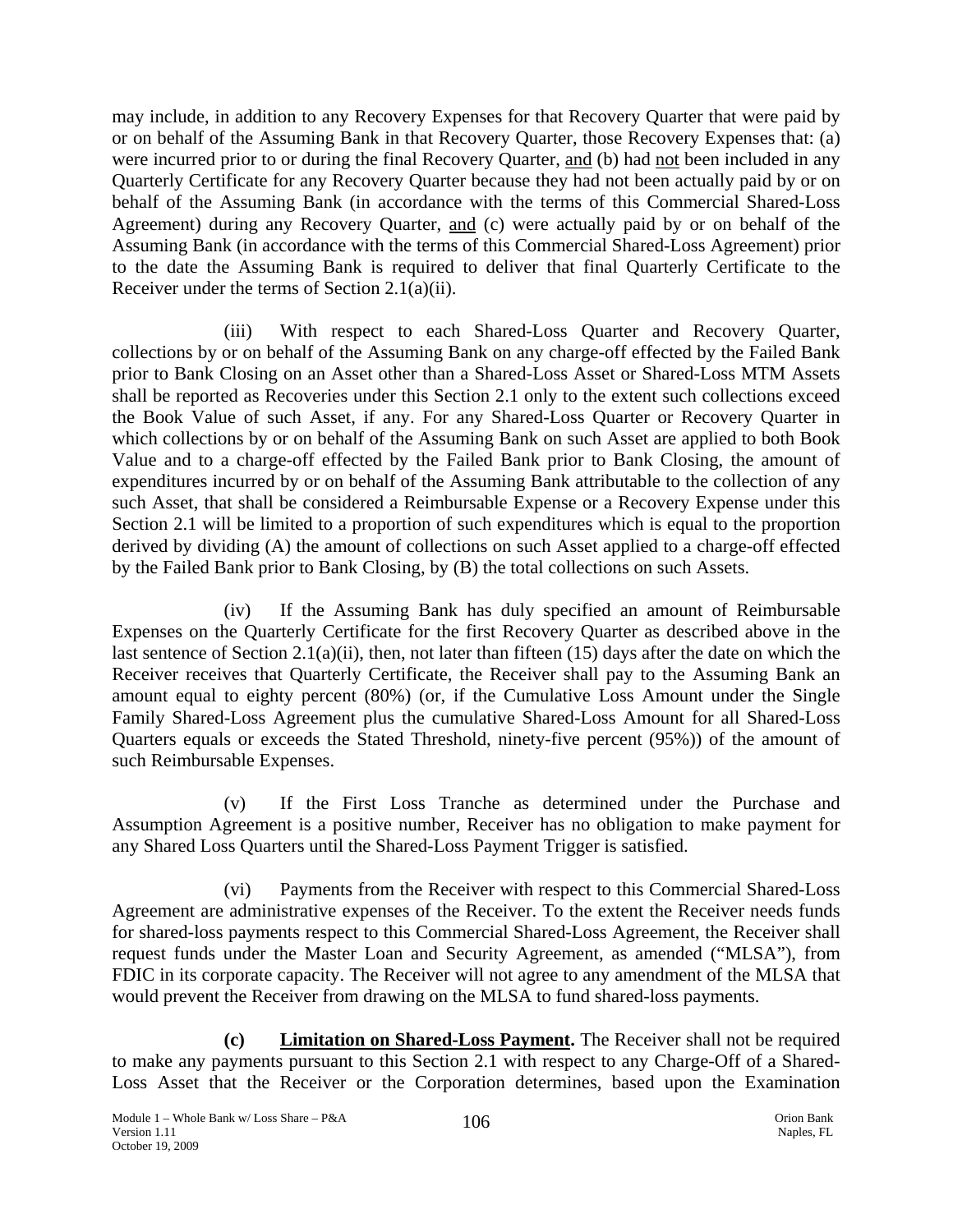may include, in addition to any Recovery Expenses for that Recovery Quarter that were paid by or on behalf of the Assuming Bank in that Recovery Quarter, those Recovery Expenses that: (a) were incurred prior to or during the final Recovery Quarter, and (b) had not been included in any Quarterly Certificate for any Recovery Quarter because they had not been actually paid by or on behalf of the Assuming Bank (in accordance with the terms of this Commercial Shared-Loss Agreement) during any Recovery Quarter, and (c) were actually paid by or on behalf of the Assuming Bank (in accordance with the terms of this Commercial Shared-Loss Agreement) prior to the date the Assuming Bank is required to deliver that final Quarterly Certificate to the Receiver under the terms of Section 2.1(a)(ii).

(iii) With respect to each Shared-Loss Quarter and Recovery Quarter, collections by or on behalf of the Assuming Bank on any charge-off effected by the Failed Bank prior to Bank Closing on an Asset other than a Shared-Loss Asset or Shared-Loss MTM Assets shall be reported as Recoveries under this Section 2.1 only to the extent such collections exceed the Book Value of such Asset, if any. For any Shared-Loss Quarter or Recovery Quarter in which collections by or on behalf of the Assuming Bank on such Asset are applied to both Book Value and to a charge-off effected by the Failed Bank prior to Bank Closing, the amount of expenditures incurred by or on behalf of the Assuming Bank attributable to the collection of any such Asset, that shall be considered a Reimbursable Expense or a Recovery Expense under this Section 2.1 will be limited to a proportion of such expenditures which is equal to the proportion derived by dividing (A) the amount of collections on such Asset applied to a charge-off effected by the Failed Bank prior to Bank Closing, by (B) the total collections on such Assets.

(iv) If the Assuming Bank has duly specified an amount of Reimbursable Expenses on the Quarterly Certificate for the first Recovery Quarter as described above in the last sentence of Section 2.1(a)(ii), then, not later than fifteen (15) days after the date on which the Receiver receives that Quarterly Certificate, the Receiver shall pay to the Assuming Bank an amount equal to eighty percent (80%) (or, if the Cumulative Loss Amount under the Single Family Shared-Loss Agreement plus the cumulative Shared-Loss Amount for all Shared-Loss Quarters equals or exceeds the Stated Threshold, ninety-five percent (95%)) of the amount of such Reimbursable Expenses.

(v) If the First Loss Tranche as determined under the Purchase and Assumption Agreement is a positive number, Receiver has no obligation to make payment for any Shared Loss Quarters until the Shared-Loss Payment Trigger is satisfied.

(vi) Payments from the Receiver with respect to this Commercial Shared-Loss Agreement are administrative expenses of the Receiver. To the extent the Receiver needs funds for shared-loss payments respect to this Commercial Shared-Loss Agreement, the Receiver shall request funds under the Master Loan and Security Agreement, as amended ("MLSA"), from FDIC in its corporate capacity. The Receiver will not agree to any amendment of the MLSA that would prevent the Receiver from drawing on the MLSA to fund shared-loss payments.

**(c) Limitation on Shared-Loss Payment.** The Receiver shall not be required to make any payments pursuant to this Section 2.1 with respect to any Charge-Off of a Shared-Loss Asset that the Receiver or the Corporation determines, based upon the Examination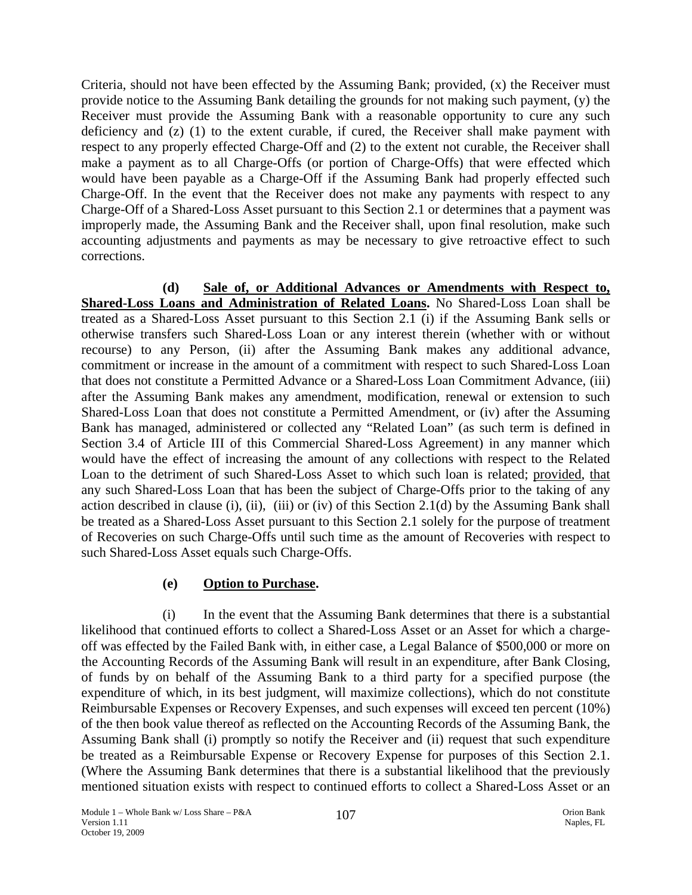Criteria, should not have been effected by the Assuming Bank; provided, (x) the Receiver must provide notice to the Assuming Bank detailing the grounds for not making such payment, (y) the Receiver must provide the Assuming Bank with a reasonable opportunity to cure any such deficiency and (z) (1) to the extent curable, if cured, the Receiver shall make payment with respect to any properly effected Charge-Off and (2) to the extent not curable, the Receiver shall make a payment as to all Charge-Offs (or portion of Charge-Offs) that were effected which would have been payable as a Charge-Off if the Assuming Bank had properly effected such Charge-Off. In the event that the Receiver does not make any payments with respect to any Charge-Off of a Shared-Loss Asset pursuant to this Section 2.1 or determines that a payment was improperly made, the Assuming Bank and the Receiver shall, upon final resolution, make such accounting adjustments and payments as may be necessary to give retroactive effect to such corrections.

**(d) Sale of, or Additional Advances or Amendments with Respect to, Shared-Loss Loans and Administration of Related Loans.** No Shared-Loss Loan shall be treated as a Shared-Loss Asset pursuant to this Section 2.1 (i) if the Assuming Bank sells or otherwise transfers such Shared-Loss Loan or any interest therein (whether with or without recourse) to any Person, (ii) after the Assuming Bank makes any additional advance, commitment or increase in the amount of a commitment with respect to such Shared-Loss Loan that does not constitute a Permitted Advance or a Shared-Loss Loan Commitment Advance, (iii) after the Assuming Bank makes any amendment, modification, renewal or extension to such Shared-Loss Loan that does not constitute a Permitted Amendment, or (iv) after the Assuming Bank has managed, administered or collected any "Related Loan" (as such term is defined in Section 3.4 of Article III of this Commercial Shared-Loss Agreement) in any manner which would have the effect of increasing the amount of any collections with respect to the Related Loan to the detriment of such Shared-Loss Asset to which such loan is related; provided, that any such Shared-Loss Loan that has been the subject of Charge-Offs prior to the taking of any action described in clause (i), (ii), (iii) or (iv) of this Section 2.1(d) by the Assuming Bank shall be treated as a Shared-Loss Asset pursuant to this Section 2.1 solely for the purpose of treatment of Recoveries on such Charge-Offs until such time as the amount of Recoveries with respect to such Shared-Loss Asset equals such Charge-Offs.

**(e) Option to Purchase.**

(i) In the event that the Assuming Bank determines that there is a substantial likelihood that continued efforts to collect a Shared-Loss Asset or an Asset for which a charge-off was effected by the Failed Bank with, in either case, a Legal Balance of $500,000 or more on the Accounting Records of the Assuming Bank will result in an expenditure, after Bank Closing, of funds by on behalf of the Assuming Bank to a third party for a specified purpose (the expenditure of which, in its best judgment, will maximize collections), which do not constitute Reimbursable Expenses or Recovery Expenses, and such expenses will exceed ten percent (10%) of the then book value thereof as reflected on the Accounting Records of the Assuming Bank, the Assuming Bank shall (i) promptly so notify the Receiver and (ii) request that such expenditure be treated as a Reimbursable Expense or Recovery Expense for purposes of this Section 2.1. (Where the Assuming Bank determines that there is a substantial likelihood that the previously mentioned situation exists with respect to continued efforts to collect a Shared-Loss Asset or an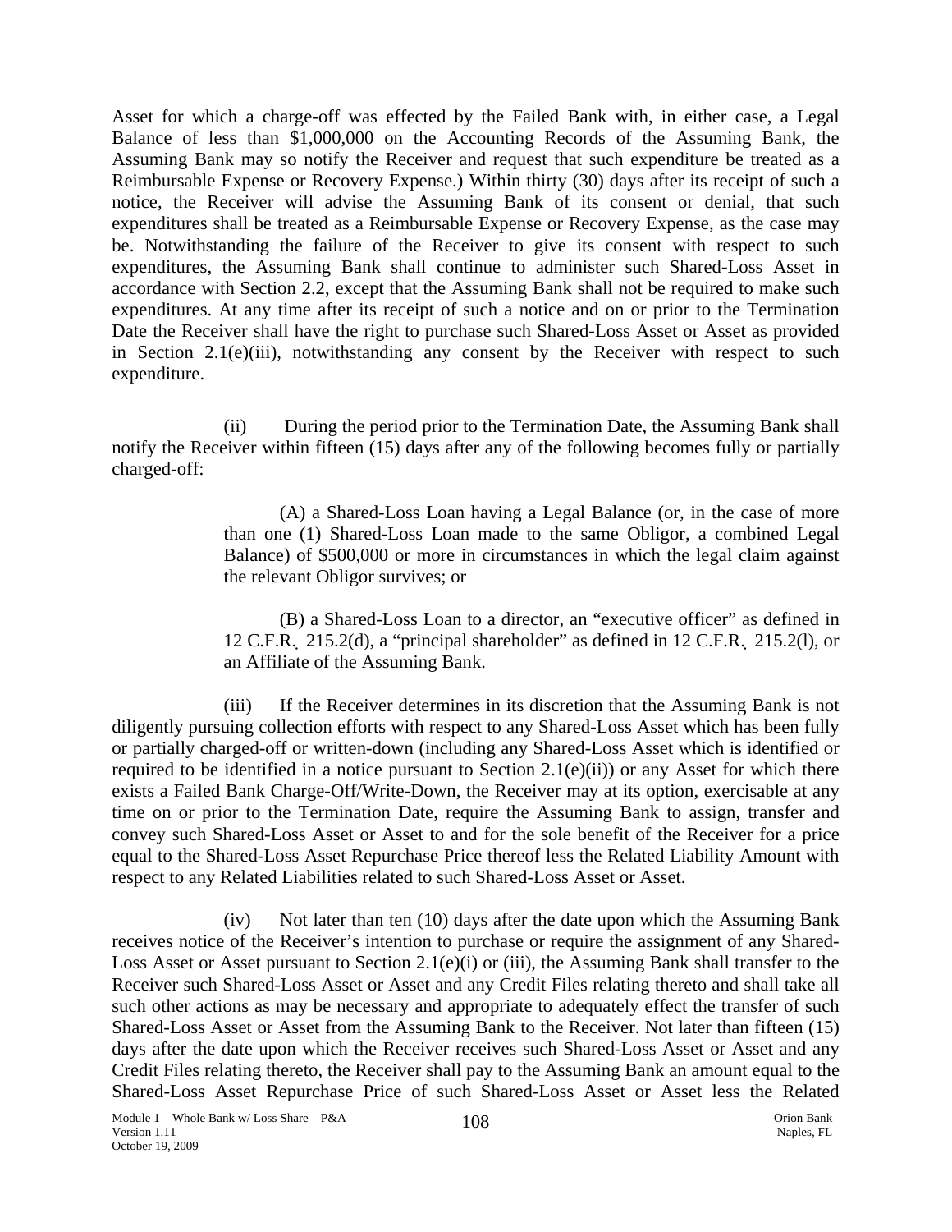Asset for which a charge-off was effected by the Failed Bank with, in either case, a Legal Balance of less than $1,000,000 on the Accounting Records of the Assuming Bank, the Assuming Bank may so notify the Receiver and request that such expenditure be treated as a Reimbursable Expense or Recovery Expense.) Within thirty (30) days after its receipt of such a notice, the Receiver will advise the Assuming Bank of its consent or denial, that such expenditures shall be treated as a Reimbursable Expense or Recovery Expense, as the case may be. Notwithstanding the failure of the Receiver to give its consent with respect to such expenditures, the Assuming Bank shall continue to administer such Shared-Loss Asset in accordance with Section 2.2, except that the Assuming Bank shall not be required to make such expenditures. At any time after its receipt of such a notice and on or prior to the Termination Date the Receiver shall have the right to purchase such Shared-Loss Asset or Asset as provided in Section 2.1(e)(iii), notwithstanding any consent by the Receiver with respect to such expenditure.

(ii) During the period prior to the Termination Date, the Assuming Bank shall notify the Receiver within fifteen (15) days after any of the following becomes fully or partially charged-off:

(A) a Shared-Loss Loan having a Legal Balance (or, in the case of more than one (1) Shared-Loss Loan made to the same Obligor, a combined Legal Balance) of $500,000 or more in circumstances in which the legal claim against the relevant Obligor survives; or

(B) a Shared-Loss Loan to a director, an "executive officer" as defined in 12 C.F.R. 215.2(d), a "principal shareholder" as defined in 12 C.F.R. 215.2(l), or an Affiliate of the Assuming Bank.

(iii) If the Receiver determines in its discretion that the Assuming Bank is not diligently pursuing collection efforts with respect to any Shared-Loss Asset which has been fully or partially charged-off or written-down (including any Shared-Loss Asset which is identified or required to be identified in a notice pursuant to Section 2.1(e)(ii)) or any Asset for which there exists a Failed Bank Charge-Off/Write-Down, the Receiver may at its option, exercisable at any time on or prior to the Termination Date, require the Assuming Bank to assign, transfer and convey such Shared-Loss Asset or Asset to and for the sole benefit of the Receiver for a price equal to the Shared-Loss Asset Repurchase Price thereof less the Related Liability Amount with respect to any Related Liabilities related to such Shared-Loss Asset or Asset.

(iv) Not later than ten (10) days after the date upon which the Assuming Bank receives notice of the Receiver's intention to purchase or require the assignment of any Shared-Loss Asset or Asset pursuant to Section 2.1(e)(i) or (iii), the Assuming Bank shall transfer to the Receiver such Shared-Loss Asset or Asset and any Credit Files relating thereto and shall take all such other actions as may be necessary and appropriate to adequately effect the transfer of such Shared-Loss Asset or Asset from the Assuming Bank to the Receiver. Not later than fifteen (15) days after the date upon which the Receiver receives such Shared-Loss Asset or Asset and any Credit Files relating thereto, the Receiver shall pay to the Assuming Bank an amount equal to the Shared-Loss Asset Repurchase Price of such Shared-Loss Asset or Asset less the Related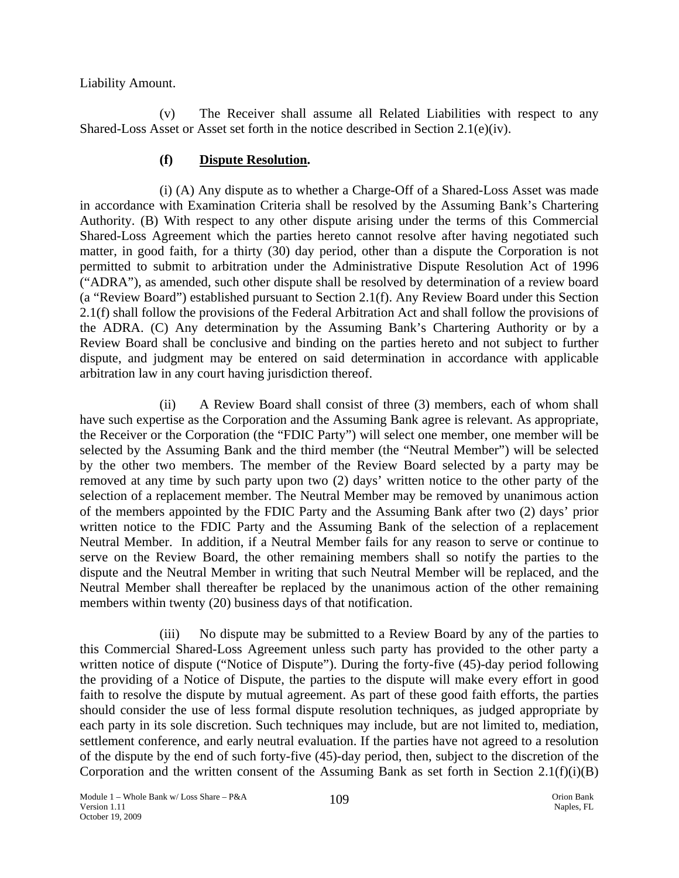Liability Amount.

(v) The Receiver shall assume all Related Liabilities with respect to any Shared-Loss Asset or Asset set forth in the notice described in Section 2.1(e)(iv).

**(f) <u>Dispute Resolution</u>.**

(i) (A) Any dispute as to whether a Charge-Off of a Shared-Loss Asset was made in accordance with Examination Criteria shall be resolved by the Assuming Bank's Chartering Authority. (B) With respect to any other dispute arising under the terms of this Commercial Shared-Loss Agreement which the parties hereto cannot resolve after having negotiated such matter, in good faith, for a thirty (30) day period, other than a dispute the Corporation is not permitted to submit to arbitration under the Administrative Dispute Resolution Act of 1996 ("ADRA"), as amended, such other dispute shall be resolved by determination of a review board (a "Review Board") established pursuant to Section 2.1(f). Any Review Board under this Section 2.1(f) shall follow the provisions of the Federal Arbitration Act and shall follow the provisions of the ADRA. (C) Any determination by the Assuming Bank's Chartering Authority or by a Review Board shall be conclusive and binding on the parties hereto and not subject to further dispute, and judgment may be entered on said determination in accordance with applicable arbitration law in any court having jurisdiction thereof.

(ii) A Review Board shall consist of three (3) members, each of whom shall have such expertise as the Corporation and the Assuming Bank agree is relevant. As appropriate, the Receiver or the Corporation (the "FDIC Party") will select one member, one member will be selected by the Assuming Bank and the third member (the "Neutral Member") will be selected by the other two members. The member of the Review Board selected by a party may be removed at any time by such party upon two (2) days' written notice to the other party of the selection of a replacement member. The Neutral Member may be removed by unanimous action of the members appointed by the FDIC Party and the Assuming Bank after two (2) days' prior written notice to the FDIC Party and the Assuming Bank of the selection of a replacement Neutral Member. In addition, if a Neutral Member fails for any reason to serve or continue to serve on the Review Board, the other remaining members shall so notify the parties to the dispute and the Neutral Member in writing that such Neutral Member will be replaced, and the Neutral Member shall thereafter be replaced by the unanimous action of the other remaining members within twenty (20) business days of that notification.

(iii) No dispute may be submitted to a Review Board by any of the parties to this Commercial Shared-Loss Agreement unless such party has provided to the other party a written notice of dispute ("Notice of Dispute"). During the forty-five (45)-day period following the providing of a Notice of Dispute, the parties to the dispute will make every effort in good faith to resolve the dispute by mutual agreement. As part of these good faith efforts, the parties should consider the use of less formal dispute resolution techniques, as judged appropriate by each party in its sole discretion. Such techniques may include, but are not limited to, mediation, settlement conference, and early neutral evaluation. If the parties have not agreed to a resolution of the dispute by the end of such forty-five (45)-day period, then, subject to the discretion of the Corporation and the written consent of the Assuming Bank as set forth in Section 2.1(f)(i)(B)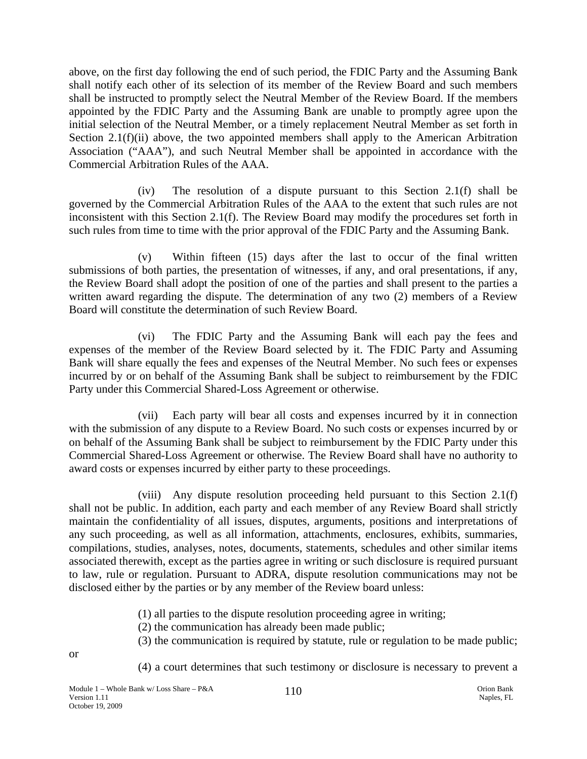above, on the first day following the end of such period, the FDIC Party and the Assuming Bank shall notify each other of its selection of its member of the Review Board and such members shall be instructed to promptly select the Neutral Member of the Review Board. If the members appointed by the FDIC Party and the Assuming Bank are unable to promptly agree upon the initial selection of the Neutral Member, or a timely replacement Neutral Member as set forth in Section 2.1(f)(ii) above, the two appointed members shall apply to the American Arbitration Association ("AAA"), and such Neutral Member shall be appointed in accordance with the Commercial Arbitration Rules of the AAA.

(iv) The resolution of a dispute pursuant to this Section 2.1(f) shall be governed by the Commercial Arbitration Rules of the AAA to the extent that such rules are not inconsistent with this Section 2.1(f). The Review Board may modify the procedures set forth in such rules from time to time with the prior approval of the FDIC Party and the Assuming Bank.

(v) Within fifteen (15) days after the last to occur of the final written submissions of both parties, the presentation of witnesses, if any, and oral presentations, if any, the Review Board shall adopt the position of one of the parties and shall present to the parties a written award regarding the dispute. The determination of any two (2) members of a Review Board will constitute the determination of such Review Board.

(vi) The FDIC Party and the Assuming Bank will each pay the fees and expenses of the member of the Review Board selected by it. The FDIC Party and Assuming Bank will share equally the fees and expenses of the Neutral Member. No such fees or expenses incurred by or on behalf of the Assuming Bank shall be subject to reimbursement by the FDIC Party under this Commercial Shared-Loss Agreement or otherwise.

(vii) Each party will bear all costs and expenses incurred by it in connection with the submission of any dispute to a Review Board. No such costs or expenses incurred by or on behalf of the Assuming Bank shall be subject to reimbursement by the FDIC Party under this Commercial Shared-Loss Agreement or otherwise. The Review Board shall have no authority to award costs or expenses incurred by either party to these proceedings.

(viii) Any dispute resolution proceeding held pursuant to this Section 2.1(f) shall not be public. In addition, each party and each member of any Review Board shall strictly maintain the confidentiality of all issues, disputes, arguments, positions and interpretations of any such proceeding, as well as all information, attachments, enclosures, exhibits, summaries, compilations, studies, analyses, notes, documents, statements, schedules and other similar items associated therewith, except as the parties agree in writing or such disclosure is required pursuant to law, rule or regulation. Pursuant to ADRA, dispute resolution communications may not be disclosed either by the parties or by any member of the Review board unless:

(1) all parties to the dispute resolution proceeding agree in writing;
(2) the communication has already been made public;
(3) the communication is required by statute, rule or regulation to be made public;

or

(4) a court determines that such testimony or disclosure is necessary to prevent a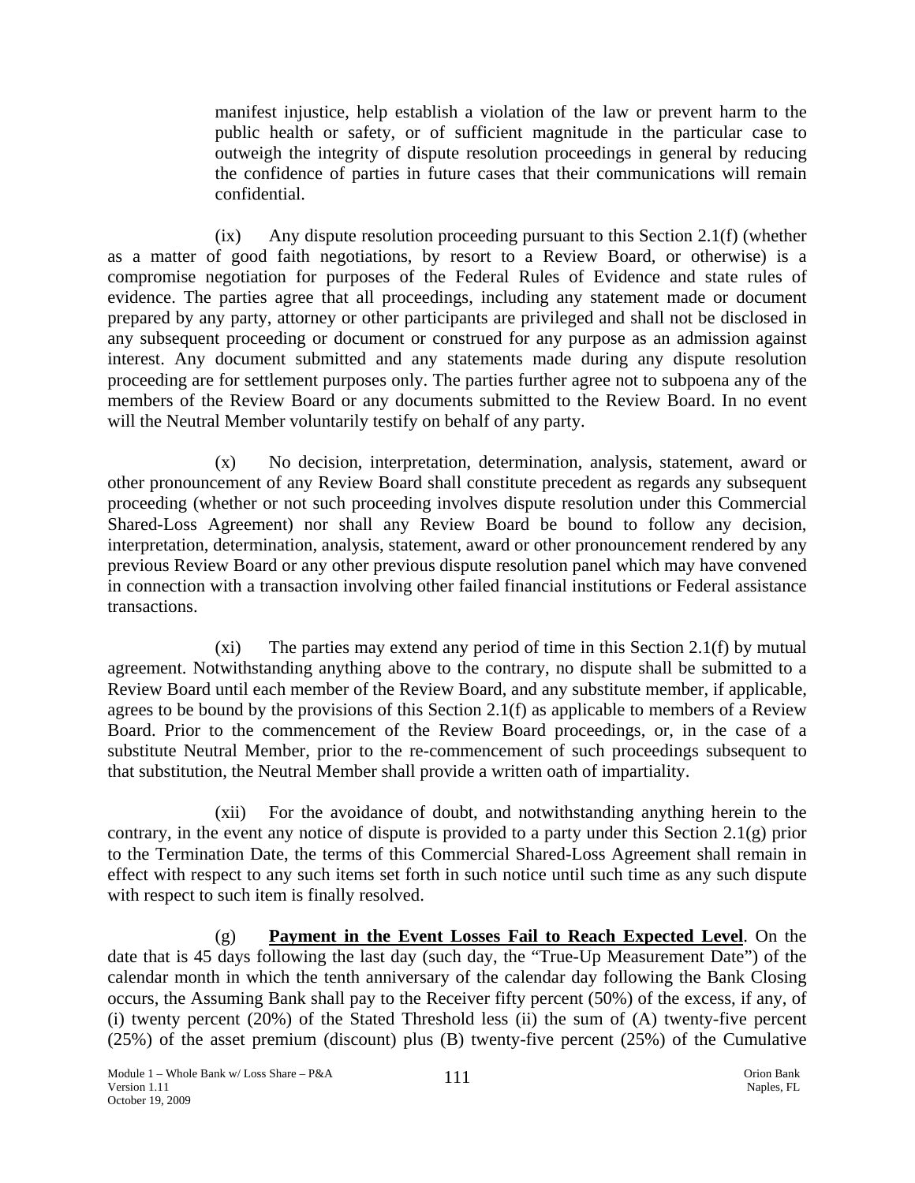manifest injustice, help establish a violation of the law or prevent harm to the public health or safety, or of sufficient magnitude in the particular case to outweigh the integrity of dispute resolution proceedings in general by reducing the confidence of parties in future cases that their communications will remain confidential.

(ix) Any dispute resolution proceeding pursuant to this Section 2.1(f) (whether as a matter of good faith negotiations, by resort to a Review Board, or otherwise) is a compromise negotiation for purposes of the Federal Rules of Evidence and state rules of evidence. The parties agree that all proceedings, including any statement made or document prepared by any party, attorney or other participants are privileged and shall not be disclosed in any subsequent proceeding or document or construed for any purpose as an admission against interest. Any document submitted and any statements made during any dispute resolution proceeding are for settlement purposes only. The parties further agree not to subpoena any of the members of the Review Board or any documents submitted to the Review Board. In no event will the Neutral Member voluntarily testify on behalf of any party.

(x) No decision, interpretation, determination, analysis, statement, award or other pronouncement of any Review Board shall constitute precedent as regards any subsequent proceeding (whether or not such proceeding involves dispute resolution under this Commercial Shared-Loss Agreement) nor shall any Review Board be bound to follow any decision, interpretation, determination, analysis, statement, award or other pronouncement rendered by any previous Review Board or any other previous dispute resolution panel which may have convened in connection with a transaction involving other failed financial institutions or Federal assistance transactions.

(xi) The parties may extend any period of time in this Section 2.1(f) by mutual agreement. Notwithstanding anything above to the contrary, no dispute shall be submitted to a Review Board until each member of the Review Board, and any substitute member, if applicable, agrees to be bound by the provisions of this Section 2.1(f) as applicable to members of a Review Board. Prior to the commencement of the Review Board proceedings, or, in the case of a substitute Neutral Member, prior to the re-commencement of such proceedings subsequent to that substitution, the Neutral Member shall provide a written oath of impartiality.

(xii) For the avoidance of doubt, and notwithstanding anything herein to the contrary, in the event any notice of dispute is provided to a party under this Section 2.1(g) prior to the Termination Date, the terms of this Commercial Shared-Loss Agreement shall remain in effect with respect to any such items set forth in such notice until such time as any such dispute with respect to such item is finally resolved.

(g) **Payment in the Event Losses Fail to Reach Expected Level**. On the date that is 45 days following the last day (such day, the "True-Up Measurement Date") of the calendar month in which the tenth anniversary of the calendar day following the Bank Closing occurs, the Assuming Bank shall pay to the Receiver fifty percent (50%) of the excess, if any, of (i) twenty percent (20%) of the Stated Threshold less (ii) the sum of (A) twenty-five percent (25%) of the asset premium (discount) plus (B) twenty-five percent (25%) of the Cumulative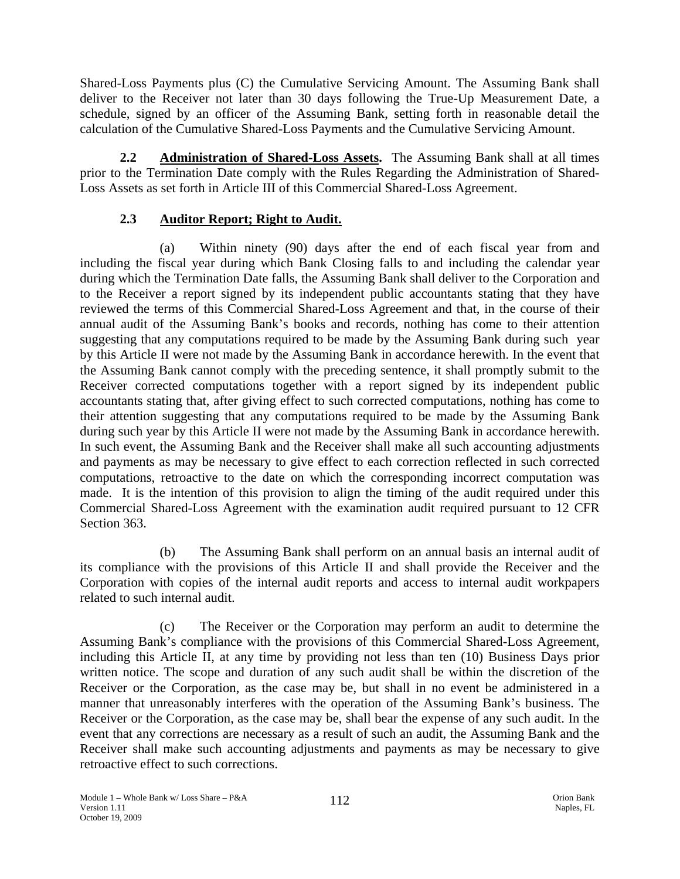Shared-Loss Payments plus (C) the Cumulative Servicing Amount. The Assuming Bank shall deliver to the Receiver not later than 30 days following the True-Up Measurement Date, a schedule, signed by an officer of the Assuming Bank, setting forth in reasonable detail the calculation of the Cumulative Shared-Loss Payments and the Cumulative Servicing Amount.

**2.2 Administration of Shared-Loss Assets.** The Assuming Bank shall at all times prior to the Termination Date comply with the Rules Regarding the Administration of Shared-Loss Assets as set forth in Article III of this Commercial Shared-Loss Agreement.

**2.3 Auditor Report; Right to Audit.**

(a) Within ninety (90) days after the end of each fiscal year from and including the fiscal year during which Bank Closing falls to and including the calendar year during which the Termination Date falls, the Assuming Bank shall deliver to the Corporation and to the Receiver a report signed by its independent public accountants stating that they have reviewed the terms of this Commercial Shared-Loss Agreement and that, in the course of their annual audit of the Assuming Bank's books and records, nothing has come to their attention suggesting that any computations required to be made by the Assuming Bank during such year by this Article II were not made by the Assuming Bank in accordance herewith. In the event that the Assuming Bank cannot comply with the preceding sentence, it shall promptly submit to the Receiver corrected computations together with a report signed by its independent public accountants stating that, after giving effect to such corrected computations, nothing has come to their attention suggesting that any computations required to be made by the Assuming Bank during such year by this Article II were not made by the Assuming Bank in accordance herewith. In such event, the Assuming Bank and the Receiver shall make all such accounting adjustments and payments as may be necessary to give effect to each correction reflected in such corrected computations, retroactive to the date on which the corresponding incorrect computation was made. It is the intention of this provision to align the timing of the audit required under this Commercial Shared-Loss Agreement with the examination audit required pursuant to 12 CFR Section 363.

(b) The Assuming Bank shall perform on an annual basis an internal audit of its compliance with the provisions of this Article II and shall provide the Receiver and the Corporation with copies of the internal audit reports and access to internal audit workpapers related to such internal audit.

(c) The Receiver or the Corporation may perform an audit to determine the Assuming Bank's compliance with the provisions of this Commercial Shared-Loss Agreement, including this Article II, at any time by providing not less than ten (10) Business Days prior written notice. The scope and duration of any such audit shall be within the discretion of the Receiver or the Corporation, as the case may be, but shall in no event be administered in a manner that unreasonably interferes with the operation of the Assuming Bank's business. The Receiver or the Corporation, as the case may be, shall bear the expense of any such audit. In the event that any corrections are necessary as a result of such an audit, the Assuming Bank and the Receiver shall make such accounting adjustments and payments as may be necessary to give retroactive effect to such corrections.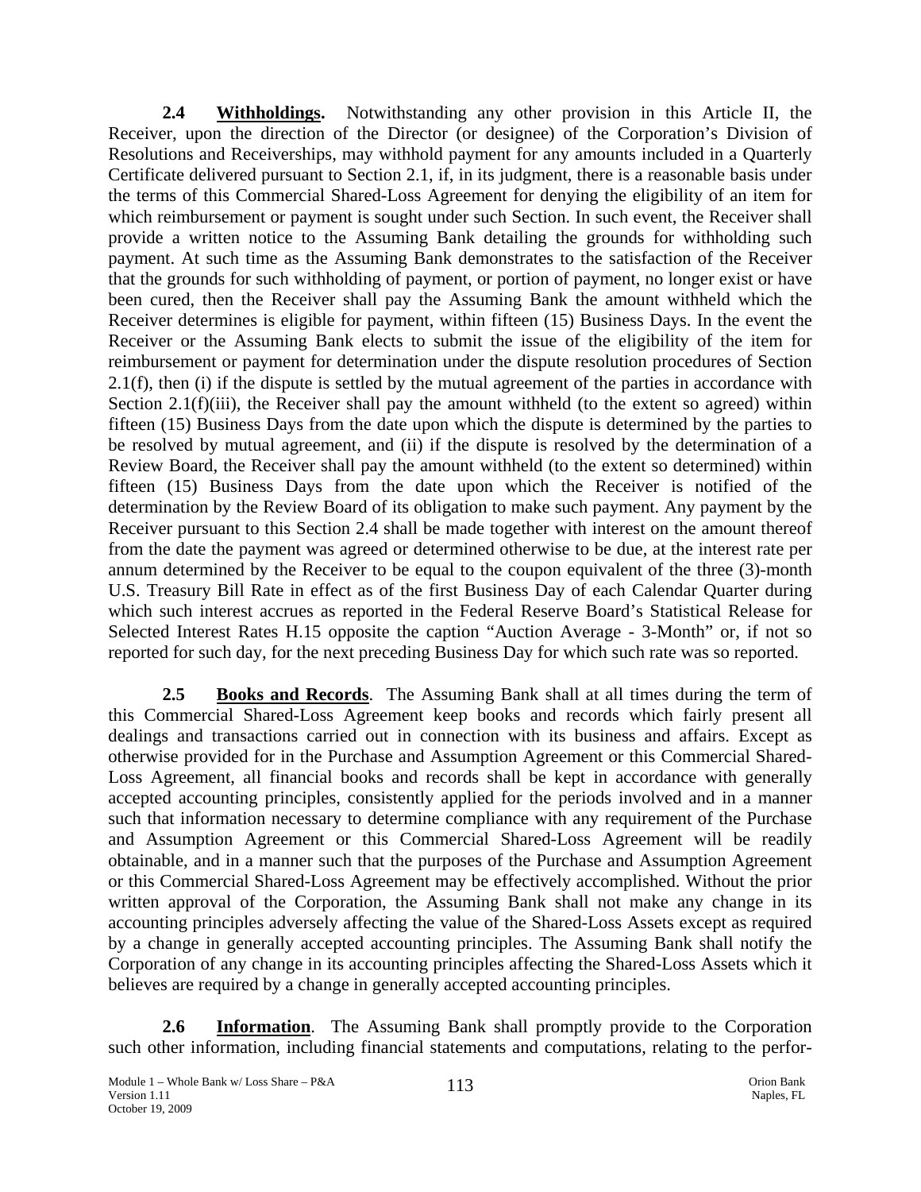**2.4 Withholdings.** Notwithstanding any other provision in this Article II, the Receiver, upon the direction of the Director (or designee) of the Corporation's Division of Resolutions and Receiverships, may withhold payment for any amounts included in a Quarterly Certificate delivered pursuant to Section 2.1, if, in its judgment, there is a reasonable basis under the terms of this Commercial Shared-Loss Agreement for denying the eligibility of an item for which reimbursement or payment is sought under such Section. In such event, the Receiver shall provide a written notice to the Assuming Bank detailing the grounds for withholding such payment. At such time as the Assuming Bank demonstrates to the satisfaction of the Receiver that the grounds for such withholding of payment, or portion of payment, no longer exist or have been cured, then the Receiver shall pay the Assuming Bank the amount withheld which the Receiver determines is eligible for payment, within fifteen (15) Business Days. In the event the Receiver or the Assuming Bank elects to submit the issue of the eligibility of the item for reimbursement or payment for determination under the dispute resolution procedures of Section 2.1(f), then (i) if the dispute is settled by the mutual agreement of the parties in accordance with Section 2.1(f)(iii), the Receiver shall pay the amount withheld (to the extent so agreed) within fifteen (15) Business Days from the date upon which the dispute is determined by the parties to be resolved by mutual agreement, and (ii) if the dispute is resolved by the determination of a Review Board, the Receiver shall pay the amount withheld (to the extent so determined) within fifteen (15) Business Days from the date upon which the Receiver is notified of the determination by the Review Board of its obligation to make such payment. Any payment by the Receiver pursuant to this Section 2.4 shall be made together with interest on the amount thereof from the date the payment was agreed or determined otherwise to be due, at the interest rate per annum determined by the Receiver to be equal to the coupon equivalent of the three (3)-month U.S. Treasury Bill Rate in effect as of the first Business Day of each Calendar Quarter during which such interest accrues as reported in the Federal Reserve Board's Statistical Release for Selected Interest Rates H.15 opposite the caption "Auction Average - 3-Month" or, if not so reported for such day, for the next preceding Business Day for which such rate was so reported.

**2.5 Books and Records**. The Assuming Bank shall at all times during the term of this Commercial Shared-Loss Agreement keep books and records which fairly present all dealings and transactions carried out in connection with its business and affairs. Except as otherwise provided for in the Purchase and Assumption Agreement or this Commercial Shared-Loss Agreement, all financial books and records shall be kept in accordance with generally accepted accounting principles, consistently applied for the periods involved and in a manner such that information necessary to determine compliance with any requirement of the Purchase and Assumption Agreement or this Commercial Shared-Loss Agreement will be readily obtainable, and in a manner such that the purposes of the Purchase and Assumption Agreement or this Commercial Shared-Loss Agreement may be effectively accomplished. Without the prior written approval of the Corporation, the Assuming Bank shall not make any change in its accounting principles adversely affecting the value of the Shared-Loss Assets except as required by a change in generally accepted accounting principles. The Assuming Bank shall notify the Corporation of any change in its accounting principles affecting the Shared-Loss Assets which it believes are required by a change in generally accepted accounting principles.

**2.6 Information**. The Assuming Bank shall promptly provide to the Corporation such other information, including financial statements and computations, relating to the perfor-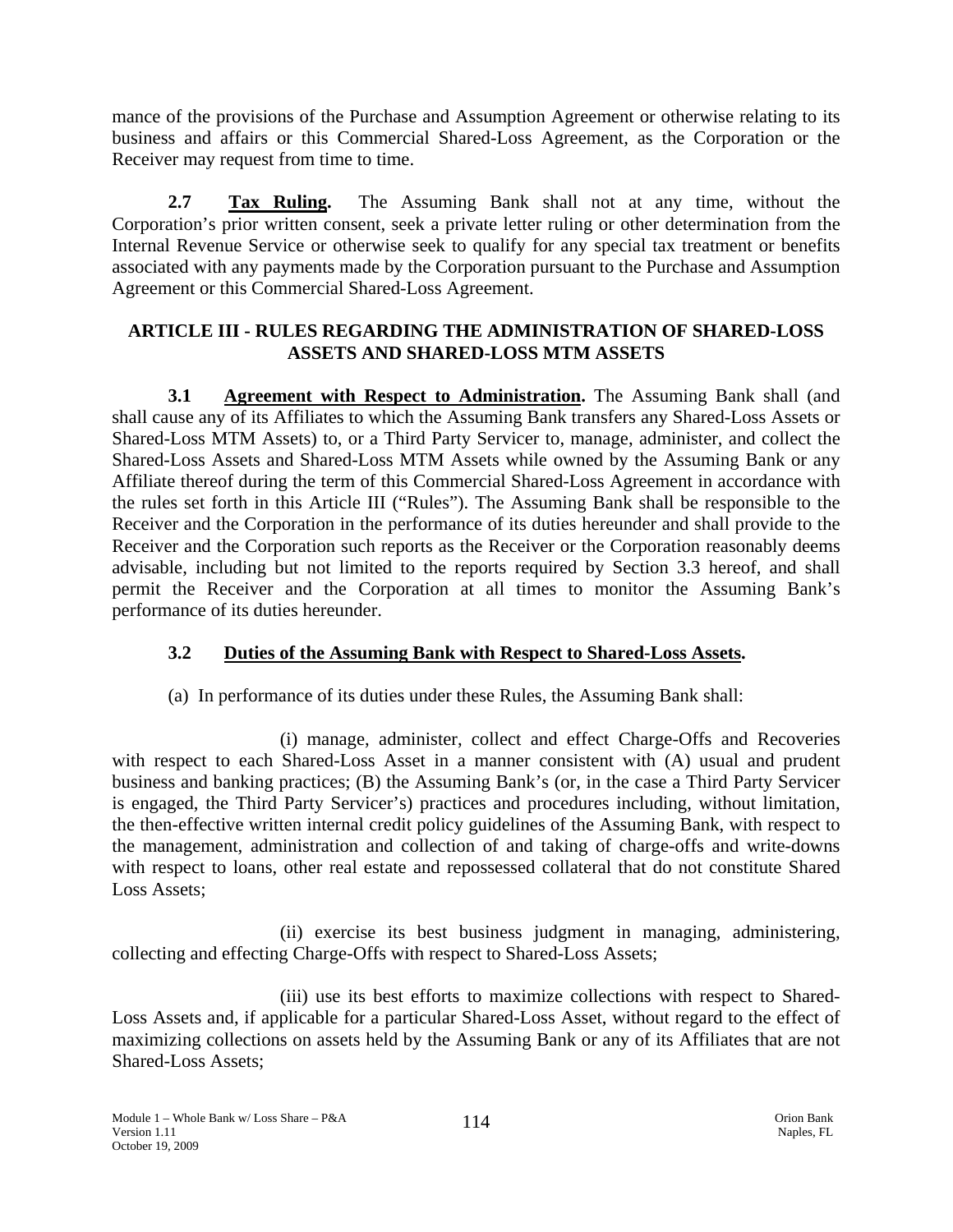mance of the provisions of the Purchase and Assumption Agreement or otherwise relating to its business and affairs or this Commercial Shared-Loss Agreement, as the Corporation or the Receiver may request from time to time.

**2.7 Tax Ruling.** The Assuming Bank shall not at any time, without the Corporation's prior written consent, seek a private letter ruling or other determination from the Internal Revenue Service or otherwise seek to qualify for any special tax treatment or benefits associated with any payments made by the Corporation pursuant to the Purchase and Assumption Agreement or this Commercial Shared-Loss Agreement.

## ARTICLE III - RULES REGARDING THE ADMINISTRATION OF SHARED-LOSS ASSETS AND SHARED-LOSS MTM ASSETS

**3.1 Agreement with Respect to Administration.** The Assuming Bank shall (and shall cause any of its Affiliates to which the Assuming Bank transfers any Shared-Loss Assets or Shared-Loss MTM Assets) to, or a Third Party Servicer to, manage, administer, and collect the Shared-Loss Assets and Shared-Loss MTM Assets while owned by the Assuming Bank or any Affiliate thereof during the term of this Commercial Shared-Loss Agreement in accordance with the rules set forth in this Article III ("Rules"). The Assuming Bank shall be responsible to the Receiver and the Corporation in the performance of its duties hereunder and shall provide to the Receiver and the Corporation such reports as the Receiver or the Corporation reasonably deems advisable, including but not limited to the reports required by Section 3.3 hereof, and shall permit the Receiver and the Corporation at all times to monitor the Assuming Bank's performance of its duties hereunder.

**3.2 Duties of the Assuming Bank with Respect to Shared-Loss Assets.**

(a) In performance of its duties under these Rules, the Assuming Bank shall:

(i) manage, administer, collect and effect Charge-Offs and Recoveries with respect to each Shared-Loss Asset in a manner consistent with (A) usual and prudent business and banking practices; (B) the Assuming Bank's (or, in the case a Third Party Servicer is engaged, the Third Party Servicer's) practices and procedures including, without limitation, the then-effective written internal credit policy guidelines of the Assuming Bank, with respect to the management, administration and collection of and taking of charge-offs and write-downs with respect to loans, other real estate and repossessed collateral that do not constitute Shared Loss Assets;

(ii) exercise its best business judgment in managing, administering, collecting and effecting Charge-Offs with respect to Shared-Loss Assets;

(iii) use its best efforts to maximize collections with respect to Shared-Loss Assets and, if applicable for a particular Shared-Loss Asset, without regard to the effect of maximizing collections on assets held by the Assuming Bank or any of its Affiliates that are not Shared-Loss Assets;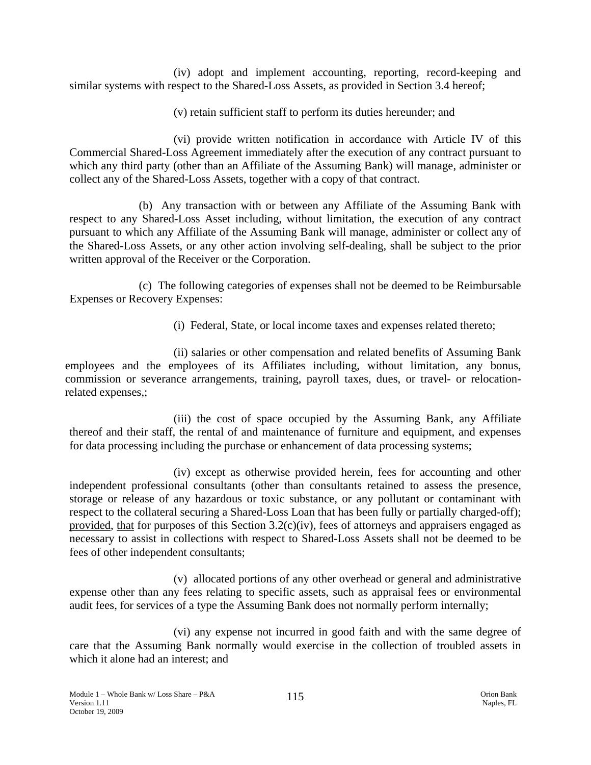(iv) adopt and implement accounting, reporting, record-keeping and similar systems with respect to the Shared-Loss Assets, as provided in Section 3.4 hereof;

(v) retain sufficient staff to perform its duties hereunder; and

(vi) provide written notification in accordance with Article IV of this Commercial Shared-Loss Agreement immediately after the execution of any contract pursuant to which any third party (other than an Affiliate of the Assuming Bank) will manage, administer or collect any of the Shared-Loss Assets, together with a copy of that contract.

(b) Any transaction with or between any Affiliate of the Assuming Bank with respect to any Shared-Loss Asset including, without limitation, the execution of any contract pursuant to which any Affiliate of the Assuming Bank will manage, administer or collect any of the Shared-Loss Assets, or any other action involving self-dealing, shall be subject to the prior written approval of the Receiver or the Corporation.

(c) The following categories of expenses shall not be deemed to be Reimbursable Expenses or Recovery Expenses:

(i) Federal, State, or local income taxes and expenses related thereto;

(ii) salaries or other compensation and related benefits of Assuming Bank employees and the employees of its Affiliates including, without limitation, any bonus, commission or severance arrangements, training, payroll taxes, dues, or travel- or relocation-related expenses,;

(iii) the cost of space occupied by the Assuming Bank, any Affiliate thereof and their staff, the rental of and maintenance of furniture and equipment, and expenses for data processing including the purchase or enhancement of data processing systems;

(iv) except as otherwise provided herein, fees for accounting and other independent professional consultants (other than consultants retained to assess the presence, storage or release of any hazardous or toxic substance, or any pollutant or contaminant with respect to the collateral securing a Shared-Loss Loan that has been fully or partially charged-off); provided, that for purposes of this Section 3.2(c)(iv), fees of attorneys and appraisers engaged as necessary to assist in collections with respect to Shared-Loss Assets shall not be deemed to be fees of other independent consultants;

(v) allocated portions of any other overhead or general and administrative expense other than any fees relating to specific assets, such as appraisal fees or environmental audit fees, for services of a type the Assuming Bank does not normally perform internally;

(vi) any expense not incurred in good faith and with the same degree of care that the Assuming Bank normally would exercise in the collection of troubled assets in which it alone had an interest; and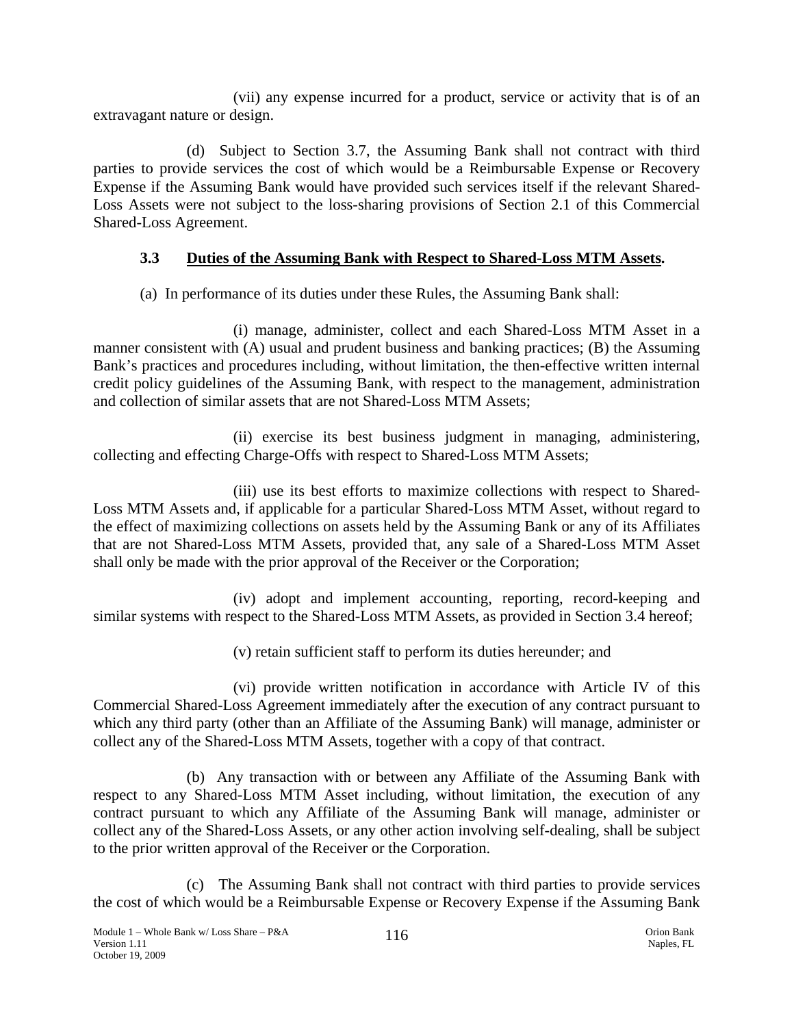(vii) any expense incurred for a product, service or activity that is of an extravagant nature or design.

(d) Subject to Section 3.7, the Assuming Bank shall not contract with third parties to provide services the cost of which would be a Reimbursable Expense or Recovery Expense if the Assuming Bank would have provided such services itself if the relevant Shared-Loss Assets were not subject to the loss-sharing provisions of Section 2.1 of this Commercial Shared-Loss Agreement.

### 3.3 Duties of the Assuming Bank with Respect to Shared-Loss MTM Assets.

(a) In performance of its duties under these Rules, the Assuming Bank shall:

(i) manage, administer, collect and each Shared-Loss MTM Asset in a manner consistent with (A) usual and prudent business and banking practices; (B) the Assuming Bank's practices and procedures including, without limitation, the then-effective written internal credit policy guidelines of the Assuming Bank, with respect to the management, administration and collection of similar assets that are not Shared-Loss MTM Assets;

(ii) exercise its best business judgment in managing, administering, collecting and effecting Charge-Offs with respect to Shared-Loss MTM Assets;

(iii) use its best efforts to maximize collections with respect to Shared-Loss MTM Assets and, if applicable for a particular Shared-Loss MTM Asset, without regard to the effect of maximizing collections on assets held by the Assuming Bank or any of its Affiliates that are not Shared-Loss MTM Assets, provided that, any sale of a Shared-Loss MTM Asset shall only be made with the prior approval of the Receiver or the Corporation;

(iv) adopt and implement accounting, reporting, record-keeping and similar systems with respect to the Shared-Loss MTM Assets, as provided in Section 3.4 hereof;

(v) retain sufficient staff to perform its duties hereunder; and

(vi) provide written notification in accordance with Article IV of this Commercial Shared-Loss Agreement immediately after the execution of any contract pursuant to which any third party (other than an Affiliate of the Assuming Bank) will manage, administer or collect any of the Shared-Loss MTM Assets, together with a copy of that contract.

(b) Any transaction with or between any Affiliate of the Assuming Bank with respect to any Shared-Loss MTM Asset including, without limitation, the execution of any contract pursuant to which any Affiliate of the Assuming Bank will manage, administer or collect any of the Shared-Loss Assets, or any other action involving self-dealing, shall be subject to the prior written approval of the Receiver or the Corporation.

(c) The Assuming Bank shall not contract with third parties to provide services the cost of which would be a Reimbursable Expense or Recovery Expense if the Assuming Bank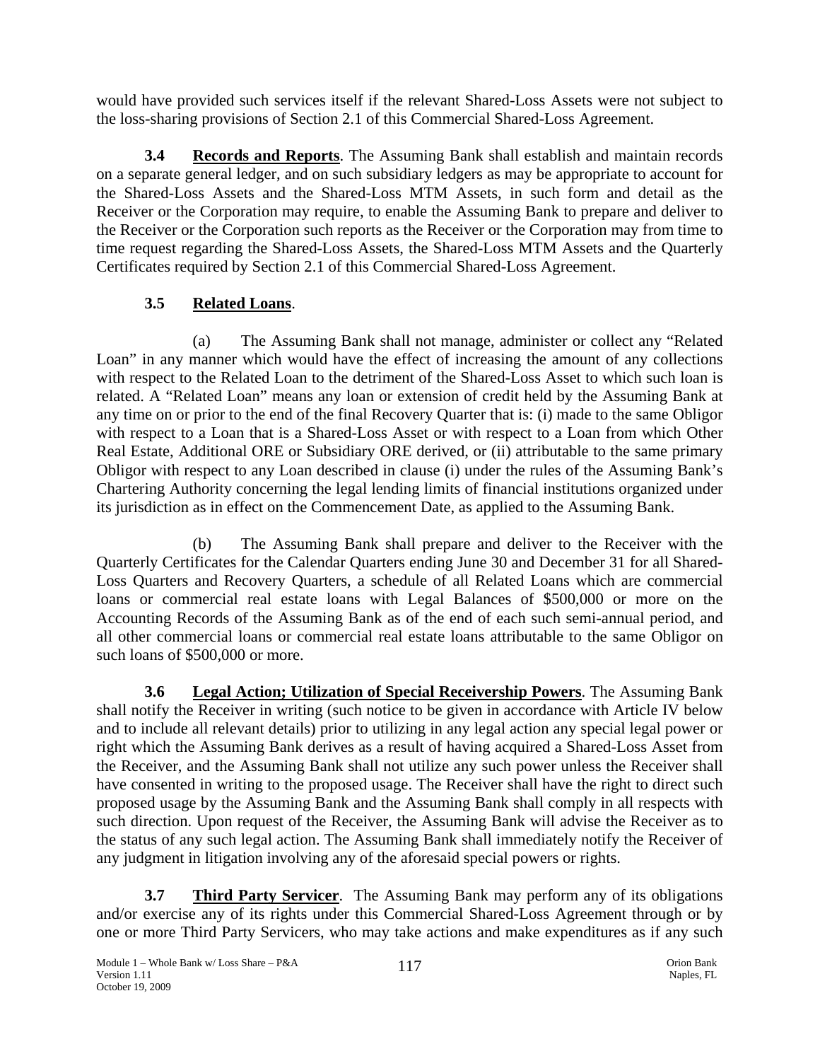would have provided such services itself if the relevant Shared-Loss Assets were not subject to the loss-sharing provisions of Section 2.1 of this Commercial Shared-Loss Agreement.

**3.4 Records and Reports**. The Assuming Bank shall establish and maintain records on a separate general ledger, and on such subsidiary ledgers as may be appropriate to account for the Shared-Loss Assets and the Shared-Loss MTM Assets, in such form and detail as the Receiver or the Corporation may require, to enable the Assuming Bank to prepare and deliver to the Receiver or the Corporation such reports as the Receiver or the Corporation may from time to time request regarding the Shared-Loss Assets, the Shared-Loss MTM Assets and the Quarterly Certificates required by Section 2.1 of this Commercial Shared-Loss Agreement.

**3.5 Related Loans**.

(a) The Assuming Bank shall not manage, administer or collect any "Related Loan" in any manner which would have the effect of increasing the amount of any collections with respect to the Related Loan to the detriment of the Shared-Loss Asset to which such loan is related. A "Related Loan" means any loan or extension of credit held by the Assuming Bank at any time on or prior to the end of the final Recovery Quarter that is: (i) made to the same Obligor with respect to a Loan that is a Shared-Loss Asset or with respect to a Loan from which Other Real Estate, Additional ORE or Subsidiary ORE derived, or (ii) attributable to the same primary Obligor with respect to any Loan described in clause (i) under the rules of the Assuming Bank's Chartering Authority concerning the legal lending limits of financial institutions organized under its jurisdiction as in effect on the Commencement Date, as applied to the Assuming Bank.

(b) The Assuming Bank shall prepare and deliver to the Receiver with the Quarterly Certificates for the Calendar Quarters ending June 30 and December 31 for all Shared-Loss Quarters and Recovery Quarters, a schedule of all Related Loans which are commercial loans or commercial real estate loans with Legal Balances of $500,000 or more on the Accounting Records of the Assuming Bank as of the end of each such semi-annual period, and all other commercial loans or commercial real estate loans attributable to the same Obligor on such loans of $500,000 or more.

**3.6 Legal Action; Utilization of Special Receivership Powers**. The Assuming Bank shall notify the Receiver in writing (such notice to be given in accordance with Article IV below and to include all relevant details) prior to utilizing in any legal action any special legal power or right which the Assuming Bank derives as a result of having acquired a Shared-Loss Asset from the Receiver, and the Assuming Bank shall not utilize any such power unless the Receiver shall have consented in writing to the proposed usage. The Receiver shall have the right to direct such proposed usage by the Assuming Bank and the Assuming Bank shall comply in all respects with such direction. Upon request of the Receiver, the Assuming Bank will advise the Receiver as to the status of any such legal action. The Assuming Bank shall immediately notify the Receiver of any judgment in litigation involving any of the aforesaid special powers or rights.

**3.7 Third Party Servicer**. The Assuming Bank may perform any of its obligations and/or exercise any of its rights under this Commercial Shared-Loss Agreement through or by one or more Third Party Servicers, who may take actions and make expenditures as if any such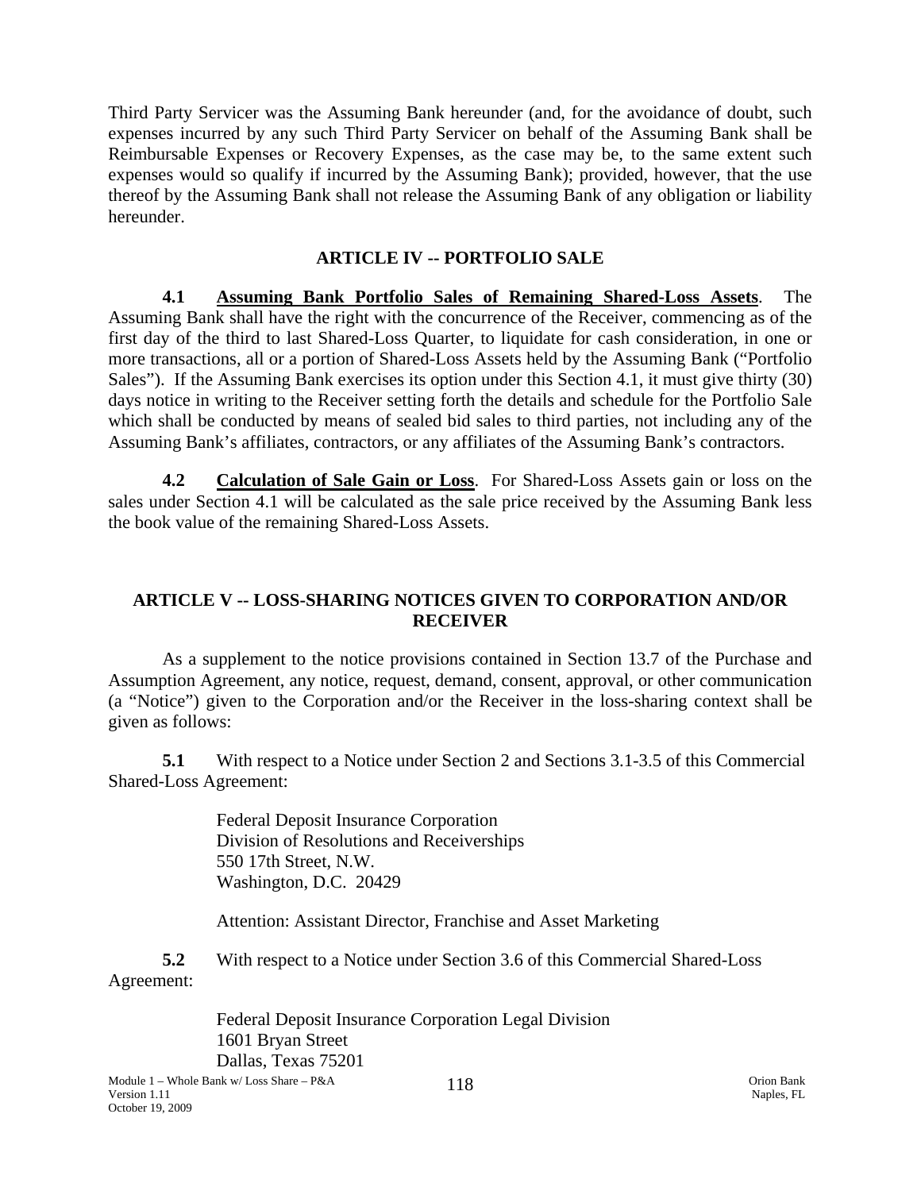Third Party Servicer was the Assuming Bank hereunder (and, for the avoidance of doubt, such expenses incurred by any such Third Party Servicer on behalf of the Assuming Bank shall be Reimbursable Expenses or Recovery Expenses, as the case may be, to the same extent such expenses would so qualify if incurred by the Assuming Bank); provided, however, that the use thereof by the Assuming Bank shall not release the Assuming Bank of any obligation or liability hereunder.

## ARTICLE IV -- PORTFOLIO SALE

**4.1 <u>Assuming Bank Portfolio Sales of Remaining Shared-Loss Assets</u>**. The Assuming Bank shall have the right with the concurrence of the Receiver, commencing as of the first day of the third to last Shared-Loss Quarter, to liquidate for cash consideration, in one or more transactions, all or a portion of Shared-Loss Assets held by the Assuming Bank ("Portfolio Sales"). If the Assuming Bank exercises its option under this Section 4.1, it must give thirty (30) days notice in writing to the Receiver setting forth the details and schedule for the Portfolio Sale which shall be conducted by means of sealed bid sales to third parties, not including any of the Assuming Bank's affiliates, contractors, or any affiliates of the Assuming Bank's contractors.

**4.2 <u>Calculation of Sale Gain or Loss</u>**. For Shared-Loss Assets gain or loss on the sales under Section 4.1 will be calculated as the sale price received by the Assuming Bank less the book value of the remaining Shared-Loss Assets.

## ARTICLE V -- LOSS-SHARING NOTICES GIVEN TO CORPORATION AND/OR RECEIVER

As a supplement to the notice provisions contained in Section 13.7 of the Purchase and Assumption Agreement, any notice, request, demand, consent, approval, or other communication (a "Notice") given to the Corporation and/or the Receiver in the loss-sharing context shall be given as follows:

**5.1** With respect to a Notice under Section 2 and Sections 3.1-3.5 of this Commercial Shared-Loss Agreement:

Federal Deposit Insurance Corporation
Division of Resolutions and Receiverships
550 17th Street, N.W.
Washington, D.C. 20429

Attention: Assistant Director, Franchise and Asset Marketing

**5.2** With respect to a Notice under Section 3.6 of this Commercial Shared-Loss Agreement:

Federal Deposit Insurance Corporation Legal Division
1601 Bryan Street
Dallas, Texas 75201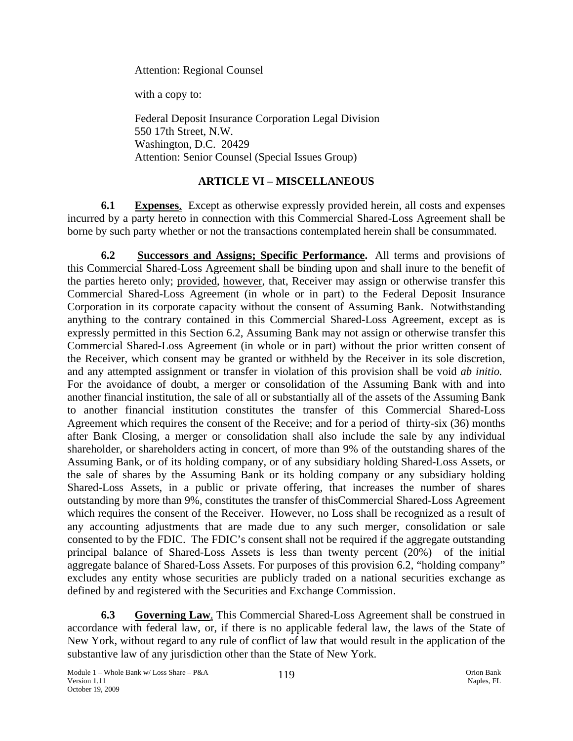Attention: Regional Counsel

with a copy to:

Federal Deposit Insurance Corporation Legal Division
550 17th Street, N.W.
Washington, D.C. 20429
Attention: Senior Counsel (Special Issues Group)

## ARTICLE VI – MISCELLANEOUS

**6.1 Expenses.** Except as otherwise expressly provided herein, all costs and expenses incurred by a party hereto in connection with this Commercial Shared-Loss Agreement shall be borne by such party whether or not the transactions contemplated herein shall be consummated.

**6.2 Successors and Assigns; Specific Performance.** All terms and provisions of this Commercial Shared-Loss Agreement shall be binding upon and shall inure to the benefit of the parties hereto only; provided, however, that, Receiver may assign or otherwise transfer this Commercial Shared-Loss Agreement (in whole or in part) to the Federal Deposit Insurance Corporation in its corporate capacity without the consent of Assuming Bank. Notwithstanding anything to the contrary contained in this Commercial Shared-Loss Agreement, except as is expressly permitted in this Section 6.2, Assuming Bank may not assign or otherwise transfer this Commercial Shared-Loss Agreement (in whole or in part) without the prior written consent of the Receiver, which consent may be granted or withheld by the Receiver in its sole discretion, and any attempted assignment or transfer in violation of this provision shall be void *ab initio.* For the avoidance of doubt, a merger or consolidation of the Assuming Bank with and into another financial institution, the sale of all or substantially all of the assets of the Assuming Bank to another financial institution constitutes the transfer of this Commercial Shared-Loss Agreement which requires the consent of the Receive; and for a period of thirty-six (36) months after Bank Closing, a merger or consolidation shall also include the sale by any individual shareholder, or shareholders acting in concert, of more than 9% of the outstanding shares of the Assuming Bank, or of its holding company, or of any subsidiary holding Shared-Loss Assets, or the sale of shares by the Assuming Bank or its holding company or any subsidiary holding Shared-Loss Assets, in a public or private offering, that increases the number of shares outstanding by more than 9%, constitutes the transfer of thisCommercial Shared-Loss Agreement which requires the consent of the Receiver. However, no Loss shall be recognized as a result of any accounting adjustments that are made due to any such merger, consolidation or sale consented to by the FDIC. The FDIC's consent shall not be required if the aggregate outstanding principal balance of Shared-Loss Assets is less than twenty percent (20%) of the initial aggregate balance of Shared-Loss Assets. For purposes of this provision 6.2, "holding company" excludes any entity whose securities are publicly traded on a national securities exchange as defined by and registered with the Securities and Exchange Commission.

**6.3 Governing Law.** This Commercial Shared-Loss Agreement shall be construed in accordance with federal law, or, if there is no applicable federal law, the laws of the State of New York, without regard to any rule of conflict of law that would result in the application of the substantive law of any jurisdiction other than the State of New York.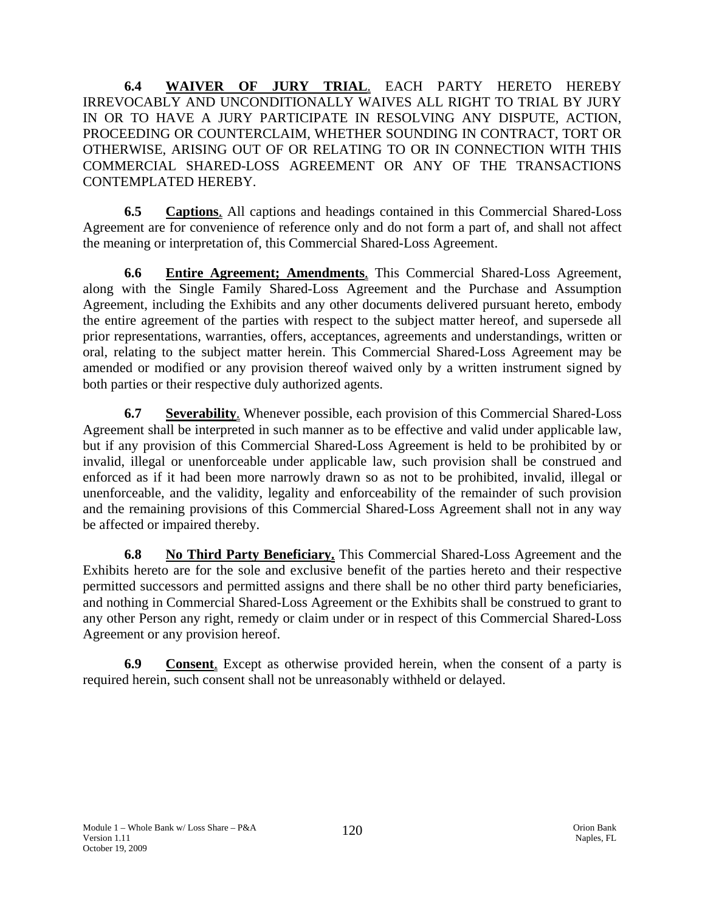**6.4 WAIVER OF JURY TRIAL**. EACH PARTY HERETO HEREBY IRREVOCABLY AND UNCONDITIONALLY WAIVES ALL RIGHT TO TRIAL BY JURY IN OR TO HAVE A JURY PARTICIPATE IN RESOLVING ANY DISPUTE, ACTION, PROCEEDING OR COUNTERCLAIM, WHETHER SOUNDING IN CONTRACT, TORT OR OTHERWISE, ARISING OUT OF OR RELATING TO OR IN CONNECTION WITH THIS COMMERCIAL SHARED-LOSS AGREEMENT OR ANY OF THE TRANSACTIONS CONTEMPLATED HEREBY.

**6.5 Captions**. All captions and headings contained in this Commercial Shared-Loss Agreement are for convenience of reference only and do not form a part of, and shall not affect the meaning or interpretation of, this Commercial Shared-Loss Agreement.

**6.6 Entire Agreement; Amendments**. This Commercial Shared-Loss Agreement, along with the Single Family Shared-Loss Agreement and the Purchase and Assumption Agreement, including the Exhibits and any other documents delivered pursuant hereto, embody the entire agreement of the parties with respect to the subject matter hereof, and supersede all prior representations, warranties, offers, acceptances, agreements and understandings, written or oral, relating to the subject matter herein. This Commercial Shared-Loss Agreement may be amended or modified or any provision thereof waived only by a written instrument signed by both parties or their respective duly authorized agents.

**6.7 Severability**. Whenever possible, each provision of this Commercial Shared-Loss Agreement shall be interpreted in such manner as to be effective and valid under applicable law, but if any provision of this Commercial Shared-Loss Agreement is held to be prohibited by or invalid, illegal or unenforceable under applicable law, such provision shall be construed and enforced as if it had been more narrowly drawn so as not to be prohibited, invalid, illegal or unenforceable, and the validity, legality and enforceability of the remainder of such provision and the remaining provisions of this Commercial Shared-Loss Agreement shall not in any way be affected or impaired thereby.

**6.8 No Third Party Beneficiary.** This Commercial Shared-Loss Agreement and the Exhibits hereto are for the sole and exclusive benefit of the parties hereto and their respective permitted successors and permitted assigns and there shall be no other third party beneficiaries, and nothing in Commercial Shared-Loss Agreement or the Exhibits shall be construed to grant to any other Person any right, remedy or claim under or in respect of this Commercial Shared-Loss Agreement or any provision hereof.

**6.9 Consent**. Except as otherwise provided herein, when the consent of a party is required herein, such consent shall not be unreasonably withheld or delayed.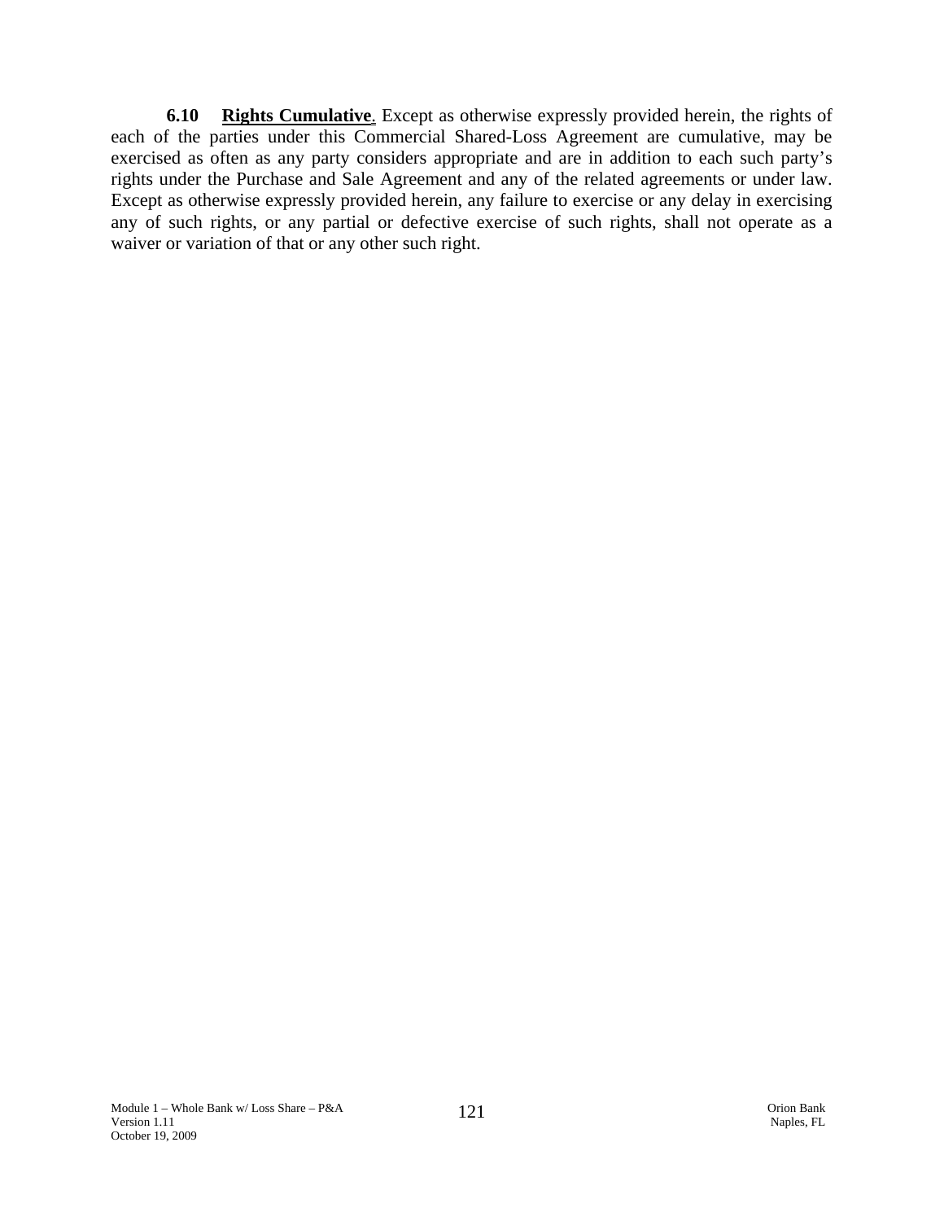**6.10** **Rights Cumulative**. Except as otherwise expressly provided herein, the rights of each of the parties under this Commercial Shared-Loss Agreement are cumulative, may be exercised as often as any party considers appropriate and are in addition to each such party's rights under the Purchase and Sale Agreement and any of the related agreements or under law. Except as otherwise expressly provided herein, any failure to exercise or any delay in exercising any of such rights, or any partial or defective exercise of such rights, shall not operate as a waiver or variation of that or any other such right.